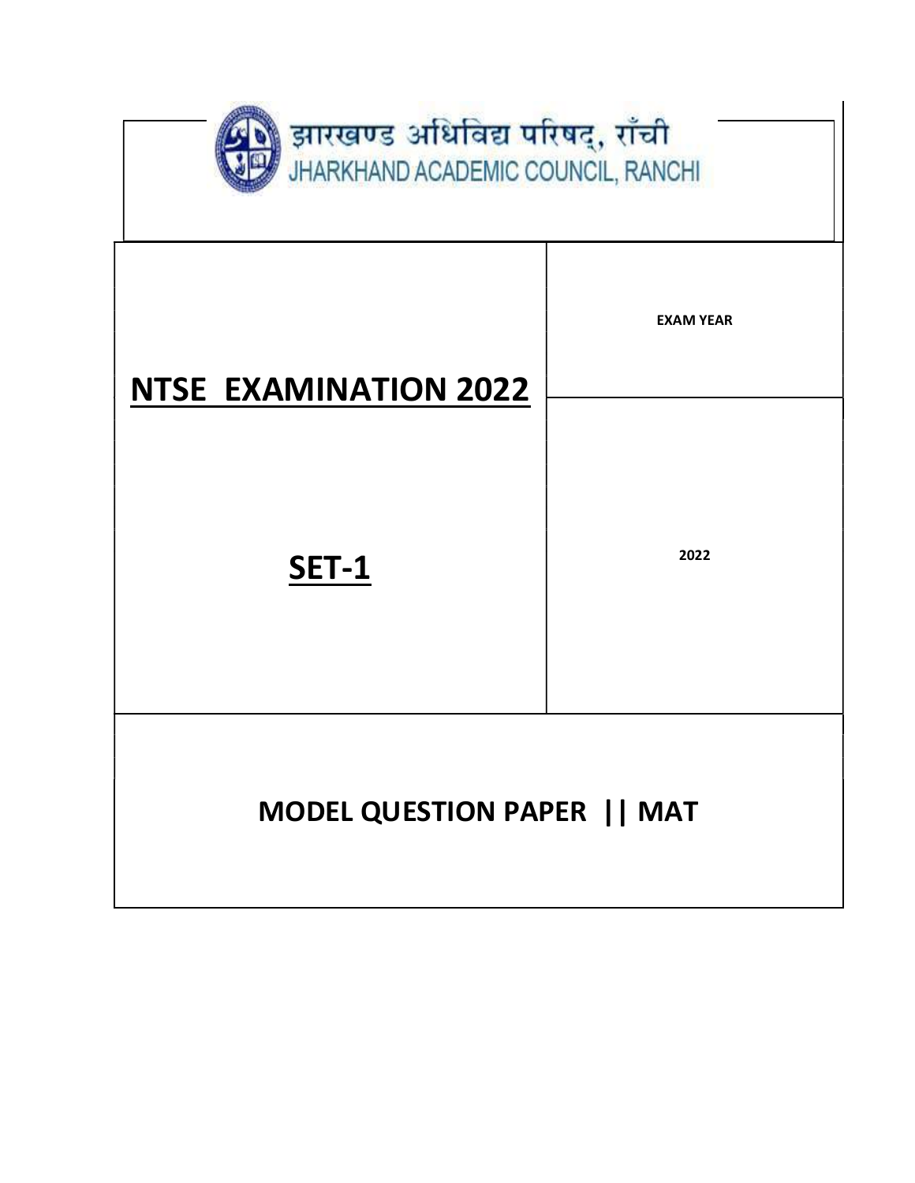झारखण्ड अधिविद्य परिषद्, राँची

JHARKHAND ACADEMIC COUNCIL, RANCHI

| | |
|---|---|
| **NTSE EXAMINATION 2022** | **EXAM YEAR** |
| **SET-1** | **2022** |

**MODEL QUESTION PAPER || MAT**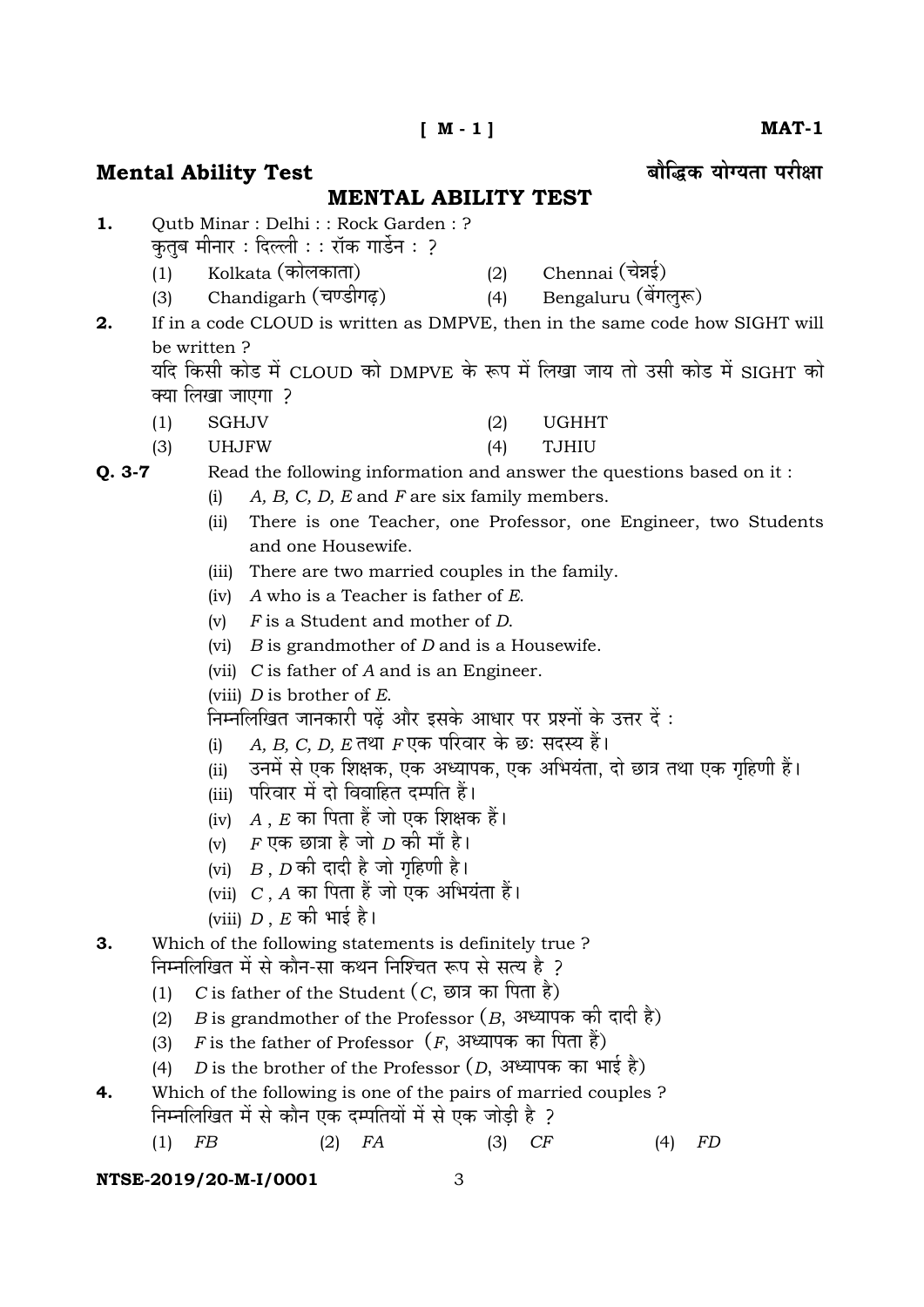**Mental Ability Test** बौद्धिक योग्यता परीक्षा

## MENTAL ABILITY TEST

**1.** Qutb Minar : Delhi : : Rock Garden : ?
कुतुब मीनार : दिल्ली : : रॉक गार्डेन : ?

(1) Kolkata (कोलकाता)
(2) Chennai (चेन्नई)
(3) Chandigarh (चण्डीगढ़)
(4) Bengaluru (बेंगलुरू)

**2.** If in a code CLOUD is written as DMPVE, then in the same code how SIGHT will be written ?
यदि किसी कोड में CLOUD को DMPVE के रूप में लिखा जाय तो उसी कोड में SIGHT को क्या लिखा जाएगा ?

(1) SGHJV
(2) UGHHT
(3) UHJFW
(4) TJHIU

**Q. 3-7** Read the following information and answer the questions based on it :

(i) *A, B, C, D, E* and *F* are six family members.
(ii) There is one Teacher, one Professor, one Engineer, two Students and one Housewife.
(iii) There are two married couples in the family.
(iv) *A* who is a Teacher is father of *E*.
(v) *F* is a Student and mother of *D*.
(vi) *B* is grandmother of *D* and is a Housewife.
(vii) *C* is father of *A* and is an Engineer.
(viii) *D* is brother of *E*.

निम्नलिखित जानकारी पढ़ें और इसके आधार पर प्रश्नों के उत्तर दें :

(i) *A, B, C, D, E* तथा *F* एक परिवार के छः सदस्य हैं।
(ii) उनमें से एक शिक्षक, एक अध्यापक, एक अभियंता, दो छात्र तथा एक गृहिणी हैं।
(iii) परिवार में दो विवाहित दम्पति हैं।
(iv) *A* , *E* का पिता हैं जो एक शिक्षक हैं।
(v) *F* एक छात्रा है जो *D* की माँ है।
(vi) *B* , *D* की दादी है जो गृहिणी है।
(vii) *C* , *A* का पिता हैं जो एक अभियंता हैं।
(viii) *D* , *E* की भाई है।

**3.** Which of the following statements is definitely true ?
निम्नलिखित में से कौन-सा कथन निश्चित रूप से सत्य है ?

(1) *C* is father of the Student (*C*, छात्र का पिता है)
(2) *B* is grandmother of the Professor (*B*, अध्यापक की दादी है)
(3) *F* is the father of Professor (*F*, अध्यापक का पिता हैं)
(4) *D* is the brother of the Professor (*D*, अध्यापक का भाई है)

**4.** Which of the following is one of the pairs of married couples ?
निम्नलिखित में से कौन एक दम्पतियों में से एक जोड़ी है ?

(1) *FB*
(2) *FA*
(3) *CF*
(4) *FD*

NTSE-2019/20-M-I/0001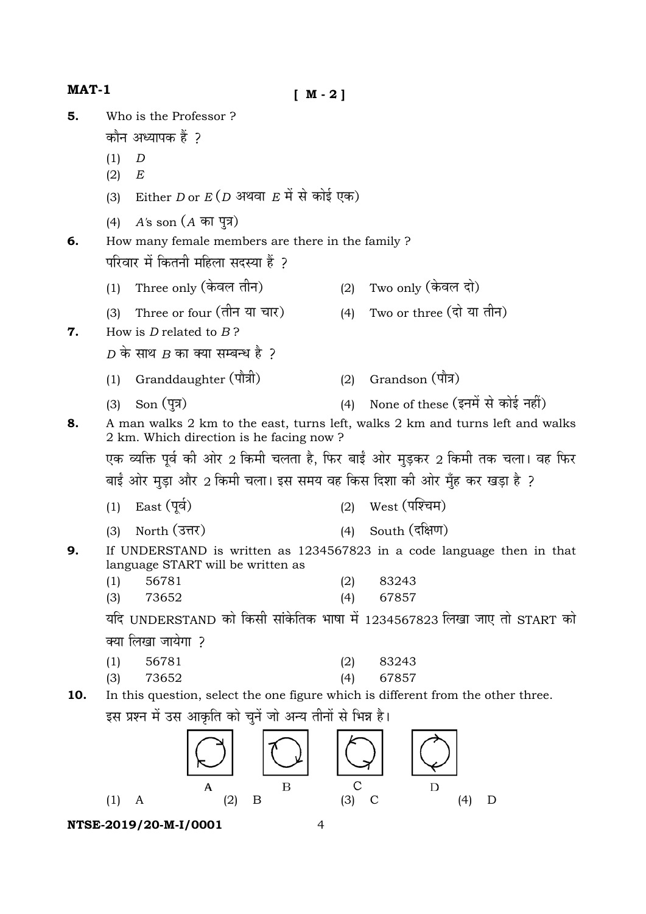**5.** Who is the Professor ?

कौन अध्यापक हैं ?

(1) $D$

(2) $E$

(3) Either $D$ or $E$ ($D$ अथवा $E$ में से कोई एक)

(4) $A$'s son ($A$ का पुत्र)

**6.** How many female members are there in the family ?

परिवार में कितनी महिला सदस्या हैं ?

(1) Three only (केवल तीन)

(2) Two only (केवल दो)

(3) Three or four (तीन या चार)

(4) Two or three (दो या तीन)

**7.** How is $D$ related to $B$ ?

$D$ के साथ $B$ का क्या सम्बन्ध है ?

(1) Granddaughter (पौत्री)

(2) Grandson (पौत्र)

(3) Son (पुत्र)

(4) None of these (इनमें से कोई नहीं)

**8.** A man walks 2 km to the east, turns left, walks 2 km and turns left and walks 2 km. Which direction is he facing now ?

एक व्यक्ति पूर्व की ओर 2 किमी चलता है, फिर बाईं ओर मुड़कर 2 किमी तक चला। वह फिर बाईं ओर मुड़ा और 2 किमी चला। इस समय वह किस दिशा की ओर मुँह कर खड़ा है ?

(1) East (पूर्व)

(2) West (पश्चिम)

(3) North (उत्तर)

(4) South (दक्षिण)

**9.** If UNDERSTAND is written as 1234567823 in a code language then in that language START will be written as

(1) 56781

(2) 83243

(3) 73652

(4) 67857

यदि UNDERSTAND को किसी सांकेतिक भाषा में 1234567823 लिखा जाए तो START को क्या लिखा जायेगा ?

(1) 56781

(2) 83243

(3) 73652

(4) 67857

**10.** In this question, select the one figure which is different from the other three.

इस प्रश्न में उस आकृति को चुनें जो अन्य तीनों से भिन्न है।

A B C D

(1) A (2) B (3) C (4) D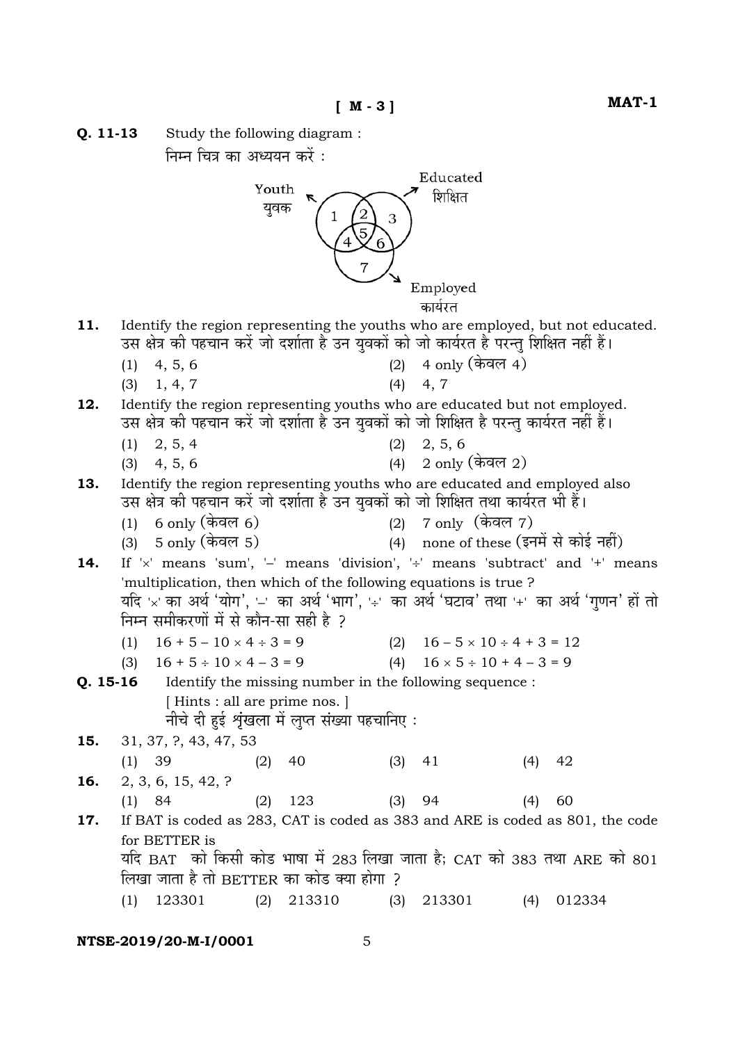**Q. 11-13** Study the following diagram :

निम्न चित्र का अध्ययन करें :

Youth
युवक

Educated
शिक्षित

Employed
कार्यरत

1 2 3 4 5 6 7

**11.** Identify the region representing the youths who are employed, but not educated.
उस क्षेत्र की पहचान करें जो दर्शाता है उन युवकों को जो कार्यरत है परन्तु शिक्षित नहीं हैं।

(1) 4, 5, 6 (2) 4 only (केवल 4)
(3) 1, 4, 7 (4) 4, 7

**12.** Identify the region representing youths who are educated but not employed.
उस क्षेत्र की पहचान करें जो दर्शाता है उन युवकों को जो शिक्षित है परन्तु कार्यरत नहीं हैं।

(1) 2, 5, 4 (2) 2, 5, 6
(3) 4, 5, 6 (4) 2 only (केवल 2)

**13.** Identify the region representing youths who are educated and employed also
उस क्षेत्र की पहचान करें जो दर्शाता है उन युवकों को जो शिक्षित तथा कार्यरत भी हैं।

(1) 6 only (केवल 6) (2) 7 only (केवल 7)
(3) 5 only (केवल 5) (4) none of these (इनमें से कोई नहीं)

**14.** If '×' means 'sum', '–' means 'division', '÷' means 'subtract' and '+' means 'multiplication, then which of the following equations is true ?
यदि '×' का अर्थ 'योग', '–' का अर्थ 'भाग', '÷' का अर्थ 'घटाव' तथा '+' का अर्थ 'गुणन' हों तो निम्न समीकरणों में से कौन-सा सही है ?

(1) $16 + 5 - 10 \times 4 \div 3 = 9$ (2) $16 - 5 \times 10 \div 4 + 3 = 12$
(3) $16 + 5 \div 10 \times 4 - 3 = 9$ (4) $16 \times 5 \div 10 + 4 - 3 = 9$

**Q. 15-16** Identify the missing number in the following sequence :
[ Hints : all are prime nos. ]
नीचे दी हुई श्रृंखला में लुप्त संख्या पहचानिए :

**15.** 31, 37, ?, 43, 47, 53

(1) 39 (2) 40 (3) 41 (4) 42

**16.** 2, 3, 6, 15, 42, ?

(1) 84 (2) 123 (3) 94 (4) 60

**17.** If BAT is coded as 283, CAT is coded as 383 and ARE is coded as 801, the code for BETTER is
यदि BAT को किसी कोड भाषा में 283 लिखा जाता है; CAT को 383 तथा ARE को 801 लिखा जाता है तो BETTER का कोड क्या होगा ?

(1) 123301 (2) 213310 (3) 213301 (4) 012334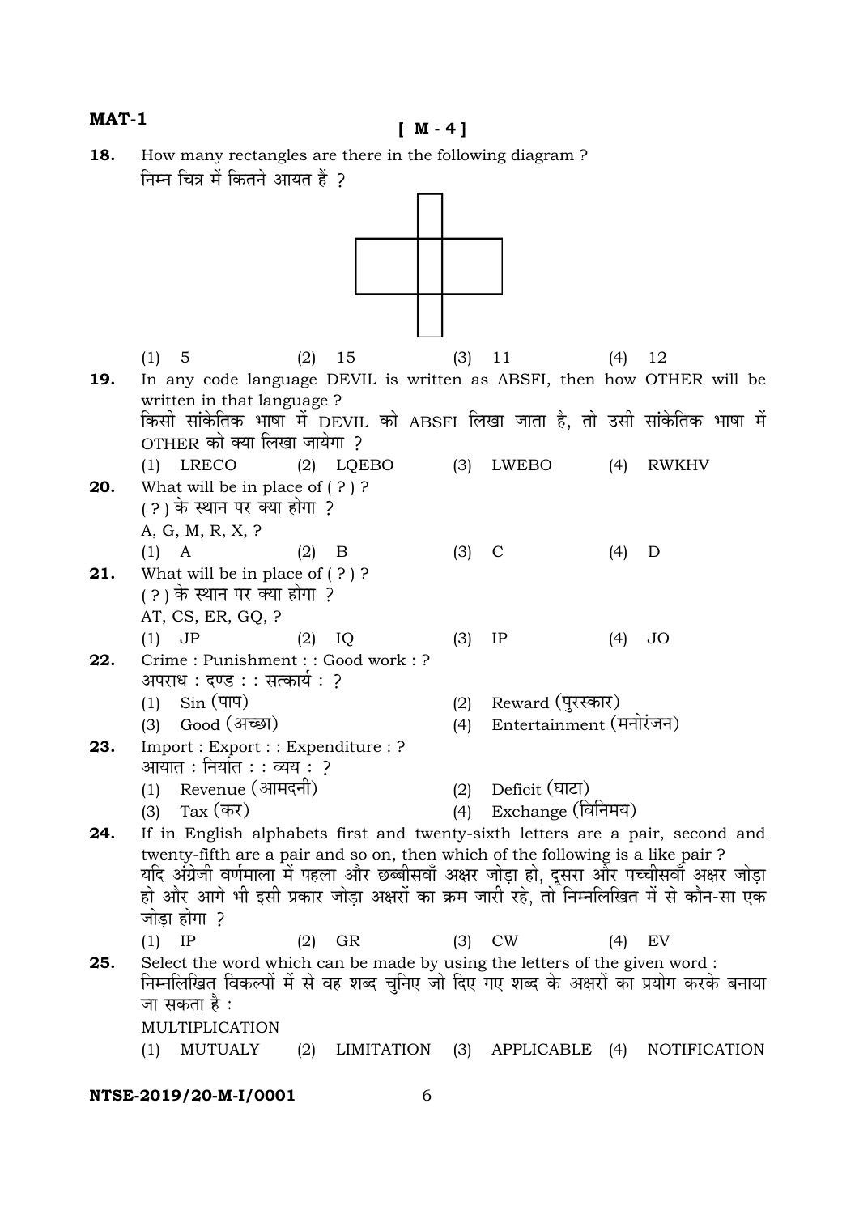**MAT-1**

**[ M - 4 ]**

**18.** How many rectangles are there in the following diagram ?
निम्न चित्र में कितने आयत हैं ?

(1) 5 (2) 15 (3) 11 (4) 12

**19.** In any code language DEVIL is written as ABSFI, then how OTHER will be written in that language ?
किसी सांकेतिक भाषा में DEVIL को ABSFI लिखा जाता है, तो उसी सांकेतिक भाषा में OTHER को क्या लिखा जायेगा ?

(1) LRECO (2) LQEBO (3) LWEBO (4) RWKHV

**20.** What will be in place of ( ? ) ?
( ? ) के स्थान पर क्या होगा ?
A, G, M, R, X, ?

(1) A (2) B (3) C (4) D

**21.** What will be in place of ( ? ) ?
( ? ) के स्थान पर क्या होगा ?
AT, CS, ER, GQ, ?

(1) JP (2) IQ (3) IP (4) JO

**22.** Crime : Punishment : : Good work : ?
अपराध : दण्ड : : सत्कार्य : ?

(1) Sin (पाप)
(2) Reward (पुरस्कार)
(3) Good (अच्छा)
(4) Entertainment (मनोरंजन)

**23.** Import : Export : : Expenditure : ?
आयात : निर्यात : : व्यय : ?

(1) Revenue (आमदनी)
(2) Deficit (घाटा)
(3) Tax (कर)
(4) Exchange (विनिमय)

**24.** If in English alphabets first and twenty-sixth letters are a pair, second and twenty-fifth are a pair and so on, then which of the following is a like pair ?
यदि अंग्रेजी वर्णमाला में पहला और छब्बीसवाँ अक्षर जोड़ा हो, दूसरा और पच्चीसवाँ अक्षर जोड़ा हो और आगे भी इसी प्रकार जोड़ा अक्षरों का क्रम जारी रहे, तो निम्नलिखित में से कौन-सा एक जोड़ा होगा ?

(1) IP (2) GR (3) CW (4) EV

**25.** Select the word which can be made by using the letters of the given word :
निम्नलिखित विकल्पों में से वह शब्द चुनिए जो दिए गए शब्द के अक्षरों का प्रयोग करके बनाया जा सकता है :
MULTIPLICATION

(1) MUTUALY (2) LIMITATION (3) APPLICABLE (4) NOTIFICATION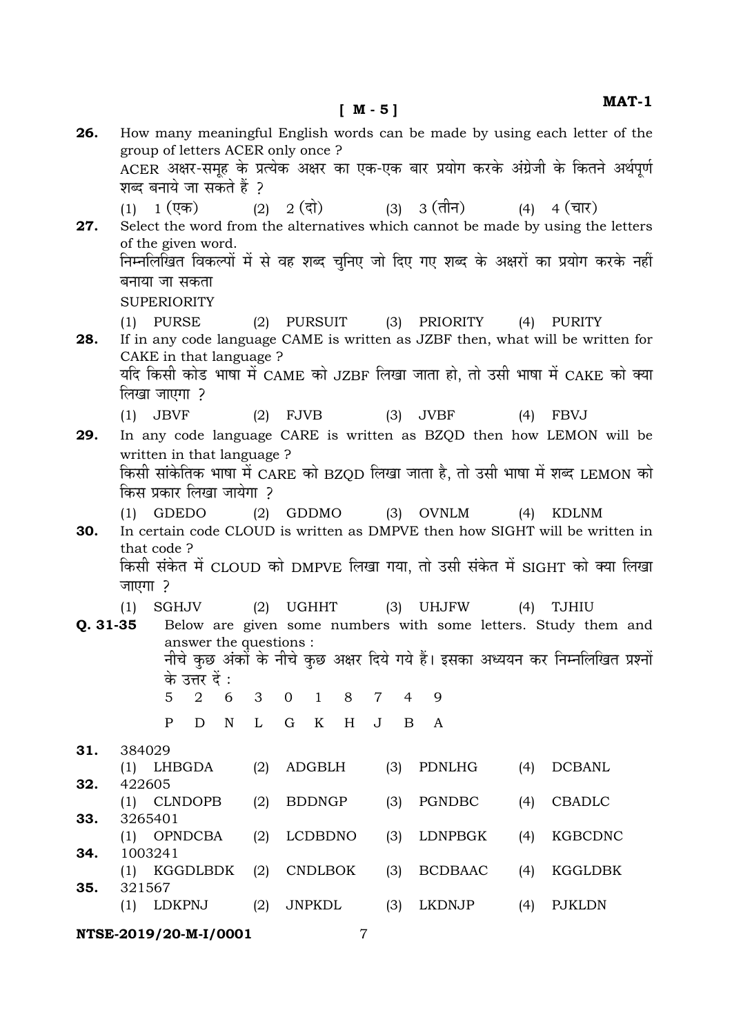**26.** How many meaningful English words can be made by using each letter of the group of letters ACER only once ?

ACER अक्षर-समूह के प्रत्येक अक्षर का एक-एक बार प्रयोग करके अंग्रेजी के कितने अर्थपूर्ण शब्द बनाये जा सकते हैं ?

(1) 1 (एक) (2) 2 (दो) (3) 3 (तीन) (4) 4 (चार)

**27.** Select the word from the alternatives which cannot be made by using the letters of the given word.

निम्नलिखित विकल्पों में से वह शब्द चुनिए जो दिए गए शब्द के अक्षरों का प्रयोग करके नहीं बनाया जा सकता

SUPERIORITY

(1) PURSE (2) PURSUIT (3) PRIORITY (4) PURITY

**28.** If in any code language CAME is written as JZBF then, what will be written for CAKE in that language ?

यदि किसी कोड भाषा में CAME को JZBF लिखा जाता हो, तो उसी भाषा में CAKE को क्या लिखा जाएगा ?

(1) JBVF (2) FJVB (3) JVBF (4) FBVJ

**29.** In any code language CARE is written as BZQD then how LEMON will be written in that language ?

किसी सांकेतिक भाषा में CARE को BZQD लिखा जाता है, तो उसी भाषा में शब्द LEMON को किस प्रकार लिखा जायेगा ?

(1) GDEDO (2) GDDMO (3) OVNLM (4) KDLNM

**30.** In certain code CLOUD is written as DMPVE then how SIGHT will be written in that code ?

किसी संकेत में CLOUD को DMPVE लिखा गया, तो उसी संकेत में SIGHT को क्या लिखा जाएगा ?

(1) SGHJV (2) UGHHT (3) UHJFW (4) TJHIU

**Q. 31-35** Below are given some numbers with some letters. Study them and answer the questions :

नीचे कुछ अंकों के नीचे कुछ अक्षर दिये गये हैं। इसका अध्ययन कर निम्नलिखित प्रश्नों के उत्तर दें :

| | | | | | | | | | |
|---|---|---|---|---|---|---|---|---|---|
| 5 | 2 | 6 | 3 | 0 | 1 | 8 | 7 | 4 | 9 |
| P | D | N | L | G | K | H | J | B | A |

**31.** 384029

(1) LHBGDA (2) ADGBLH (3) PDNLHG (4) DCBANL

**32.** 422605

(1) CLNDOPB (2) BDDNGP (3) PGNDBC (4) CBADLC

**33.** 3265401

(1) OPNDCBA (2) LCDBDNO (3) LDNPBGK (4) KGBCDNC

**34.** 1003241

(1) KGGDLBDK (2) CNDLBOK (3) BCDBAAC (4) KGGLDBK

**35.** 321567

(1) LDKPNJ (2) JNPKDL (3) LKDNJP (4) PJKLDN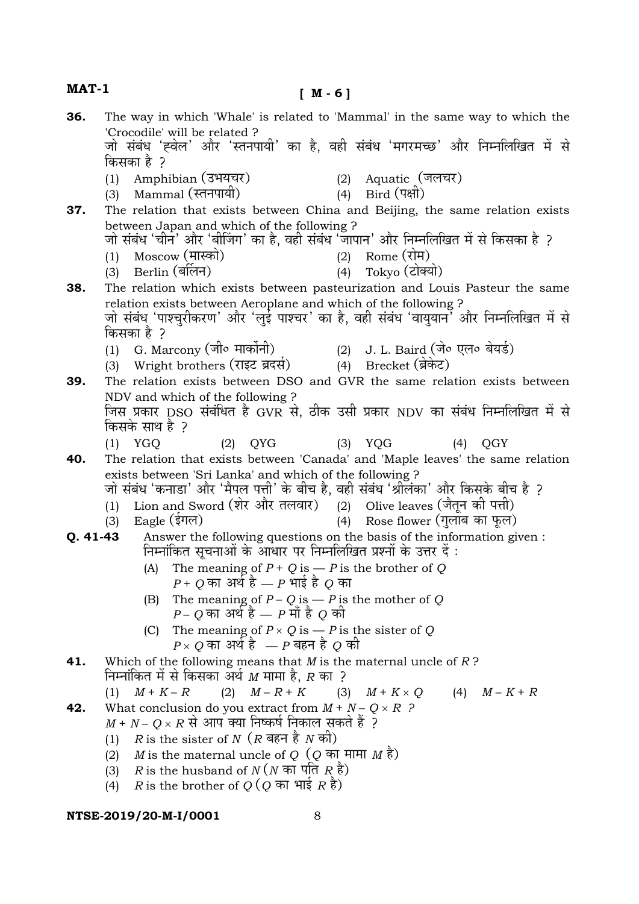**36.** The way in which 'Whale' is related to 'Mammal' in the same way to which the 'Crocodile' will be related ?
जो संबंध 'ह्वेल' और 'स्तनपायी' का है, वही संबंध 'मगरमच्छ' और निम्नलिखित में से किसका है ?

(1) Amphibian (उभयचर)
(2) Aquatic (जलचर)
(3) Mammal (स्तनपायी)
(4) Bird (पक्षी)

**37.** The relation that exists between China and Beijing, the same relation exists between Japan and which of the following ?
जो संबंध 'चीन' और 'बीजिंग' का है, वही संबंध 'जापान' और निम्नलिखित में से किसका है ?

(1) Moscow (मास्को)
(2) Rome (रोम)
(3) Berlin (बर्लिन)
(4) Tokyo (टोक्यो)

**38.** The relation which exists between pasteurization and Louis Pasteur the same relation exists between Aeroplane and which of the following ?
जो संबंध 'पाश्चुरीकरण' और 'लुई पाश्चर' का है, वही संबंध 'वायुयान' और निम्नलिखित में से किसका है ?

(1) G. Marcony (जी० मार्कोनी)
(2) J. L. Baird (जे० एल० बेयर्ड)
(3) Wright brothers (राइट ब्रदर्स)
(4) Brecket (ब्रेकेट)

**39.** The relation exists between DSO and GVR the same relation exists between NDV and which of the following ?
जिस प्रकार DSO संबंधित है GVR से, ठीक उसी प्रकार NDV का संबंध निम्नलिखित में से किसके साथ है ?

(1) YGQ (2) QYG (3) YQG (4) QGY

**40.** The relation that exists between 'Canada' and 'Maple leaves' the same relation exists between 'Sri Lanka' and which of the following ?
जो संबंध 'कनाडा' और 'मैपल पत्ती' के बीच है, वही संबंध 'श्रीलंका' और किसके बीच है ?

(1) Lion and Sword (शेर और तलवार)
(2) Olive leaves (जैतून की पत्ती)
(3) Eagle (ईगल)
(4) Rose flower (गुलाब का फूल)

**Q. 41-43** Answer the following questions on the basis of the information given :
निम्नांकित सूचनाओं के आधार पर निम्नलिखित प्रश्नों के उत्तर दें :

(A) The meaning of $P + Q$ is — $P$ is the brother of $Q$
$P + Q$ का अर्थ है — $P$ भाई है $Q$ का

(B) The meaning of $P - Q$ is — $P$ is the mother of $Q$
$P - Q$ का अर्थ है — $P$ माँ है $Q$ की

(C) The meaning of $P \times Q$ is — $P$ is the sister of $Q$
$P \times Q$ का अर्थ है — $P$ बहन है $Q$ की

**41.** Which of the following means that $M$ is the maternal uncle of $R$ ?
निम्नांकित में से किसका अर्थ $M$ मामा है, $R$ का ?

(1) $M + K - R$ (2) $M - R + K$ (3) $M + K \times Q$ (4) $M - K + R$

**42.** What conclusion do you extract from $M + N - Q \times R$ ?
$M + N - Q \times R$ से आप क्या निष्कर्ष निकाल सकते हैं ?

(1) $R$ is the sister of $N$ ($R$ बहन है $N$ की)
(2) $M$ is the maternal uncle of $Q$ ($Q$ का मामा $M$ है)
(3) $R$ is the husband of $N$ ($N$ का पति $R$ है)
(4) $R$ is the brother of $Q$ ($Q$ का भाई $R$ है)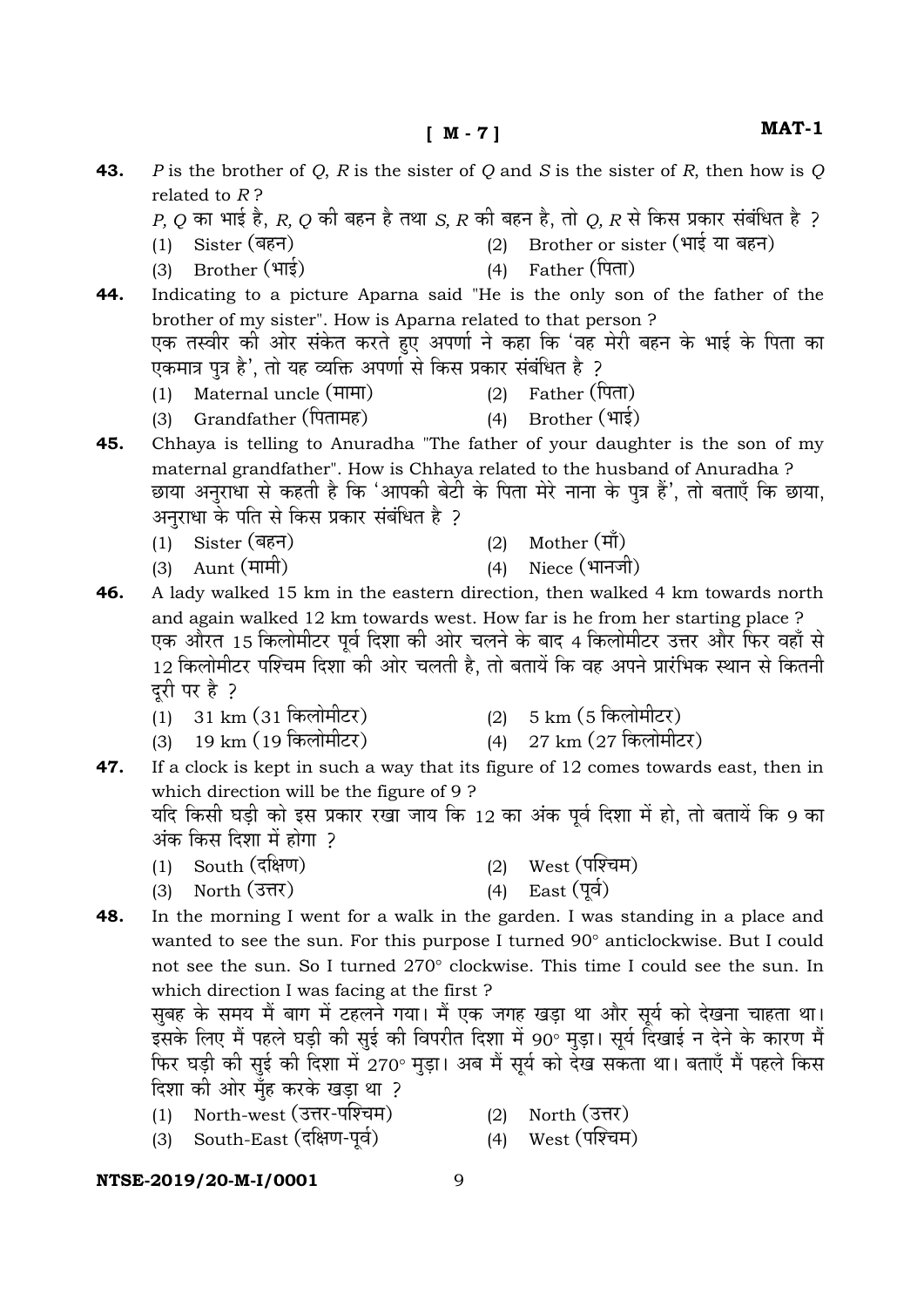**43.** $P$ is the brother of $Q$, $R$ is the sister of $Q$ and $S$ is the sister of $R$, then how is $Q$ related to $R$ ?

$P$, $Q$ का भाई है, $R$, $Q$ की बहन है तथा $S$, $R$ की बहन है, तो $Q$, $R$ से किस प्रकार संबंधित है ?

(1) Sister (बहन) (2) Brother or sister (भाई या बहन)

(3) Brother (भाई) (4) Father (पिता)

**44.** Indicating to a picture Aparna said "He is the only son of the father of the brother of my sister". How is Aparna related to that person ?

एक तस्वीर की ओर संकेत करते हुए अपर्णा ने कहा कि 'वह मेरी बहन के भाई के पिता का एकमात्र पुत्र है', तो यह व्यक्ति अपर्णा से किस प्रकार संबंधित है ?

(1) Maternal uncle (मामा) (2) Father (पिता)

(3) Grandfather (पितामह) (4) Brother (भाई)

**45.** Chhaya is telling to Anuradha "The father of your daughter is the son of my maternal grandfather". How is Chhaya related to the husband of Anuradha ?

छाया अनुराधा से कहती है कि 'आपकी बेटी के पिता मेरे नाना के पुत्र हैं', तो बताएँ कि छाया, अनुराधा के पति से किस प्रकार संबंधित है ?

(1) Sister (बहन) (2) Mother (माँ)

(3) Aunt (मामी) (4) Niece (भानजी)

**46.** A lady walked 15 km in the eastern direction, then walked 4 km towards north and again walked 12 km towards west. How far is he from her starting place ?

एक औरत 15 किलोमीटर पूर्व दिशा की ओर चलने के बाद 4 किलोमीटर उत्तर और फिर वहाँ से 12 किलोमीटर पश्चिम दिशा की ओर चलती है, तो बतायें कि वह अपने प्रारंभिक स्थान से कितनी दूरी पर है ?

(1) 31 km (31 किलोमीटर) (2) 5 km (5 किलोमीटर)

(3) 19 km (19 किलोमीटर) (4) 27 km (27 किलोमीटर)

**47.** If a clock is kept in such a way that its figure of 12 comes towards east, then in which direction will be the figure of 9 ?

यदि किसी घड़ी को इस प्रकार रखा जाय कि 12 का अंक पूर्व दिशा में हो, तो बतायें कि 9 का अंक किस दिशा में होगा ?

(1) South (दक्षिण) (2) West (पश्चिम)

(3) North (उत्तर) (4) East (पूर्व)

**48.** In the morning I went for a walk in the garden. I was standing in a place and wanted to see the sun. For this purpose I turned 90° anticlockwise. But I could not see the sun. So I turned 270° clockwise. This time I could see the sun. In which direction I was facing at the first ?

सुबह के समय मैं बाग में टहलने गया। मैं एक जगह खड़ा था और सूर्य को देखना चाहता था। इसके लिए मैं पहले घड़ी की सुई की विपरीत दिशा में 90° मुड़ा। सूर्य दिखाई न देने के कारण मैं फिर घड़ी की सुई की दिशा में 270° मुड़ा। अब मैं सूर्य को देख सकता था। बताएँ मैं पहले किस दिशा की ओर मुँह करके खड़ा था ?

(1) North-west (उत्तर-पश्चिम) (2) North (उत्तर)

(3) South-East (दक्षिण-पूर्व) (4) West (पश्चिम)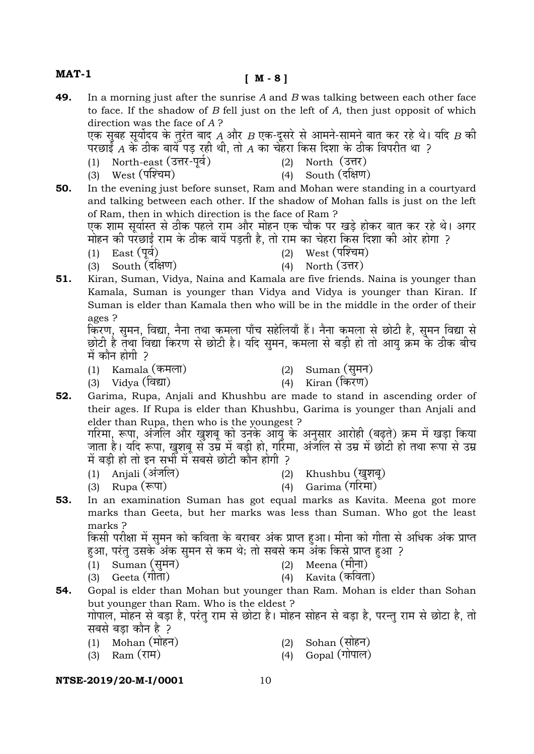**49.** In a morning just after the sunrise *A* and *B* was talking between each other face to face. If the shadow of *B* fell just on the left of *A*, then just opposit of which direction was the face of *A* ?

एक सुबह सूर्योदय के तुरंत बाद *A* और *B* एक-दूसरे से आमने-सामने बात कर रहे थे। यदि *B* की परछाईं *A* के ठीक बायें पड़ रही थी, तो *A* का चेहरा किस दिशा के ठीक विपरीत था ?

(1) North-east (उत्तर-पूर्व) (2) North (उत्तर)
(3) West (पश्चिम) (4) South (दक्षिण)

**50.** In the evening just before sunset, Ram and Mohan were standing in a courtyard and talking between each other. If the shadow of Mohan falls is just on the left of Ram, then in which direction is the face of Ram ?

एक शाम सूर्यास्त से ठीक पहले राम और मोहन एक चौक पर खड़े होकर बात कर रहे थे। अगर मोहन की परछाईं राम के ठीक बायें पड़ती है, तो राम का चेहरा किस दिशा की ओर होगा ?

(1) East (पूर्व) (2) West (पश्चिम)
(3) South (दक्षिण) (4) North (उत्तर)

**51.** Kiran, Suman, Vidya, Naina and Kamala are five friends. Naina is younger than Kamala, Suman is younger than Vidya and Vidya is younger than Kiran. If Suman is elder than Kamala then who will be in the middle in the order of their ages ?

किरण, सुमन, विद्या, नैना तथा कमला पाँच सहेलियाँ हैं। नैना कमला से छोटी है, सुमन विद्या से छोटी है तथा विद्या किरण से छोटी है। यदि सुमन, कमला से बड़ी हो तो आयु क्रम के ठीक बीच में कौन होगी ?

(1) Kamala (कमला) (2) Suman (सुमन)
(3) Vidya (विद्या) (4) Kiran (किरण)

**52.** Garima, Rupa, Anjali and Khushbu are made to stand in ascending order of their ages. If Rupa is elder than Khushbu, Garima is younger than Anjali and elder than Rupa, then who is the youngest ?

गरिमा, रूपा, अंजलि और खुशबू को उनके आयु के अनुसार आरोही (बढ़ते) क्रम में खड़ा किया जाता है। यदि रूपा, खुशबू से उम्र में बड़ी हो, गरिमा, अंजलि से उम्र में छोटी हो तथा रूपा से उम्र में बड़ी हो तो इन सभी में सबसे छोटी कौन होगी ?

(1) Anjali (अंजलि) (2) Khushbu (खुशबू)
(3) Rupa (रूपा) (4) Garima (गरिमा)

**53.** In an examination Suman has got equal marks as Kavita. Meena got more marks than Geeta, but her marks was less than Suman. Who got the least marks ?

किसी परीक्षा में सुमन को कविता के बराबर अंक प्राप्त हुआ। मीना को गीता से अधिक अंक प्राप्त हुआ, परंतु उसके अंक सुमन से कम थे; तो सबसे कम अंक किसे प्राप्त हुआ ?

(1) Suman (सुमन) (2) Meena (मीना)
(3) Geeta (गीता) (4) Kavita (कविता)

**54.** Gopal is elder than Mohan but younger than Ram. Mohan is elder than Sohan but younger than Ram. Who is the eldest ?

गोपाल, मोहन से बड़ा है, परंतु राम से छोटा है। मोहन सोहन से बड़ा है, परन्तु राम से छोटा है, तो सबसे बड़ा कौन है ?

(1) Mohan (मोहन) (2) Sohan (सोहन)
(3) Ram (राम) (4) Gopal (गोपाल)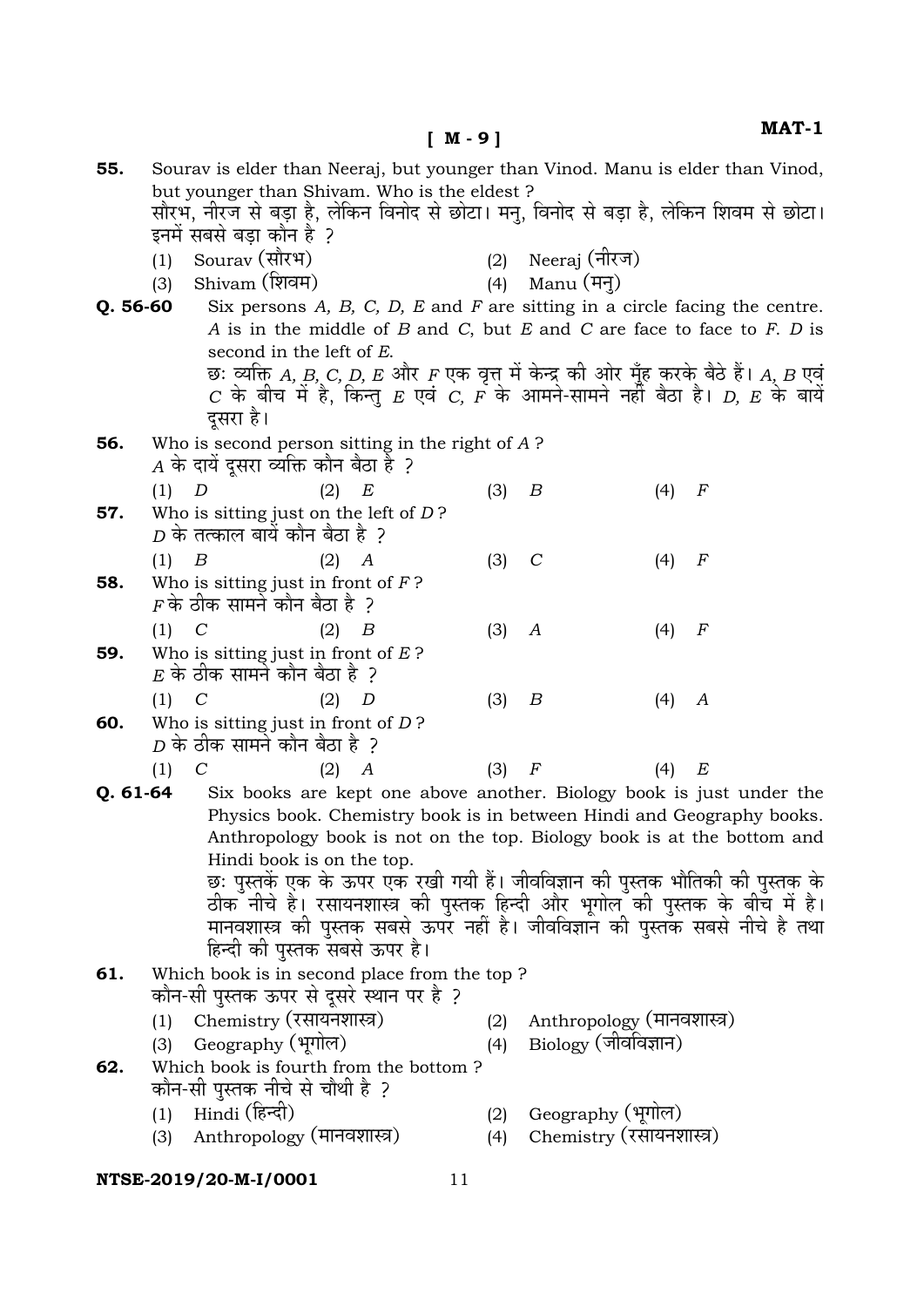**55.** Sourav is elder than Neeraj, but younger than Vinod. Manu is elder than Vinod, but younger than Shivam. Who is the eldest ?
सौरभ, नीरज से बड़ा है, लेकिन विनोद से छोटा। मनु, विनोद से बड़ा है, लेकिन शिवम से छोटा। इनमें सबसे बड़ा कौन है ?

(1) Sourav (सौरभ) (2) Neeraj (नीरज)
(3) Shivam (शिवम) (4) Manu (मनु)

**Q. 56-60** Six persons *A, B, C, D, E* and *F* are sitting in a circle facing the centre. *A* is in the middle of *B* and *C*, but *E* and *C* are face to face to *F*. *D* is second in the left of *E*.
छः व्यक्ति *A, B, C, D, E* और *F* एक वृत्त में केन्द्र की ओर मुँह करके बैठे हैं। *A, B* एवं *C* के बीच में है, किन्तु *E* एवं *C, F* के आमने-सामने नहीं बैठा है। *D, E* के बायें दूसरा है।

**56.** Who is second person sitting in the right of *A* ?
*A* के दायें दूसरा व्यक्ति कौन बैठा है ?

(1) *D* (2) *E* (3) *B* (4) *F*

**57.** Who is sitting just on the left of *D* ?
*D* के तत्काल बायें कौन बैठा है ?

(1) *B* (2) *A* (3) *C* (4) *F*

**58.** Who is sitting just in front of *F* ?
*F* के ठीक सामने कौन बैठा है ?

(1) *C* (2) *B* (3) *A* (4) *F*

**59.** Who is sitting just in front of *E* ?
*E* के ठीक सामने कौन बैठा है ?

(1) *C* (2) *D* (3) *B* (4) *A*

**60.** Who is sitting just in front of *D* ?
*D* के ठीक सामने कौन बैठा है ?

(1) *C* (2) *A* (3) *F* (4) *E*

**Q. 61-64** Six books are kept one above another. Biology book is just under the Physics book. Chemistry book is in between Hindi and Geography books. Anthropology book is not on the top. Biology book is at the bottom and Hindi book is on the top.
छः पुस्तकें एक के ऊपर एक रखी गयी हैं। जीवविज्ञान की पुस्तक भौतिकी की पुस्तक के ठीक नीचे है। रसायनशास्त्र की पुस्तक हिन्दी और भूगोल की पुस्तक के बीच में है। मानवशास्त्र की पुस्तक सबसे ऊपर नहीं है। जीवविज्ञान की पुस्तक सबसे नीचे है तथा हिन्दी की पुस्तक सबसे ऊपर है।

**61.** Which book is in second place from the top ?
कौन-सी पुस्तक ऊपर से दूसरे स्थान पर है ?

(1) Chemistry (रसायनशास्त्र) (2) Anthropology (मानवशास्त्र)
(3) Geography (भूगोल) (4) Biology (जीवविज्ञान)

**62.** Which book is fourth from the bottom ?
कौन-सी पुस्तक नीचे से चौथी है ?

(1) Hindi (हिन्दी) (2) Geography (भूगोल)
(3) Anthropology (मानवशास्त्र) (4) Chemistry (रसायनशास्त्र)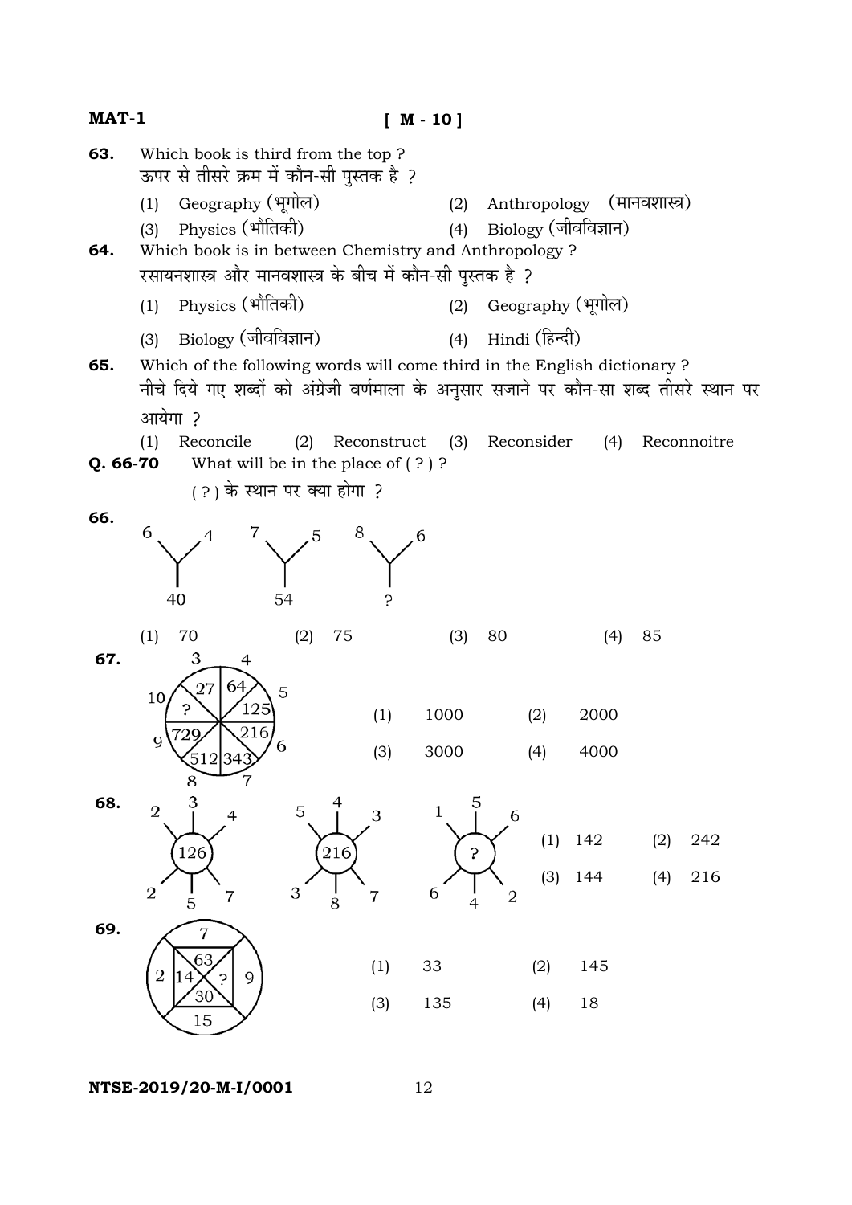**63.** Which book is third from the top ?
ऊपर से तीसरे क्रम में कौन-सी पुस्तक है ?

(1) Geography (भूगोल) (2) Anthropology (मानवशास्त्र)
(3) Physics (भौतिकी) (4) Biology (जीवविज्ञान)

**64.** Which book is in between Chemistry and Anthropology ?
रसायनशास्त्र और मानवशास्त्र के बीच में कौन-सी पुस्तक है ?

(1) Physics (भौतिकी) (2) Geography (भूगोल)
(3) Biology (जीवविज्ञान) (4) Hindi (हिन्दी)

**65.** Which of the following words will come third in the English dictionary ?
नीचे दिये गए शब्दों को अंग्रेजी वर्णमाला के अनुसार सजाने पर कौन-सा शब्द तीसरे स्थान पर आयेगा ?

(1) Reconcile (2) Reconstruct (3) Reconsider (4) Reconnoitre

**Q. 66-70** What will be in the place of ( ? ) ?
( ? ) के स्थान पर क्या होगा ?

**66.**

6 4 / 40 7 5 / 54 8 6 / ?

(1) 70 (2) 75 (3) 80 (4) 85

**67.**

3 4 5 6 7 8 9 10
27 64 125 216 343 512 729 ?

(1) 1000 (2) 2000
(3) 3000 (4) 4000

**68.**

2 3 4 2 5 7 / 126
5 4 3 3 8 7 / 216
1 5 6 6 4 2 / ?

(1) 142 (2) 242
(3) 144 (4) 216

**69.**

7 2 9 15
63 14 ? 30

(1) 33 (2) 145
(3) 135 (4) 18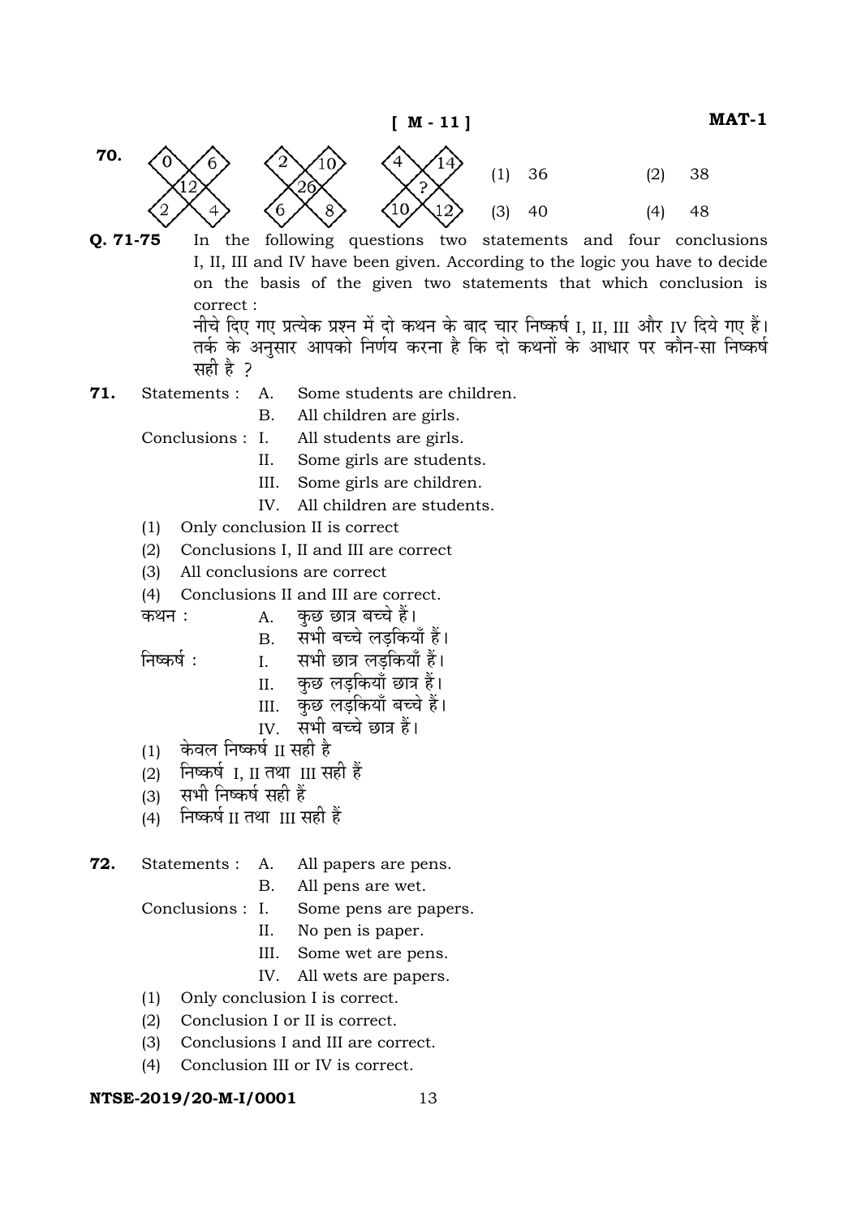**70.**

0 6 / 12 / 2 4 &nbsp;&nbsp;&nbsp; 2 10 / 26 / 6 8 &nbsp;&nbsp;&nbsp; 4 14 / ? / 10 12

(1) 36 &nbsp;&nbsp;&nbsp; (2) 38

(3) 40 &nbsp;&nbsp;&nbsp; (4) 48

**Q. 71-75** In the following questions two statements and four conclusions I, II, III and IV have been given. According to the logic you have to decide on the basis of the given two statements that which conclusion is correct :

नीचे दिए गए प्रत्येक प्रश्न में दो कथन के बाद चार निष्कर्ष I, II, III और IV दिये गए हैं। तर्क के अनुसार आपको निर्णय करना है कि दो कथनों के आधार पर कौन-सा निष्कर्ष सही है ?

**71.** Statements : A. Some students are children.

B. All children are girls.

Conclusions : I. All students are girls.

II. Some girls are students.

III. Some girls are children.

IV. All children are students.

(1) Only conclusion II is correct

(2) Conclusions I, II and III are correct

(3) All conclusions are correct

(4) Conclusions II and III are correct.

कथन : A. कुछ छात्र बच्चे हैं।

B. सभी बच्चे लड़कियाँ हैं।

निष्कर्ष : I. सभी छात्र लड़कियाँ हैं।

II. कुछ लड़कियाँ छात्र हैं।

III. कुछ लड़कियाँ बच्चे हैं।

IV. सभी बच्चे छात्र हैं।

(1) केवल निष्कर्ष II सही है

(2) निष्कर्ष I, II तथा III सही हैं

(3) सभी निष्कर्ष सही हैं

(4) निष्कर्ष II तथा III सही हैं

**72.** Statements : A. All papers are pens.

B. All pens are wet.

Conclusions : I. Some pens are papers.

II. No pen is paper.

III. Some wet are pens.

IV. All wets are papers.

(1) Only conclusion I is correct.

(2) Conclusion I or II is correct.

(3) Conclusions I and III are correct.

(4) Conclusion III or IV is correct.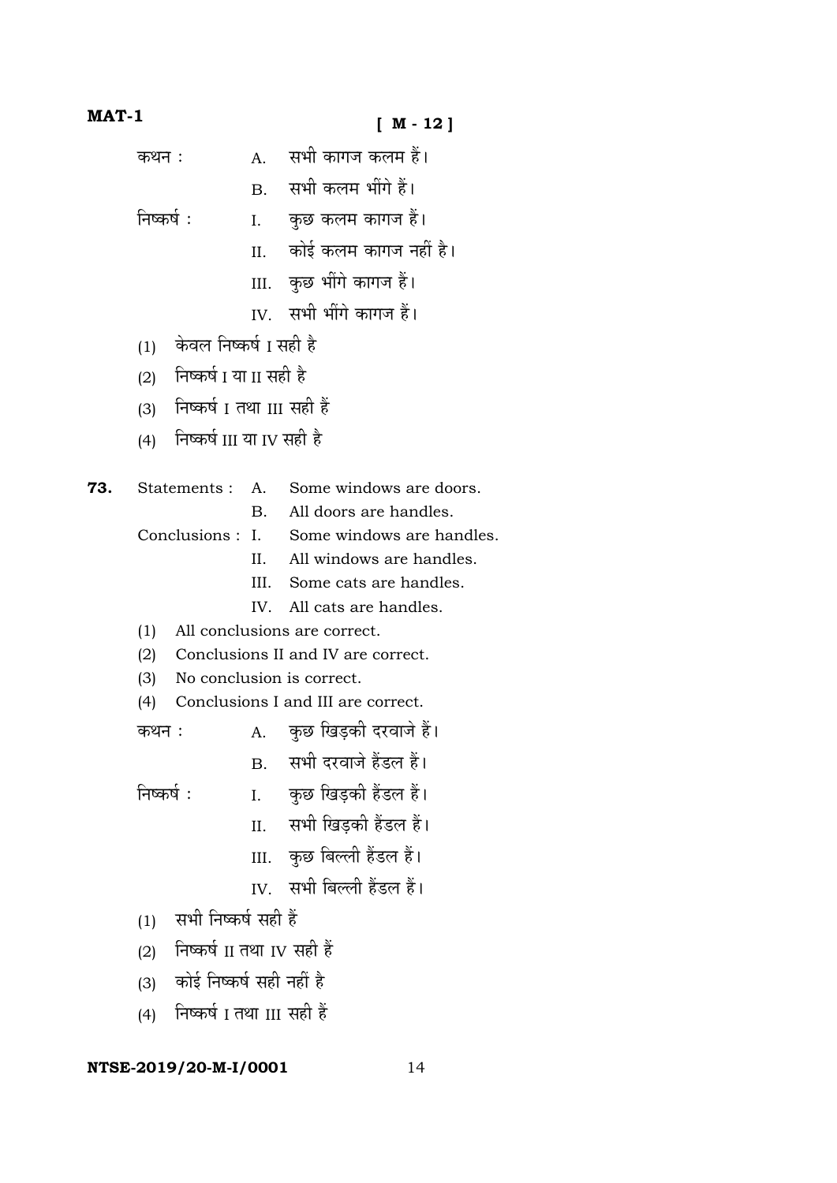कथन : A. सभी कागज कलम हैं।

B. सभी कलम भींगे हैं।

निष्कर्ष : I. कुछ कलम कागज हैं।

II. कोई कलम कागज नहीं है।

III. कुछ भींगे कागज हैं।

IV. सभी भींगे कागज हैं।

(1) केवल निष्कर्ष I सही है

(2) निष्कर्ष I या II सही है

(3) निष्कर्ष I तथा III सही हैं

(4) निष्कर्ष III या IV सही है

**73.** Statements : A. Some windows are doors.

B. All doors are handles.

Conclusions : I. Some windows are handles.

II. All windows are handles.

III. Some cats are handles.

IV. All cats are handles.

(1) All conclusions are correct.

(2) Conclusions II and IV are correct.

(3) No conclusion is correct.

(4) Conclusions I and III are correct.

कथन : A. कुछ खिड़की दरवाजे हैं।

B. सभी दरवाजे हैंडल हैं।

निष्कर्ष : I. कुछ खिड़की हैंडल हैं।

II. सभी खिड़की हैंडल हैं।

III. कुछ बिल्ली हैंडल हैं।

IV. सभी बिल्ली हैंडल हैं।

(1) सभी निष्कर्ष सही हैं

(2) निष्कर्ष II तथा IV सही हैं

(3) कोई निष्कर्ष सही नहीं है

(4) निष्कर्ष I तथा III सही हैं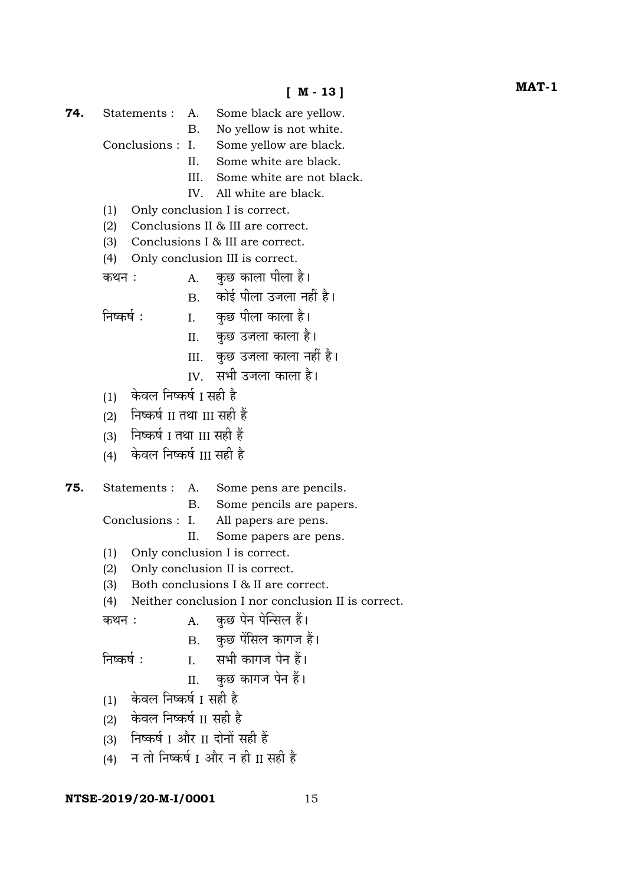**74.** Statements : A. Some black are yellow.

B. No yellow is not white.

Conclusions : I. Some yellow are black.

II. Some white are black.

III. Some white are not black.

IV. All white are black.

(1) Only conclusion I is correct.

(2) Conclusions II & III are correct.

(3) Conclusions I & III are correct.

(4) Only conclusion III is correct.

कथन : A. कुछ काला पीला है।

B. कोई पीला उजला नहीं है।

निष्कर्ष : I. कुछ पीला काला है।

II. कुछ उजला काला है।

III. कुछ उजला काला नहीं है।

IV. सभी उजला काला है।

(1) केवल निष्कर्ष I सही है

(2) निष्कर्ष II तथा III सही हैं

(3) निष्कर्ष I तथा III सही हैं

(4) केवल निष्कर्ष III सही है

**75.** Statements : A. Some pens are pencils.

B. Some pencils are papers.

Conclusions : I. All papers are pens.

II. Some papers are pens.

(1) Only conclusion I is correct.

(2) Only conclusion II is correct.

(3) Both conclusions I & II are correct.

(4) Neither conclusion I nor conclusion II is correct.

कथन : A. कुछ पेन पेन्सिल हैं।

B. कुछ पेंसिल कागज हैं।

निष्कर्ष : I. सभी कागज पेन हैं।

II. कुछ कागज पेन हैं।

(1) केवल निष्कर्ष I सही है

(2) केवल निष्कर्ष II सही है

(3) निष्कर्ष I और II दोनों सही हैं

(4) न तो निष्कर्ष I और न ही II सही है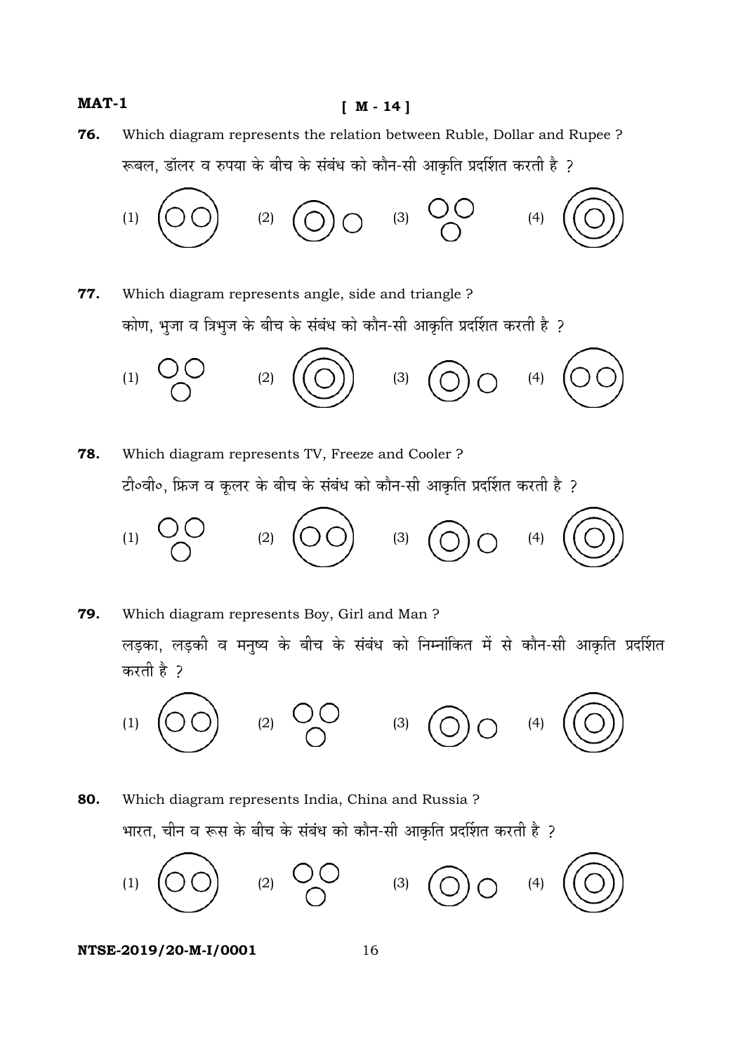**76.** Which diagram represents the relation between Ruble, Dollar and Rupee ?

रूबल, डॉलर व रुपया के बीच के संबंध को कौन-सी आकृति प्रदर्शित करती है ?

(1) (2) (3) (4)

**77.** Which diagram represents angle, side and triangle ?

कोण, भुजा व त्रिभुज के बीच के संबंध को कौन-सी आकृति प्रदर्शित करती है ?

(1) (2) (3) (4)

**78.** Which diagram represents TV, Freeze and Cooler ?

टी०वी०, फ्रिज व कूलर के बीच के संबंध को कौन-सी आकृति प्रदर्शित करती है ?

(1) (2) (3) (4)

**79.** Which diagram represents Boy, Girl and Man ?

लड़का, लड़की व मनुष्य के बीच के संबंध को निम्नांकित में से कौन-सी आकृति प्रदर्शित करती है ?

(1) (2) (3) (4)

**80.** Which diagram represents India, China and Russia ?

भारत, चीन व रूस के बीच के संबंध को कौन-सी आकृति प्रदर्शित करती है ?

(1) (2) (3) (4)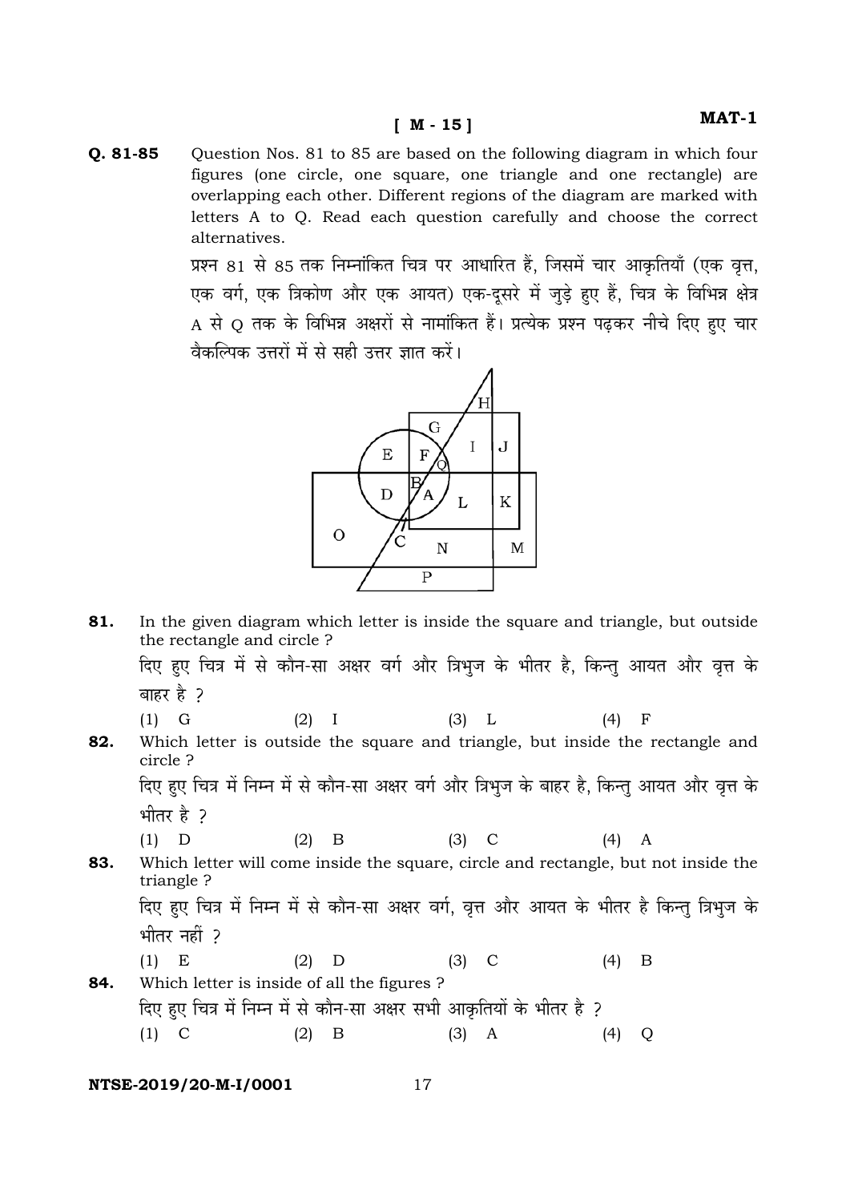**Q. 81-85** Question Nos. 81 to 85 are based on the following diagram in which four figures (one circle, one square, one triangle and one rectangle) are overlapping each other. Different regions of the diagram are marked with letters A to Q. Read each question carefully and choose the correct alternatives.

प्रश्न 81 से 85 तक निम्नांकित चित्र पर आधारित हैं, जिसमें चार आकृतियाँ (एक वृत्त, एक वर्ग, एक त्रिकोण और एक आयत) एक-दूसरे में जुड़े हुए हैं, चित्र के विभिन्न क्षेत्र A से Q तक के विभिन्न अक्षरों से नामांकित हैं। प्रत्येक प्रश्न पढ़कर नीचे दिए हुए चार वैकल्पिक उत्तरों में से सही उत्तर ज्ञात करें।

H
G
E F I J
Q
B
D A L K
O
C N M
P

**81.** In the given diagram which letter is inside the square and triangle, but outside the rectangle and circle ?

दिए हुए चित्र में से कौन-सा अक्षर वर्ग और त्रिभुज के भीतर है, किन्तु आयत और वृत्त के बाहर है ?

(1) G (2) I (3) L (4) F

**82.** Which letter is outside the square and triangle, but inside the rectangle and circle ?

दिए हुए चित्र में निम्न में से कौन-सा अक्षर वर्ग और त्रिभुज के बाहर है, किन्तु आयत और वृत्त के भीतर है ?

(1) D (2) B (3) C (4) A

**83.** Which letter will come inside the square, circle and rectangle, but not inside the triangle ?

दिए हुए चित्र में निम्न में से कौन-सा अक्षर वर्ग, वृत्त और आयत के भीतर है किन्तु त्रिभुज के भीतर नहीं ?

(1) E (2) D (3) C (4) B

**84.** Which letter is inside of all the figures ?

दिए हुए चित्र में निम्न में से कौन-सा अक्षर सभी आकृतियों के भीतर है ?

(1) C (2) B (3) A (4) Q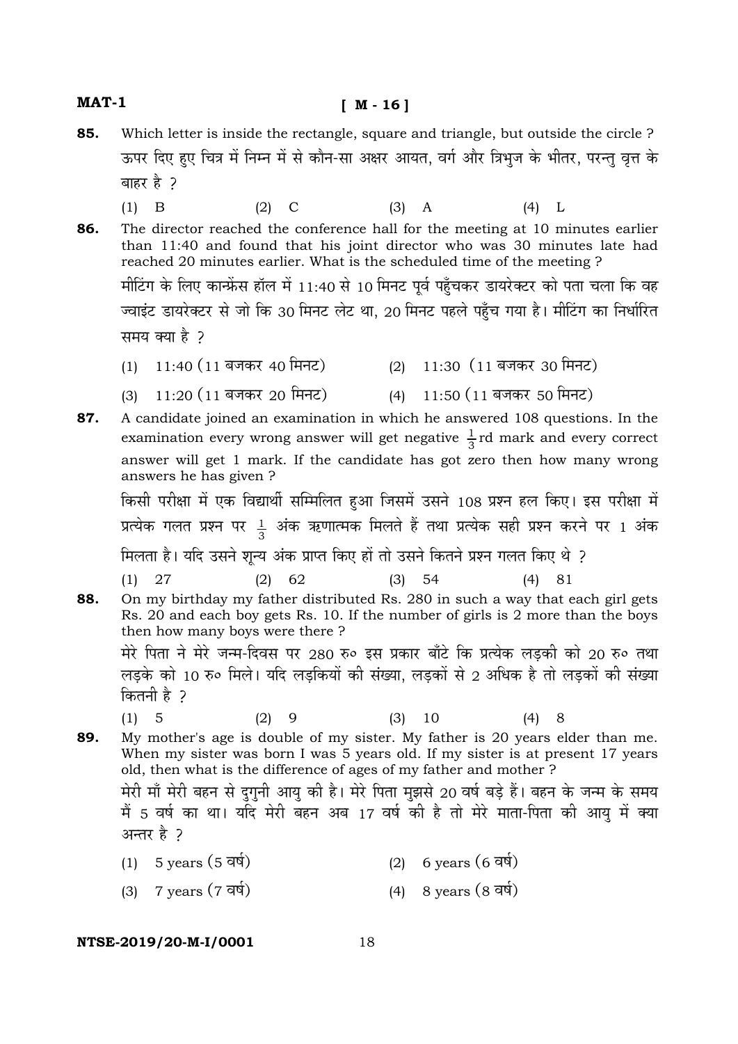**85.** Which letter is inside the rectangle, square and triangle, but outside the circle ?

ऊपर दिए हुए चित्र में निम्न में से कौन-सा अक्षर आयत, वर्ग और त्रिभुज के भीतर, परन्तु वृत्त के बाहर है ?

(1) B (2) C (3) A (4) L

**86.** The director reached the conference hall for the meeting at 10 minutes earlier than 11:40 and found that his joint director who was 30 minutes late had reached 20 minutes earlier. What is the scheduled time of the meeting ?

मीटिंग के लिए कान्फ्रेंस हॉल में 11:40 से 10 मिनट पूर्व पहुँचकर डायरेक्टर को पता चला कि वह ज्वाइंट डायरेक्टर से जो कि 30 मिनट लेट था, 20 मिनट पहले पहुँच गया है। मीटिंग का निर्धारित समय क्या है ?

(1) 11:40 (11 बजकर 40 मिनट) (2) 11:30 (11 बजकर 30 मिनट)

(3) 11:20 (11 बजकर 20 मिनट) (4) 11:50 (11 बजकर 50 मिनट)

**87.** A candidate joined an examination in which he answered 108 questions. In the examination every wrong answer will get negative $\frac{1}{3}$rd mark and every correct answer will get 1 mark. If the candidate has got zero then how many wrong answers he has given ?

किसी परीक्षा में एक विद्यार्थी सम्मिलित हुआ जिसमें उसने 108 प्रश्न हल किए। इस परीक्षा में प्रत्येक गलत प्रश्न पर $\frac{1}{3}$ अंक ऋणात्मक मिलते हैं तथा प्रत्येक सही प्रश्न करने पर 1 अंक मिलता है। यदि उसने शून्य अंक प्राप्त किए हों तो उसने कितने प्रश्न गलत किए थे ?

(1) 27 (2) 62 (3) 54 (4) 81

**88.** On my birthday my father distributed Rs. 280 in such a way that each girl gets Rs. 20 and each boy gets Rs. 10. If the number of girls is 2 more than the boys then how many boys were there ?

मेरे पिता ने मेरे जन्म-दिवस पर 280 रु० इस प्रकार बाँटे कि प्रत्येक लड़की को 20 रु० तथा लड़के को 10 रु० मिले। यदि लड़कियों की संख्या, लड़कों से 2 अधिक है तो लड़कों की संख्या कितनी है ?

(1) 5 (2) 9 (3) 10 (4) 8

**89.** My mother's age is double of my sister. My father is 20 years elder than me. When my sister was born I was 5 years old. If my sister is at present 17 years old, then what is the difference of ages of my father and mother ?

मेरी माँ मेरी बहन से दुगुनी आयु की है। मेरे पिता मुझसे 20 वर्ष बड़े हैं। बहन के जन्म के समय मैं 5 वर्ष का था। यदि मेरी बहन अब 17 वर्ष की है तो मेरे माता-पिता की आयु में क्या अन्तर है ?

(1) 5 years (5 वर्ष) (2) 6 years (6 वर्ष)

(3) 7 years (7 वर्ष) (4) 8 years (8 वर्ष)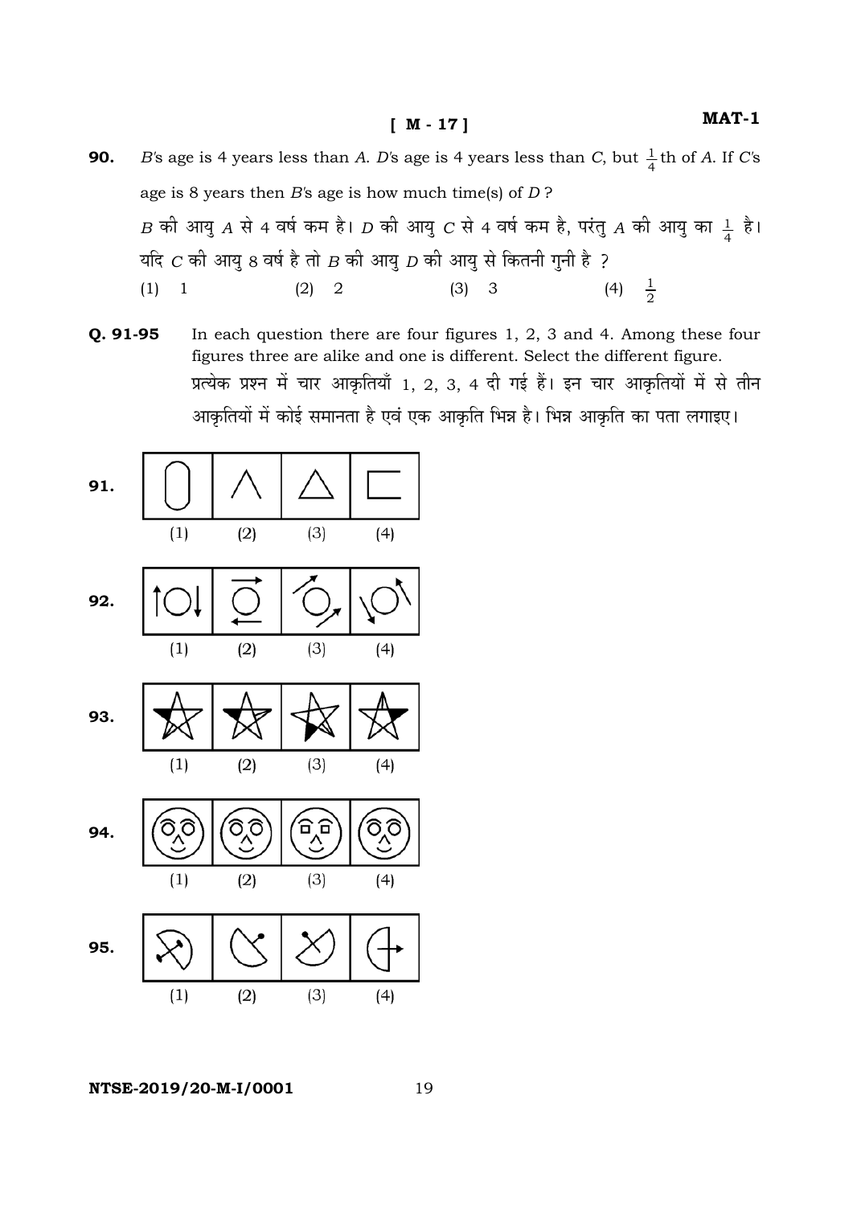**90.** $B$'s age is 4 years less than $A$. $D$'s age is 4 years less than $C$, but $\frac{1}{4}$th of $A$. If $C$'s age is 8 years then $B$'s age is how much time(s) of $D$ ?

$B$ की आयु $A$ से 4 वर्ष कम है। $D$ की आयु $C$ से 4 वर्ष कम है, परंतु $A$ की आयु का $\frac{1}{4}$ है। यदि $C$ की आयु 8 वर्ष है तो $B$ की आयु $D$ की आयु से कितनी गुनी है ?

(1) 1 (2) 2 (3) 3 (4) $\frac{1}{2}$

**Q. 91-95** In each question there are four figures 1, 2, 3 and 4. Among these four figures three are alike and one is different. Select the different figure.

प्रत्येक प्रश्न में चार आकृतियाँ 1, 2, 3, 4 दी गई हैं। इन चार आकृतियों में से तीन आकृतियों में कोई समानता है एवं एक आकृति भिन्न है। भिन्न आकृति का पता लगाइए।

**91.**

(1) (2) (3) (4)

**92.**

(1) (2) (3) (4)

**93.**

(1) (2) (3) (4)

**94.**

(1) (2) (3) (4)

**95.**

(1) (2) (3) (4)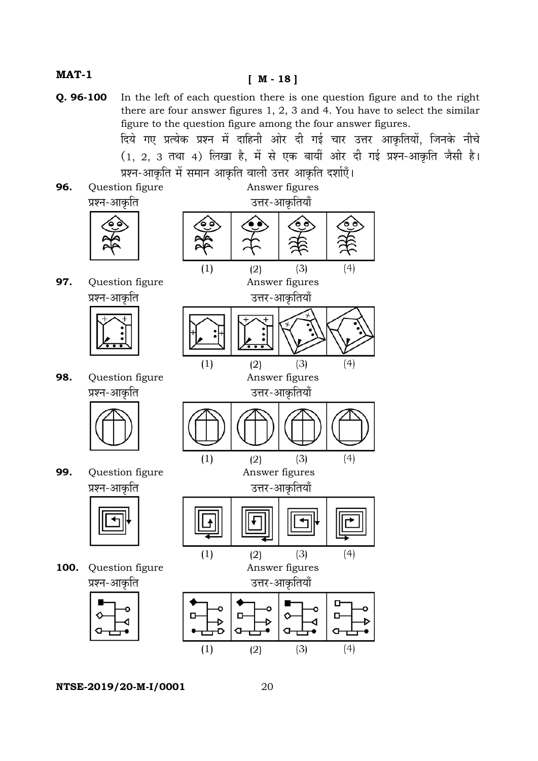**Q. 96-100** In the left of each question there is one question figure and to the right there are four answer figures 1, 2, 3 and 4. You have to select the similar figure to the question figure among the four answer figures.

दिये गए प्रत्येक प्रश्न में दाहिनी ओर दी गई चार उत्तर आकृतियों, जिनके नीचे (1, 2, 3 तथा 4) लिखा है, में से एक बायीं ओर दी गई प्रश्न-आकृति जैसी है। प्रश्न-आकृति में समान आकृति वाली उत्तर आकृति दर्शाएँ।

**96.** Question figure
प्रश्न-आकृति

Answer figures
उत्तर-आकृतियाँ

(1) (2) (3) (4)

**97.** Question figure
प्रश्न-आकृति

Answer figures
उत्तर-आकृतियाँ

(1) (2) (3) (4)

**98.** Question figure
प्रश्न-आकृति

Answer figures
उत्तर-आकृतियाँ

(1) (2) (3) (4)

**99.** Question figure
प्रश्न-आकृति

Answer figures
उत्तर-आकृतियाँ

(1) (2) (3) (4)

**100.** Question figure
प्रश्न-आकृति

Answer figures
उत्तर-आकृतियाँ

(1) (2) (3) (4)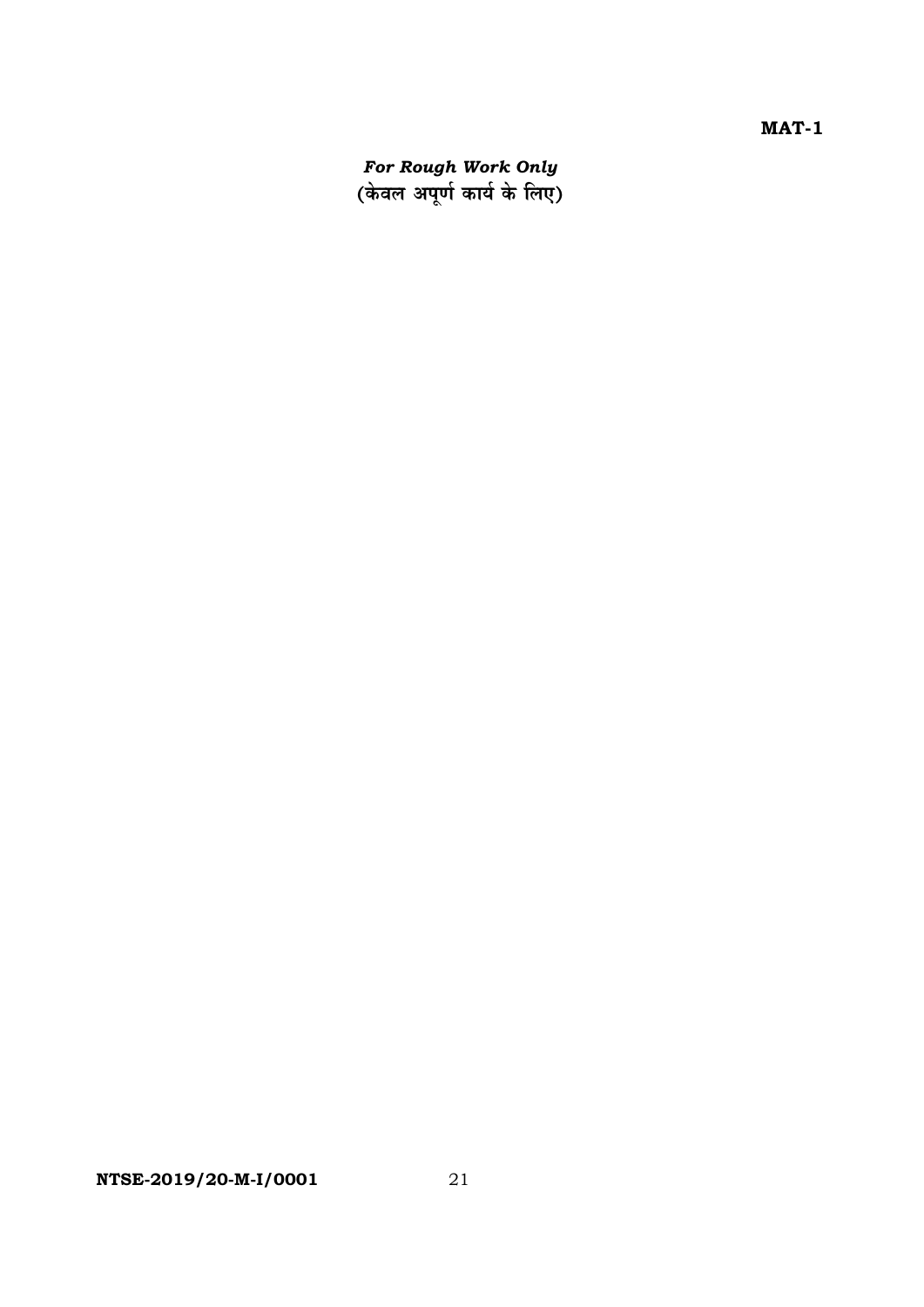*For Rough Work Only*
(केवल अपूर्ण कार्य के लिए)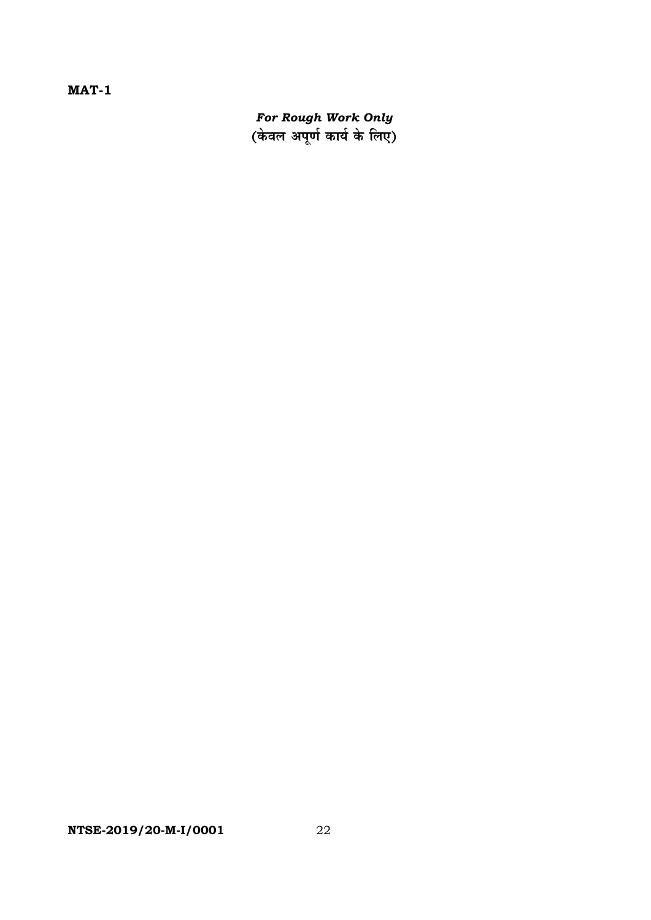*For Rough Work Only*
(केवल अपूर्ण कार्य के लिए)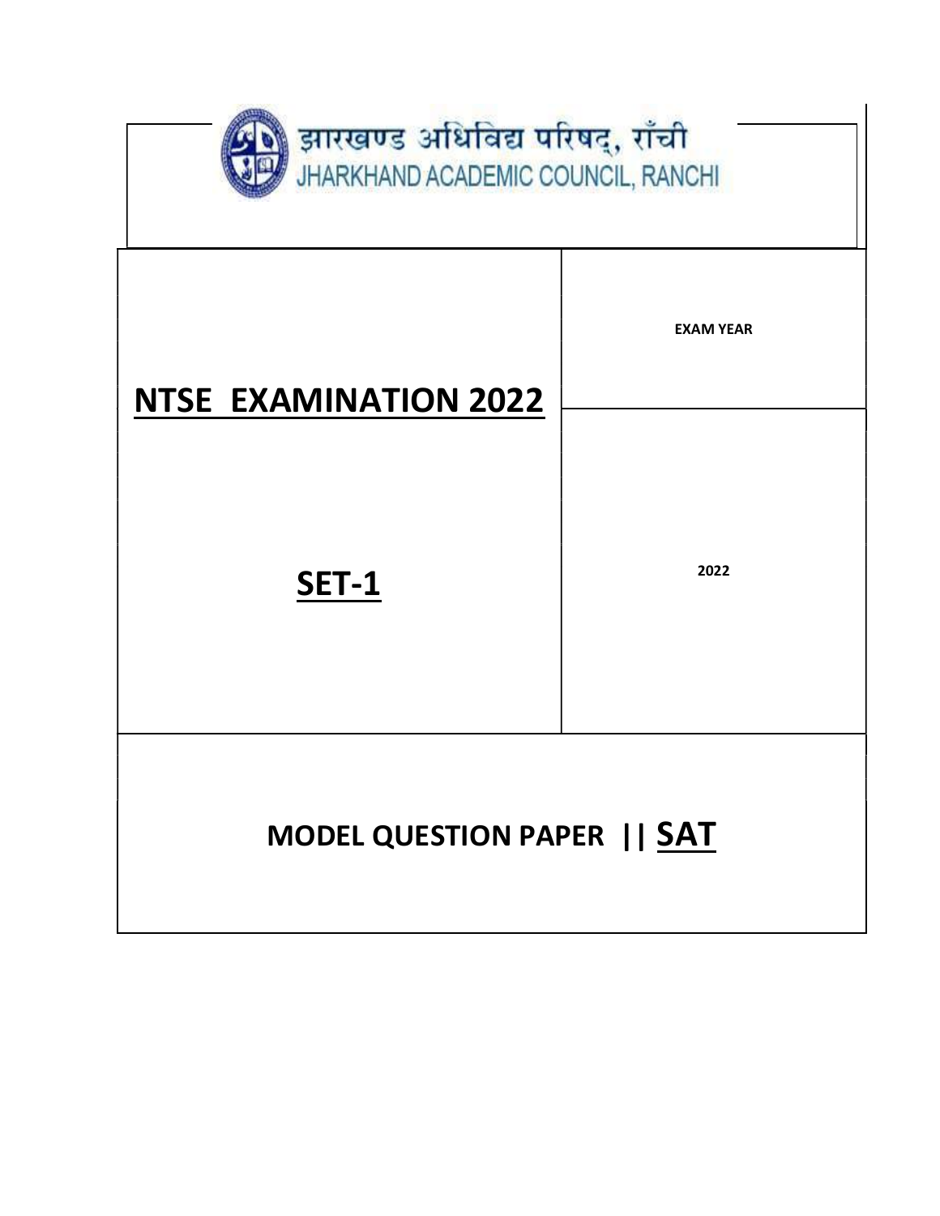झारखण्ड अधिविद्य परिषद्, राँची
JHARKHAND ACADEMIC COUNCIL, RANCHI

| | |
|---|---|
| **NTSE EXAMINATION 2022** | **EXAM YEAR** |
| **SET-1** | **2022** |

## MODEL QUESTION PAPER || SAT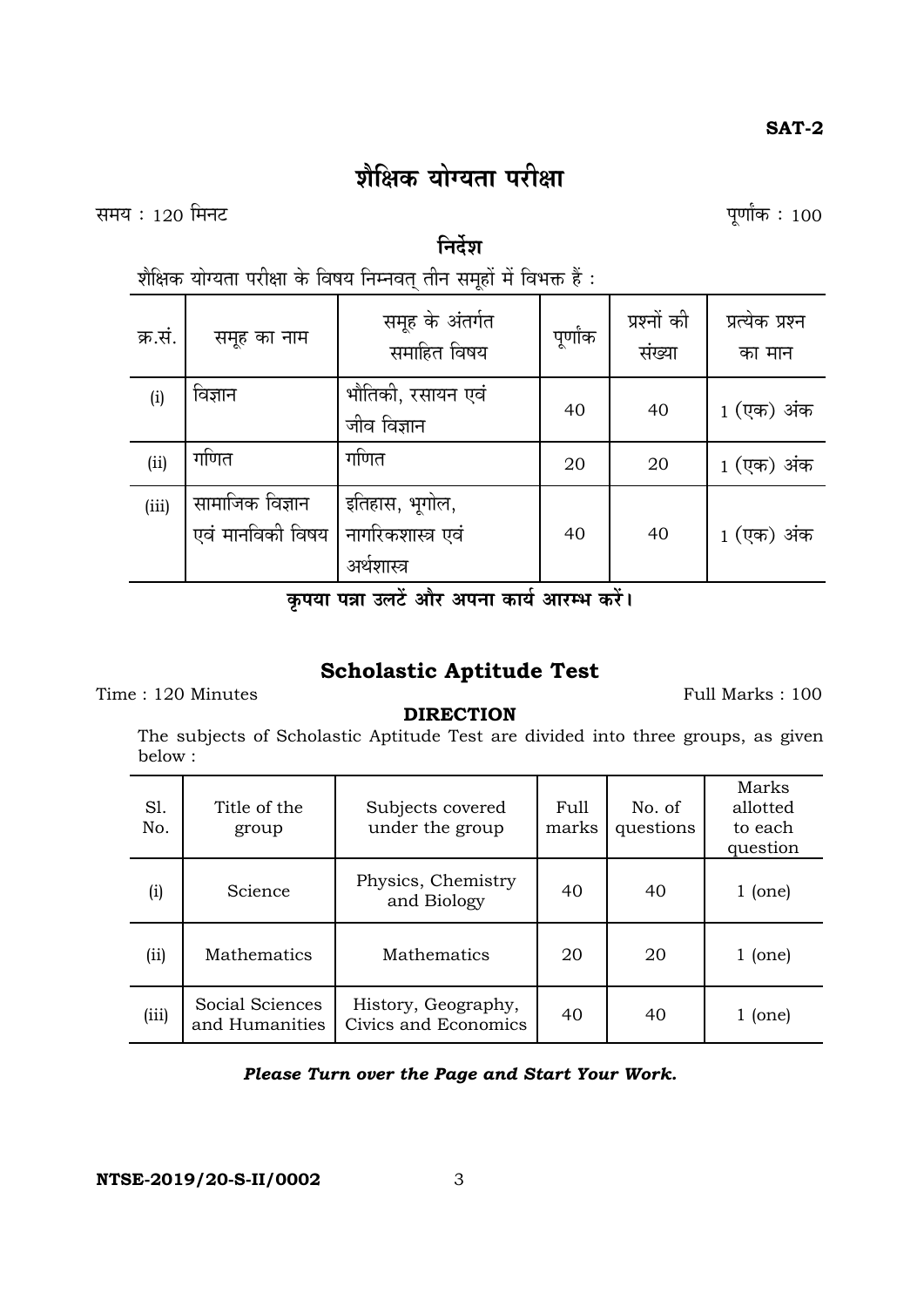SAT-2

# शैक्षिक योग्यता परीक्षा

समय : 120 मिनट

पूर्णांक : 100

## निर्देश

शैक्षिक योग्यता परीक्षा के विषय निम्नवत् तीन समूहों में विभक्त हैं :

| क्र.सं. | समूह का नाम | समूह के अंतर्गत समाहित विषय | पूर्णांक | प्रश्नों की संख्या | प्रत्येक प्रश्न का मान |
|---|---|---|---|---|---|
| (i) | विज्ञान | भौतिकी, रसायन एवं जीव विज्ञान | 40 | 40 | 1 (एक) अंक |
| (ii) | गणित | गणित | 20 | 20 | 1 (एक) अंक |
| (iii) | सामाजिक विज्ञान एवं मानविकी विषय | इतिहास, भूगोल, नागरिकशास्त्र एवं अर्थशास्त्र | 40 | 40 | 1 (एक) अंक |

**कृपया पन्ना उलटें और अपना कार्य आरम्भ करें।**

# Scholastic Aptitude Test

Time : 120 Minutes

Full Marks : 100

## DIRECTION

The subjects of Scholastic Aptitude Test are divided into three groups, as given below :

| Sl. No. | Title of the group | Subjects covered under the group | Full marks | No. of questions | Marks allotted to each question |
|---|---|---|---|---|---|
| (i) | Science | Physics, Chemistry and Biology | 40 | 40 | 1 (one) |
| (ii) | Mathematics | Mathematics | 20 | 20 | 1 (one) |
| (iii) | Social Sciences and Humanities | History, Geography, Civics and Economics | 40 | 40 | 1 (one) |

***Please Turn over the Page and Start Your Work.***

NTSE-2019/20-S-II/0002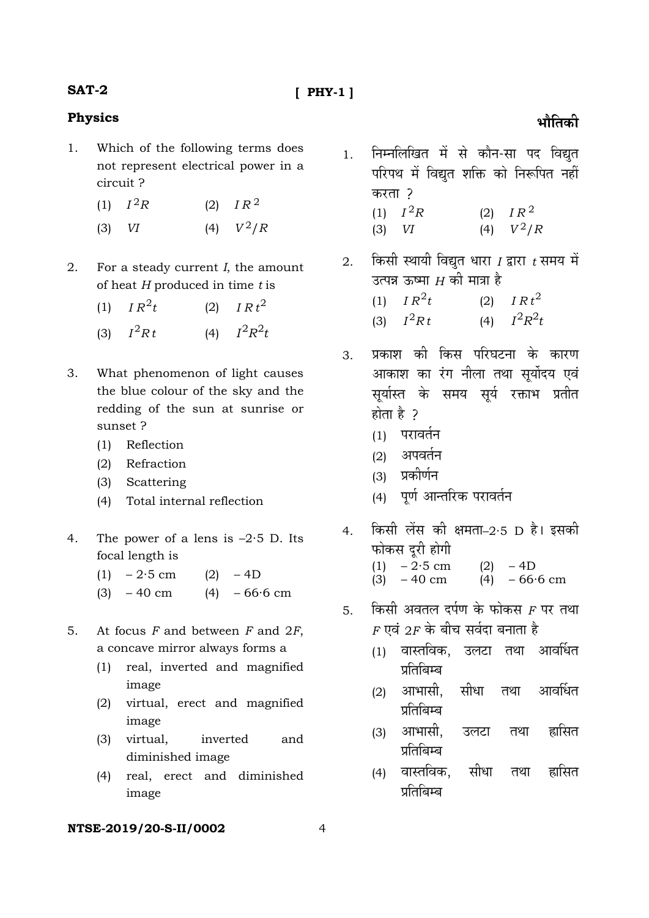SAT-2 [ PHY-1 ]

## Physics

1. Which of the following terms does not represent electrical power in a circuit ?

   (1) $I^2R$ (2) $IR^2$

   (3) $VI$ (4) $V^2/R$

2. For a steady current $I$, the amount of heat $H$ produced in time $t$ is

   (1) $IR^2t$ (2) $IRt^2$

   (3) $I^2Rt$ (4) $I^2R^2t$

3. What phenomenon of light causes the blue colour of the sky and the redding of the sun at sunrise or sunset ?

   (1) Reflection

   (2) Refraction

   (3) Scattering

   (4) Total internal reflection

4. The power of a lens is –2·5 D. Its focal length is

   (1) – 2·5 cm (2) – 4D

   (3) – 40 cm (4) – 66·6 cm

5. At focus $F$ and between $F$ and $2F$, a concave mirror always forms a

   (1) real, inverted and magnified image

   (2) virtual, erect and magnified image

   (3) virtual, inverted and diminished image

   (4) real, erect and diminished image

## भौतिकी

1. निम्नलिखित में से कौन-सा पद विद्युत परिपथ में विद्युत शक्ति को निरूपित नहीं करता ?

   (1) $I^2R$ (2) $IR^2$

   (3) $VI$ (4) $V^2/R$

2. किसी स्थायी विद्युत धारा $I$ द्वारा $t$ समय में उत्पन्न ऊष्मा $H$ की मात्रा है

   (1) $IR^2t$ (2) $IRt^2$

   (3) $I^2Rt$ (4) $I^2R^2t$

3. प्रकाश की किस परिघटना के कारण आकाश का रंग नीला तथा सूर्योदय एवं सूर्यास्त के समय सूर्य रक्ताभ प्रतीत होता है ?

   (1) परावर्तन

   (2) अपवर्तन

   (3) प्रकीर्णन

   (4) पूर्ण आन्तरिक परावर्तन

4. किसी लेंस की क्षमता–2·5 D है। इसकी फोकस दूरी होगी

   (1) – 2·5 cm (2) – 4D

   (3) – 40 cm (4) – 66·6 cm

5. किसी अवतल दर्पण के फोकस $F$ पर तथा $F$ एवं $2F$ के बीच सर्वदा बनाता है

   (1) वास्तविक, उलटा तथा आवर्धित प्रतिबिम्ब

   (2) आभासी, सीधा तथा आवर्धित प्रतिबिम्ब

   (3) आभासी, उलटा तथा ह्रासित प्रतिबिम्ब

   (4) वास्तविक, सीधा तथा ह्रासित प्रतिबिम्ब

NTSE-2019/20-S-II/0002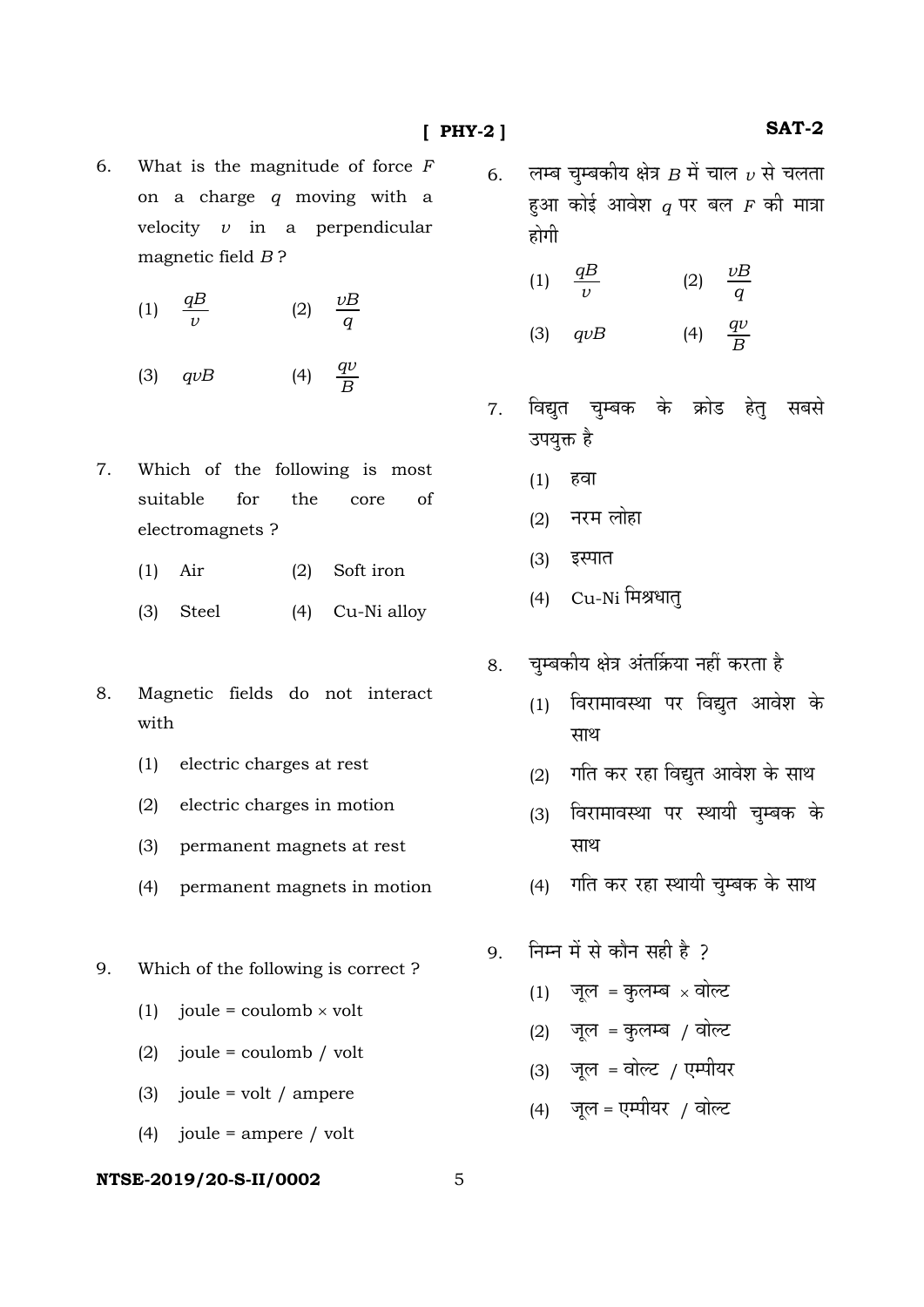6. What is the magnitude of force $F$ on a charge $q$ moving with a velocity $v$ in a perpendicular magnetic field $B$?

   (1) $\frac{qB}{v}$ (2) $\frac{vB}{q}$

   (3) $qvB$ (4) $\frac{qv}{B}$

7. Which of the following is most suitable for the core of electromagnets ?

   (1) Air (2) Soft iron

   (3) Steel (4) Cu-Ni alloy

8. Magnetic fields do not interact with

   (1) electric charges at rest

   (2) electric charges in motion

   (3) permanent magnets at rest

   (4) permanent magnets in motion

9. Which of the following is correct ?

   (1) joule = coulomb × volt

   (2) joule = coulomb / volt

   (3) joule = volt / ampere

   (4) joule = ampere / volt

6. लम्ब चुम्बकीय क्षेत्र $B$ में चाल $v$ से चलता हुआ कोई आवेश $q$ पर बल $F$ की मात्रा होगी

   (1) $\frac{qB}{v}$ (2) $\frac{vB}{q}$

   (3) $qvB$ (4) $\frac{qv}{B}$

7. विद्युत चुम्बक के क्रोड हेतु सबसे उपयुक्त है

   (1) हवा

   (2) नरम लोहा

   (3) इस्पात

   (4) Cu-Ni मिश्रधातु

8. चुम्बकीय क्षेत्र अंतर्क्रिया नहीं करता है

   (1) विरामावस्था पर विद्युत आवेश के साथ

   (2) गति कर रहा विद्युत आवेश के साथ

   (3) विरामावस्था पर स्थायी चुम्बक के साथ

   (4) गति कर रहा स्थायी चुम्बक के साथ

9. निम्न में से कौन सही है ?

   (1) जूल = कुलम्ब × वोल्ट

   (2) जूल = कुलम्ब / वोल्ट

   (3) जूल = वोल्ट / एम्पीयर

   (4) जूल = एम्पीयर / वोल्ट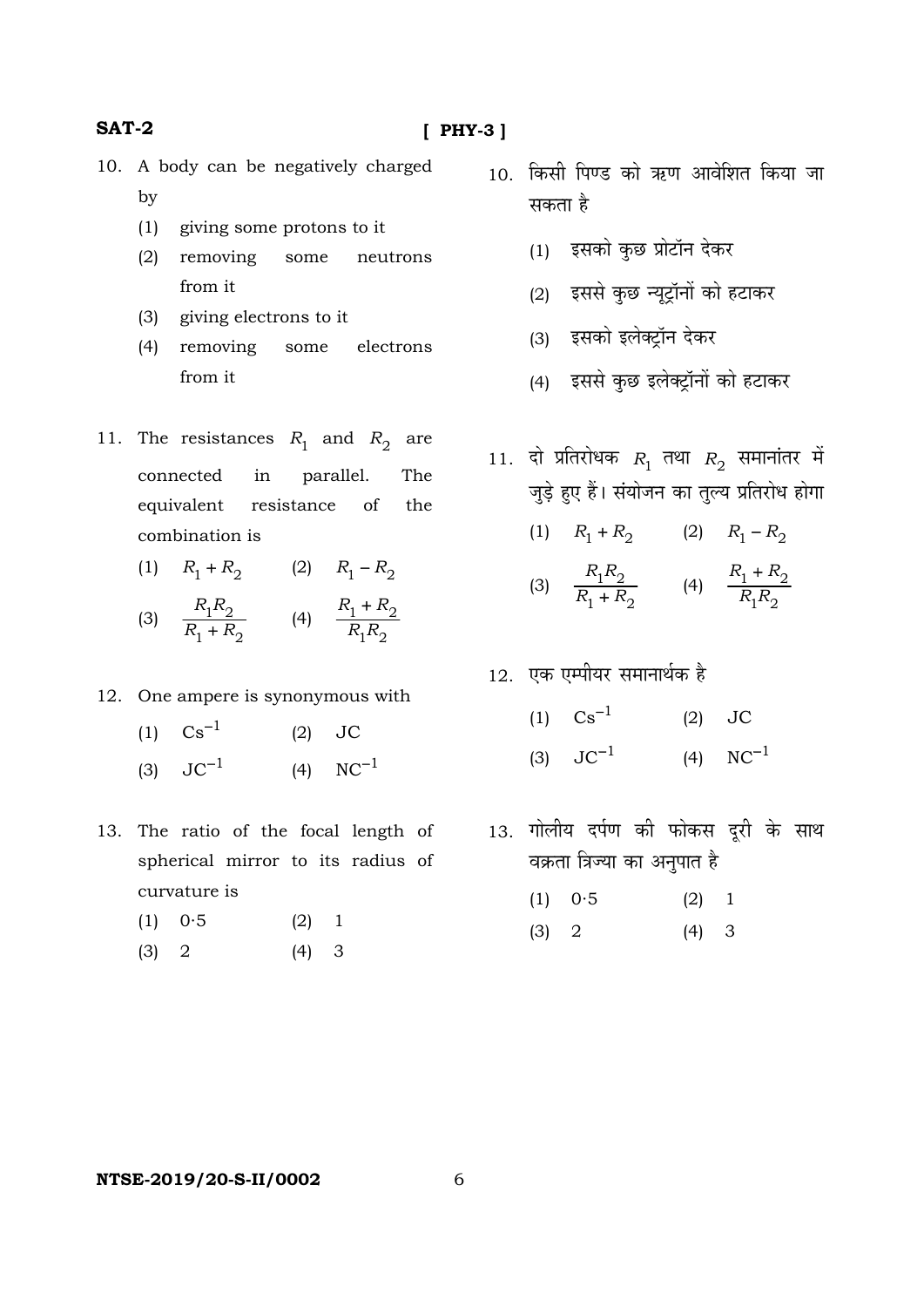**[ PHY-3 ]**

10. A body can be negatively charged by
    (1) giving some protons to it
    (2) removing some neutrons from it
    (3) giving electrons to it
    (4) removing some electrons from it

11. The resistances $R_1$ and $R_2$ are connected in parallel. The equivalent resistance of the combination is
    (1) $R_1 + R_2$
    (2) $R_1 - R_2$
    (3) $\frac{R_1 R_2}{R_1 + R_2}$
    (4) $\frac{R_1 + R_2}{R_1 R_2}$

12. One ampere is synonymous with
    (1) $Cs^{-1}$
    (2) $JC$
    (3) $JC^{-1}$
    (4) $NC^{-1}$

13. The ratio of the focal length of spherical mirror to its radius of curvature is
    (1) 0·5
    (2) 1
    (3) 2
    (4) 3

10. किसी पिण्ड को ऋण आवेशित किया जा सकता है
    (1) इसको कुछ प्रोटॉन देकर
    (2) इससे कुछ न्यूट्रॉनों को हटाकर
    (3) इसको इलेक्ट्रॉन देकर
    (4) इससे कुछ इलेक्ट्रॉनों को हटाकर

11. दो प्रतिरोधक $R_1$ तथा $R_2$ समानांतर में जुड़े हुए हैं। संयोजन का तुल्य प्रतिरोध होगा
    (1) $R_1 + R_2$
    (2) $R_1 - R_2$
    (3) $\frac{R_1 R_2}{R_1 + R_2}$
    (4) $\frac{R_1 + R_2}{R_1 R_2}$

12. एक एम्पीयर समानार्थक है
    (1) $Cs^{-1}$
    (2) $JC$
    (3) $JC^{-1}$
    (4) $NC^{-1}$

13. गोलीय दर्पण की फोकस दूरी के साथ वक्रता त्रिज्या का अनुपात है
    (1) 0·5
    (2) 1
    (3) 2
    (4) 3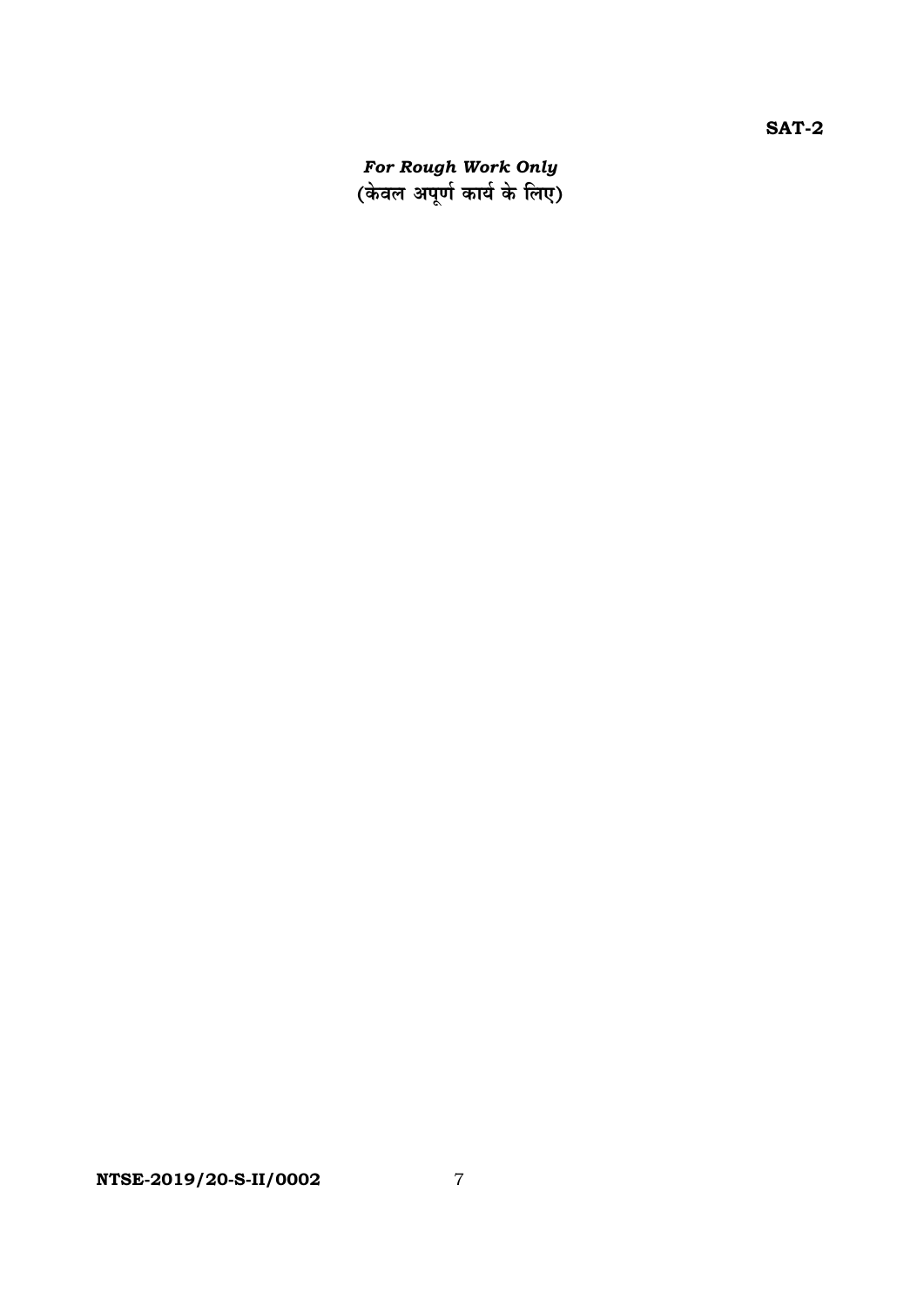*For Rough Work Only*
(केवल अपूर्ण कार्य के लिए)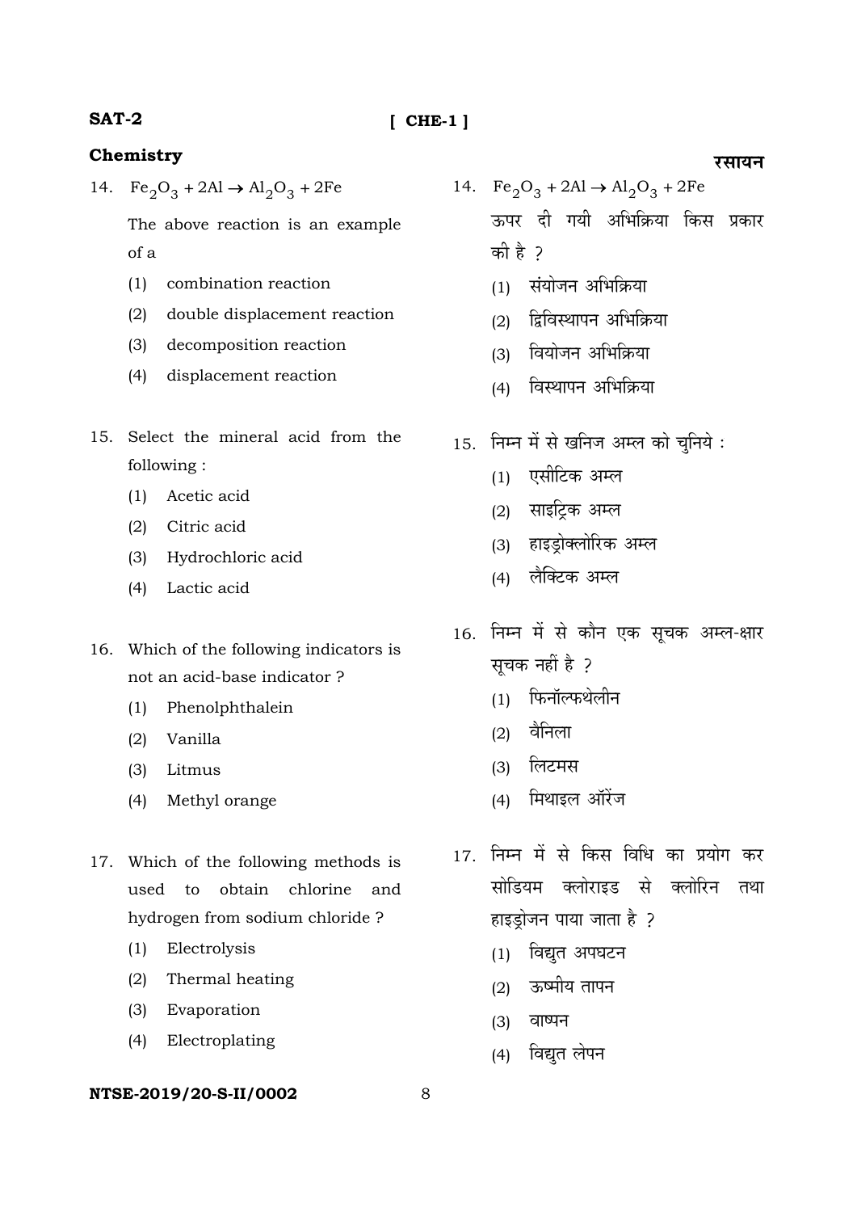SAT-2 [ CHE-1 ]

## Chemistry

14. $Fe_2O_3 + 2Al \rightarrow Al_2O_3 + 2Fe$

    The above reaction is an example of a

    (1) combination reaction
    (2) double displacement reaction
    (3) decomposition reaction
    (4) displacement reaction

15. Select the mineral acid from the following :

    (1) Acetic acid
    (2) Citric acid
    (3) Hydrochloric acid
    (4) Lactic acid

16. Which of the following indicators is not an acid-base indicator ?

    (1) Phenolphthalein
    (2) Vanilla
    (3) Litmus
    (4) Methyl orange

17. Which of the following methods is used to obtain chlorine and hydrogen from sodium chloride ?

    (1) Electrolysis
    (2) Thermal heating
    (3) Evaporation
    (4) Electroplating

## रसायन

14. $Fe_2O_3 + 2Al \rightarrow Al_2O_3 + 2Fe$

    ऊपर दी गयी अभिक्रिया किस प्रकार की है ?

    (1) संयोजन अभिक्रिया
    (2) द्विविस्थापन अभिक्रिया
    (3) वियोजन अभिक्रिया
    (4) विस्थापन अभिक्रिया

15. निम्न में से खनिज अम्ल को चुनिये :

    (1) एसीटिक अम्ल
    (2) साइट्रिक अम्ल
    (3) हाइड्रोक्लोरिक अम्ल
    (4) लैक्टिक अम्ल

16. निम्न में से कौन एक सूचक अम्ल-क्षार सूचक नहीं है ?

    (1) फिनॉल्फथेलीन
    (2) वैनिला
    (3) लिटमस
    (4) मिथाइल ऑरेंज

17. निम्न में से किस विधि का प्रयोग कर सोडियम क्लोराइड से क्लोरिन तथा हाइड्रोजन पाया जाता है ?

    (1) विद्युत अपघटन
    (2) ऊष्मीय तापन
    (3) वाष्पन
    (4) विद्युत लेपन

NTSE-2019/20-S-II/0002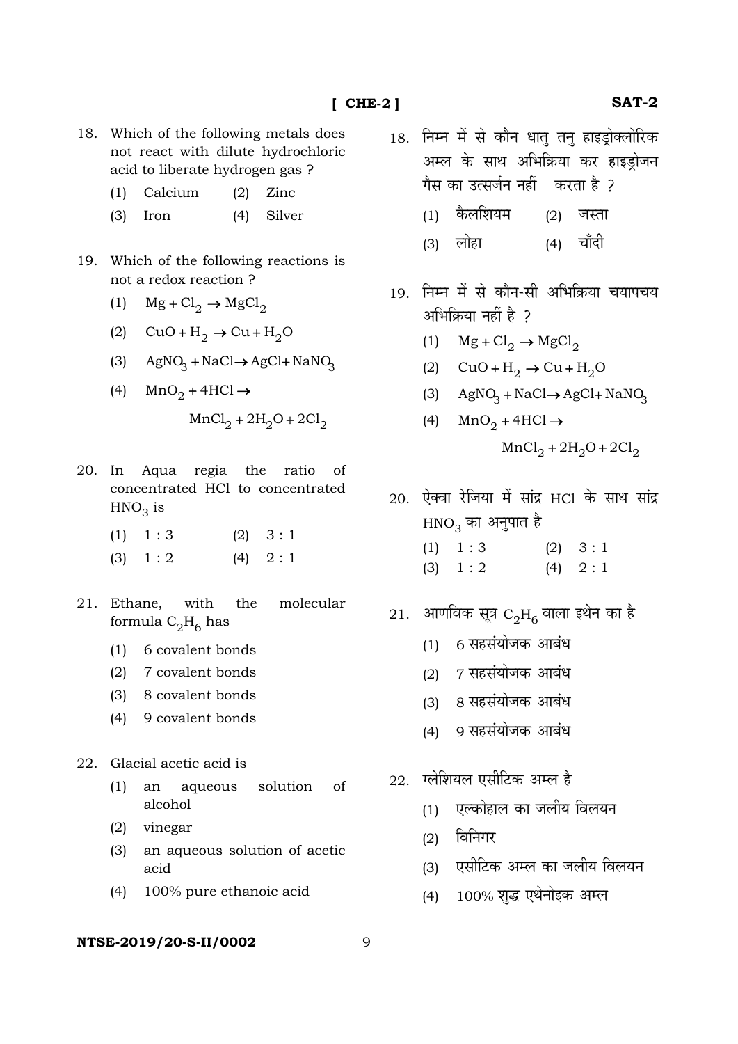18. Which of the following metals does not react with dilute hydrochloric acid to liberate hydrogen gas ?

    (1) Calcium (2) Zinc

    (3) Iron (4) Silver

19. Which of the following reactions is not a redox reaction ?

    (1) $Mg + Cl_2 \rightarrow MgCl_2$

    (2) $CuO + H_2 \rightarrow Cu + H_2O$

    (3) $AgNO_3 + NaCl \rightarrow AgCl + NaNO_3$

    (4) $MnO_2 + 4HCl \rightarrow MnCl_2 + 2H_2O + 2Cl_2$

20. In Aqua regia the ratio of concentrated HCl to concentrated $HNO_3$ is

    (1) 1 : 3 (2) 3 : 1

    (3) 1 : 2 (4) 2 : 1

21. Ethane, with the molecular formula $C_2H_6$ has

    (1) 6 covalent bonds

    (2) 7 covalent bonds

    (3) 8 covalent bonds

    (4) 9 covalent bonds

22. Glacial acetic acid is

    (1) an aqueous solution of alcohol

    (2) vinegar

    (3) an aqueous solution of acetic acid

    (4) 100% pure ethanoic acid

18. निम्न में से कौन धातु तनु हाइड्रोक्लोरिक अम्ल के साथ अभिक्रिया कर हाइड्रोजन गैस का उत्सर्जन नहीं करता है ?

    (1) कैलशियम (2) जस्ता

    (3) लोहा (4) चाँदी

19. निम्न में से कौन-सी अभिक्रिया चयापचय अभिक्रिया नहीं है ?

    (1) $Mg + Cl_2 \rightarrow MgCl_2$

    (2) $CuO + H_2 \rightarrow Cu + H_2O$

    (3) $AgNO_3 + NaCl \rightarrow AgCl + NaNO_3$

    (4) $MnO_2 + 4HCl \rightarrow MnCl_2 + 2H_2O + 2Cl_2$

20. ऐक्वा रेजिया में सांद्र HCl के साथ सांद्र $HNO_3$ का अनुपात है

    (1) 1 : 3 (2) 3 : 1

    (3) 1 : 2 (4) 2 : 1

21. आणविक सूत्र $C_2H_6$ वाला इथेन का है

    (1) 6 सहसंयोजक आबंध

    (2) 7 सहसंयोजक आबंध

    (3) 8 सहसंयोजक आबंध

    (4) 9 सहसंयोजक आबंध

22. ग्लेशियल एसीटिक अम्ल है

    (1) एल्कोहाल का जलीय विलयन

    (2) विनिगर

    (3) एसीटिक अम्ल का जलीय विलयन

    (4) 100% शुद्ध एथेनोइक अम्ल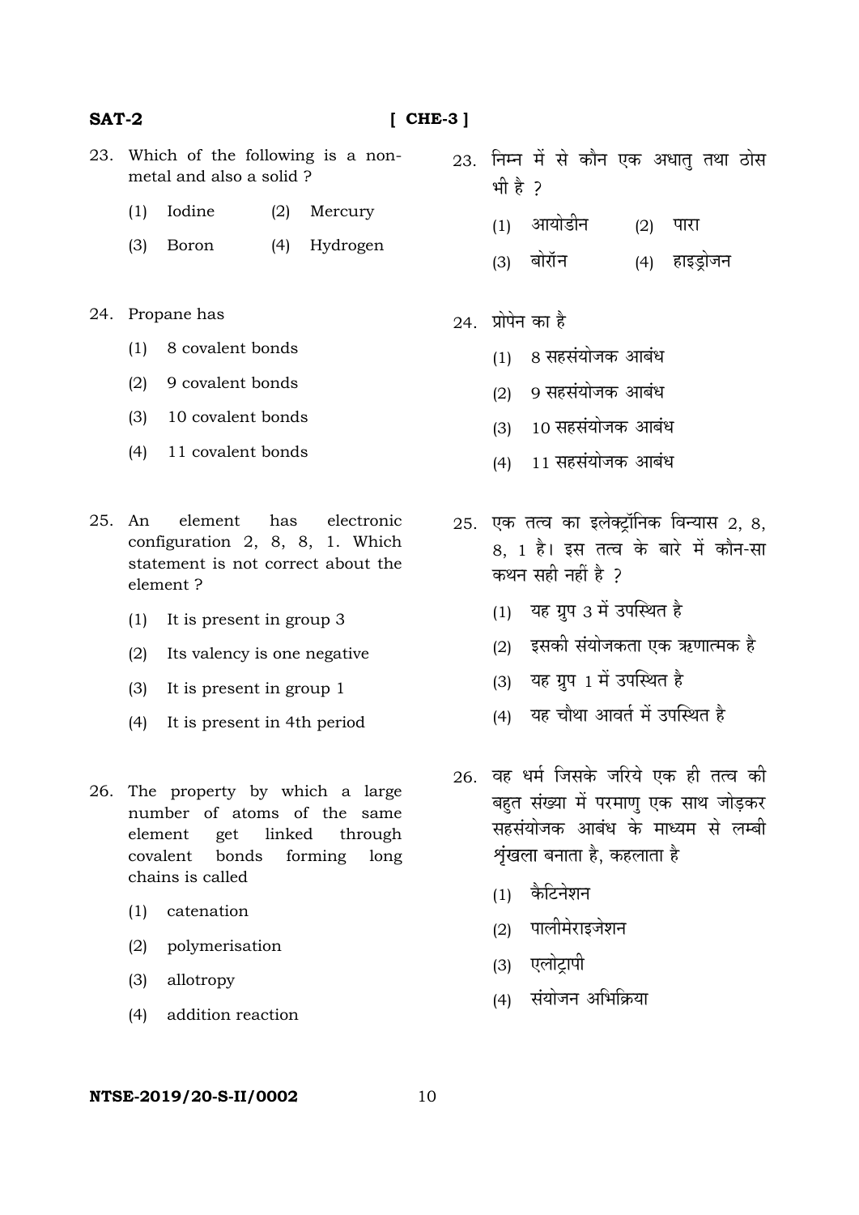23. Which of the following is a non-metal and also a solid ?

 (1) Iodine (2) Mercury

 (3) Boron (4) Hydrogen

23. निम्न में से कौन एक अधातु तथा ठोस भी है ?

 (1) आयोडीन (2) पारा

 (3) बोरॉन (4) हाइड्रोजन

24. Propane has

 (1) 8 covalent bonds

 (2) 9 covalent bonds

 (3) 10 covalent bonds

 (4) 11 covalent bonds

24. प्रोपेन का है

 (1) 8 सहसंयोजक आबंध

 (2) 9 सहसंयोजक आबंध

 (3) 10 सहसंयोजक आबंध

 (4) 11 सहसंयोजक आबंध

25. An element has electronic configuration 2, 8, 8, 1. Which statement is not correct about the element ?

 (1) It is present in group 3

 (2) Its valency is one negative

 (3) It is present in group 1

 (4) It is present in 4th period

25. एक तत्व का इलेक्ट्रॉनिक विन्यास 2, 8, 8, 1 है। इस तत्व के बारे में कौन-सा कथन सही नहीं है ?

 (1) यह ग्रुप 3 में उपस्थित है

 (2) इसकी संयोजकता एक ऋणात्मक है

 (3) यह ग्रुप 1 में उपस्थित है

 (4) यह चौथा आवर्त में उपस्थित है

26. The property by which a large number of atoms of the same element get linked through covalent bonds forming long chains is called

 (1) catenation

 (2) polymerisation

 (3) allotropy

 (4) addition reaction

26. वह धर्म जिसके जरिये एक ही तत्व की बहुत संख्या में परमाणु एक साथ जोड़कर सहसंयोजक आबंध के माध्यम से लम्बी श्रृंखला बनाता है, कहलाता है

 (1) कैटिनेशन

 (2) पालीमेराइजेशन

 (3) एलोट्रापी

 (4) संयोजन अभिक्रिया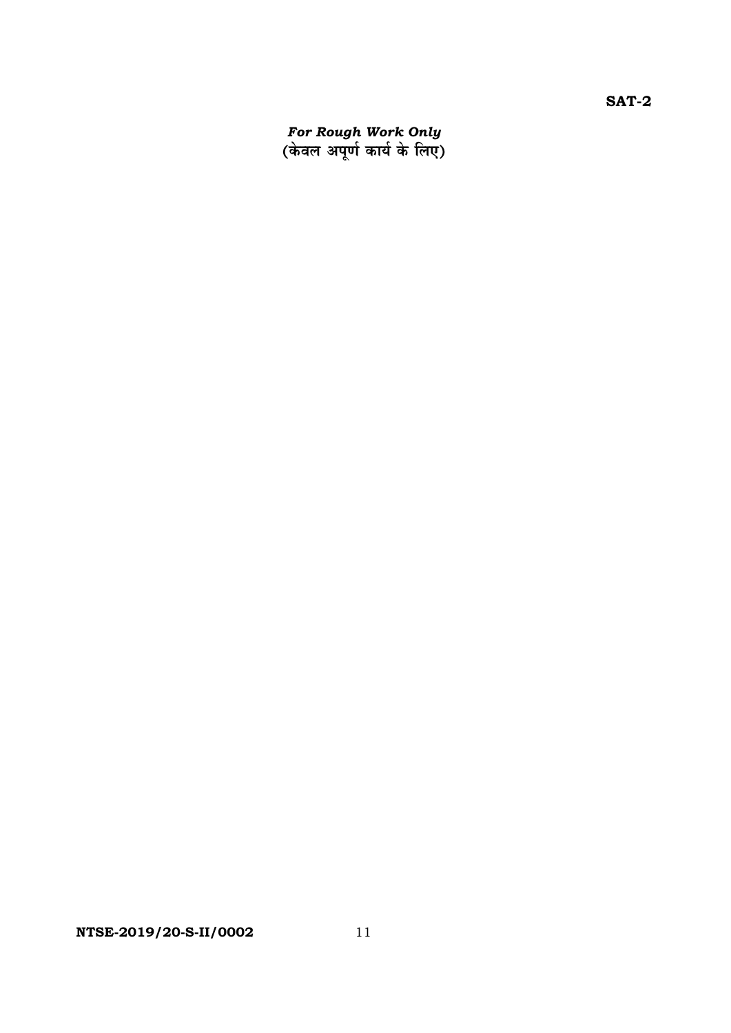*For Rough Work Only*
(केवल अपूर्ण कार्य के लिए)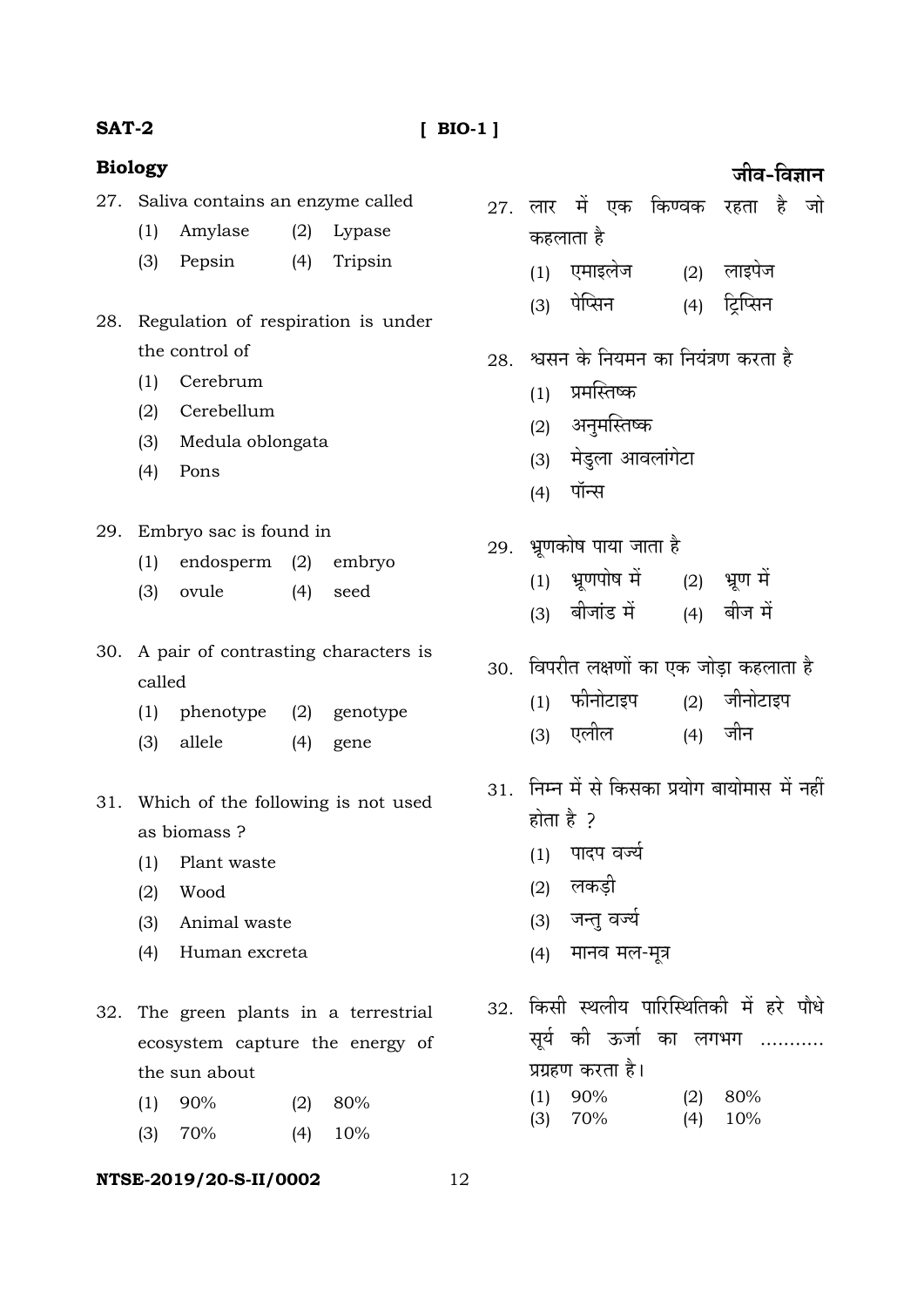## Biology

27. Saliva contains an enzyme called
    (1) Amylase (2) Lypase
    (3) Pepsin (4) Tripsin

28. Regulation of respiration is under the control of
    (1) Cerebrum
    (2) Cerebellum
    (3) Medula oblongata
    (4) Pons

29. Embryo sac is found in
    (1) endosperm (2) embryo
    (3) ovule (4) seed

30. A pair of contrasting characters is called
    (1) phenotype (2) genotype
    (3) allele (4) gene

31. Which of the following is not used as biomass ?
    (1) Plant waste
    (2) Wood
    (3) Animal waste
    (4) Human excreta

32. The green plants in a terrestrial ecosystem capture the energy of the sun about
    (1) 90% (2) 80%
    (3) 70% (4) 10%

## जीव-विज्ञान

27. लार में एक किण्वक रहता है जो कहलाता है
    (1) एमाइलेज (2) लाइपेज
    (3) पेप्सिन (4) ट्रिप्सिन

28. श्वसन के नियमन का नियंत्रण करता है
    (1) प्रमस्तिष्क
    (2) अनुमस्तिष्क
    (3) मेडुला आवलांगेटा
    (4) पॉन्स

29. भ्रूणकोष पाया जाता है
    (1) भ्रूणपोष में (2) भ्रूण में
    (3) बीजांड में (4) बीज में

30. विपरीत लक्षणों का एक जोड़ा कहलाता है
    (1) फीनोटाइप (2) जीनोटाइप
    (3) एलील (4) जीन

31. निम्न में से किसका प्रयोग बायोमास में नहीं होता है ?
    (1) पादप वर्ज्य
    (2) लकड़ी
    (3) जन्तु वर्ज्य
    (4) मानव मल-मूत्र

32. किसी स्थलीय पारिस्थितिकी में हरे पौधे सूर्य की ऊर्जा का लगभग ........... प्रग्रहण करता है।
    (1) 90% (2) 80%
    (3) 70% (4) 10%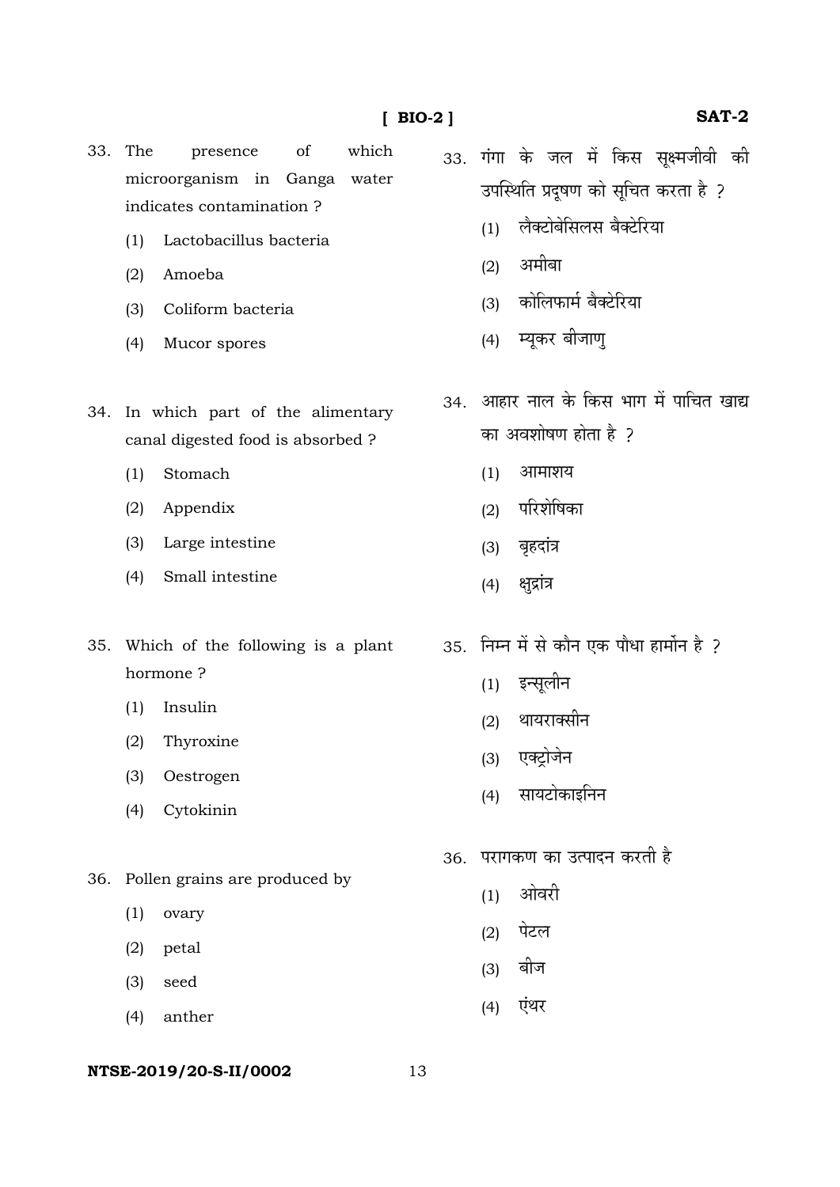33. The presence of which microorganism in Ganga water indicates contamination ?
    (1) Lactobacillus bacteria
    (2) Amoeba
    (3) Coliform bacteria
    (4) Mucor spores

33. गंगा के जल में किस सूक्ष्मजीवी की उपस्थिति प्रदूषण को सूचित करता है ?
    (1) लैक्टोबेसिलस बैक्टेरिया
    (2) अमीबा
    (3) कोलिफार्म बैक्टेरिया
    (4) म्यूकर बीजाणु

34. In which part of the alimentary canal digested food is absorbed ?
    (1) Stomach
    (2) Appendix
    (3) Large intestine
    (4) Small intestine

34. आहार नाल के किस भाग में पाचित खाद्य का अवशोषण होता है ?
    (1) आमाशय
    (2) परिशेषिका
    (3) बृहदांत्र
    (4) क्षुद्रांत्र

35. Which of the following is a plant hormone ?
    (1) Insulin
    (2) Thyroxine
    (3) Oestrogen
    (4) Cytokinin

35. निम्न में से कौन एक पौधा हार्मोन है ?
    (1) इन्सूलीन
    (2) थायराक्सीन
    (3) एक्ट्रोजेन
    (4) सायटोकाइनिन

36. Pollen grains are produced by
    (1) ovary
    (2) petal
    (3) seed
    (4) anther

36. परागकण का उत्पादन करती है
    (1) ओवरी
    (2) पेटल
    (3) बीज
    (4) एंथर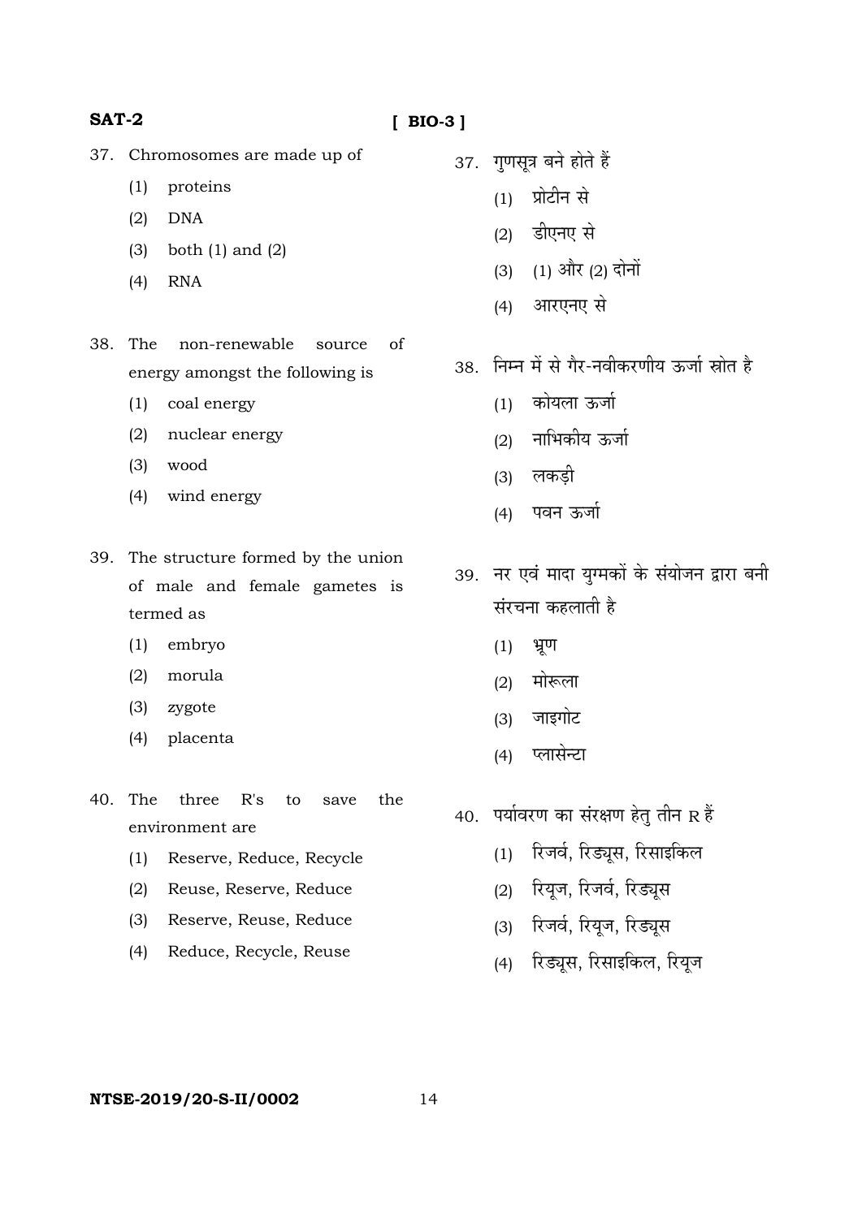**[ BIO-3 ]**

37. Chromosomes are made up of
    (1) proteins
    (2) DNA
    (3) both (1) and (2)
    (4) RNA

38. The non-renewable source of energy amongst the following is
    (1) coal energy
    (2) nuclear energy
    (3) wood
    (4) wind energy

39. The structure formed by the union of male and female gametes is termed as
    (1) embryo
    (2) morula
    (3) zygote
    (4) placenta

40. The three R's to save the environment are
    (1) Reserve, Reduce, Recycle
    (2) Reuse, Reserve, Reduce
    (3) Reserve, Reuse, Reduce
    (4) Reduce, Recycle, Reuse

37. गुणसूत्र बने होते हैं
    (1) प्रोटीन से
    (2) डीएनए से
    (3) (1) और (2) दोनों
    (4) आरएनए से

38. निम्न में से गैर-नवीकरणीय ऊर्जा स्रोत है
    (1) कोयला ऊर्जा
    (2) नाभिकीय ऊर्जा
    (3) लकड़ी
    (4) पवन ऊर्जा

39. नर एवं मादा युग्मकों के संयोजन द्वारा बनी संरचना कहलाती है
    (1) भ्रूण
    (2) मोरूला
    (3) जाइगोट
    (4) प्लासेन्टा

40. पर्यावरण का संरक्षण हेतु तीन R हैं
    (1) रिजर्व, रिड्यूस, रिसाइकिल
    (2) रियूज, रिजर्व, रिड्यूस
    (3) रिजर्व, रियूज, रिड्यूस
    (4) रिड्यूस, रिसाइकिल, रियूज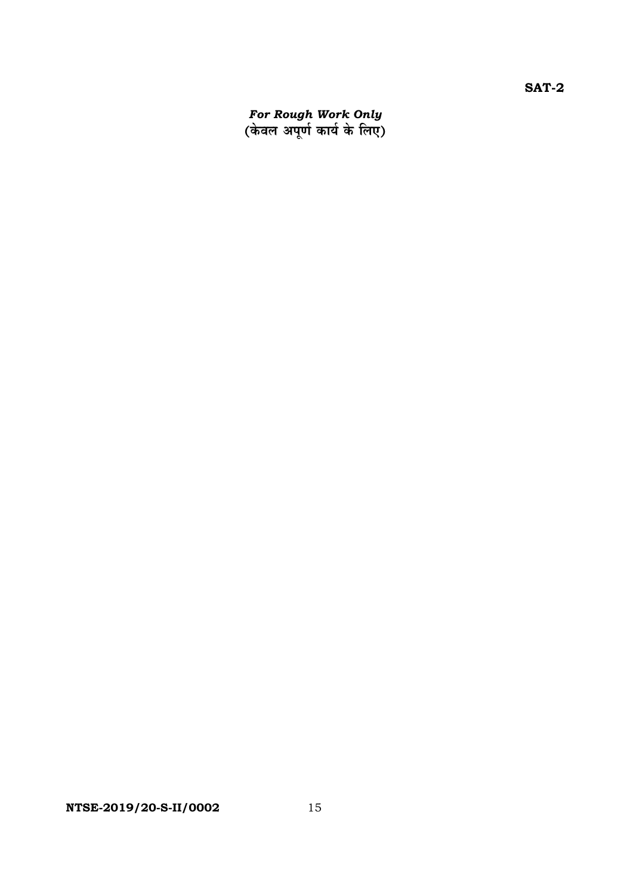*For Rough Work Only*
(केवल अपूर्ण कार्य के लिए)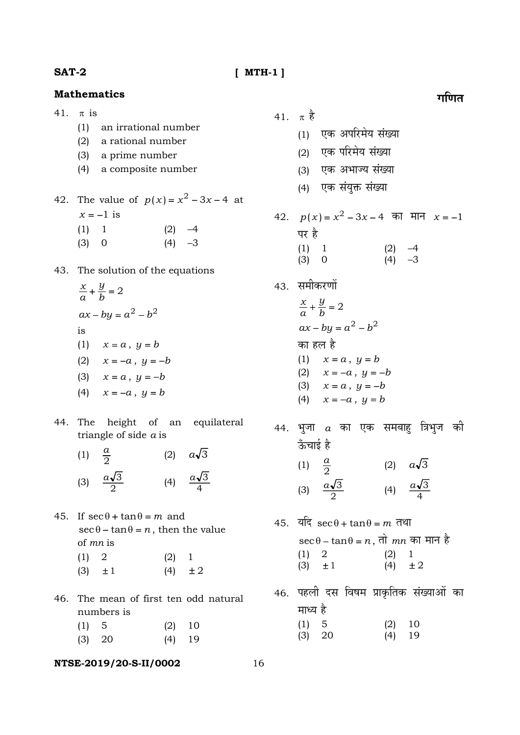**SAT-2** **[ MTH-1 ]**

## Mathematics

41. $\pi$ is
    (1) an irrational number
    (2) a rational number
    (3) a prime number
    (4) a composite number

42. The value of $p(x) = x^2 - 3x - 4$ at $x = -1$ is
    (1) 1 (2) –4
    (3) 0 (4) –3

43. The solution of the equations
    $$\frac{x}{a} + \frac{y}{b} = 2$$
    $$ax - by = a^2 - b^2$$
    is
    (1) $x = a$, $y = b$
    (2) $x = -a$, $y = -b$
    (3) $x = a$, $y = -b$
    (4) $x = -a$, $y = b$

44. The height of an equilateral triangle of side $a$ is
    (1) $\frac{a}{2}$ (2) $a\sqrt{3}$
    (3) $\frac{a\sqrt{3}}{2}$ (4) $\frac{a\sqrt{3}}{4}$

45. If $\sec\theta + \tan\theta = m$ and $\sec\theta - \tan\theta = n$, then the value of $mn$ is
    (1) 2 (2) 1
    (3) $\pm 1$ (4) $\pm 2$

46. The mean of first ten odd natural numbers is
    (1) 5 (2) 10
    (3) 20 (4) 19

## गणित

41. $\pi$ है
    (1) एक अपरिमेय संख्या
    (2) एक परिमेय संख्या
    (3) एक अभाज्य संख्या
    (4) एक संयुक्त संख्या

42. $p(x) = x^2 - 3x - 4$ का मान $x = -1$ पर है
    (1) 1 (2) –4
    (3) 0 (4) –3

43. समीकरणों
    $$\frac{x}{a} + \frac{y}{b} = 2$$
    $$ax - by = a^2 - b^2$$
    का हल है
    (1) $x = a$, $y = b$
    (2) $x = -a$, $y = -b$
    (3) $x = a$, $y = -b$
    (4) $x = -a$, $y = b$

44. भुजा $a$ का एक समबाहु त्रिभुज की ऊँचाई है
    (1) $\frac{a}{2}$ (2) $a\sqrt{3}$
    (3) $\frac{a\sqrt{3}}{2}$ (4) $\frac{a\sqrt{3}}{4}$

45. यदि $\sec\theta + \tan\theta = m$ तथा $\sec\theta - \tan\theta = n$, तो $mn$ का मान है
    (1) 2 (2) 1
    (3) $\pm 1$ (4) $\pm 2$

46. पहली दस विषम प्राकृतिक संख्याओं का माध्य है
    (1) 5 (2) 10
    (3) 20 (4) 19

**NTSE-2019/20-S-II/0002**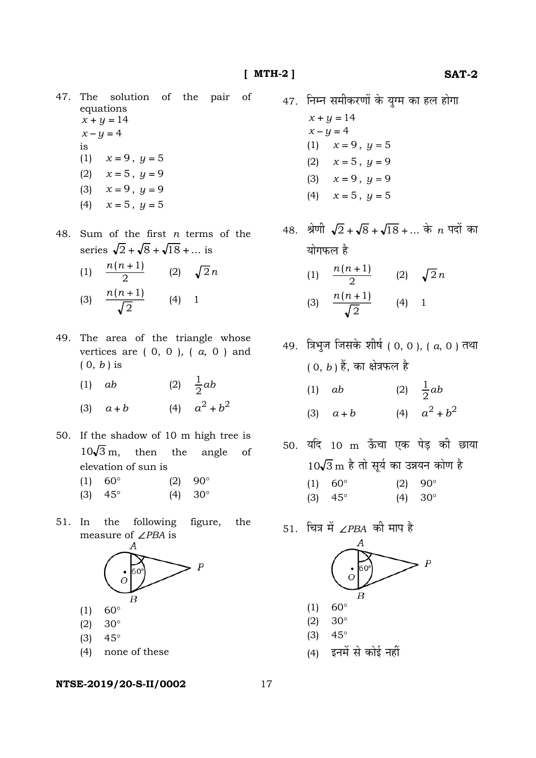47. The solution of the pair of equations

$x + y = 14$

$x - y = 4$

is

(1) $x = 9,\ y = 5$

(2) $x = 5,\ y = 9$

(3) $x = 9,\ y = 9$

(4) $x = 5,\ y = 5$

48. Sum of the first $n$ terms of the series $\sqrt{2} + \sqrt{8} + \sqrt{18} + \ldots$ is

(1) $\frac{n(n+1)}{2}$ (2) $\sqrt{2}n$

(3) $\frac{n(n+1)}{\sqrt{2}}$ (4) 1

49. The area of the triangle whose vertices are ( 0, 0 ), ( $a$, 0 ) and ( 0, $b$ ) is

(1) $ab$ (2) $\frac{1}{2}ab$

(3) $a + b$ (4) $a^2 + b^2$

50. If the shadow of 10 m high tree is $10\sqrt{3}$ m, then the angle of elevation of sun is

(1) 60° (2) 90°

(3) 45° (4) 30°

51. In the following figure, the measure of $\angle PBA$ is

A, O, 60°, P, B

(1) 60°

(2) 30°

(3) 45°

(4) none of these

47. निम्न समीकरणों के युग्म का हल होगा

$x + y = 14$

$x - y = 4$

(1) $x = 9,\ y = 5$

(2) $x = 5,\ y = 9$

(3) $x = 9,\ y = 9$

(4) $x = 5,\ y = 5$

48. श्रेणी $\sqrt{2} + \sqrt{8} + \sqrt{18} + \ldots$ के $n$ पदों का योगफल है

(1) $\frac{n(n+1)}{2}$ (2) $\sqrt{2}n$

(3) $\frac{n(n+1)}{\sqrt{2}}$ (4) 1

49. त्रिभुज जिसके शीर्ष ( 0, 0 ), ( $a$, 0 ) तथा ( 0, $b$ ) हैं, का क्षेत्रफल है

(1) $ab$ (2) $\frac{1}{2}ab$

(3) $a + b$ (4) $a^2 + b^2$

50. यदि 10 m ऊँचा एक पेड़ की छाया $10\sqrt{3}$ m है तो सूर्य का उन्नयन कोण है

(1) 60° (2) 90°

(3) 45° (4) 30°

51. चित्र में $\angle PBA$ की माप है

A, O, 60°, P, B

(1) 60°

(2) 30°

(3) 45°

(4) इनमें से कोई नहीं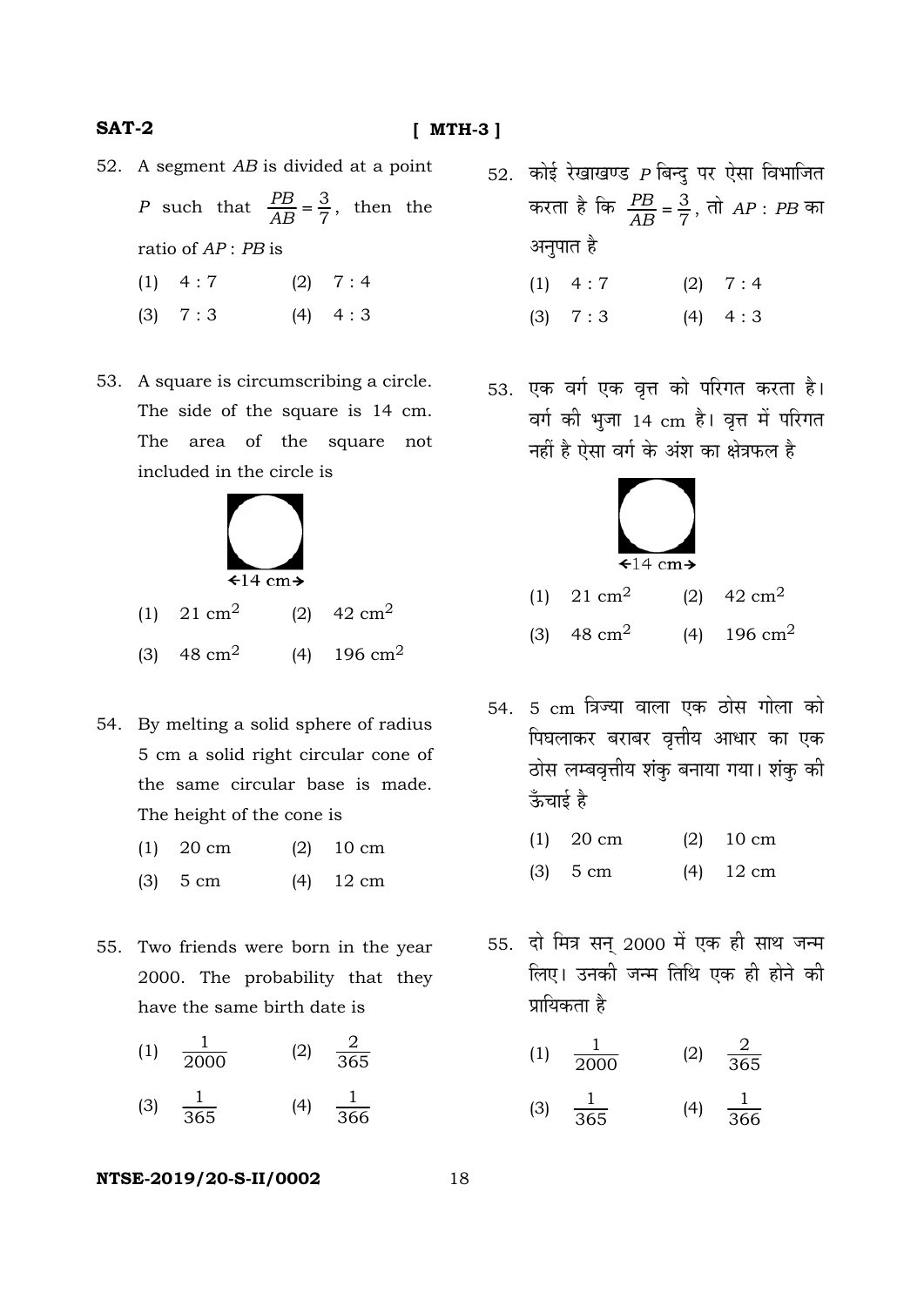52. A segment $AB$ is divided at a point $P$ such that $\frac{PB}{AB} = \frac{3}{7}$, then the ratio of $AP : PB$ is

(1) 4 : 7 (2) 7 : 4

(3) 7 : 3 (4) 4 : 3

52. कोई रेखाखण्ड $P$ बिन्दु पर ऐसा विभाजित करता है कि $\frac{PB}{AB} = \frac{3}{7}$, तो $AP : PB$ का अनुपात है

(1) 4 : 7 (2) 7 : 4

(3) 7 : 3 (4) 4 : 3

53. A square is circumscribing a circle. The side of the square is 14 cm. The area of the square not included in the circle is

←14 cm→

(1) 21 cm$^2$ (2) 42 cm$^2$

(3) 48 cm$^2$ (4) 196 cm$^2$

53. एक वर्ग एक वृत्त को परिगत करता है। वर्ग की भुजा 14 cm है। वृत्त में परिगत नहीं है ऐसा वर्ग के अंश का क्षेत्रफल है

←14 cm→

(1) 21 cm$^2$ (2) 42 cm$^2$

(3) 48 cm$^2$ (4) 196 cm$^2$

54. By melting a solid sphere of radius 5 cm a solid right circular cone of the same circular base is made. The height of the cone is

(1) 20 cm (2) 10 cm

(3) 5 cm (4) 12 cm

54. 5 cm त्रिज्या वाला एक ठोस गोला को पिघलाकर बराबर वृत्तीय आधार का एक ठोस लम्बवृत्तीय शंकु बनाया गया। शंकु की ऊँचाई है

(1) 20 cm (2) 10 cm

(3) 5 cm (4) 12 cm

55. Two friends were born in the year 2000. The probability that they have the same birth date is

(1) $\frac{1}{2000}$ (2) $\frac{2}{365}$

(3) $\frac{1}{365}$ (4) $\frac{1}{366}$

55. दो मित्र सन् 2000 में एक ही साथ जन्म लिए। उनकी जन्म तिथि एक ही होने की प्रायिकता है

(1) $\frac{1}{2000}$ (2) $\frac{2}{365}$

(3) $\frac{1}{365}$ (4) $\frac{1}{366}$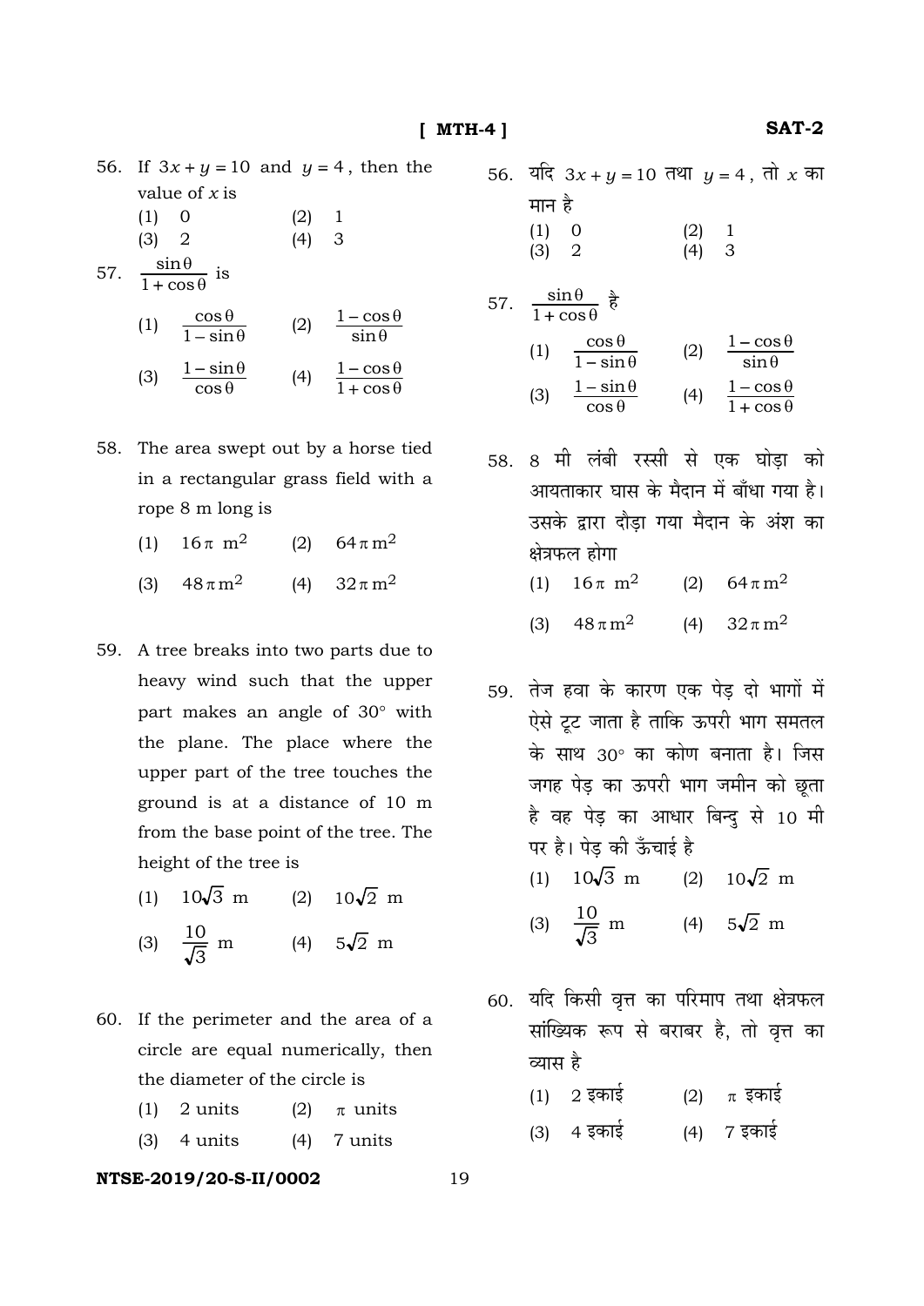56. If $3x + y = 10$ and $y = 4$, then the value of $x$ is

(1) 0 (2) 1
(3) 2 (4) 3

57. $\frac{\sin\theta}{1+\cos\theta}$ is

(1) $\frac{\cos\theta}{1-\sin\theta}$ (2) $\frac{1-\cos\theta}{\sin\theta}$

(3) $\frac{1-\sin\theta}{\cos\theta}$ (4) $\frac{1-\cos\theta}{1+\cos\theta}$

58. The area swept out by a horse tied in a rectangular grass field with a rope 8 m long is

(1) $16\pi$ m$^2$ (2) $64\pi$ m$^2$

(3) $48\pi$ m$^2$ (4) $32\pi$ m$^2$

59. A tree breaks into two parts due to heavy wind such that the upper part makes an angle of $30°$ with the plane. The place where the upper part of the tree touches the ground is at a distance of 10 m from the base point of the tree. The height of the tree is

(1) $10\sqrt{3}$ m (2) $10\sqrt{2}$ m

(3) $\frac{10}{\sqrt{3}}$ m (4) $5\sqrt{2}$ m

60. If the perimeter and the area of a circle are equal numerically, then the diameter of the circle is

(1) 2 units (2) $\pi$ units
(3) 4 units (4) 7 units

56. यदि $3x + y = 10$ तथा $y = 4$, तो $x$ का मान है

(1) 0 (2) 1
(3) 2 (4) 3

57. $\frac{\sin\theta}{1+\cos\theta}$ है

(1) $\frac{\cos\theta}{1-\sin\theta}$ (2) $\frac{1-\cos\theta}{\sin\theta}$

(3) $\frac{1-\sin\theta}{\cos\theta}$ (4) $\frac{1-\cos\theta}{1+\cos\theta}$

58. 8 मी लंबी रस्सी से एक घोड़ा को आयताकार घास के मैदान में बाँधा गया है। उसके द्वारा दौड़ा गया मैदान के अंश का क्षेत्रफल होगा

(1) $16\pi$ m$^2$ (2) $64\pi$ m$^2$

(3) $48\pi$ m$^2$ (4) $32\pi$ m$^2$

59. तेज हवा के कारण एक पेड़ दो भागों में ऐसे टूट जाता है ताकि ऊपरी भाग समतल के साथ $30°$ का कोण बनाता है। जिस जगह पेड़ का ऊपरी भाग जमीन को छूता है वह पेड़ का आधार बिन्दु से 10 मी पर है। पेड़ की ऊँचाई है

(1) $10\sqrt{3}$ m (2) $10\sqrt{2}$ m

(3) $\frac{10}{\sqrt{3}}$ m (4) $5\sqrt{2}$ m

60. यदि किसी वृत्त का परिमाप तथा क्षेत्रफल सांख्यिक रूप से बराबर है, तो वृत्त का व्यास है

(1) 2 इकाई (2) $\pi$ इकाई
(3) 4 इकाई (4) 7 इकाई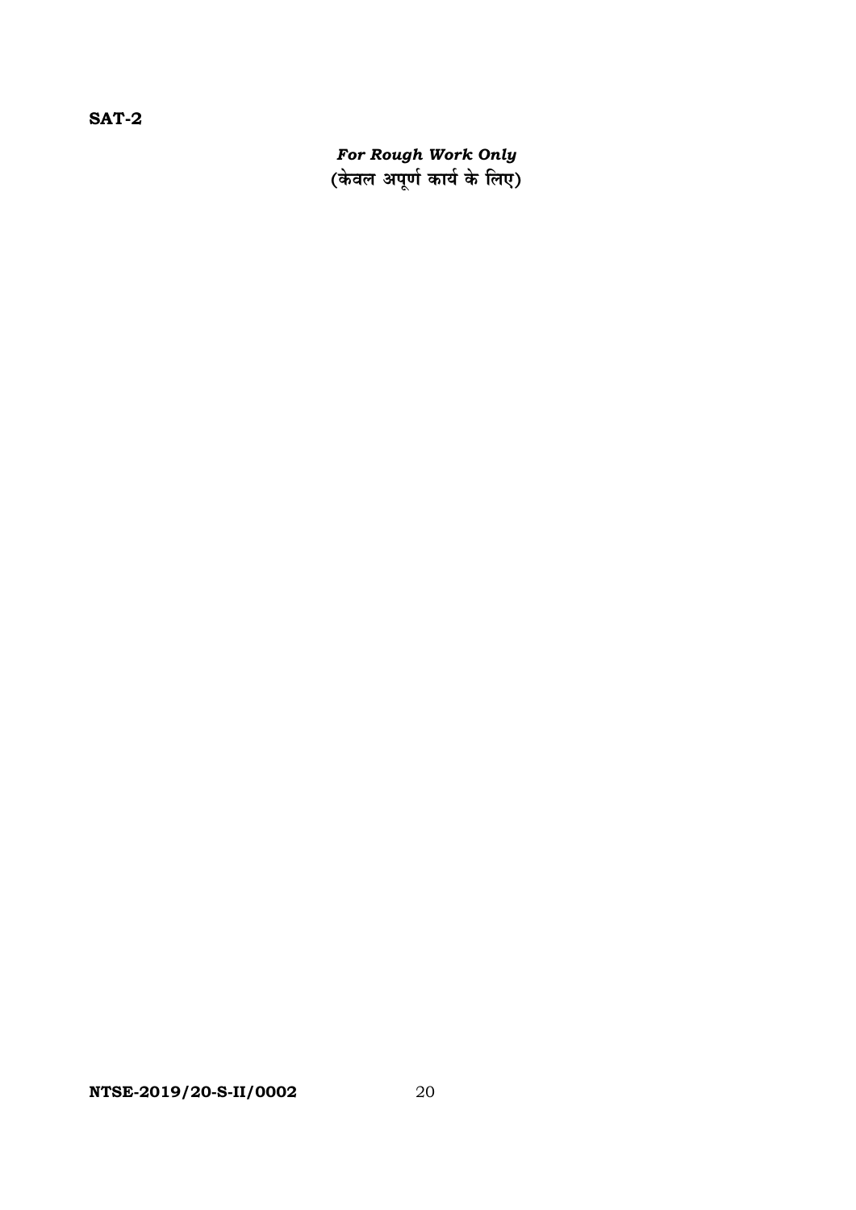*For Rough Work Only*
(केवल अपूर्ण कार्य के लिए)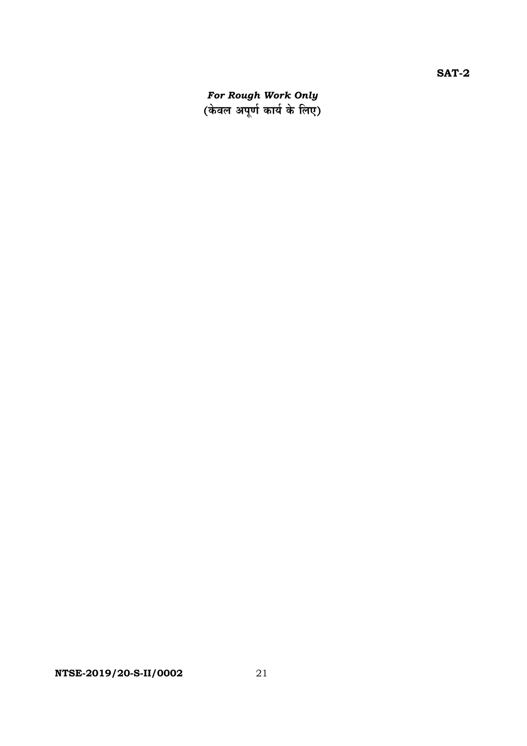*For Rough Work Only*
(केवल अपूर्ण कार्य के लिए)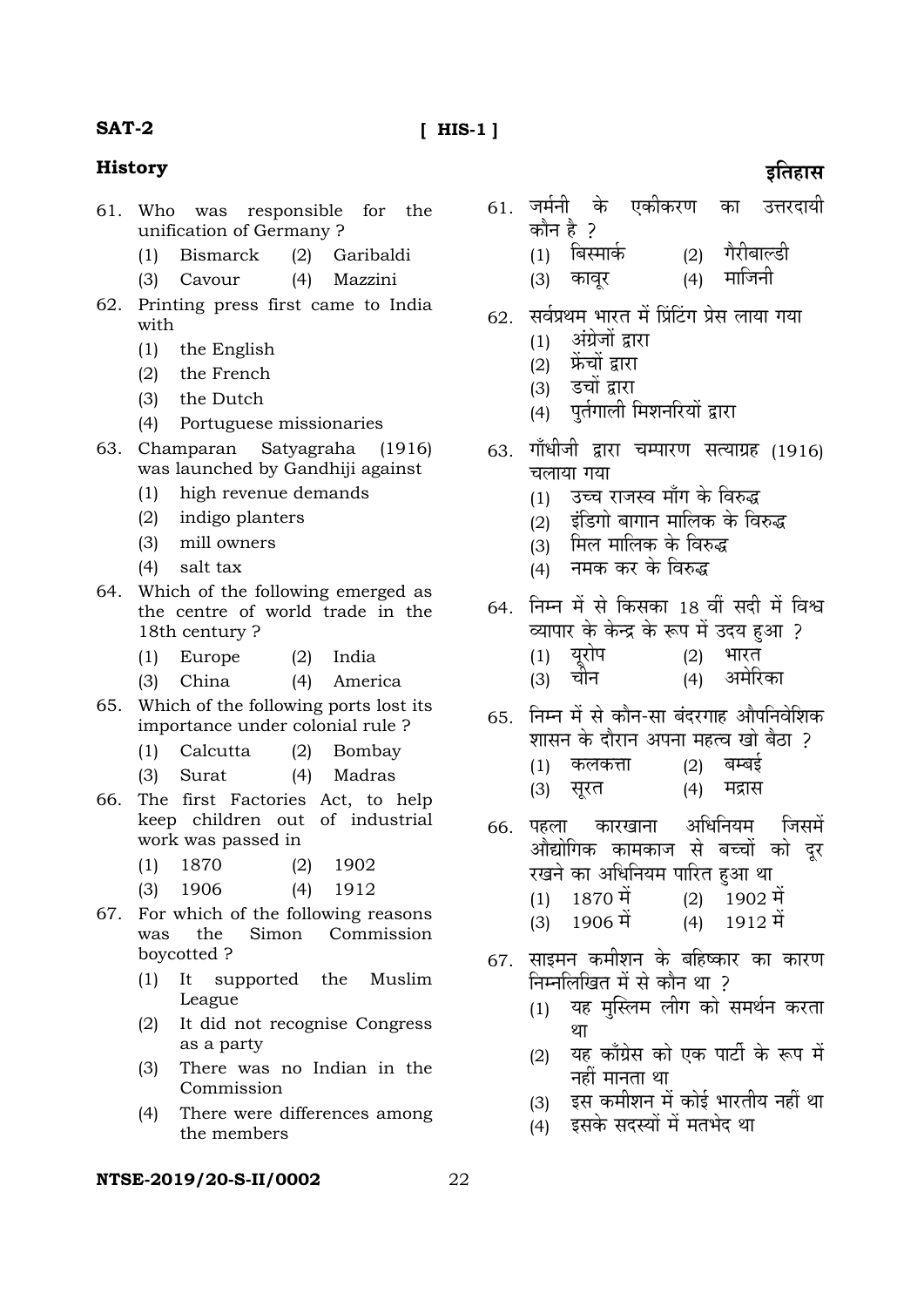SAT-2 **[ HIS-1 ]**

## History

61. Who was responsible for the unification of Germany ?
    (1) Bismarck (2) Garibaldi
    (3) Cavour (4) Mazzini

62. Printing press first came to India with
    (1) the English
    (2) the French
    (3) the Dutch
    (4) Portuguese missionaries

63. Champaran Satyagraha (1916) was launched by Gandhiji against
    (1) high revenue demands
    (2) indigo planters
    (3) mill owners
    (4) salt tax

64. Which of the following emerged as the centre of world trade in the 18th century ?
    (1) Europe (2) India
    (3) China (4) America

65. Which of the following ports lost its importance under colonial rule ?
    (1) Calcutta (2) Bombay
    (3) Surat (4) Madras

66. The first Factories Act, to help keep children out of industrial work was passed in
    (1) 1870 (2) 1902
    (3) 1906 (4) 1912

67. For which of the following reasons was the Simon Commission boycotted ?
    (1) It supported the Muslim League
    (2) It did not recognise Congress as a party
    (3) There was no Indian in the Commission
    (4) There were differences among the members

## इतिहास

61. जर्मनी के एकीकरण का उत्तरदायी कौन है ?
    (1) बिस्मार्क (2) गैरीबाल्डी
    (3) कावूर (4) माजिनी

62. सर्वप्रथम भारत में प्रिंटिंग प्रेस लाया गया
    (1) अंग्रेजों द्वारा
    (2) फ्रेंचों द्वारा
    (3) डचों द्वारा
    (4) पुर्तगाली मिशनरियों द्वारा

63. गाँधीजी द्वारा चम्पारण सत्याग्रह (1916) चलाया गया
    (1) उच्च राजस्व माँग के विरुद्ध
    (2) इंडिगो बागान मालिक के विरुद्ध
    (3) मिल मालिक के विरुद्ध
    (4) नमक कर के विरुद्ध

64. निम्न में से किसका 18 वीं सदी में विश्व व्यापार के केन्द्र के रूप में उदय हुआ ?
    (1) यूरोप (2) भारत
    (3) चीन (4) अमेरिका

65. निम्न में से कौन-सा बंदरगाह औपनिवेशिक शासन के दौरान अपना महत्व खो बैठा ?
    (1) कलकत्ता (2) बम्बई
    (3) सूरत (4) मद्रास

66. पहला कारखाना अधिनियम जिसमें औद्योगिक कामकाज से बच्चों को दूर रखने का अधिनियम पारित हुआ था
    (1) 1870 में (2) 1902 में
    (3) 1906 में (4) 1912 में

67. साइमन कमीशन के बहिष्कार का कारण निम्नलिखित में से कौन था ?
    (1) यह मुस्लिम लीग को समर्थन करता था
    (2) यह काँग्रेस को एक पार्टी के रूप में नहीं मानता था
    (3) इस कमीशन में कोई भारतीय नहीं था
    (4) इसके सदस्यों में मतभेद था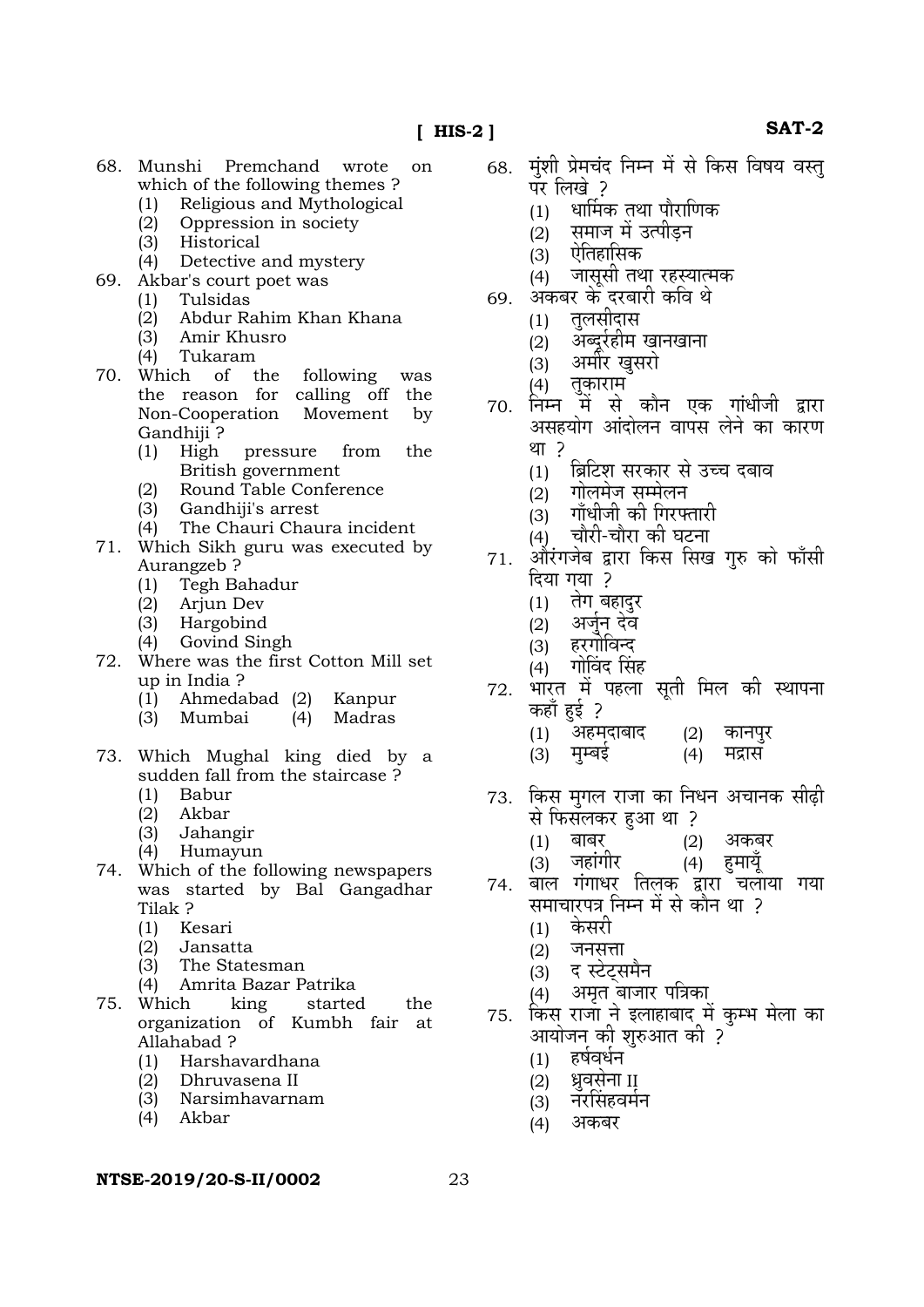68. Munshi Premchand wrote on which of the following themes ?
    (1) Religious and Mythological
    (2) Oppression in society
    (3) Historical
    (4) Detective and mystery

69. Akbar's court poet was
    (1) Tulsidas
    (2) Abdur Rahim Khan Khana
    (3) Amir Khusro
    (4) Tukaram

70. Which of the following was the reason for calling off the Non-Cooperation Movement by Gandhiji ?
    (1) High pressure from the British government
    (2) Round Table Conference
    (3) Gandhiji's arrest
    (4) The Chauri Chaura incident

71. Which Sikh guru was executed by Aurangzeb ?
    (1) Tegh Bahadur
    (2) Arjun Dev
    (3) Hargobind
    (4) Govind Singh

72. Where was the first Cotton Mill set up in India ?
    (1) Ahmedabad (2) Kanpur
    (3) Mumbai (4) Madras

73. Which Mughal king died by a sudden fall from the staircase ?
    (1) Babur
    (2) Akbar
    (3) Jahangir
    (4) Humayun

74. Which of the following newspapers was started by Bal Gangadhar Tilak ?
    (1) Kesari
    (2) Jansatta
    (3) The Statesman
    (4) Amrita Bazar Patrika

75. Which king started the organization of Kumbh fair at Allahabad ?
    (1) Harshavardhana
    (2) Dhruvasena II
    (3) Narsimhavarnam
    (4) Akbar

68. मुंशी प्रेमचंद निम्न में से किस विषय वस्तु पर लिखे ?
    (1) धार्मिक तथा पौराणिक
    (2) समाज में उत्पीड़न
    (3) ऐतिहासिक
    (4) जासूसी तथा रहस्यात्मक

69. अकबर के दरबारी कवि थे
    (1) तुलसीदास
    (2) अब्दुर्रहीम खानखाना
    (3) अमीर खुसरो
    (4) तुकाराम

70. निम्न में से कौन एक गांधीजी द्वारा असहयोग आंदोलन वापस लेने का कारण था ?
    (1) ब्रिटिश सरकार से उच्च दबाव
    (2) गोलमेज सम्मेलन
    (3) गाँधीजी की गिरफ्तारी
    (4) चौरी-चौरा की घटना

71. औरंगजेब द्वारा किस सिख गुरु को फाँसी दिया गया ?
    (1) तेग बहादुर
    (2) अर्जुन देव
    (3) हरगोविन्द
    (4) गोविंद सिंह

72. भारत में पहला सूती मिल की स्थापना कहाँ हुई ?
    (1) अहमदाबाद (2) कानपुर
    (3) मुम्बई (4) मद्रास

73. किस मुगल राजा का निधन अचानक सीढ़ी से फिसलकर हुआ था ?
    (1) बाबर (2) अकबर
    (3) जहांगीर (4) हुमायूँ

74. बाल गंगाधर तिलक द्वारा चलाया गया समाचारपत्र निम्न में से कौन था ?
    (1) केसरी
    (2) जनसत्ता
    (3) द स्टेट्समैन
    (4) अमृत बाजार पत्रिका

75. किस राजा ने इलाहाबाद में कुम्भ मेला का आयोजन की शुरुआत की ?
    (1) हर्षवर्धन
    (2) ध्रुवसेना II
    (3) नरसिंहवर्मन
    (4) अकबर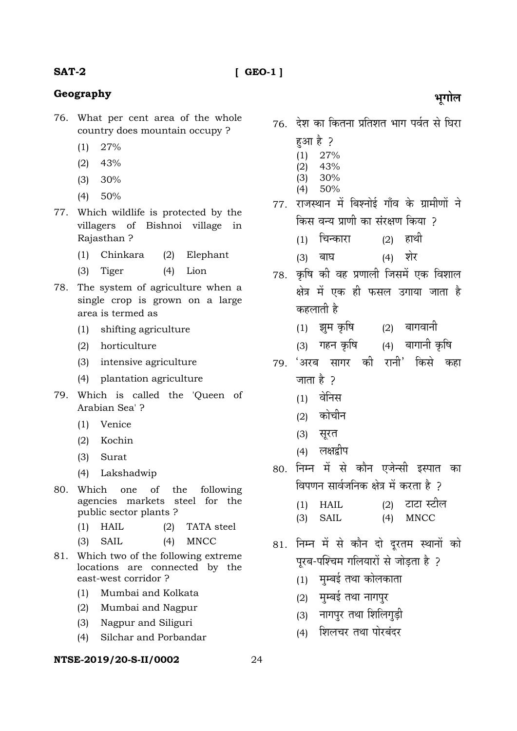## Geography

76. What per cent area of the whole country does mountain occupy ?
    (1) 27%
    (2) 43%
    (3) 30%
    (4) 50%

77. Which wildlife is protected by the villagers of Bishnoi village in Rajasthan ?
    (1) Chinkara (2) Elephant
    (3) Tiger (4) Lion

78. The system of agriculture when a single crop is grown on a large area is termed as
    (1) shifting agriculture
    (2) horticulture
    (3) intensive agriculture
    (4) plantation agriculture

79. Which is called the 'Queen of Arabian Sea' ?
    (1) Venice
    (2) Kochin
    (3) Surat
    (4) Lakshadwip

80. Which one of the following agencies markets steel for the public sector plants ?
    (1) HAIL (2) TATA steel
    (3) SAIL (4) MNCC

81. Which two of the following extreme locations are connected by the east-west corridor ?
    (1) Mumbai and Kolkata
    (2) Mumbai and Nagpur
    (3) Nagpur and Siliguri
    (4) Silchar and Porbandar

## भूगोल

76. देश का कितना प्रतिशत भाग पर्वत से घिरा हुआ है ?
    (1) 27%
    (2) 43%
    (3) 30%
    (4) 50%

77. राजस्थान में बिश्नोई गाँव के ग्रामीणों ने किस वन्य प्राणी का संरक्षण किया ?
    (1) चिन्कारा (2) हाथी
    (3) बाघ (4) शेर

78. कृषि की वह प्रणाली जिसमें एक विशाल क्षेत्र में एक ही फसल उगाया जाता है कहलाती है
    (1) झुम कृषि (2) बागवानी
    (3) गहन कृषि (4) बागानी कृषि

79. 'अरब सागर की रानी' किसे कहा जाता है ?
    (1) वेनिस
    (2) कोचीन
    (3) सूरत
    (4) लक्षद्वीप

80. निम्न में से कौन एजेन्सी इस्पात का विपणन सार्वजनिक क्षेत्र में करता है ?
    (1) HAIL (2) टाटा स्टील
    (3) SAIL (4) MNCC

81. निम्न में से कौन दो दूरतम स्थानों को पूरब-पश्चिम गलियारों से जोड़ता है ?
    (1) मुम्बई तथा कोलकाता
    (2) मुम्बई तथा नागपुर
    (3) नागपुर तथा शिलिगुड़ी
    (4) शिलचर तथा पोरबंदर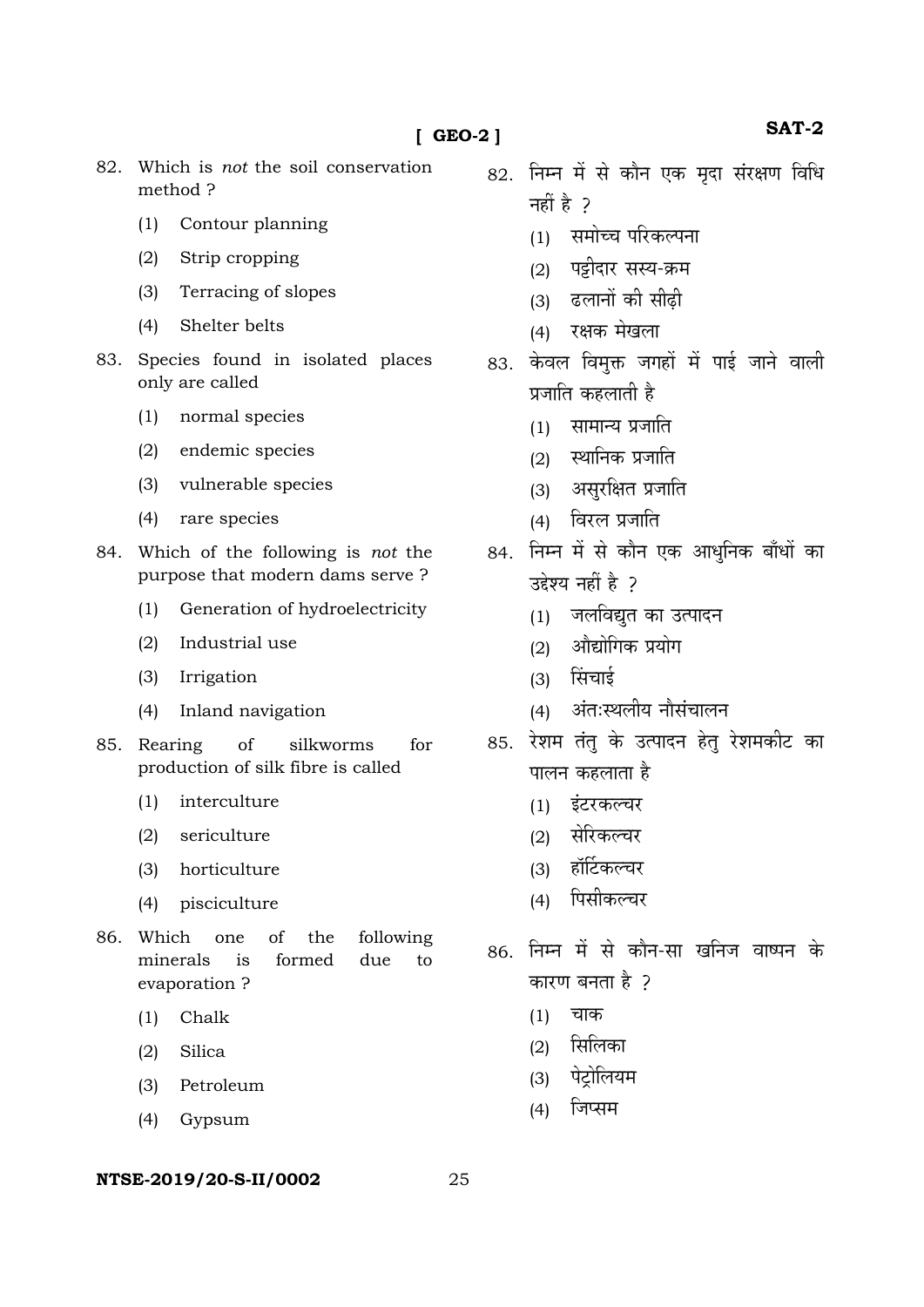[ GEO-2 ]

82. Which is *not* the soil conservation method ?

    (1) Contour planning
    (2) Strip cropping
    (3) Terracing of slopes
    (4) Shelter belts

83. Species found in isolated places only are called

    (1) normal species
    (2) endemic species
    (3) vulnerable species
    (4) rare species

84. Which of the following is *not* the purpose that modern dams serve ?

    (1) Generation of hydroelectricity
    (2) Industrial use
    (3) Irrigation
    (4) Inland navigation

85. Rearing of silkworms for production of silk fibre is called

    (1) interculture
    (2) sericulture
    (3) horticulture
    (4) pisciculture

86. Which one of the following minerals is formed due to evaporation ?

    (1) Chalk
    (2) Silica
    (3) Petroleum
    (4) Gypsum

82. निम्न में से कौन एक मृदा संरक्षण विधि नहीं है ?

    (1) समोच्च परिकल्पना
    (2) पट्टीदार सस्य-क्रम
    (3) ढलानों की सीढ़ी
    (4) रक्षक मेखला

83. केवल विमुक्त जगहों में पाई जाने वाली प्रजाति कहलाती है

    (1) सामान्य प्रजाति
    (2) स्थानिक प्रजाति
    (3) असुरक्षित प्रजाति
    (4) विरल प्रजाति

84. निम्न में से कौन एक आधुनिक बाँधों का उद्देश्य नहीं है ?

    (1) जलविद्युत का उत्पादन
    (2) औद्योगिक प्रयोग
    (3) सिंचाई
    (4) अंतःस्थलीय नौसंचालन

85. रेशम तंतु के उत्पादन हेतु रेशमकीट का पालन कहलाता है

    (1) इंटरकल्चर
    (2) सेरिकल्चर
    (3) हॉर्टिकल्चर
    (4) पिसीकल्चर

86. निम्न में से कौन-सा खनिज वाष्पन के कारण बनता है ?

    (1) चाक
    (2) सिलिका
    (3) पेट्रोलियम
    (4) जिप्सम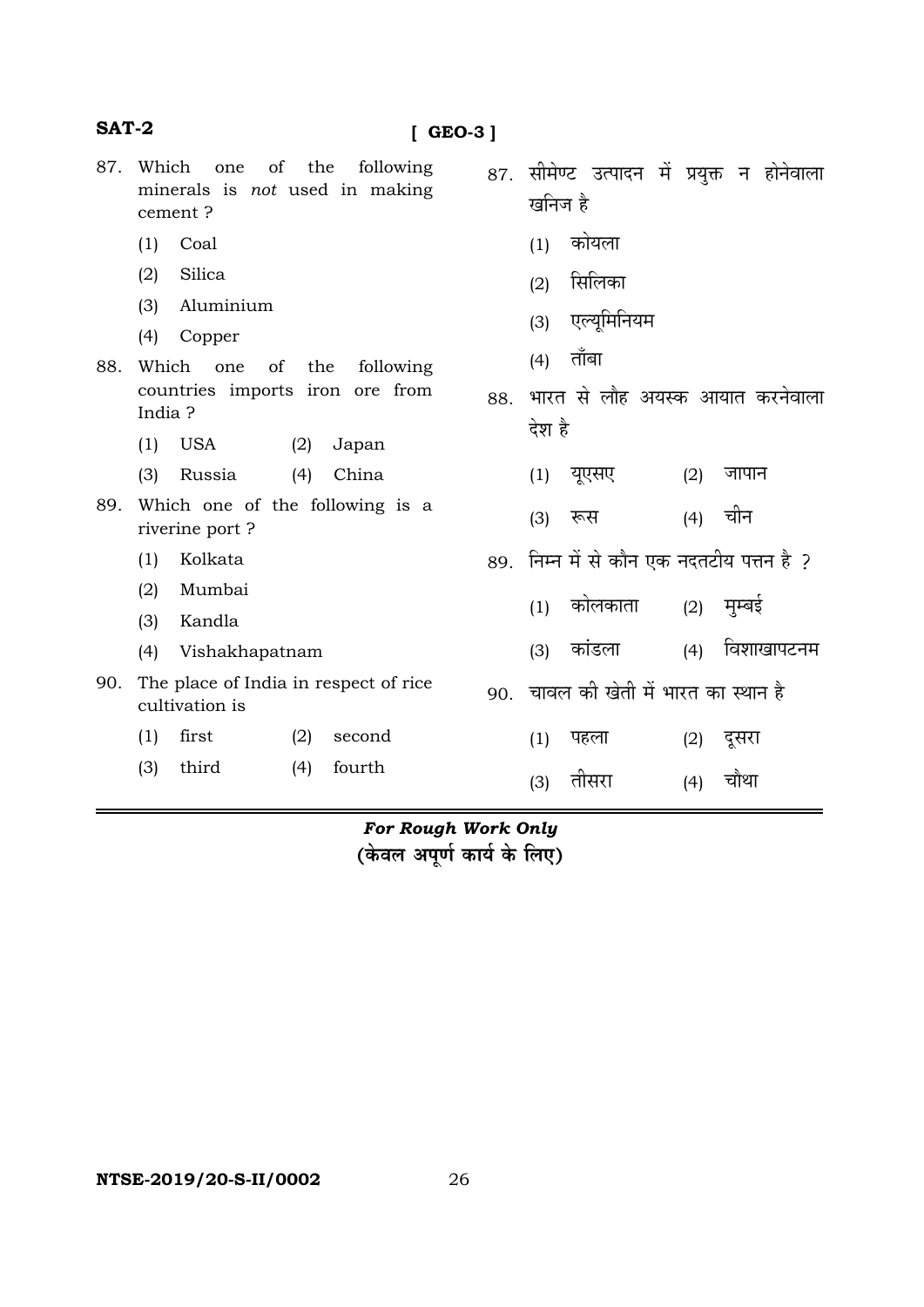**[ GEO-3 ]**

87. Which one of the following minerals is *not* used in making cement ?

 (1) Coal

 (2) Silica

 (3) Aluminium

 (4) Copper

88. Which one of the following countries imports iron ore from India ?

 (1) USA (2) Japan

 (3) Russia (4) China

89. Which one of the following is a riverine port ?

 (1) Kolkata

 (2) Mumbai

 (3) Kandla

 (4) Vishakhapatnam

90. The place of India in respect of rice cultivation is

 (1) first (2) second

 (3) third (4) fourth

87. सीमेण्ट उत्पादन में प्रयुक्त न होनेवाला खनिज है

 (1) कोयला

 (2) सिलिका

 (3) एल्यूमिनियम

 (4) ताँबा

88. भारत से लौह अयस्क आयात करनेवाला देश है

 (1) यूएसए (2) जापान

 (3) रूस (4) चीन

89. निम्न में से कौन एक नदतटीय पत्तन है ?

 (1) कोलकाता (2) मुम्बई

 (3) कांडला (4) विशाखापटनम

90. चावल की खेती में भारत का स्थान है

 (1) पहला (2) दूसरा

 (3) तीसरा (4) चौथा

***For Rough Work Only***
**(केवल अपूर्ण कार्य के लिए)**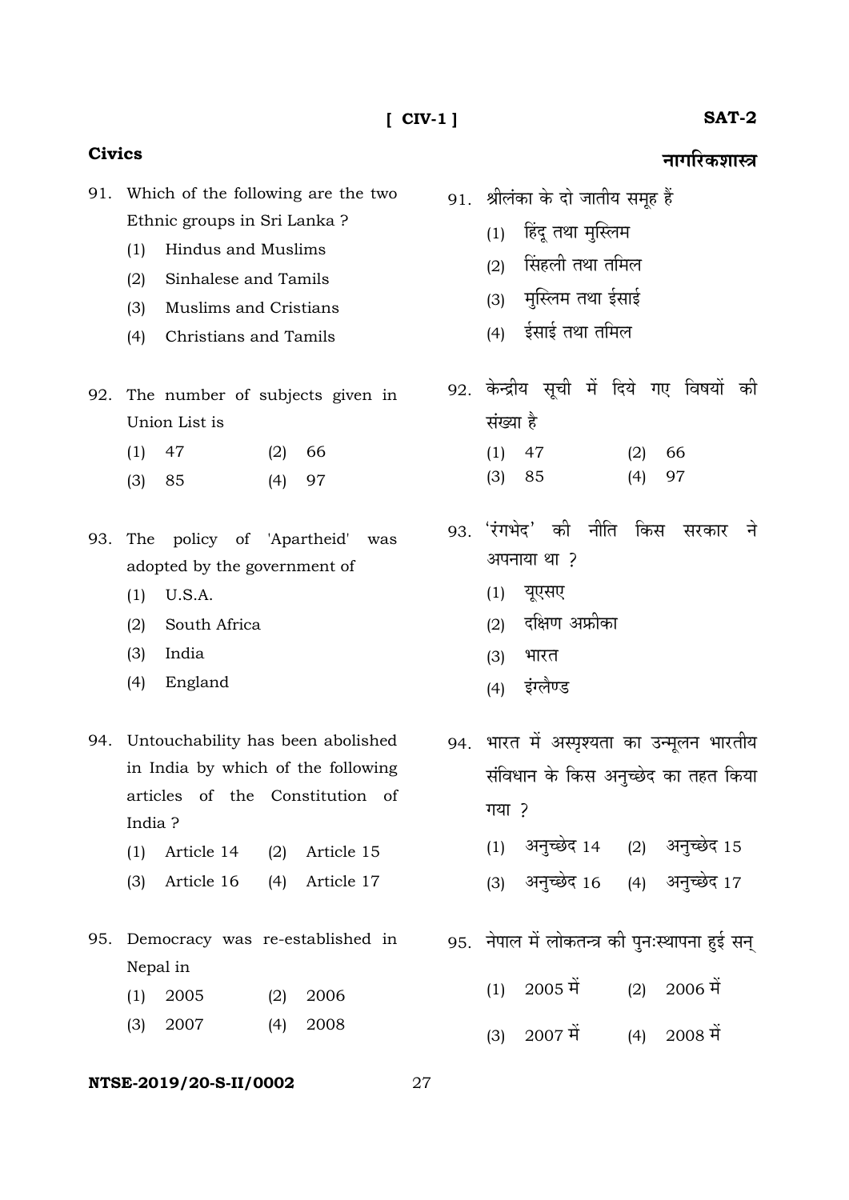## Civics

91. Which of the following are the two Ethnic groups in Sri Lanka ?
    (1) Hindus and Muslims
    (2) Sinhalese and Tamils
    (3) Muslims and Cristians
    (4) Christians and Tamils

92. The number of subjects given in Union List is
    (1) 47 (2) 66
    (3) 85 (4) 97

93. The policy of 'Apartheid' was adopted by the government of
    (1) U.S.A.
    (2) South Africa
    (3) India
    (4) England

94. Untouchability has been abolished in India by which of the following articles of the Constitution of India ?
    (1) Article 14 (2) Article 15
    (3) Article 16 (4) Article 17

95. Democracy was re-established in Nepal in
    (1) 2005 (2) 2006
    (3) 2007 (4) 2008

## नागरिकशास्त्र

91. श्रीलंका के दो जातीय समूह हैं
    (1) हिंदू तथा मुस्लिम
    (2) सिंहली तथा तमिल
    (3) मुस्लिम तथा ईसाई
    (4) ईसाई तथा तमिल

92. केन्द्रीय सूची में दिये गए विषयों की संख्या है
    (1) 47 (2) 66
    (3) 85 (4) 97

93. 'रंगभेद' की नीति किस सरकार ने अपनाया था ?
    (1) यूएसए
    (2) दक्षिण अफ्रीका
    (3) भारत
    (4) इंग्लैण्ड

94. भारत में अस्पृश्यता का उन्मूलन भारतीय संविधान के किस अनुच्छेद का तहत किया गया ?
    (1) अनुच्छेद 14 (2) अनुच्छेद 15
    (3) अनुच्छेद 16 (4) अनुच्छेद 17

95. नेपाल में लोकतन्त्र की पुनःस्थापना हुई सन्
    (1) 2005 में (2) 2006 में
    (3) 2007 में (4) 2008 में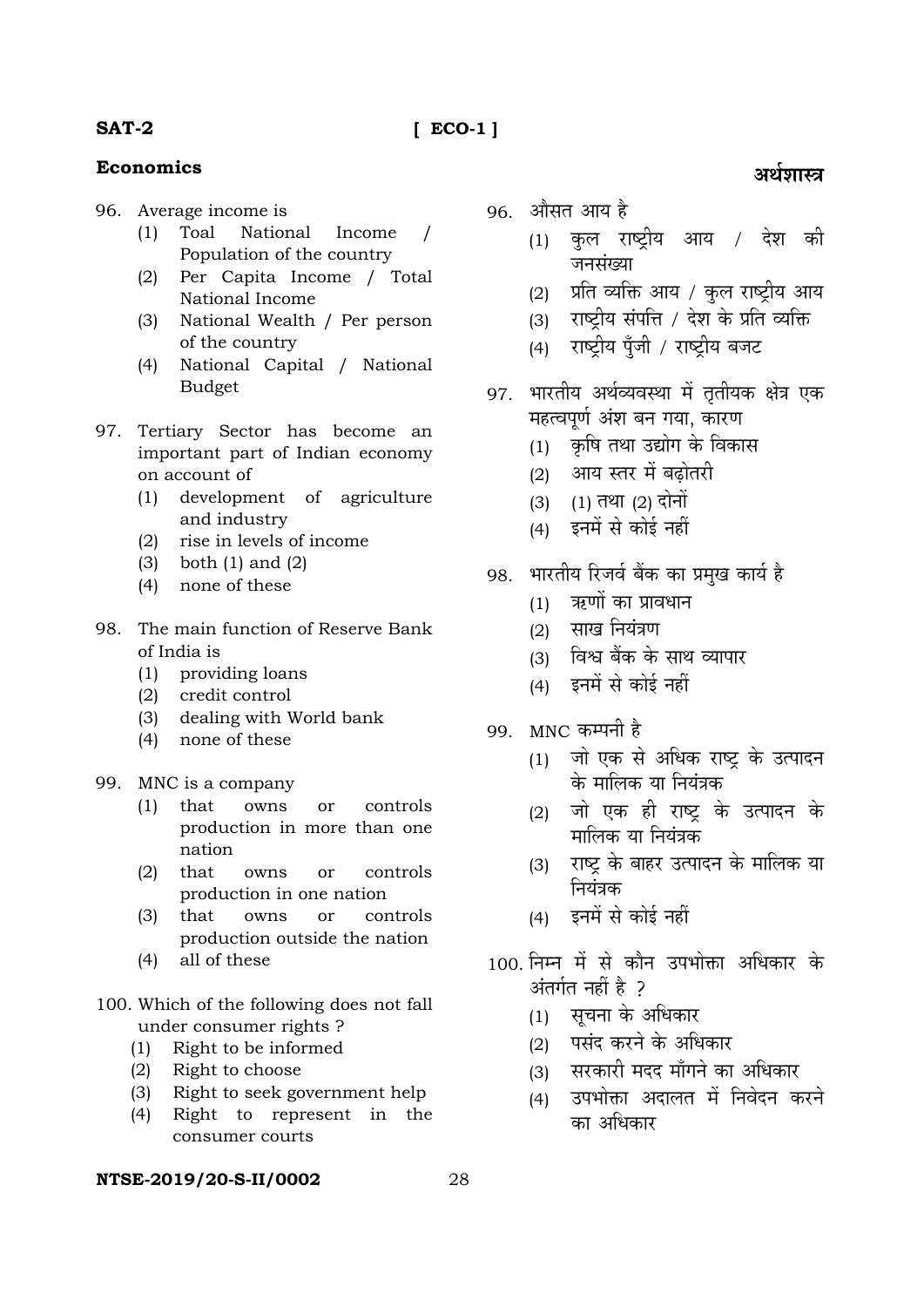SAT-2 [ ECO-1 ]

## Economics

96. Average income is
    (1) Toal National Income / Population of the country
    (2) Per Capita Income / Total National Income
    (3) National Wealth / Per person of the country
    (4) National Capital / National Budget

97. Tertiary Sector has become an important part of Indian economy on account of
    (1) development of agriculture and industry
    (2) rise in levels of income
    (3) both (1) and (2)
    (4) none of these

98. The main function of Reserve Bank of India is
    (1) providing loans
    (2) credit control
    (3) dealing with World bank
    (4) none of these

99. MNC is a company
    (1) that owns or controls production in more than one nation
    (2) that owns or controls production in one nation
    (3) that owns or controls production outside the nation
    (4) all of these

100. Which of the following does not fall under consumer rights ?
    (1) Right to be informed
    (2) Right to choose
    (3) Right to seek government help
    (4) Right to represent in the consumer courts

## अर्थशास्त्र

96. औसत आय है
    (1) कुल राष्ट्रीय आय / देश की जनसंख्या
    (2) प्रति व्यक्ति आय / कुल राष्ट्रीय आय
    (3) राष्ट्रीय संपत्ति / देश के प्रति व्यक्ति
    (4) राष्ट्रीय पुँजी / राष्ट्रीय बजट

97. भारतीय अर्थव्यवस्था में तृतीयक क्षेत्र एक महत्वपूर्ण अंश बन गया, कारण
    (1) कृषि तथा उद्योग के विकास
    (2) आय स्तर में बढ़ोतरी
    (3) (1) तथा (2) दोनों
    (4) इनमें से कोई नहीं

98. भारतीय रिजर्व बैंक का प्रमुख कार्य है
    (1) ऋणों का प्रावधान
    (2) साख नियंत्रण
    (3) विश्व बैंक के साथ व्यापार
    (4) इनमें से कोई नहीं

99. MNC कम्पनी है
    (1) जो एक से अधिक राष्ट्र के उत्पादन के मालिक या नियंत्रक
    (2) जो एक ही राष्ट्र के उत्पादन के मालिक या नियंत्रक
    (3) राष्ट्र के बाहर उत्पादन के मालिक या नियंत्रक
    (4) इनमें से कोई नहीं

100. निम्न में से कौन उपभोक्ता अधिकार के अंतर्गत नहीं है ?
    (1) सूचना के अधिकार
    (2) पसंद करने के अधिकार
    (3) सरकारी मदद माँगने का अधिकार
    (4) उपभोक्ता अदालत में निवेदन करने का अधिकार

NTSE-2019/20-S-II/0002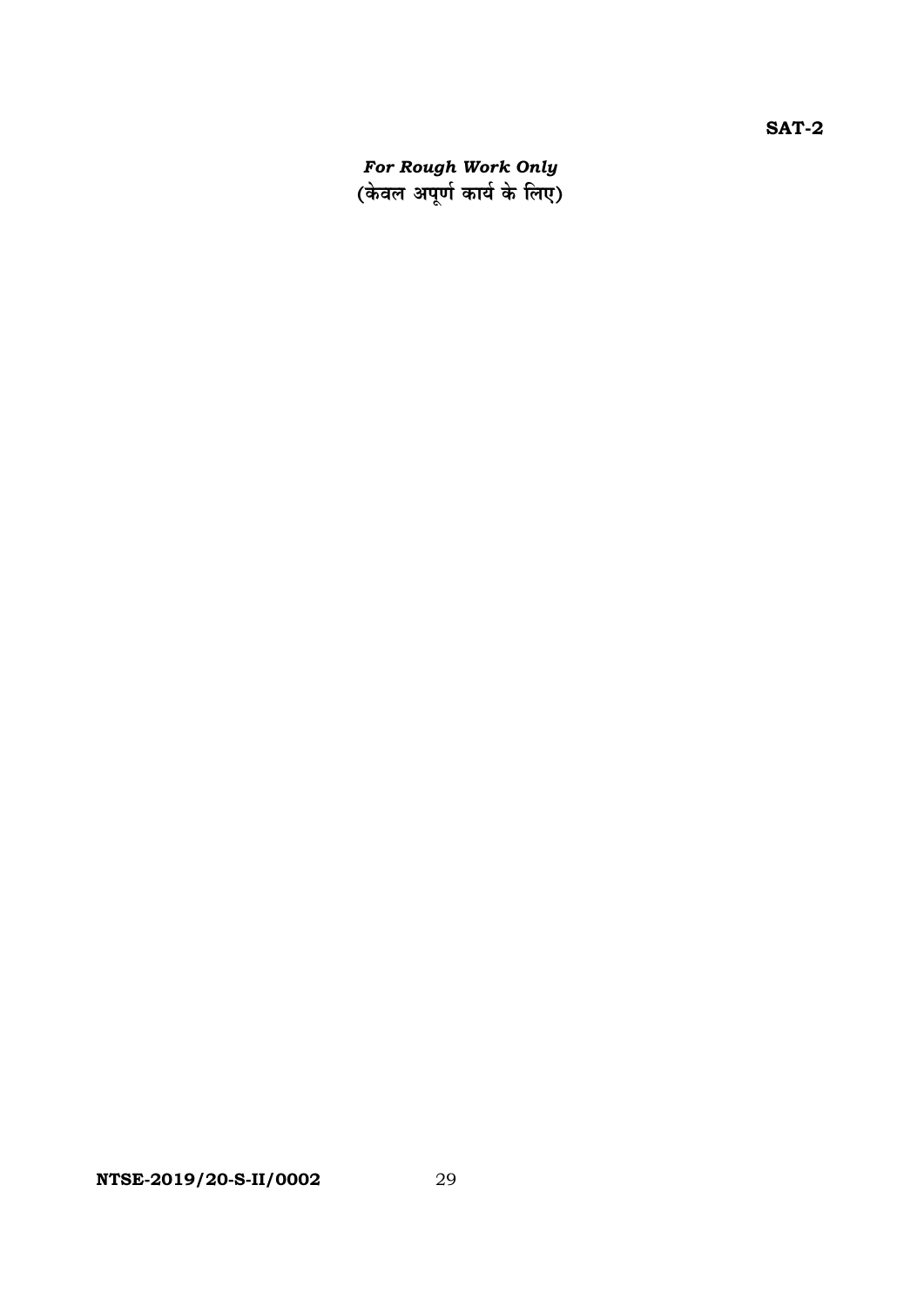*For Rough Work Only*

(केवल अपूर्ण कार्य के लिए)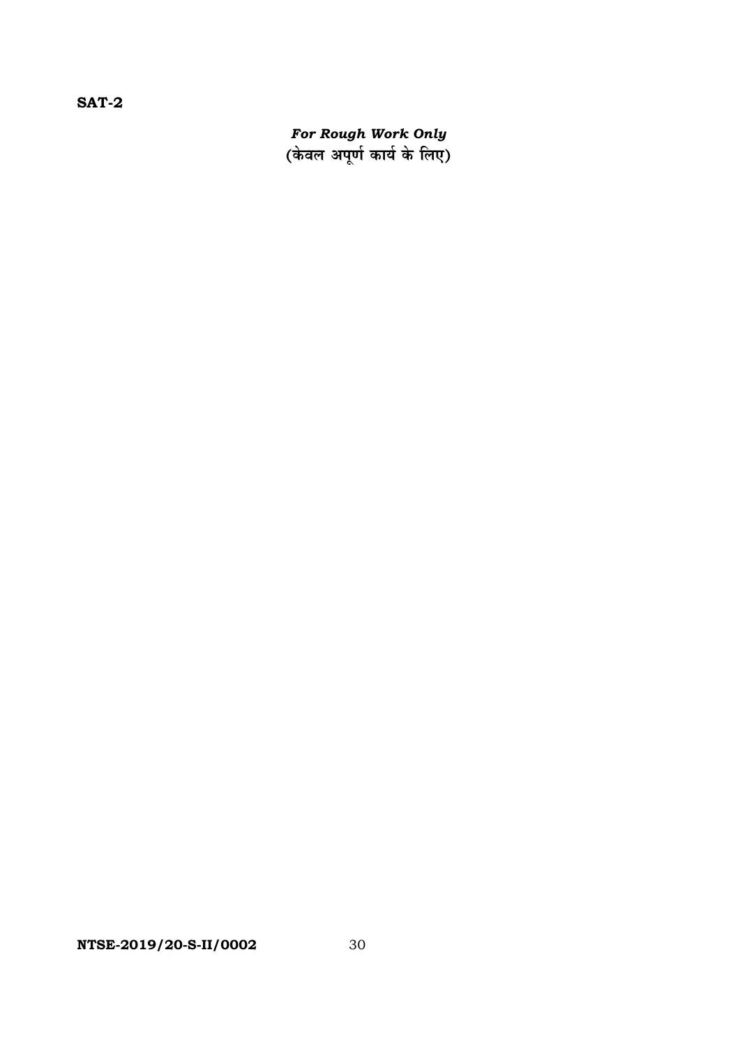*For Rough Work Only*

(केवल अपूर्ण कार्य के लिए)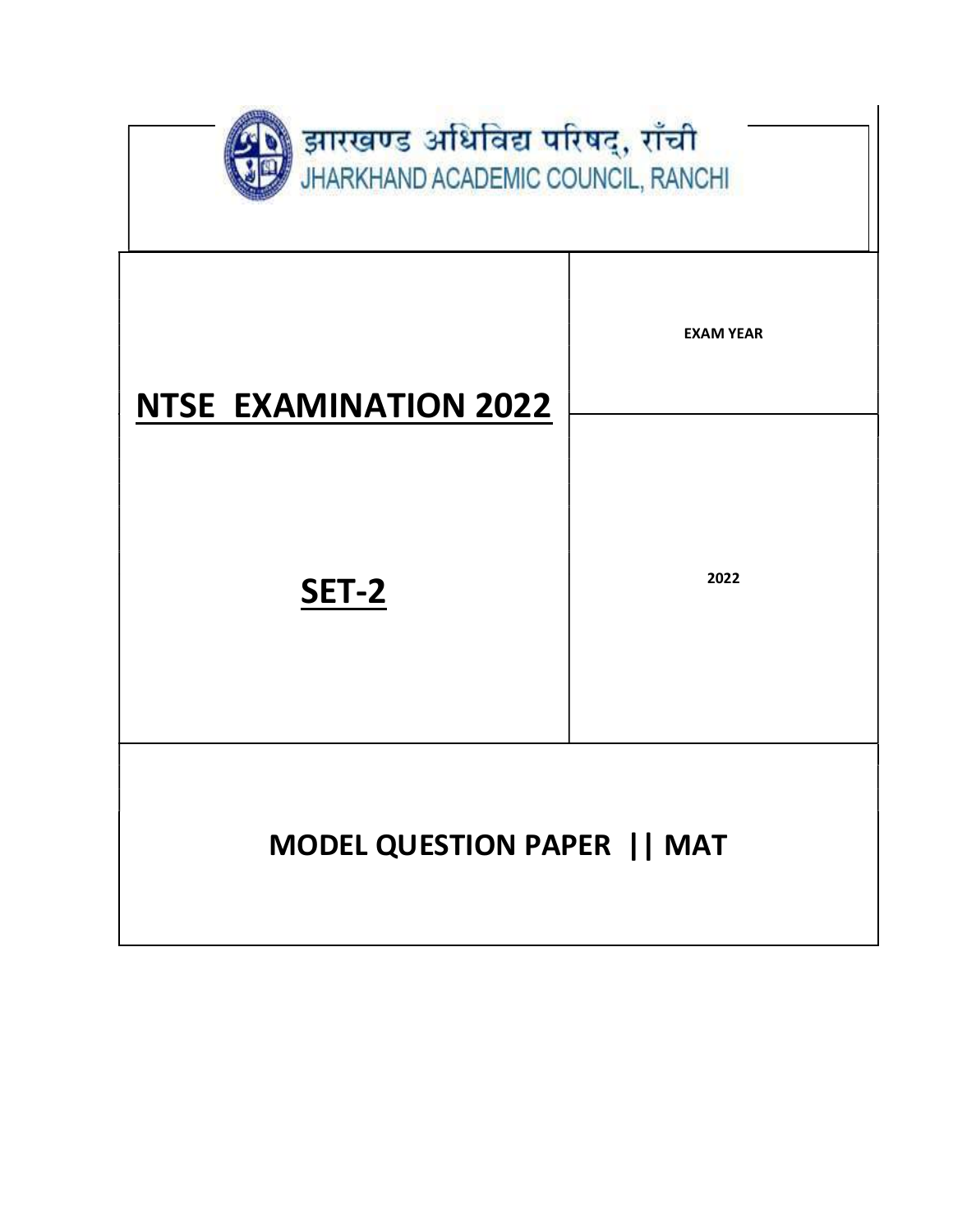झारखण्ड अधिविद्य परिषद्, राँची
JHARKHAND ACADEMIC COUNCIL, RANCHI

| | |
|---|---|
| **NTSE EXAMINATION 2022** | **EXAM YEAR** |
| **SET-2** | **2022** |

## MODEL QUESTION PAPER || MAT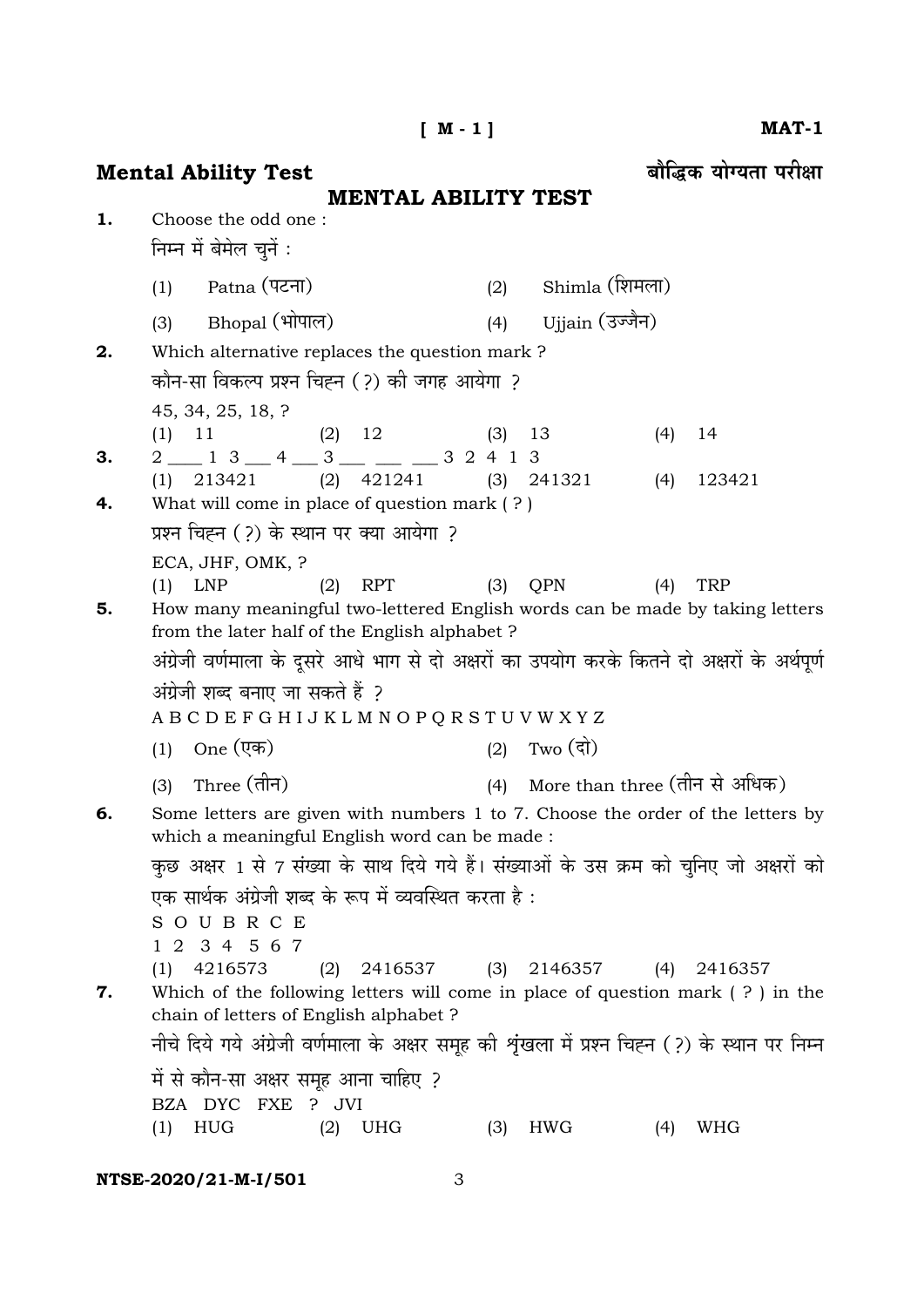## Mental Ability Test

**बौद्धिक योग्यता परीक्षा**

# MENTAL ABILITY TEST

**1.** Choose the odd one :

निम्न में बेमेल चुनें :

(1) Patna (पटना) (2) Shimla (शिमला)

(3) Bhopal (भोपाल) (4) Ujjain (उज्जैन)

**2.** Which alternative replaces the question mark ?

कौन-सा विकल्प प्रश्न चिह्न (?) की जगह आयेगा ?

45, 34, 25, 18, ?

(1) 11 (2) 12 (3) 13 (4) 14

**3.** 2 ___ 1 3 ___ 4 ___ 3 ___ ___ ___ 3 2 4 1 3

(1) 213421 (2) 421241 (3) 241321 (4) 123421

**4.** What will come in place of question mark ( ? )

प्रश्न चिह्न ( ?) के स्थान पर क्या आयेगा ?

ECA, JHF, OMK, ?

(1) LNP (2) RPT (3) QPN (4) TRP

**5.** How many meaningful two-lettered English words can be made by taking letters from the later half of the English alphabet ?

अंग्रेजी वर्णमाला के दूसरे आधे भाग से दो अक्षरों का उपयोग करके कितने दो अक्षरों के अर्थपूर्ण अंग्रेजी शब्द बनाए जा सकते हैं ?

A B C D E F G H I J K L M N O P Q R S T U V W X Y Z

(1) One (एक) (2) Two (दो)

(3) Three (तीन) (4) More than three (तीन से अधिक)

**6.** Some letters are given with numbers 1 to 7. Choose the order of the letters by which a meaningful English word can be made :

कुछ अक्षर 1 से 7 संख्या के साथ दिये गये हैं। संख्याओं के उस क्रम को चुनिए जो अक्षरों को एक सार्थक अंग्रेजी शब्द के रूप में व्यवस्थित करता है :

S O U B R C E

1 2 3 4 5 6 7

(1) 4216573 (2) 2416537 (3) 2146357 (4) 2416357

**7.** Which of the following letters will come in place of question mark ( ? ) in the chain of letters of English alphabet ?

नीचे दिये गये अंग्रेजी वर्णमाला के अक्षर समूह की श्रृंखला में प्रश्न चिह्न (?) के स्थान पर निम्न में से कौन-सा अक्षर समूह आना चाहिए ?

BZA DYC FXE ? JVI

(1) HUG (2) UHG (3) HWG (4) WHG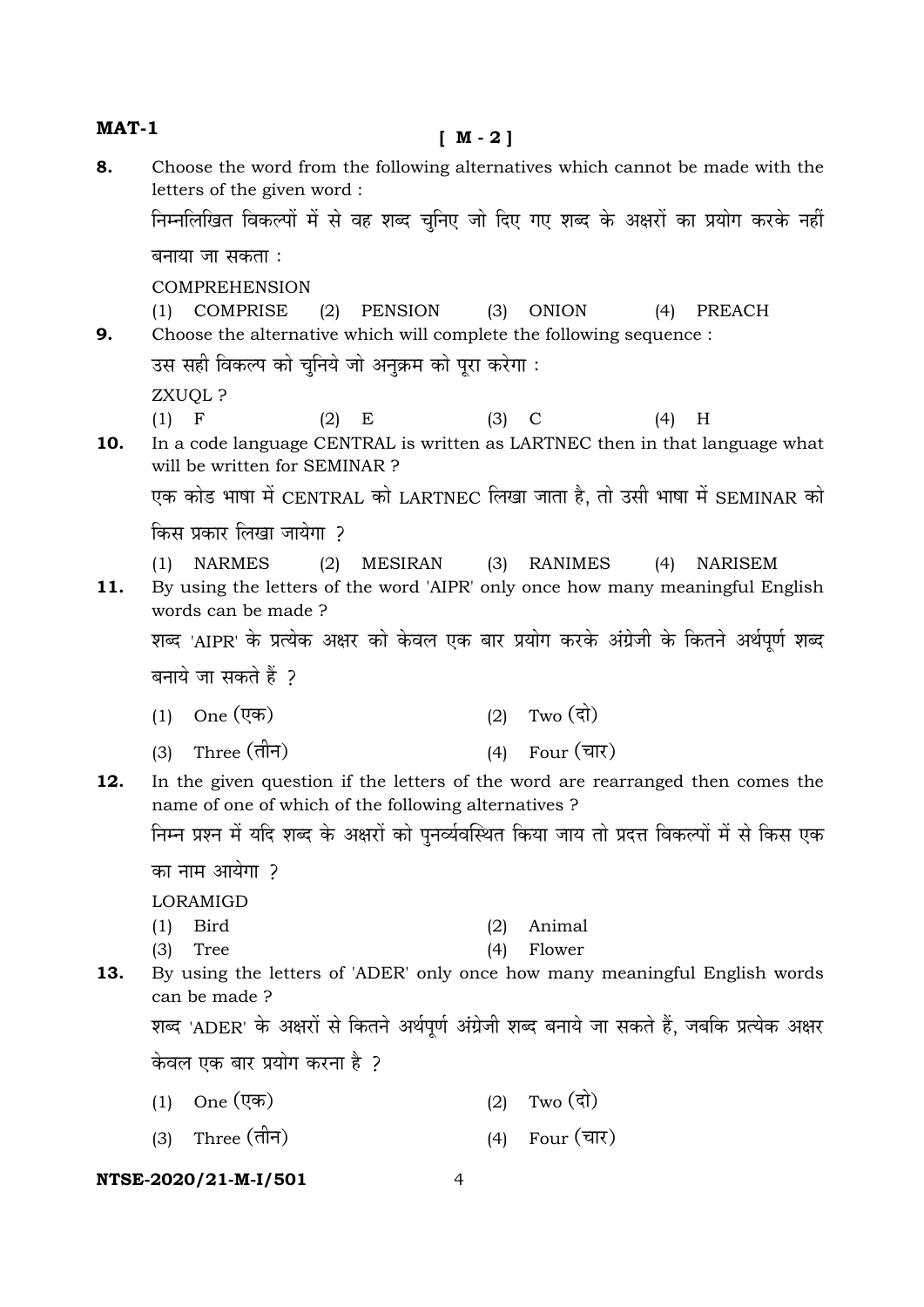**8.** Choose the word from the following alternatives which cannot be made with the letters of the given word :

निम्नलिखित विकल्पों में से वह शब्द चुनिए जो दिए गए शब्द के अक्षरों का प्रयोग करके नहीं बनाया जा सकता :

COMPREHENSION

(1) COMPRISE (2) PENSION (3) ONION (4) PREACH

**9.** Choose the alternative which will complete the following sequence :

उस सही विकल्प को चुनिये जो अनुक्रम को पूरा करेगा :

ZXUQL ?

(1) F (2) E (3) C (4) H

**10.** In a code language CENTRAL is written as LARTNEC then in that language what will be written for SEMINAR ?

एक कोड भाषा में CENTRAL को LARTNEC लिखा जाता है, तो उसी भाषा में SEMINAR को किस प्रकार लिखा जायेगा ?

(1) NARMES (2) MESIRAN (3) RANIMES (4) NARISEM

**11.** By using the letters of the word 'AIPR' only once how many meaningful English words can be made ?

शब्द 'AIPR' के प्रत्येक अक्षर को केवल एक बार प्रयोग करके अंग्रेजी के कितने अर्थपूर्ण शब्द बनाये जा सकते हैं ?

(1) One (एक) (2) Two (दो)

(3) Three (तीन) (4) Four (चार)

**12.** In the given question if the letters of the word are rearranged then comes the name of one of which of the following alternatives ?

निम्न प्रश्न में यदि शब्द के अक्षरों को पुनर्व्यवस्थित किया जाय तो प्रदत्त विकल्पों में से किस एक का नाम आयेगा ?

LORAMIGD

(1) Bird (2) Animal

(3) Tree (4) Flower

**13.** By using the letters of 'ADER' only once how many meaningful English words can be made ?

शब्द 'ADER' के अक्षरों से कितने अर्थपूर्ण अंग्रेजी शब्द बनाये जा सकते हैं, जबकि प्रत्येक अक्षर केवल एक बार प्रयोग करना है ?

(1) One (एक) (2) Two (दो)

(3) Three (तीन) (4) Four (चार)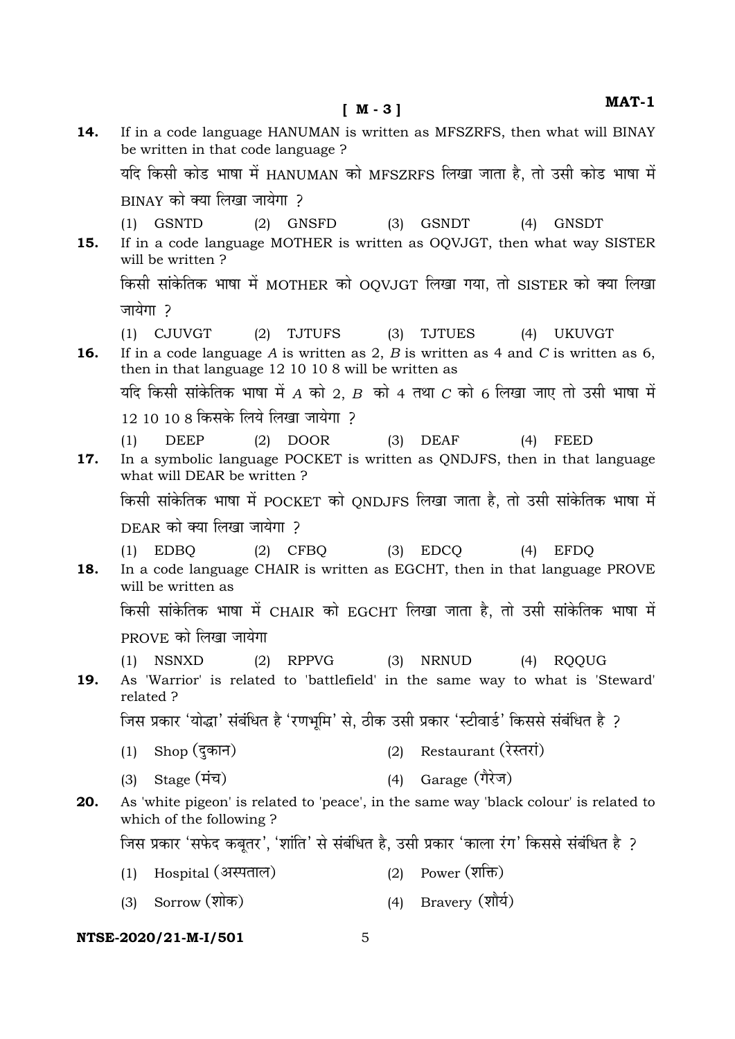**14.** If in a code language HANUMAN is written as MFSZRFS, then what will BINAY be written in that code language ?

यदि किसी कोड भाषा में HANUMAN को MFSZRFS लिखा जाता है, तो उसी कोड भाषा में BINAY को क्या लिखा जायेगा ?

(1) GSNTD (2) GNSFD (3) GSNDT (4) GNSDT

**15.** If in a code language MOTHER is written as OQVJGT, then what way SISTER will be written ?

किसी सांकेतिक भाषा में MOTHER को OQVJGT लिखा गया, तो SISTER को क्या लिखा जायेगा ?

(1) CJUVGT (2) TJTUFS (3) TJTUES (4) UKUVGT

**16.** If in a code language $A$ is written as 2, $B$ is written as 4 and $C$ is written as 6, then in that language 12 10 10 8 will be written as

यदि किसी सांकेतिक भाषा में $A$ को 2, $B$ को 4 तथा $C$ को 6 लिखा जाए तो उसी भाषा में 12 10 10 8 किसके लिये लिखा जायेगा ?

(1) DEEP (2) DOOR (3) DEAF (4) FEED

**17.** In a symbolic language POCKET is written as QNDJFS, then in that language what will DEAR be written ?

किसी सांकेतिक भाषा में POCKET को QNDJFS लिखा जाता है, तो उसी सांकेतिक भाषा में DEAR को क्या लिखा जायेगा ?

(1) EDBQ (2) CFBQ (3) EDCQ (4) EFDQ

**18.** In a code language CHAIR is written as EGCHT, then in that language PROVE will be written as

किसी सांकेतिक भाषा में CHAIR को EGCHT लिखा जाता है, तो उसी सांकेतिक भाषा में PROVE को लिखा जायेगा

(1) NSNXD (2) RPPVG (3) NRNUD (4) RQQUG

**19.** As 'Warrior' is related to 'battlefield' in the same way to what is 'Steward' related ?

जिस प्रकार 'योद्धा' संबंधित है 'रणभूमि' से, ठीक उसी प्रकार 'स्टीवार्ड' किससे संबंधित है ?

(1) Shop (दुकान) (2) Restaurant (रेस्तरां)

(3) Stage (मंच) (4) Garage (गैरेज)

**20.** As 'white pigeon' is related to 'peace', in the same way 'black colour' is related to which of the following ?

जिस प्रकार 'सफेद कबूतर', 'शांति' से संबंधित है, उसी प्रकार 'काला रंग' किससे संबंधित है ?

(1) Hospital (अस्पताल) (2) Power (शक्ति)

(3) Sorrow (शोक) (4) Bravery (शौर्य)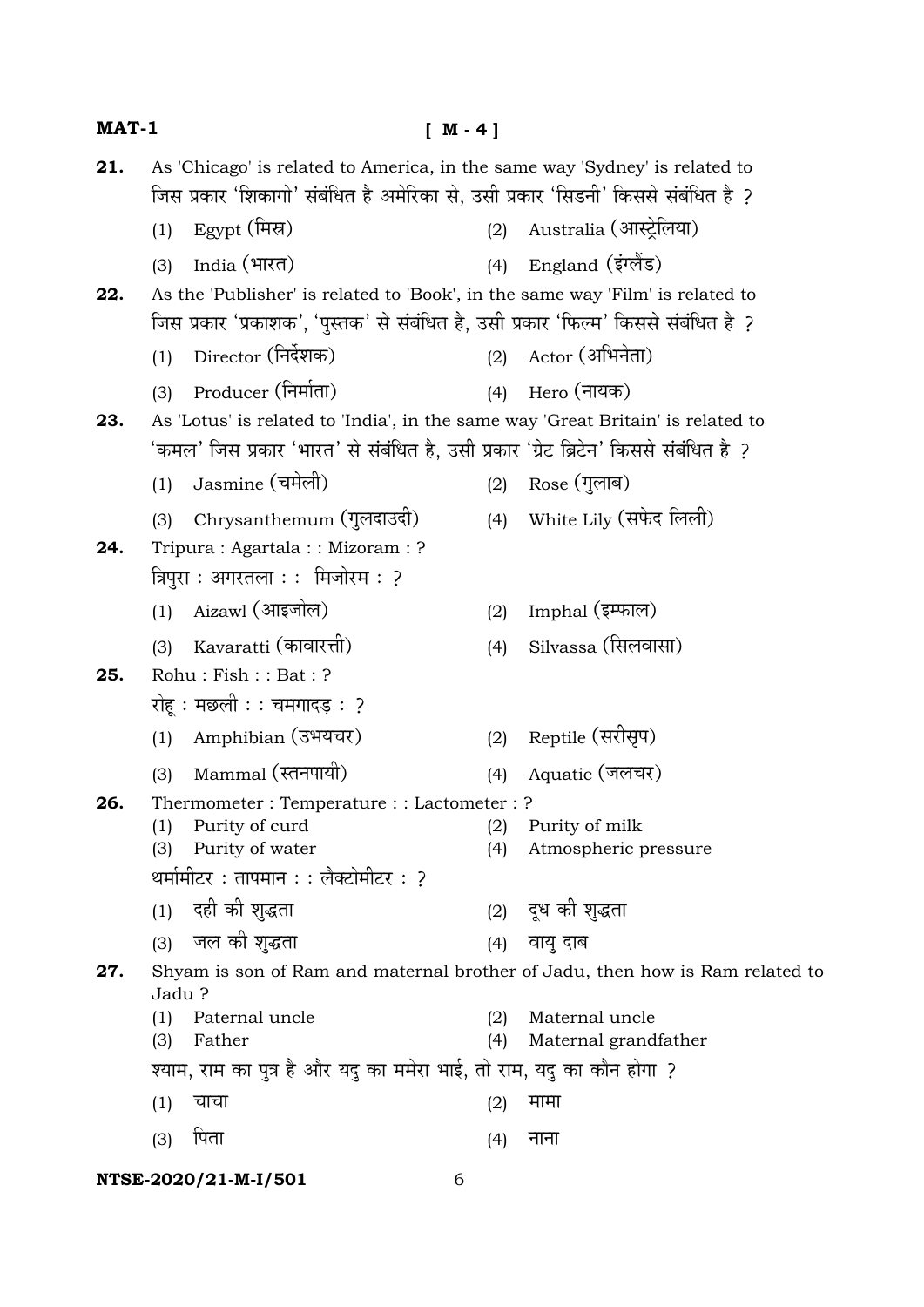**21.** As 'Chicago' is related to America, in the same way 'Sydney' is related to

जिस प्रकार 'शिकागो' संबंधित है अमेरिका से, उसी प्रकार 'सिडनी' किससे संबंधित है ?

(1) Egypt (मिस्र)
(2) Australia (आस्ट्रेलिया)
(3) India (भारत)
(4) England (इंग्लैंड)

**22.** As the 'Publisher' is related to 'Book', in the same way 'Film' is related to

जिस प्रकार 'प्रकाशक', 'पुस्तक' से संबंधित है, उसी प्रकार 'फिल्म' किससे संबंधित है ?

(1) Director (निर्देशक)
(2) Actor (अभिनेता)
(3) Producer (निर्माता)
(4) Hero (नायक)

**23.** As 'Lotus' is related to 'India', in the same way 'Great Britain' is related to

'कमल' जिस प्रकार 'भारत' से संबंधित है, उसी प्रकार 'ग्रेट ब्रिटेन' किससे संबंधित है ?

(1) Jasmine (चमेली)
(2) Rose (गुलाब)
(3) Chrysanthemum (गुलदाउदी)
(4) White Lily (सफेद लिली)

**24.** Tripura : Agartala : : Mizoram : ?

त्रिपुरा : अगरतला : : मिजोरम : ?

(1) Aizawl (आइजोल)
(2) Imphal (इम्फाल)
(3) Kavaratti (कावारत्ती)
(4) Silvassa (सिलवासा)

**25.** Rohu : Fish : : Bat : ?

रोहू : मछली : : चमगादड़ : ?

(1) Amphibian (उभयचर)
(2) Reptile (सरीसृप)
(3) Mammal (स्तनपायी)
(4) Aquatic (जलचर)

**26.** Thermometer : Temperature : : Lactometer : ?

(1) Purity of curd
(2) Purity of milk
(3) Purity of water
(4) Atmospheric pressure

थर्मामीटर : तापमान : : लैक्टोमीटर : ?

(1) दही की शुद्धता
(2) दूध की शुद्धता
(3) जल की शुद्धता
(4) वायु दाब

**27.** Shyam is son of Ram and maternal brother of Jadu, then how is Ram related to Jadu ?

(1) Paternal uncle
(2) Maternal uncle
(3) Father
(4) Maternal grandfather

श्याम, राम का पुत्र है और यदु का ममेरा भाई, तो राम, यदु का कौन होगा ?

(1) चाचा
(2) मामा
(3) पिता
(4) नाना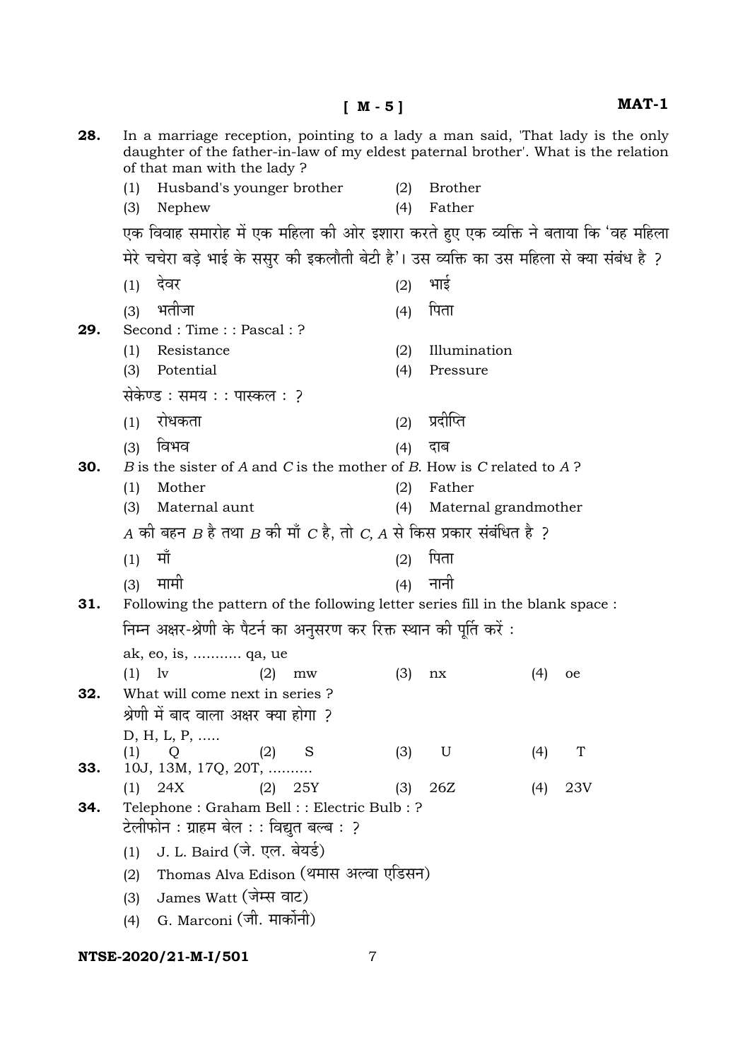**28.** In a marriage reception, pointing to a lady a man said, 'That lady is the only daughter of the father-in-law of my eldest paternal brother'. What is the relation of that man with the lady ?

(1) Husband's younger brother (2) Brother

(3) Nephew (4) Father

एक विवाह समारोह में एक महिला की ओर इशारा करते हुए एक व्यक्ति ने बताया कि 'वह महिला मेरे चचेरा बड़े भाई के ससुर की इकलौती बेटी है'। उस व्यक्ति का उस महिला से क्या संबंध है ?

(1) देवर (2) भाई

(3) भतीजा (4) पिता

**29.** Second : Time : : Pascal : ?

(1) Resistance (2) Illumination

(3) Potential (4) Pressure

सेकेण्ड : समय : : पास्कल : ?

(1) रोधकता (2) प्रदीप्ति

(3) विभव (4) दाब

**30.** $B$ is the sister of $A$ and $C$ is the mother of $B$. How is $C$ related to $A$ ?

(1) Mother (2) Father

(3) Maternal aunt (4) Maternal grandmother

$A$ की बहन $B$ है तथा $B$ की माँ $C$ है, तो $C$, $A$ से किस प्रकार संबंधित है ?

(1) माँ (2) पिता

(3) मामी (4) नानी

**31.** Following the pattern of the following letter series fill in the blank space :

निम्न अक्षर-श्रेणी के पैटर्न का अनुसरण कर रिक्त स्थान की पूर्ति करें :

ak, eo, is, ........... qa, ue

(1) lv (2) mw (3) nx (4) oe

**32.** What will come next in series ?

श्रेणी में बाद वाला अक्षर क्या होगा ?

D, H, L, P, .....

(1) Q (2) S (3) U (4) T

**33.** 10J, 13M, 17Q, 20T, ..........

(1) 24X (2) 25Y (3) 26Z (4) 23V

**34.** Telephone : Graham Bell : : Electric Bulb : ?

टेलीफोन : ग्राहम बेल : : विद्युत बल्ब : ?

(1) J. L. Baird (जे. एल. बेयर्ड)

(2) Thomas Alva Edison (थमास अल्वा एडिसन)

(3) James Watt (जेम्स वाट)

(4) G. Marconi (जी. मार्कोनी)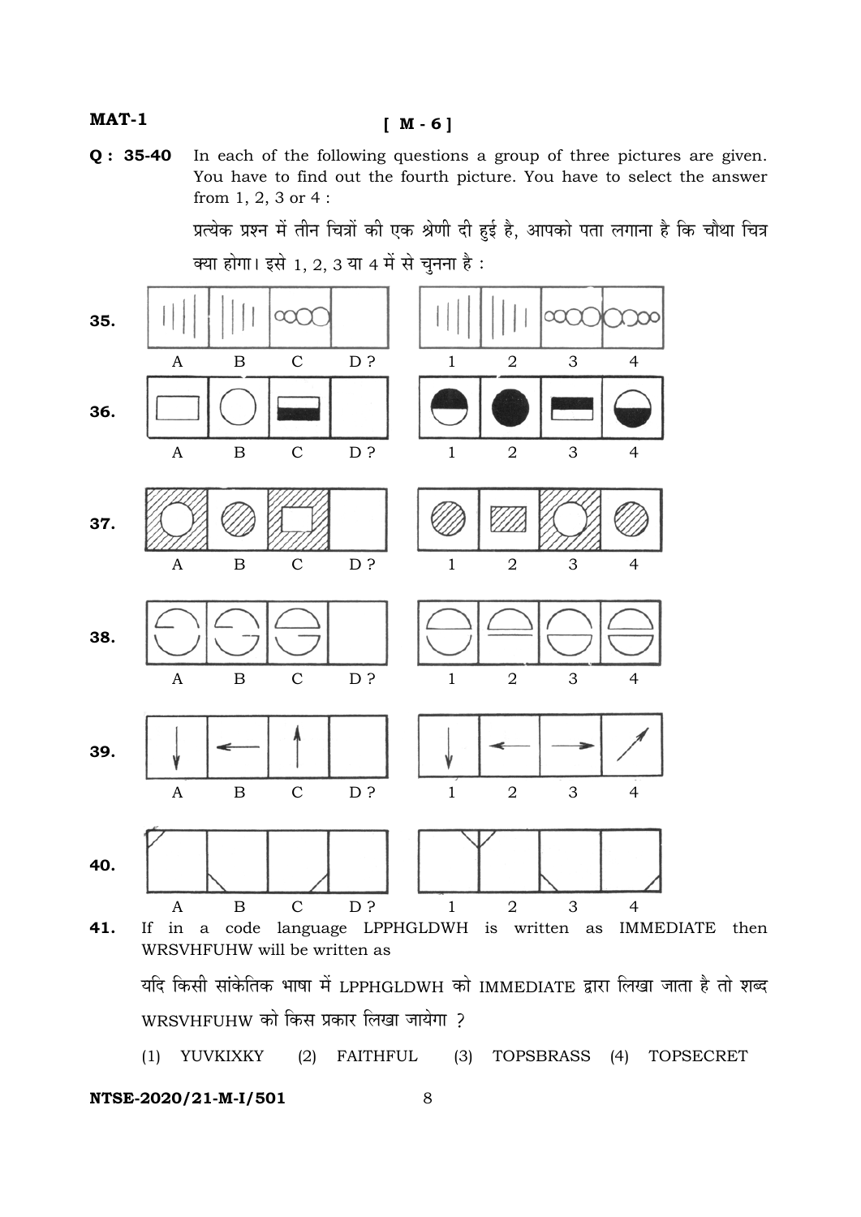**Q : 35-40** In each of the following questions a group of three pictures are given. You have to find out the fourth picture. You have to select the answer from 1, 2, 3 or 4 :

प्रत्येक प्रश्न में तीन चित्रों की एक श्रेणी दी हुई है, आपको पता लगाना है कि चौथा चित्र क्या होगा। इसे 1, 2, 3 या 4 में से चुनना है :

**35.**

A B C D ?

1 2 3 4

**36.**

A B C D ?

1 2 3 4

**37.**

A B C D ?

1 2 3 4

**38.**

A B C D ?

1 2 3 4

**39.**

A B C D ?

1 2 3 4

**40.**

A B C D ?

1 2 3 4

**41.** If in a code language LPPHGLDWH is written as IMMEDIATE then WRSVHFUHW will be written as

यदि किसी सांकेतिक भाषा में LPPHGLDWH को IMMEDIATE द्वारा लिखा जाता है तो शब्द WRSVHFUHW को किस प्रकार लिखा जायेगा ?

(1) YUVKIXKY (2) FAITHFUL (3) TOPSBRASS (4) TOPSECRET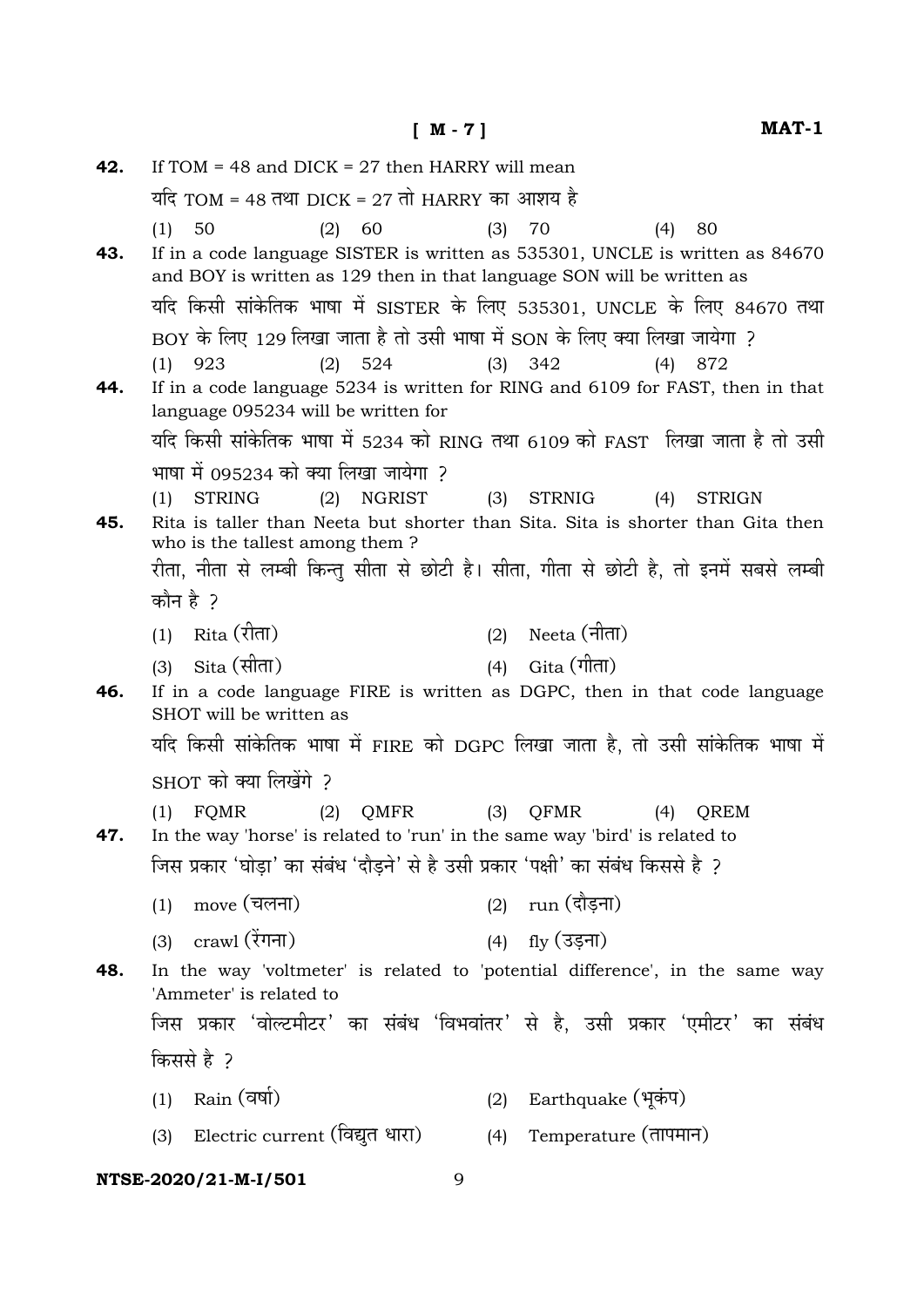**42.** If TOM = 48 and DICK = 27 then HARRY will mean

यदि TOM = 48 तथा DICK = 27 तो HARRY का आशय है

(1) 50 (2) 60 (3) 70 (4) 80

**43.** If in a code language SISTER is written as 535301, UNCLE is written as 84670 and BOY is written as 129 then in that language SON will be written as

यदि किसी सांकेतिक भाषा में SISTER के लिए 535301, UNCLE के लिए 84670 तथा BOY के लिए 129 लिखा जाता है तो उसी भाषा में SON के लिए क्या लिखा जायेगा ?

(1) 923 (2) 524 (3) 342 (4) 872

**44.** If in a code language 5234 is written for RING and 6109 for FAST, then in that language 095234 will be written for

यदि किसी सांकेतिक भाषा में 5234 को RING तथा 6109 को FAST लिखा जाता है तो उसी भाषा में 095234 को क्या लिखा जायेगा ?

(1) STRING (2) NGRIST (3) STRNIG (4) STRIGN

**45.** Rita is taller than Neeta but shorter than Sita. Sita is shorter than Gita then who is the tallest among them ?

रीता, नीता से लम्बी किन्तु सीता से छोटी है। सीता, गीता से छोटी है, तो इनमें सबसे लम्बी कौन है ?

(1) Rita (रीता) (2) Neeta (नीता)

(3) Sita (सीता) (4) Gita (गीता)

**46.** If in a code language FIRE is written as DGPC, then in that code language SHOT will be written as

यदि किसी सांकेतिक भाषा में FIRE को DGPC लिखा जाता है, तो उसी सांकेतिक भाषा में SHOT को क्या लिखेंगे ?

(1) FQMR (2) QMFR (3) QFMR (4) QREM

**47.** In the way 'horse' is related to 'run' in the same way 'bird' is related to

जिस प्रकार 'घोड़ा' का संबंध 'दौड़ने' से है उसी प्रकार 'पक्षी' का संबंध किससे है ?

(1) move (चलना) (2) run (दौड़ना)

(3) crawl (रेंगना) (4) fly (उड़ना)

**48.** In the way 'voltmeter' is related to 'potential difference', in the same way 'Ammeter' is related to

जिस प्रकार 'वोल्टमीटर' का संबंध 'विभवांतर' से है, उसी प्रकार 'एमीटर' का संबंध किससे है ?

(1) Rain (वर्षा) (2) Earthquake (भूकंप)

(3) Electric current (विद्युत धारा) (4) Temperature (तापमान)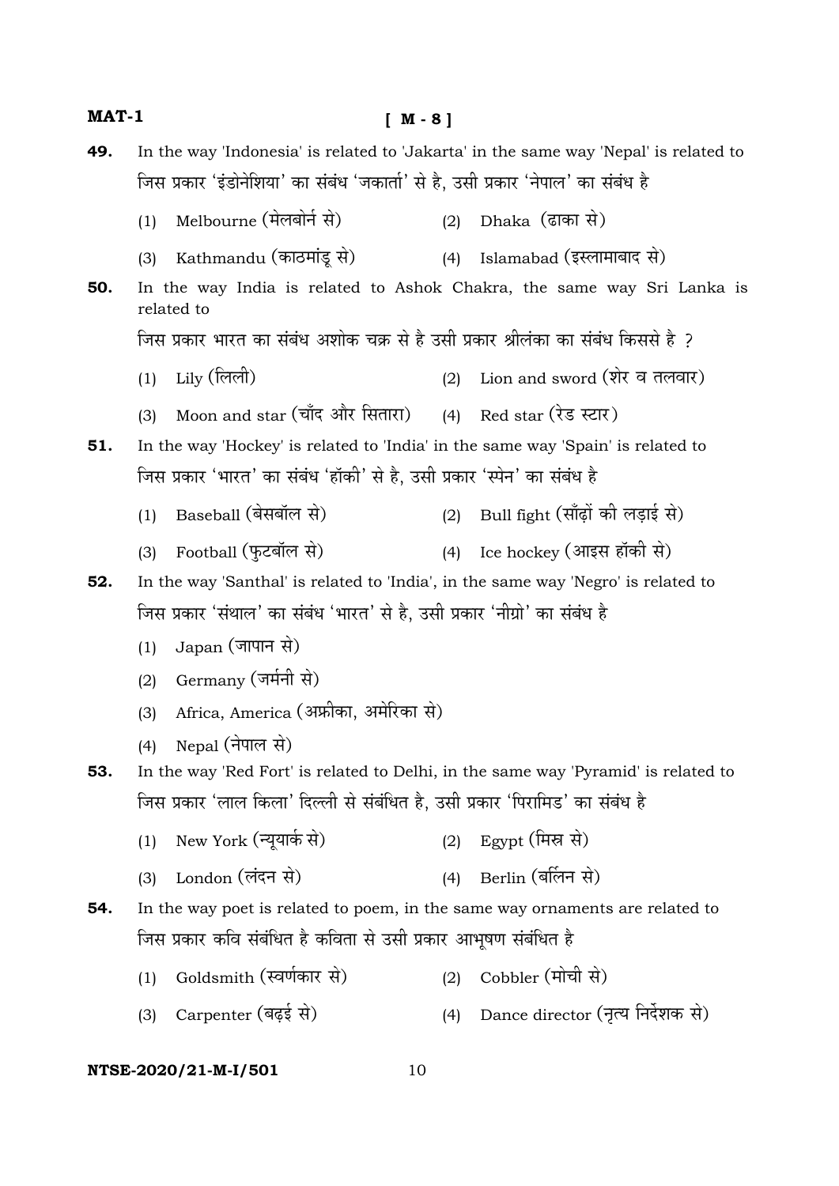**49.** In the way 'Indonesia' is related to 'Jakarta' in the same way 'Nepal' is related to

जिस प्रकार 'इंडोनेशिया' का संबंध 'जकार्ता' से है, उसी प्रकार 'नेपाल' का संबंध है

(1) Melbourne (मेलबोर्न से) (2) Dhaka (ढाका से)

(3) Kathmandu (काठमांडू से) (4) Islamabad (इस्लामाबाद से)

**50.** In the way India is related to Ashok Chakra, the same way Sri Lanka is related to

जिस प्रकार भारत का संबंध अशोक चक्र से है उसी प्रकार श्रीलंका का संबंध किससे है ?

(1) Lily (लिली) (2) Lion and sword (शेर व तलवार)

(3) Moon and star (चाँद और सितारा) (4) Red star (रेड स्टार)

**51.** In the way 'Hockey' is related to 'India' in the same way 'Spain' is related to

जिस प्रकार 'भारत' का संबंध 'हॉकी' से है, उसी प्रकार 'स्पेन' का संबंध है

(1) Baseball (बेसबॉल से) (2) Bull fight (साँढ़ों की लड़ाई से)

(3) Football (फुटबॉल से) (4) Ice hockey (आइस हॉकी से)

**52.** In the way 'Santhal' is related to 'India', in the same way 'Negro' is related to

जिस प्रकार 'संथाल' का संबंध 'भारत' से है, उसी प्रकार 'नीग्रो' का संबंध है

(1) Japan (जापान से)

(2) Germany (जर्मनी से)

(3) Africa, America (अफ्रीका, अमेरिका से)

(4) Nepal (नेपाल से)

**53.** In the way 'Red Fort' is related to Delhi, in the same way 'Pyramid' is related to

जिस प्रकार 'लाल किला' दिल्ली से संबंधित है, उसी प्रकार 'पिरामिड' का संबंध है

(1) New York (न्यूयार्क से) (2) Egypt (मिस्र से)

(3) London (लंदन से) (4) Berlin (बर्लिन से)

**54.** In the way poet is related to poem, in the same way ornaments are related to

जिस प्रकार कवि संबंधित है कविता से उसी प्रकार आभूषण संबंधित है

(1) Goldsmith (स्वर्णकार से) (2) Cobbler (मोची से)

(3) Carpenter (बढ़ई से) (4) Dance director (नृत्य निर्देशक से)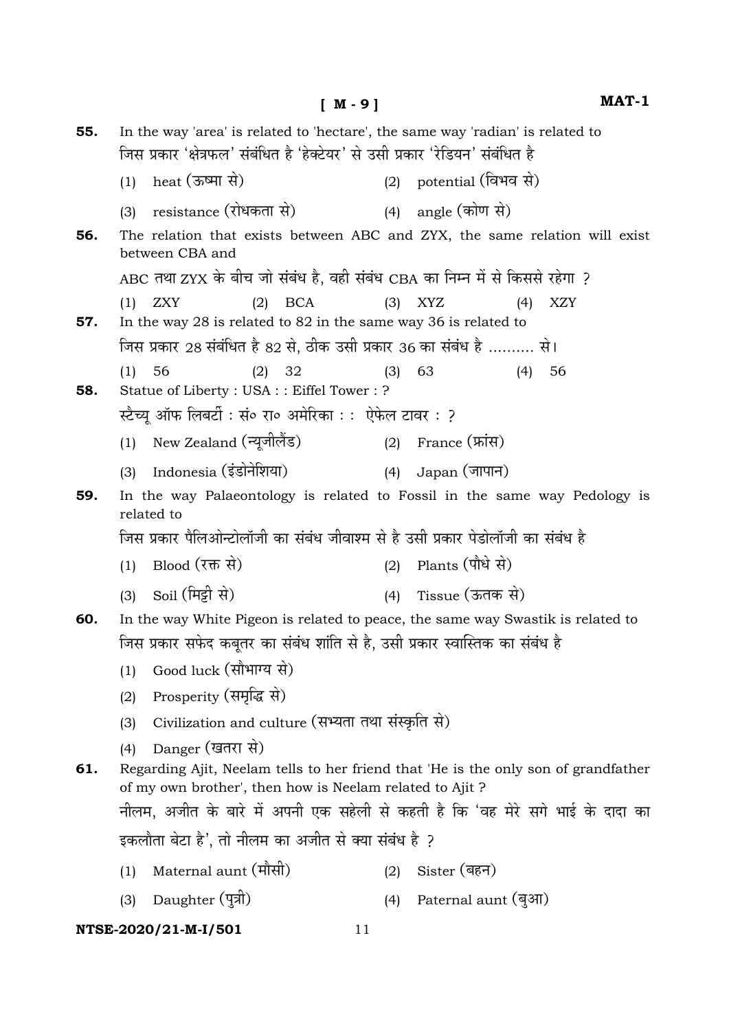**55.** In the way 'area' is related to 'hectare', the same way 'radian' is related to

जिस प्रकार 'क्षेत्रफल' संबंधित है 'हेक्टेयर' से उसी प्रकार 'रेडियन' संबंधित है

(1) heat (ऊष्मा से) (2) potential (विभव से)

(3) resistance (रोधकता से) (4) angle (कोण से)

**56.** The relation that exists between ABC and ZYX, the same relation will exist between CBA and

ABC तथा ZYX के बीच जो संबंध है, वही संबंध CBA का निम्न में से किससे रहेगा ?

(1) ZXY (2) BCA (3) XYZ (4) XZY

**57.** In the way 28 is related to 82 in the same way 36 is related to

जिस प्रकार 28 संबंधित है 82 से, ठीक उसी प्रकार 36 का संबंध है .......... से।

(1) 56 (2) 32 (3) 63 (4) 56

**58.** Statue of Liberty : USA : : Eiffel Tower : ?

स्टैच्यू ऑफ लिबर्टी : सं० रा० अमेरिका : : ऐफेल टावर : ?

(1) New Zealand (न्यूजीलैंड) (2) France (फ्रांस)

(3) Indonesia (इंडोनेशिया) (4) Japan (जापान)

**59.** In the way Palaeontology is related to Fossil in the same way Pedology is related to

जिस प्रकार पैलिओन्टोलॉजी का संबंध जीवाश्म से है उसी प्रकार पेडोलॉजी का संबंध है

(1) Blood (रक्त से) (2) Plants (पौधे से)

(3) Soil (मिट्टी से) (4) Tissue (ऊतक से)

**60.** In the way White Pigeon is related to peace, the same way Swastik is related to

जिस प्रकार सफेद कबूतर का संबंध शांति से है, उसी प्रकार स्वास्तिक का संबंध है

(1) Good luck (सौभाग्य से)

(2) Prosperity (समृद्धि से)

(3) Civilization and culture (सभ्यता तथा संस्कृति से)

(4) Danger (खतरा से)

**61.** Regarding Ajit, Neelam tells to her friend that 'He is the only son of grandfather of my own brother', then how is Neelam related to Ajit ?

नीलम, अजीत के बारे में अपनी एक सहेली से कहती है कि 'वह मेरे सगे भाई के दादा का इकलौता बेटा है', तो नीलम का अजीत से क्या संबंध है ?

(1) Maternal aunt (मौसी) (2) Sister (बहन)

(3) Daughter (पुत्री) (4) Paternal aunt (बुआ)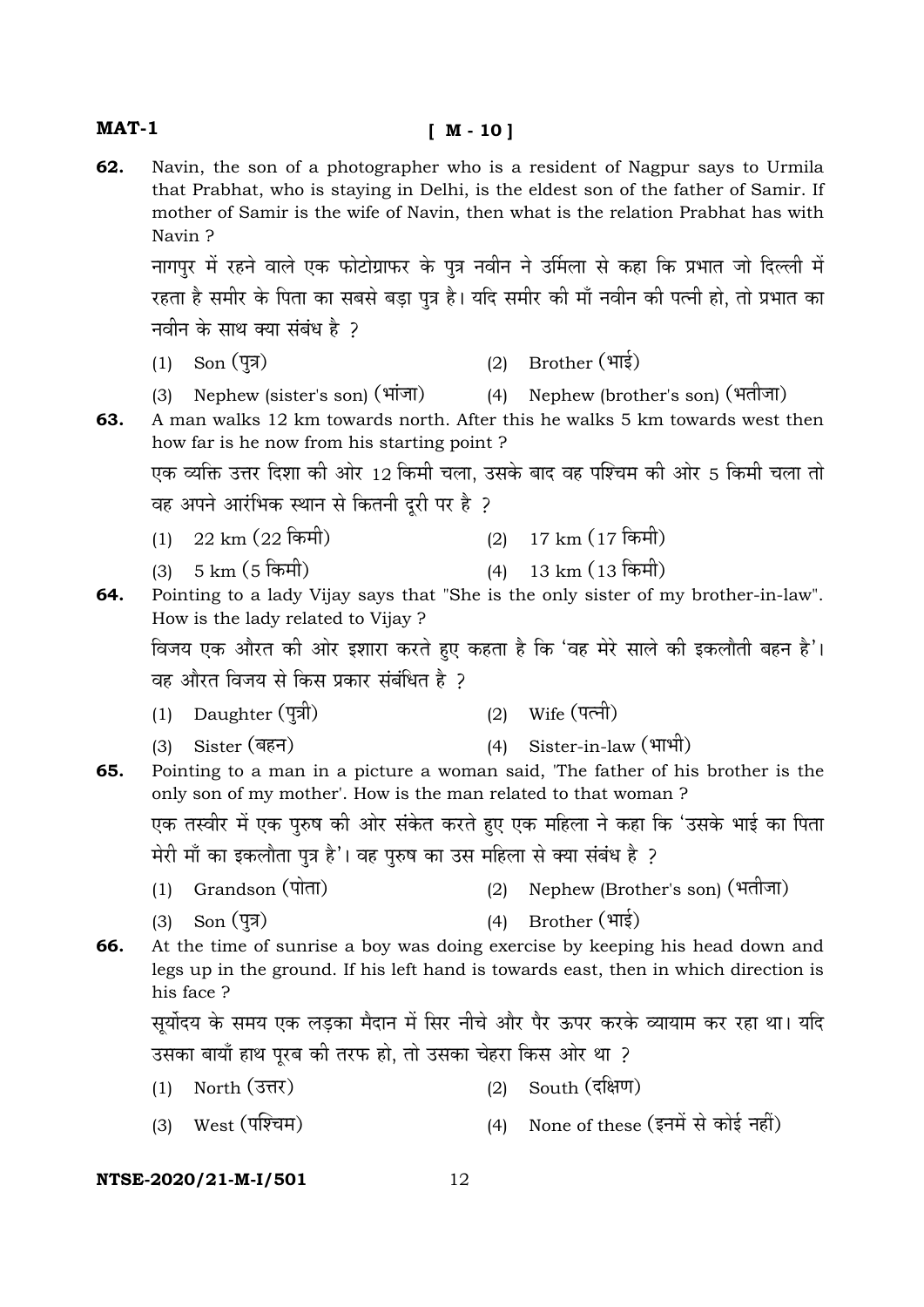**62.** Navin, the son of a photographer who is a resident of Nagpur says to Urmila that Prabhat, who is staying in Delhi, is the eldest son of the father of Samir. If mother of Samir is the wife of Navin, then what is the relation Prabhat has with Navin ?

नागपुर में रहने वाले एक फोटोग्राफर के पुत्र नवीन ने उर्मिला से कहा कि प्रभात जो दिल्ली में रहता है समीर के पिता का सबसे बड़ा पुत्र है। यदि समीर की माँ नवीन की पत्नी हो, तो प्रभात का नवीन के साथ क्या संबंध है ?

(1) Son (पुत्र)
(2) Brother (भाई)
(3) Nephew (sister's son) (भांजा)
(4) Nephew (brother's son) (भतीजा)

**63.** A man walks 12 km towards north. After this he walks 5 km towards west then how far is he now from his starting point ?

एक व्यक्ति उत्तर दिशा की ओर 12 किमी चला, उसके बाद वह पश्चिम की ओर 5 किमी चला तो वह अपने आरंभिक स्थान से कितनी दूरी पर है ?

(1) 22 km (22 किमी)
(2) 17 km (17 किमी)
(3) 5 km (5 किमी)
(4) 13 km (13 किमी)

**64.** Pointing to a lady Vijay says that "She is the only sister of my brother-in-law". How is the lady related to Vijay ?

विजय एक औरत की ओर इशारा करते हुए कहता है कि 'वह मेरे साले की इकलौती बहन है'। वह औरत विजय से किस प्रकार संबंधित है ?

(1) Daughter (पुत्री)
(2) Wife (पत्नी)
(3) Sister (बहन)
(4) Sister-in-law (भाभी)

**65.** Pointing to a man in a picture a woman said, 'The father of his brother is the only son of my mother'. How is the man related to that woman ?

एक तस्वीर में एक पुरुष की ओर संकेत करते हुए एक महिला ने कहा कि 'उसके भाई का पिता मेरी माँ का इकलौता पुत्र है'। वह पुरुष का उस महिला से क्या संबंध है ?

(1) Grandson (पोता)
(2) Nephew (Brother's son) (भतीजा)
(3) Son (पुत्र)
(4) Brother (भाई)

**66.** At the time of sunrise a boy was doing exercise by keeping his head down and legs up in the ground. If his left hand is towards east, then in which direction is his face ?

सूर्योदय के समय एक लड़का मैदान में सिर नीचे और पैर ऊपर करके व्यायाम कर रहा था। यदि उसका बायाँ हाथ पूरब की तरफ हो, तो उसका चेहरा किस ओर था ?

(1) North (उत्तर)
(2) South (दक्षिण)
(3) West (पश्चिम)
(4) None of these (इनमें से कोई नहीं)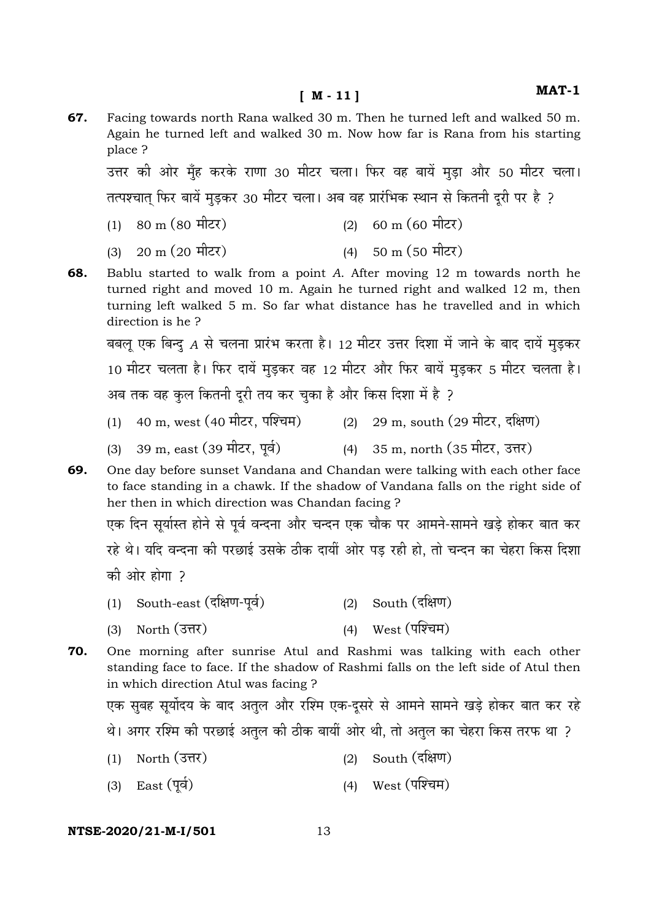**67.** Facing towards north Rana walked 30 m. Then he turned left and walked 50 m. Again he turned left and walked 30 m. Now how far is Rana from his starting place ?

उत्तर की ओर मुँह करके राणा 30 मीटर चला। फिर वह बायें मुड़ा और 50 मीटर चला। तत्पश्चात् फिर बायें मुड़कर 30 मीटर चला। अब वह प्रारंभिक स्थान से कितनी दूरी पर है ?

(1) 80 m (80 मीटर) (2) 60 m (60 मीटर)

(3) 20 m (20 मीटर) (4) 50 m (50 मीटर)

**68.** Bablu started to walk from a point $A$. After moving 12 m towards north he turned right and moved 10 m. Again he turned right and walked 12 m, then turning left walked 5 m. So far what distance has he travelled and in which direction is he ?

बबलू एक बिन्दु $A$ से चलना प्रारंभ करता है। 12 मीटर उत्तर दिशा में जाने के बाद दायें मुड़कर 10 मीटर चलता है। फिर दायें मुड़कर वह 12 मीटर और फिर बायें मुड़कर 5 मीटर चलता है। अब तक वह कुल कितनी दूरी तय कर चुका है और किस दिशा में है ?

(1) 40 m, west (40 मीटर, पश्चिम) (2) 29 m, south (29 मीटर, दक्षिण)

(3) 39 m, east (39 मीटर, पूर्व) (4) 35 m, north (35 मीटर, उत्तर)

**69.** One day before sunset Vandana and Chandan were talking with each other face to face standing in a chawk. If the shadow of Vandana falls on the right side of her then in which direction was Chandan facing ?

एक दिन सूर्यास्त होने से पूर्व वन्दना और चन्दन एक चौक पर आमने-सामने खड़े होकर बात कर रहे थे। यदि वन्दना की परछाई उसके ठीक दायीं ओर पड़ रही हो, तो चन्दन का चेहरा किस दिशा की ओर होगा ?

(1) South-east (दक्षिण-पूर्व) (2) South (दक्षिण)

(3) North (उत्तर) (4) West (पश्चिम)

**70.** One morning after sunrise Atul and Rashmi was talking with each other standing face to face. If the shadow of Rashmi falls on the left side of Atul then in which direction Atul was facing ?

एक सुबह सूर्योदय के बाद अतुल और रश्मि एक-दूसरे से आमने सामने खड़े होकर बात कर रहे थे। अगर रश्मि की परछाई अतुल की ठीक बायीं ओर थी, तो अतुल का चेहरा किस तरफ था ?

(1) North (उत्तर) (2) South (दक्षिण)

(3) East (पूर्व) (4) West (पश्चिम)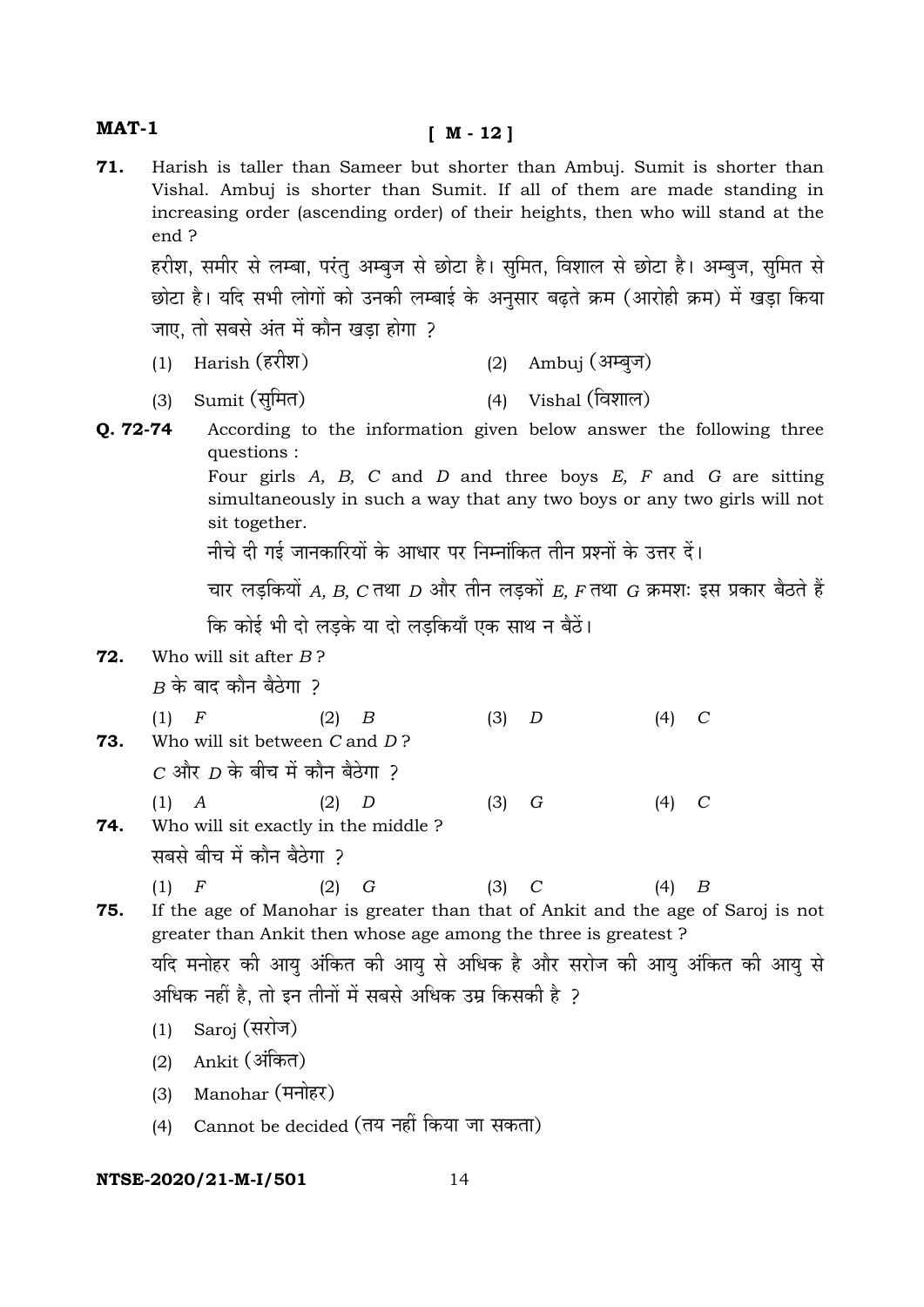**71.** Harish is taller than Sameer but shorter than Ambuj. Sumit is shorter than Vishal. Ambuj is shorter than Sumit. If all of them are made standing in increasing order (ascending order) of their heights, then who will stand at the end ?

हरीश, समीर से लम्बा, परंतु अम्बुज से छोटा है। सुमित, विशाल से छोटा है। अम्बुज, सुमित से छोटा है। यदि सभी लोगों को उनकी लम्बाई के अनुसार बढ़ते क्रम (आरोही क्रम) में खड़ा किया जाए, तो सबसे अंत में कौन खड़ा होगा ?

(1) Harish (हरीश)
(2) Ambuj (अम्बुज)
(3) Sumit (सुमित)
(4) Vishal (विशाल)

**Q. 72-74** According to the information given below answer the following three questions :

Four girls *A, B, C* and *D* and three boys *E, F* and *G* are sitting simultaneously in such a way that any two boys or any two girls will not sit together.

नीचे दी गई जानकारियों के आधार पर निम्नांकित तीन प्रश्नों के उत्तर दें।

चार लड़कियों *A, B, C* तथा *D* और तीन लड़कों *E, F* तथा *G* क्रमशः इस प्रकार बैठते हैं कि कोई भी दो लड़के या दो लड़कियाँ एक साथ न बैठें।

**72.** Who will sit after *B* ?

*B* के बाद कौन बैठेगा ?

(1) *F* (2) *B* (3) *D* (4) *C*

**73.** Who will sit between *C* and *D* ?

*C* और *D* के बीच में कौन बैठेगा ?

(1) *A* (2) *D* (3) *G* (4) *C*

**74.** Who will sit exactly in the middle ?

सबसे बीच में कौन बैठेगा ?

(1) *F* (2) *G* (3) *C* (4) *B*

**75.** If the age of Manohar is greater than that of Ankit and the age of Saroj is not greater than Ankit then whose age among the three is greatest ?

यदि मनोहर की आयु अंकित की आयु से अधिक है और सरोज की आयु अंकित की आयु से अधिक नहीं है, तो इन तीनों में सबसे अधिक उम्र किसकी है ?

(1) Saroj (सरोज)
(2) Ankit (अंकित)
(3) Manohar (मनोहर)
(4) Cannot be decided (तय नहीं किया जा सकता)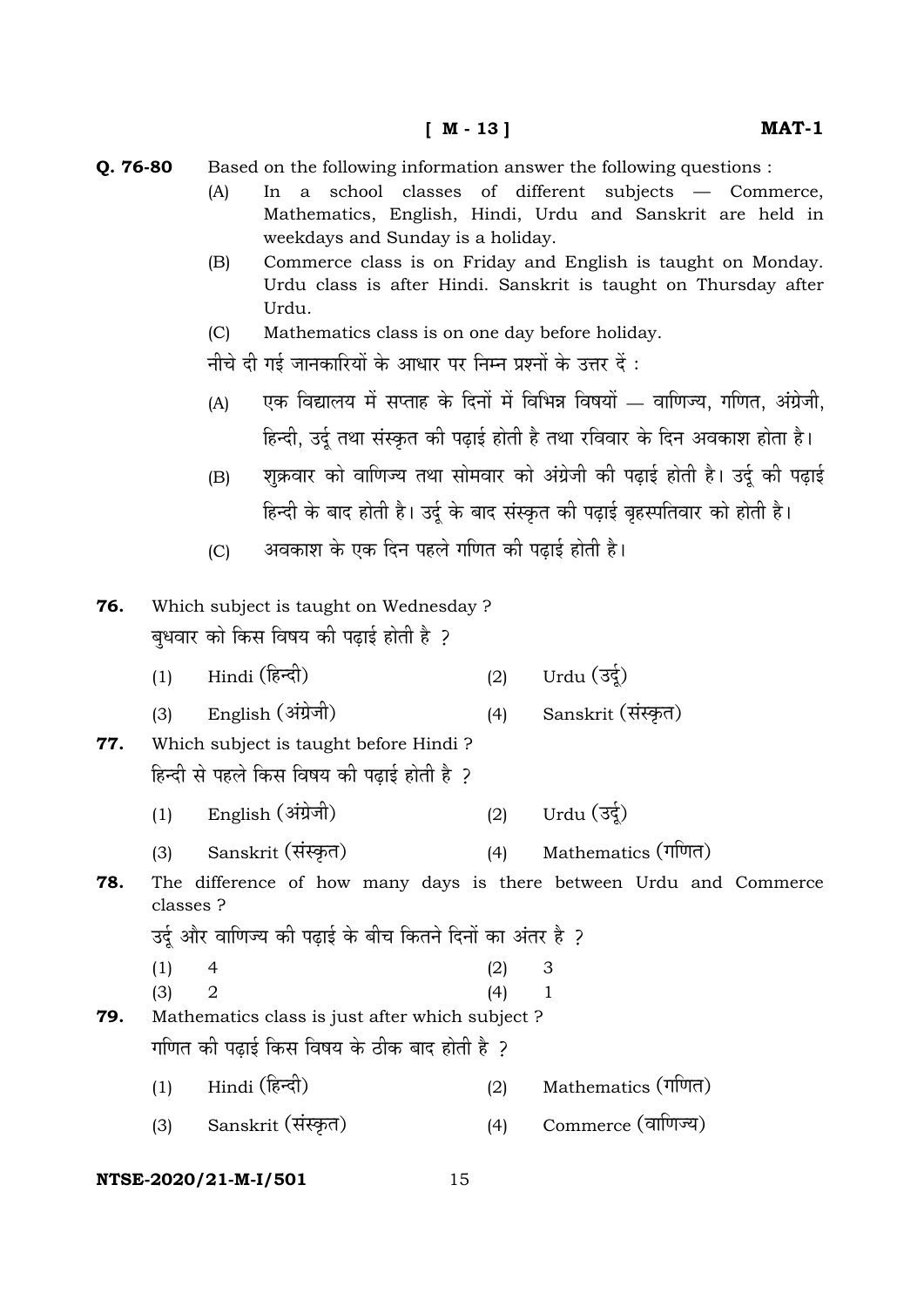**Q. 76-80** Based on the following information answer the following questions :

(A) In a school classes of different subjects — Commerce, Mathematics, English, Hindi, Urdu and Sanskrit are held in weekdays and Sunday is a holiday.

(B) Commerce class is on Friday and English is taught on Monday. Urdu class is after Hindi. Sanskrit is taught on Thursday after Urdu.

(C) Mathematics class is on one day before holiday.

नीचे दी गई जानकारियों के आधार पर निम्न प्रश्नों के उत्तर दें :

(A) एक विद्यालय में सप्ताह के दिनों में विभिन्न विषयों — वाणिज्य, गणित, अंग्रेजी, हिन्दी, उर्दू तथा संस्कृत की पढ़ाई होती है तथा रविवार के दिन अवकाश होता है।

(B) शुक्रवार को वाणिज्य तथा सोमवार को अंग्रेजी की पढ़ाई होती है। उर्दू की पढ़ाई हिन्दी के बाद होती है। उर्दू के बाद संस्कृत की पढ़ाई बृहस्पतिवार को होती है।

(C) अवकाश के एक दिन पहले गणित की पढ़ाई होती है।

**76.** Which subject is taught on Wednesday ?
बुधवार को किस विषय की पढ़ाई होती है ?

(1) Hindi (हिन्दी)
(2) Urdu (उर्दू)
(3) English (अंग्रेजी)
(4) Sanskrit (संस्कृत)

**77.** Which subject is taught before Hindi ?
हिन्दी से पहले किस विषय की पढ़ाई होती है ?

(1) English (अंग्रेजी)
(2) Urdu (उर्दू)
(3) Sanskrit (संस्कृत)
(4) Mathematics (गणित)

**78.** The difference of how many days is there between Urdu and Commerce classes ?
उर्दू और वाणिज्य की पढ़ाई के बीच कितने दिनों का अंतर है ?

(1) 4
(2) 3
(3) 2
(4) 1

**79.** Mathematics class is just after which subject ?
गणित की पढ़ाई किस विषय के ठीक बाद होती है ?

(1) Hindi (हिन्दी)
(2) Mathematics (गणित)
(3) Sanskrit (संस्कृत)
(4) Commerce (वाणिज्य)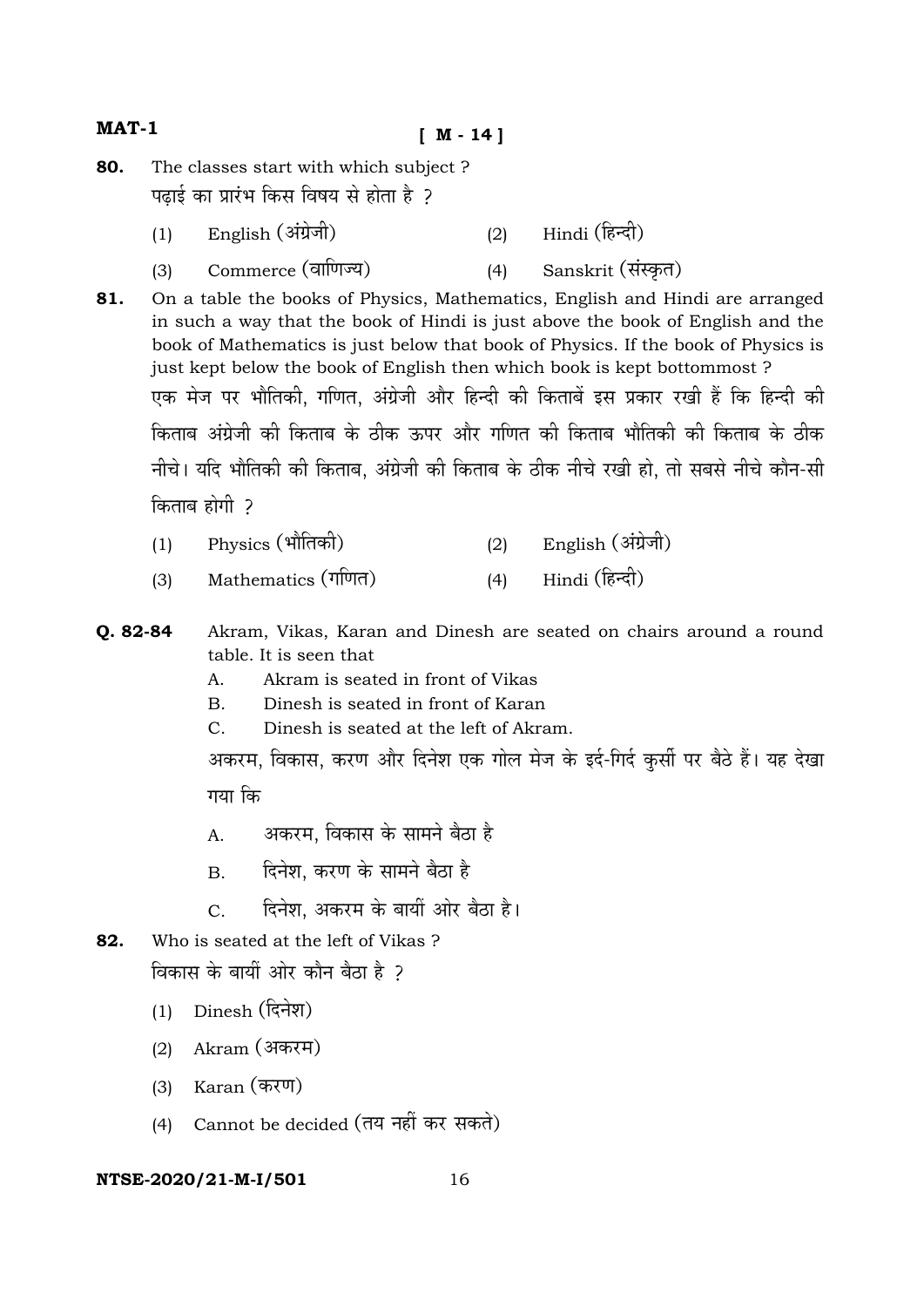**80.** The classes start with which subject ?
पढ़ाई का प्रारंभ किस विषय से होता है ?

(1) English (अंग्रेजी) (2) Hindi (हिन्दी)

(3) Commerce (वाणिज्य) (4) Sanskrit (संस्कृत)

**81.** On a table the books of Physics, Mathematics, English and Hindi are arranged in such a way that the book of Hindi is just above the book of English and the book of Mathematics is just below that book of Physics. If the book of Physics is just kept below the book of English then which book is kept bottommost ?
एक मेज पर भौतिकी, गणित, अंग्रेजी और हिन्दी की किताबें इस प्रकार रखी हैं कि हिन्दी की किताब अंग्रेजी की किताब के ठीक ऊपर और गणित की किताब भौतिकी की किताब के ठीक नीचे। यदि भौतिकी की किताब, अंग्रेजी की किताब के ठीक नीचे रखी हो, तो सबसे नीचे कौन-सी किताब होगी ?

(1) Physics (भौतिकी) (2) English (अंग्रेजी)

(3) Mathematics (गणित) (4) Hindi (हिन्दी)

**Q. 82-84** Akram, Vikas, Karan and Dinesh are seated on chairs around a round table. It is seen that

A. Akram is seated in front of Vikas

B. Dinesh is seated in front of Karan

C. Dinesh is seated at the left of Akram.

अकरम, विकास, करण और दिनेश एक गोल मेज के इर्द-गिर्द कुर्सी पर बैठे हैं। यह देखा गया कि

A. अकरम, विकास के सामने बैठा है

B. दिनेश, करण के सामने बैठा है

C. दिनेश, अकरम के बायीं ओर बैठा है।

**82.** Who is seated at the left of Vikas ?
विकास के बायीं ओर कौन बैठा है ?

(1) Dinesh (दिनेश)

(2) Akram (अकरम)

(3) Karan (करण)

(4) Cannot be decided (तय नहीं कर सकते)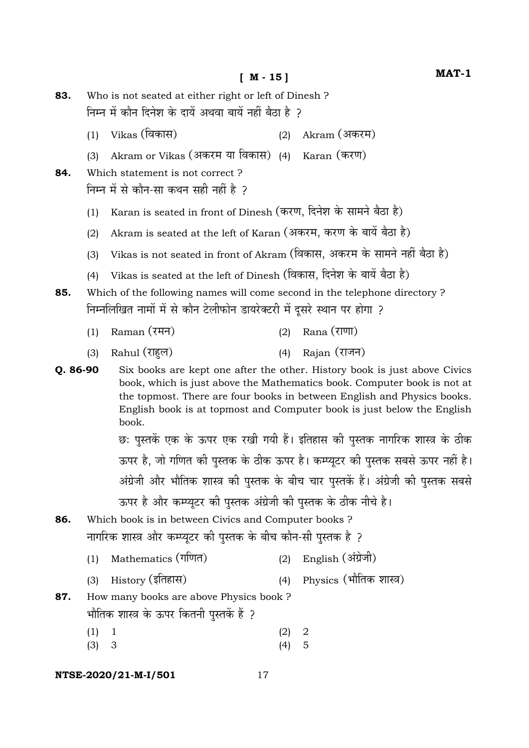**83.** Who is not seated at either right or left of Dinesh ?
निम्न में कौन दिनेश के दायें अथवा बायें नहीं बैठा है ?

(1) Vikas (विकास)   (2) Akram (अकरम)

(3) Akram or Vikas (अकरम या विकास)   (4) Karan (करण)

**84.** Which statement is not correct ?
निम्न में से कौन-सा कथन सही नहीं है ?

(1) Karan is seated in front of Dinesh (करण, दिनेश के सामने बैठा है)

(2) Akram is seated at the left of Karan (अकरम, करण के बायें बैठा है)

(3) Vikas is not seated in front of Akram (विकास, अकरम के सामने नहीं बैठा है)

(4) Vikas is seated at the left of Dinesh (विकास, दिनेश के बायें बैठा है)

**85.** Which of the following names will come second in the telephone directory ?
निम्नलिखित नामों में से कौन टेलीफोन डायरेक्टरी में दूसरे स्थान पर होगा ?

(1) Raman (रमन)   (2) Rana (राणा)

(3) Rahul (राहुल)   (4) Rajan (राजन)

**Q. 86-90** Six books are kept one after the other. History book is just above Civics book, which is just above the Mathematics book. Computer book is not at the topmost. There are four books in between English and Physics books. English book is at topmost and Computer book is just below the English book.

छः पुस्तकें एक के ऊपर एक रखी गयी हैं। इतिहास की पुस्तक नागरिक शास्त्र के ठीक ऊपर है, जो गणित की पुस्तक के ठीक ऊपर है। कम्प्यूटर की पुस्तक सबसे ऊपर नहीं है। अंग्रेजी और भौतिक शास्त्र की पुस्तक के बीच चार पुस्तकें हैं। अंग्रेजी की पुस्तक सबसे ऊपर है और कम्प्यूटर की पुस्तक अंग्रेजी की पुस्तक के ठीक नीचे है।

**86.** Which book is in between Civics and Computer books ?
नागरिक शास्त्र और कम्प्यूटर की पुस्तक के बीच कौन-सी पुस्तक है ?

(1) Mathematics (गणित)   (2) English (अंग्रेजी)

(3) History (इतिहास)   (4) Physics (भौतिक शास्त्र)

**87.** How many books are above Physics book ?
भौतिक शास्त्र के ऊपर कितनी पुस्तकें हैं ?

(1) 1   (2) 2

(3) 3   (4) 5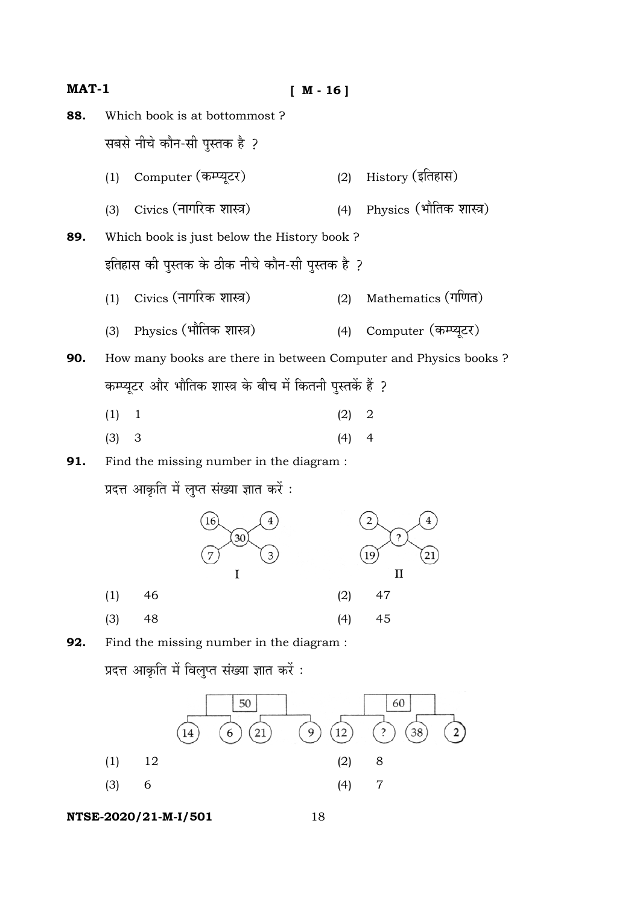**88.** Which book is at bottommost ?

सबसे नीचे कौन-सी पुस्तक है ?

(1) Computer (कम्प्यूटर) (2) History (इतिहास)

(3) Civics (नागरिक शास्त्र) (4) Physics (भौतिक शास्त्र)

**89.** Which book is just below the History book ?

इतिहास की पुस्तक के ठीक नीचे कौन-सी पुस्तक है ?

(1) Civics (नागरिक शास्त्र) (2) Mathematics (गणित)

(3) Physics (भौतिक शास्त्र) (4) Computer (कम्प्यूटर)

**90.** How many books are there in between Computer and Physics books ?

कम्प्यूटर और भौतिक शास्त्र के बीच में कितनी पुस्तकें हैं ?

(1) 1 (2) 2

(3) 3 (4) 4

**91.** Find the missing number in the diagram :

प्रदत्त आकृति में लुप्त संख्या ज्ञात करें :

16, 4, 30, 7, 3

I

2, 4, ?, 19, 21

II

(1) 46 (2) 47

(3) 48 (4) 45

**92.** Find the missing number in the diagram :

प्रदत्त आकृति में विलुप्त संख्या ज्ञात करें :

50

14, 6, 21, 9

60

12, ?, 38, 2

(1) 12 (2) 8

(3) 6 (4) 7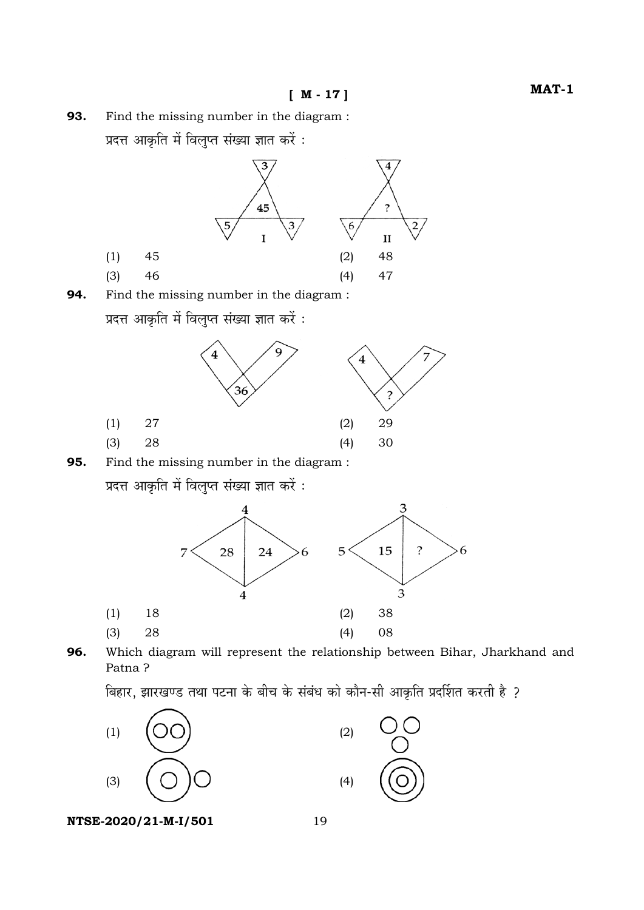**93.** Find the missing number in the diagram :

प्रदत्त आकृति में विलुप्त संख्या ज्ञात करें :

I: 3, 5, 3 — 45

II: 4, 6, 2 — ?

| | |
|---|---|
| (1) 45 | (2) 48 |
| (3) 46 | (4) 47 |

**94.** Find the missing number in the diagram :

प्रदत्त आकृति में विलुप्त संख्या ज्ञात करें :

4, 9 — 36

4, 7 — ?

| | |
|---|---|
| (1) 27 | (2) 29 |
| (3) 28 | (4) 30 |

**95.** Find the missing number in the diagram :

प्रदत्त आकृति में विलुप्त संख्या ज्ञात करें :

4, 7, 4, 6 — 28, 24

3, 5, 3, 6 — 15, ?

| | |
|---|---|
| (1) 18 | (2) 38 |
| (3) 28 | (4) 08 |

**96.** Which diagram will represent the relationship between Bihar, Jharkhand and Patna ?

बिहार, झारखण्ड तथा पटना के बीच के संबंध को कौन-सी आकृति प्रदर्शित करती है ?

(1) (2) (3) (4)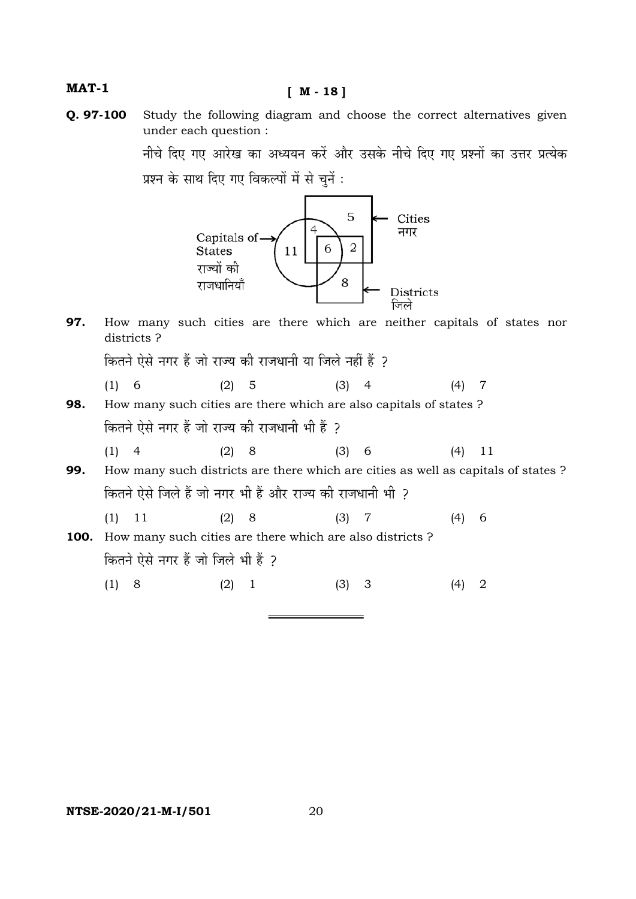**Q. 97-100** Study the following diagram and choose the correct alternatives given under each question :

नीचे दिए गए आरेख का अध्ययन करें और उसके नीचे दिए गए प्रश्नों का उत्तर प्रत्येक प्रश्न के साथ दिए गए विकल्पों में से चुनें :

Capitals of States
राज्यों की राजधानियाँ

Cities
नगर

Districts
जिले

5
4
11
6
2
8

**97.** How many such cities are there which are neither capitals of states nor districts ?

कितने ऐसे नगर हैं जो राज्य की राजधानी या जिले नहीं हैं ?

(1) 6 (2) 5 (3) 4 (4) 7

**98.** How many such cities are there which are also capitals of states ?

कितने ऐसे नगर हैं जो राज्य की राजधानी भी हैं ?

(1) 4 (2) 8 (3) 6 (4) 11

**99.** How many such districts are there which are cities as well as capitals of states ?

कितने ऐसे जिले हैं जो नगर भी हैं और राज्य की राजधानी भी ?

(1) 11 (2) 8 (3) 7 (4) 6

**100.** How many such cities are there which are also districts ?

कितने ऐसे नगर हैं जो जिले भी हैं ?

(1) 8 (2) 1 (3) 3 (4) 2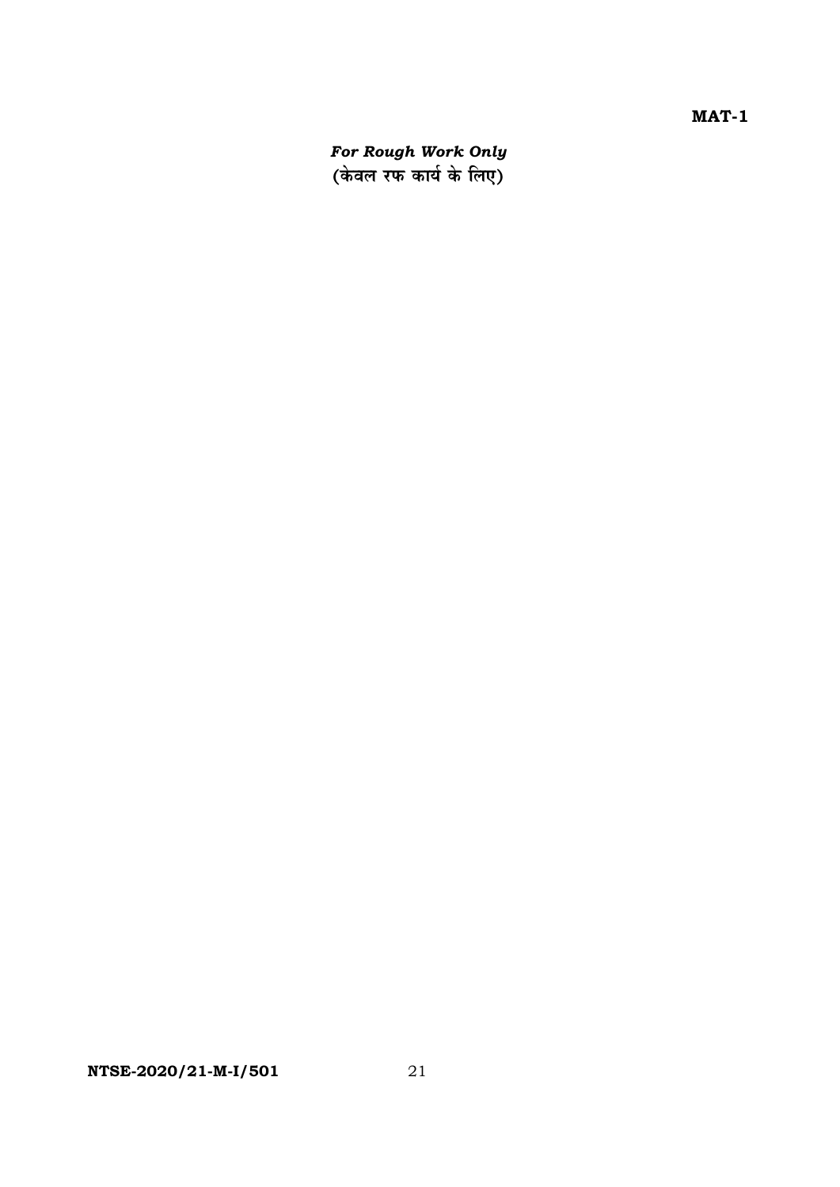*For Rough Work Only*
(केवल रफ कार्य के लिए)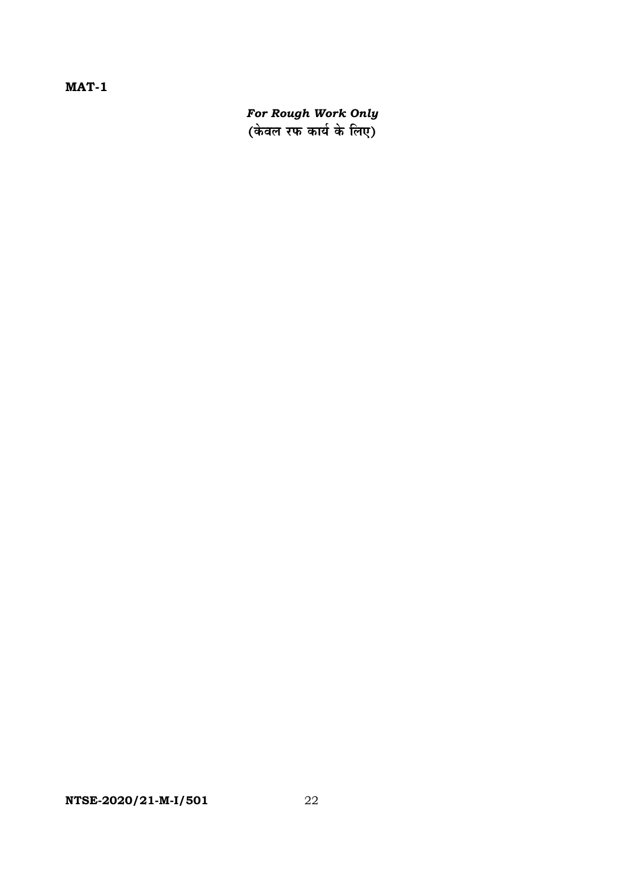*For Rough Work Only*
(केवल रफ कार्य के लिए)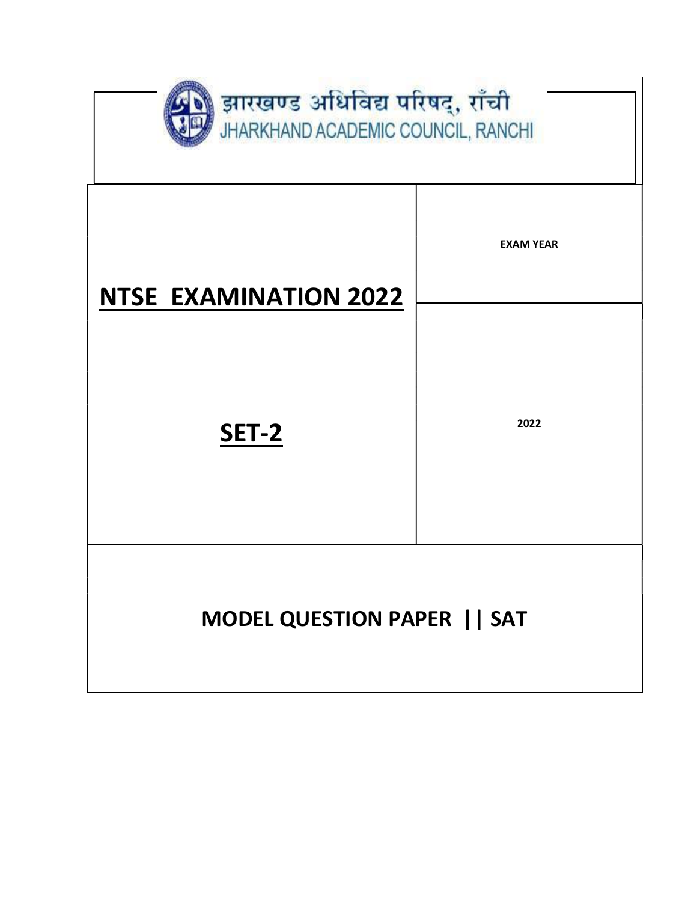झारखण्ड अधिविद्य परिषद्, राँची
JHARKHAND ACADEMIC COUNCIL, RANCHI

| | |
|---|---|
| **NTSE EXAMINATION 2022** | **EXAM YEAR** |
| **SET-2** | **2022** |

## MODEL QUESTION PAPER || SAT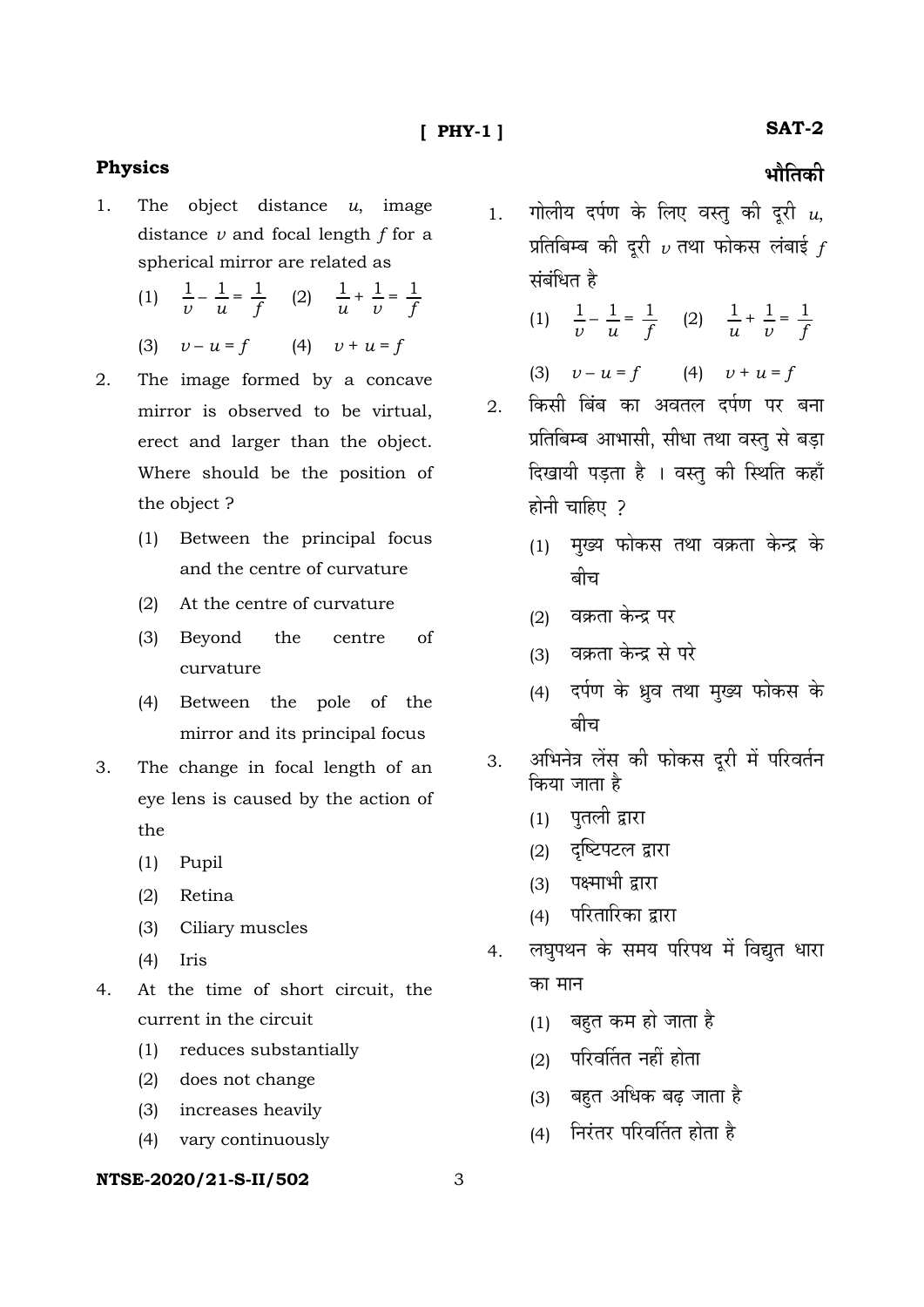## [ PHY-1 ]

**SAT-2**

## Physics

1. The object distance $u$, image distance $v$ and focal length $f$ for a spherical mirror are related as
   (1) $\frac{1}{v} - \frac{1}{u} = \frac{1}{f}$ (2) $\frac{1}{u} + \frac{1}{v} = \frac{1}{f}$
   (3) $v - u = f$ (4) $v + u = f$

2. The image formed by a concave mirror is observed to be virtual, erect and larger than the object. Where should be the position of the object ?
   (1) Between the principal focus and the centre of curvature
   (2) At the centre of curvature
   (3) Beyond the centre of curvature
   (4) Between the pole of the mirror and its principal focus

3. The change in focal length of an eye lens is caused by the action of the
   (1) Pupil
   (2) Retina
   (3) Ciliary muscles
   (4) Iris

4. At the time of short circuit, the current in the circuit
   (1) reduces substantially
   (2) does not change
   (3) increases heavily
   (4) vary continuously

## भौतिकी

1. गोलीय दर्पण के लिए वस्तु की दूरी $u$, प्रतिबिम्ब की दूरी $v$ तथा फोकस लंबाई $f$ संबंधित है
   (1) $\frac{1}{v} - \frac{1}{u} = \frac{1}{f}$ (2) $\frac{1}{u} + \frac{1}{v} = \frac{1}{f}$
   (3) $v - u = f$ (4) $v + u = f$

2. किसी बिंब का अवतल दर्पण पर बना प्रतिबिम्ब आभासी, सीधा तथा वस्तु से बड़ा दिखायी पड़ता है । वस्तु की स्थिति कहाँ होनी चाहिए ?
   (1) मुख्य फोकस तथा वक्रता केन्द्र के बीच
   (2) वक्रता केन्द्र पर
   (3) वक्रता केन्द्र से परे
   (4) दर्पण के ध्रुव तथा मुख्य फोकस के बीच

3. अभिनेत्र लेंस की फोकस दूरी में परिवर्तन किया जाता है
   (1) पुतली द्वारा
   (2) दृष्टिपटल द्वारा
   (3) पक्ष्माभी द्वारा
   (4) परितारिका द्वारा

4. लघुपथन के समय परिपथ में विद्युत धारा का मान
   (1) बहुत कम हो जाता है
   (2) परिवर्तित नहीं होता
   (3) बहुत अधिक बढ़ जाता है
   (4) निरंतर परिवर्तित होता है

NTSE-2020/21-S-II/502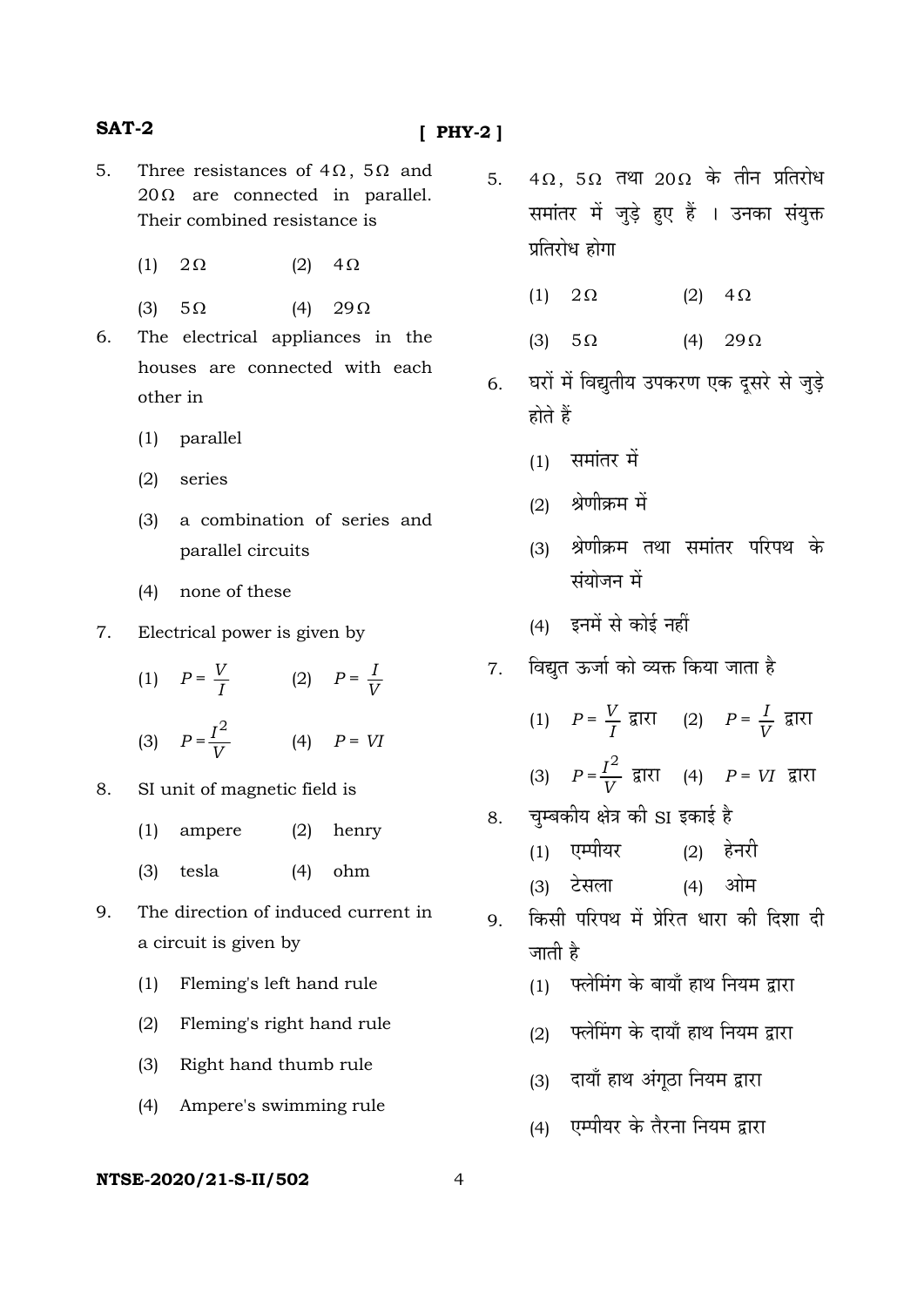SAT-2

[ PHY-2 ]

5. Three resistances of $4\Omega$, $5\Omega$ and $20\Omega$ are connected in parallel. Their combined resistance is

   (1) $2\Omega$  (2) $4\Omega$

   (3) $5\Omega$  (4) $29\Omega$

6. The electrical appliances in the houses are connected with each other in

   (1) parallel

   (2) series

   (3) a combination of series and parallel circuits

   (4) none of these

7. Electrical power is given by

   (1) $P = \frac{V}{I}$  (2) $P = \frac{I}{V}$

   (3) $P = \frac{I^2}{V}$  (4) $P = VI$

8. SI unit of magnetic field is

   (1) ampere  (2) henry

   (3) tesla  (4) ohm

9. The direction of induced current in a circuit is given by

   (1) Fleming's left hand rule

   (2) Fleming's right hand rule

   (3) Right hand thumb rule

   (4) Ampere's swimming rule

5. $4\Omega$, $5\Omega$ तथा $20\Omega$ के तीन प्रतिरोध समांतर में जुड़े हुए हैं । उनका संयुक्त प्रतिरोध होगा

   (1) $2\Omega$  (2) $4\Omega$

   (3) $5\Omega$  (4) $29\Omega$

6. घरों में विद्युतीय उपकरण एक दूसरे से जुड़े होते हैं

   (1) समांतर में

   (2) श्रेणीक्रम में

   (3) श्रेणीक्रम तथा समांतर परिपथ के संयोजन में

   (4) इनमें से कोई नहीं

7. विद्युत ऊर्जा को व्यक्त किया जाता है

   (1) $P = \frac{V}{I}$ द्वारा  (2) $P = \frac{I}{V}$ द्वारा

   (3) $P = \frac{I^2}{V}$ द्वारा  (4) $P = VI$ द्वारा

8. चुम्बकीय क्षेत्र की SI इकाई है

   (1) एम्पीयर  (2) हेनरी

   (3) टेसला  (4) ओम

9. किसी परिपथ में प्रेरित धारा की दिशा दी जाती है

   (1) फ्लेमिंग के बायाँ हाथ नियम द्वारा

   (2) फ्लेमिंग के दायाँ हाथ नियम द्वारा

   (3) दायाँ हाथ अंगूठा नियम द्वारा

   (4) एम्पीयर के तैरना नियम द्वारा

NTSE-2020/21-S-II/502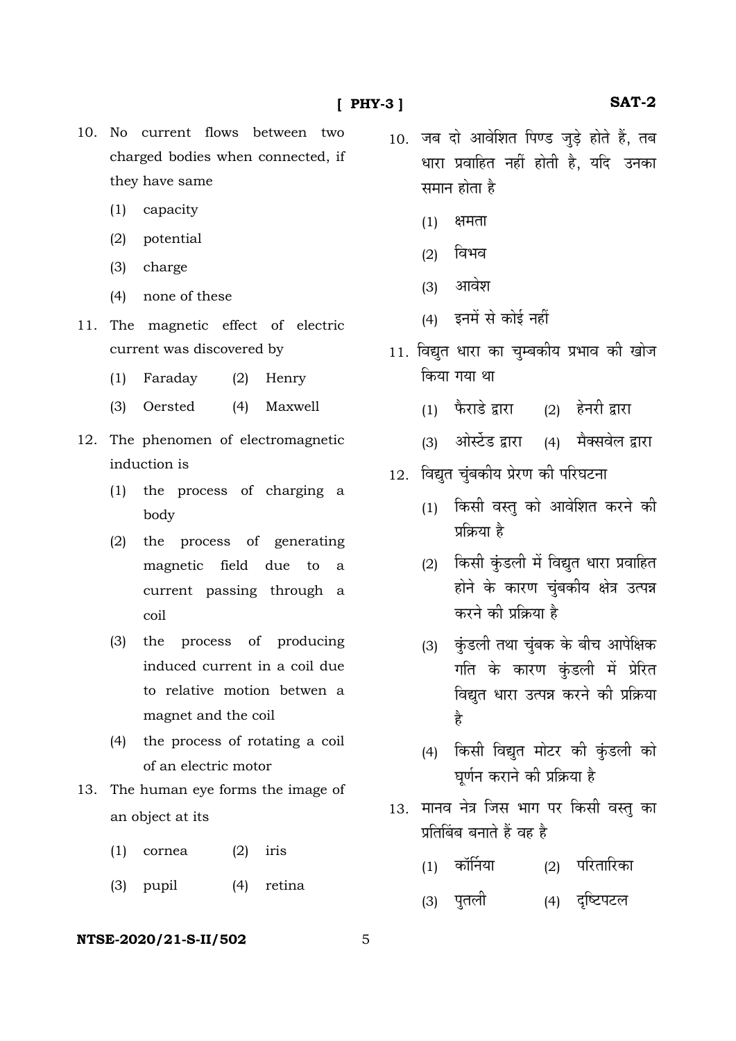10. No current flows between two charged bodies when connected, if they have same

    (1) capacity

    (2) potential

    (3) charge

    (4) none of these

11. The magnetic effect of electric current was discovered by

    (1) Faraday (2) Henry

    (3) Oersted (4) Maxwell

12. The phenomen of electromagnetic induction is

    (1) the process of charging a body

    (2) the process of generating magnetic field due to a current passing through a coil

    (3) the process of producing induced current in a coil due to relative motion betwen a magnet and the coil

    (4) the process of rotating a coil of an electric motor

13. The human eye forms the image of an object at its

    (1) cornea (2) iris

    (3) pupil (4) retina

10. जब दो आवेशित पिण्ड जुड़े होते हैं, तब धारा प्रवाहित नहीं होती है, यदि उनका समान होता है

    (1) क्षमता

    (2) विभव

    (3) आवेश

    (4) इनमें से कोई नहीं

11. विद्युत धारा का चुम्बकीय प्रभाव की खोज किया गया था

    (1) फैराडे द्वारा (2) हेनरी द्वारा

    (3) ओर्स्टेड द्वारा (4) मैक्सवेल द्वारा

12. विद्युत चुंबकीय प्रेरण की परिघटना

    (1) किसी वस्तु को आवेशित करने की प्रक्रिया है

    (2) किसी कुंडली में विद्युत धारा प्रवाहित होने के कारण चुंबकीय क्षेत्र उत्पन्न करने की प्रक्रिया है

    (3) कुंडली तथा चुंबक के बीच आपेक्षिक गति के कारण कुंडली में प्रेरित विद्युत धारा उत्पन्न करने की प्रक्रिया है

    (4) किसी विद्युत मोटर की कुंडली को घूर्णन कराने की प्रक्रिया है

13. मानव नेत्र जिस भाग पर किसी वस्तु का प्रतिबिंब बनाते हैं वह है

    (1) कॉर्निया (2) परितारिका

    (3) पुतली (4) दृष्टिपटल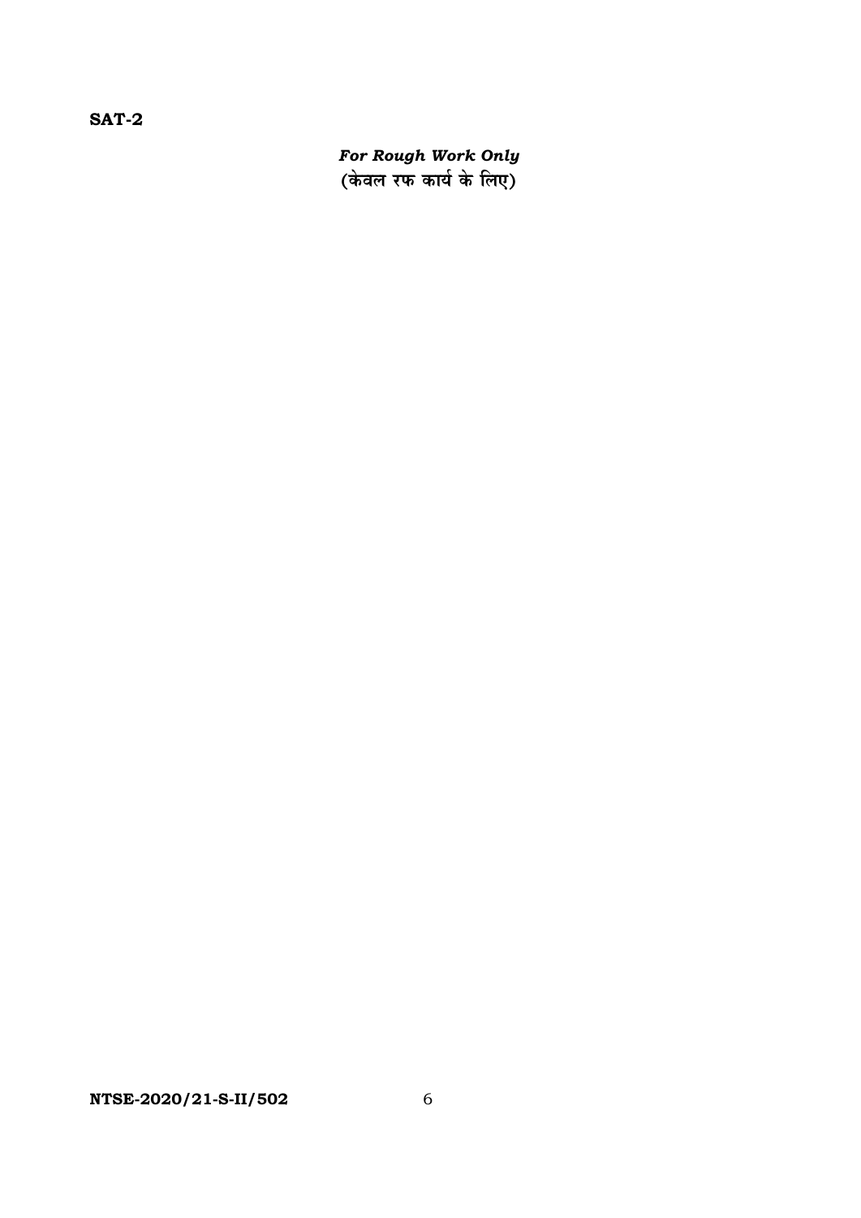***For Rough Work Only***
(केवल रफ कार्य के लिए)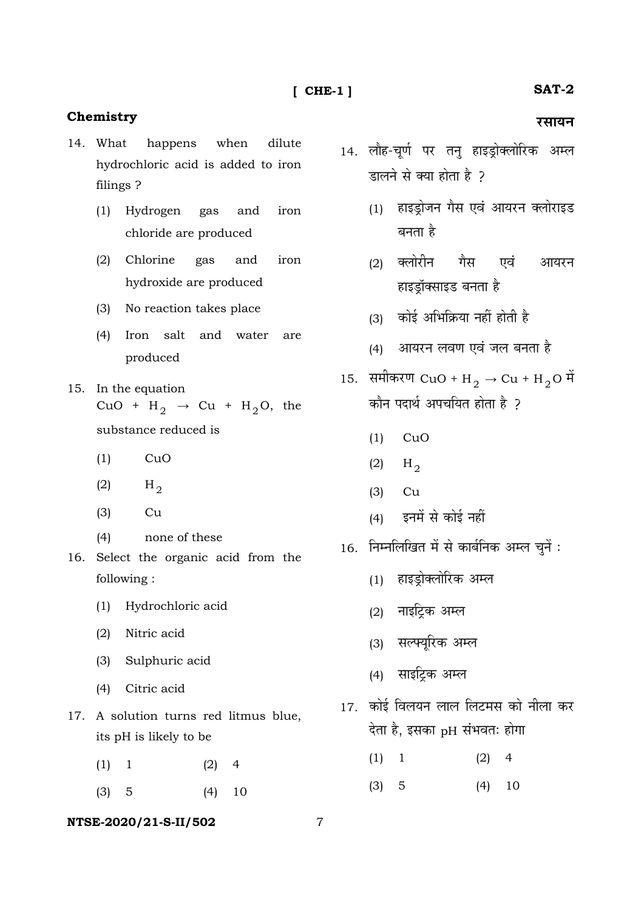## Chemistry

14. What happens when dilute hydrochloric acid is added to iron filings ?

    (1) Hydrogen gas and iron chloride are produced

    (2) Chlorine gas and iron hydroxide are produced

    (3) No reaction takes place

    (4) Iron salt and water are produced

15. In the equation $CuO + H_2 \rightarrow Cu + H_2O$, the substance reduced is

    (1) $CuO$

    (2) $H_2$

    (3) $Cu$

    (4) none of these

16. Select the organic acid from the following :

    (1) Hydrochloric acid

    (2) Nitric acid

    (3) Sulphuric acid

    (4) Citric acid

17. A solution turns red litmus blue, its pH is likely to be

    (1) 1 (2) 4

    (3) 5 (4) 10

## रसायन

14. लौह-चूर्ण पर तनु हाइड्रोक्लोरिक अम्ल डालने से क्या होता है ?

    (1) हाइड्रोजन गैस एवं आयरन क्लोराइड बनता है

    (2) क्लोरीन गैस एवं आयरन हाइड्रॉक्साइड बनता है

    (3) कोई अभिक्रिया नहीं होती है

    (4) आयरन लवण एवं जल बनता है

15. समीकरण $CuO + H_2 \rightarrow Cu + H_2O$ में कौन पदार्थ अपचयित होता है ?

    (1) $CuO$

    (2) $H_2$

    (3) $Cu$

    (4) इनमें से कोई नहीं

16. निम्नलिखित में से कार्बनिक अम्ल चुनें :

    (1) हाइड्रोक्लोरिक अम्ल

    (2) नाइट्रिक अम्ल

    (3) सल्फ्यूरिक अम्ल

    (4) साइट्रिक अम्ल

17. कोई विलयन लाल लिटमस को नीला कर देता है, इसका pH संभवतः होगा

    (1) 1 (2) 4

    (3) 5 (4) 10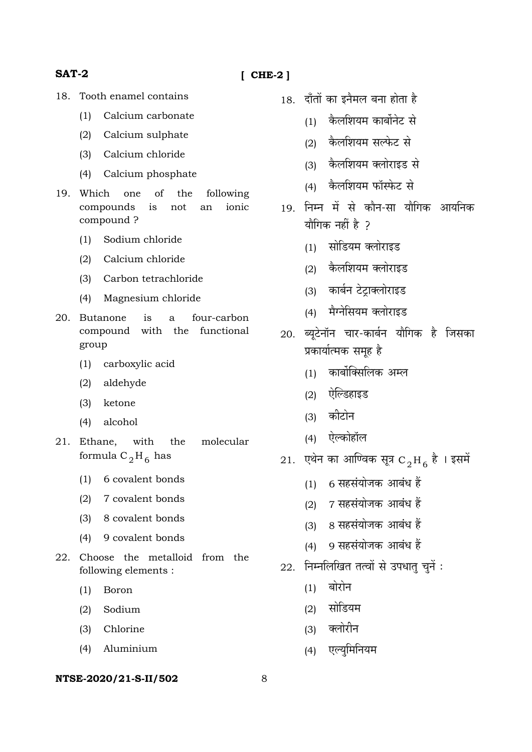**SAT-2** **[ CHE-2 ]**

18. Tooth enamel contains

    (1) Calcium carbonate

    (2) Calcium sulphate

    (3) Calcium chloride

    (4) Calcium phosphate

19. Which one of the following compounds is not an ionic compound ?

    (1) Sodium chloride

    (2) Calcium chloride

    (3) Carbon tetrachloride

    (4) Magnesium chloride

20. Butanone is a four-carbon compound with the functional group

    (1) carboxylic acid

    (2) aldehyde

    (3) ketone

    (4) alcohol

21. Ethane, with the molecular formula $C_2H_6$ has

    (1) 6 covalent bonds

    (2) 7 covalent bonds

    (3) 8 covalent bonds

    (4) 9 covalent bonds

22. Choose the metalloid from the following elements :

    (1) Boron

    (2) Sodium

    (3) Chlorine

    (4) Aluminium

18. दाँतों का इनैमल बना होता है

    (1) कैलशियम कार्बोनेट से

    (2) कैलशियम सल्फेट से

    (3) कैलशियम क्लोराइड से

    (4) कैलशियम फॉस्फेट से

19. निम्न में से कौन-सा यौगिक आयनिक यौगिक नहीं है ?

    (1) सोडियम क्लोराइड

    (2) कैलशियम क्लोराइड

    (3) कार्बन टेट्राक्लोराइड

    (4) मैग्नेसियम क्लोराइड

20. ब्यूटेनॉन चार-कार्बन यौगिक है जिसका प्रकार्यात्मक समूह है

    (1) कार्बोक्सिलिक अम्ल

    (2) ऐल्डिहाइड

    (3) कीटोन

    (4) ऐल्कोहॉल

21. एथेन का आण्विक सूत्र $C_2H_6$ है । इसमें

    (1) 6 सहसंयोजक आबंध हैं

    (2) 7 सहसंयोजक आबंध हैं

    (3) 8 सहसंयोजक आबंध हैं

    (4) 9 सहसंयोजक आबंध हैं

22. निम्नलिखित तत्वों से उपधातु चुनें :

    (1) बोरोन

    (2) सोडियम

    (3) क्लोरीन

    (4) एल्युमिनियम

**NTSE-2020/21-S-II/502**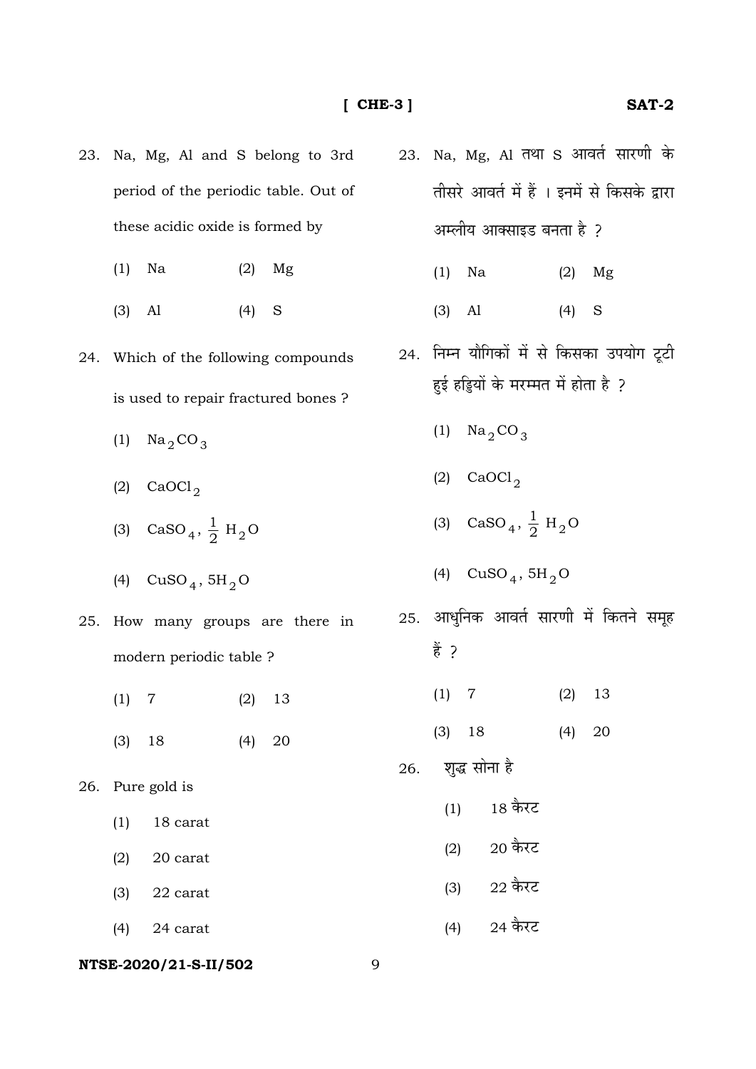23. Na, Mg, Al and S belong to 3rd period of the periodic table. Out of these acidic oxide is formed by

(1) Na (2) Mg

(3) Al (4) S

24. Which of the following compounds is used to repair fractured bones ?

(1) $Na_2CO_3$

(2) $CaOCl_2$

(3) $CaSO_4, \frac{1}{2} H_2O$

(4) $CuSO_4, 5H_2O$

25. How many groups are there in modern periodic table ?

(1) 7 (2) 13

(3) 18 (4) 20

26. Pure gold is

(1) 18 carat

(2) 20 carat

(3) 22 carat

(4) 24 carat

23. Na, Mg, Al तथा S आवर्त सारणी के तीसरे आवर्त में हैं । इनमें से किसके द्वारा अम्लीय आक्साइड बनता है ?

(1) Na (2) Mg

(3) Al (4) S

24. निम्न यौगिकों में से किसका उपयोग टूटी हुई हड्डियों के मरम्मत में होता है ?

(1) $Na_2CO_3$

(2) $CaOCl_2$

(3) $CaSO_4, \frac{1}{2} H_2O$

(4) $CuSO_4, 5H_2O$

25. आधुनिक आवर्त सारणी में कितने समूह हैं ?

(1) 7 (2) 13

(3) 18 (4) 20

26. शुद्ध सोना है

(1) 18 कैरट

(2) 20 कैरट

(3) 22 कैरट

(4) 24 कैरट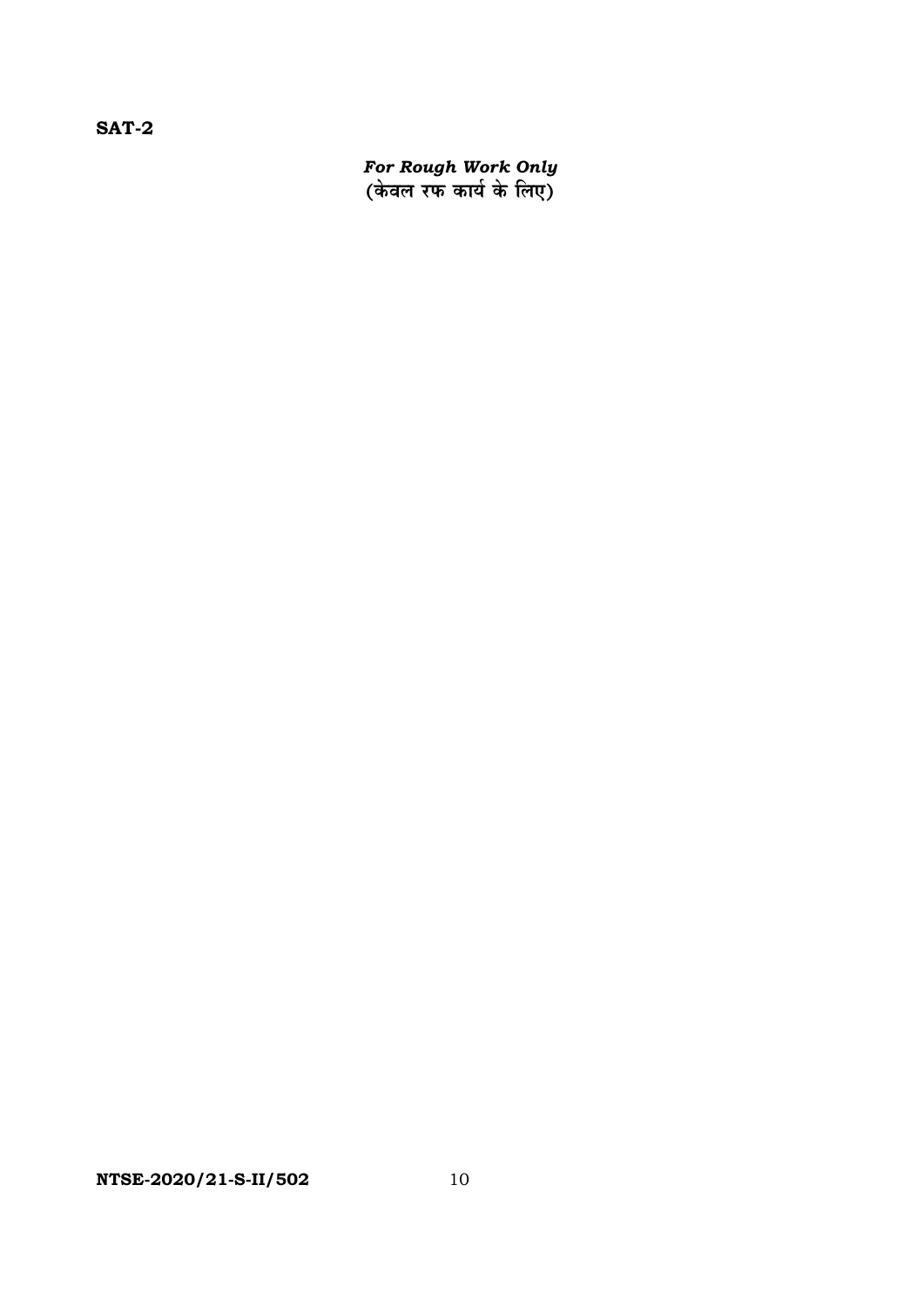*For Rough Work Only*
(केवल रफ कार्य के लिए)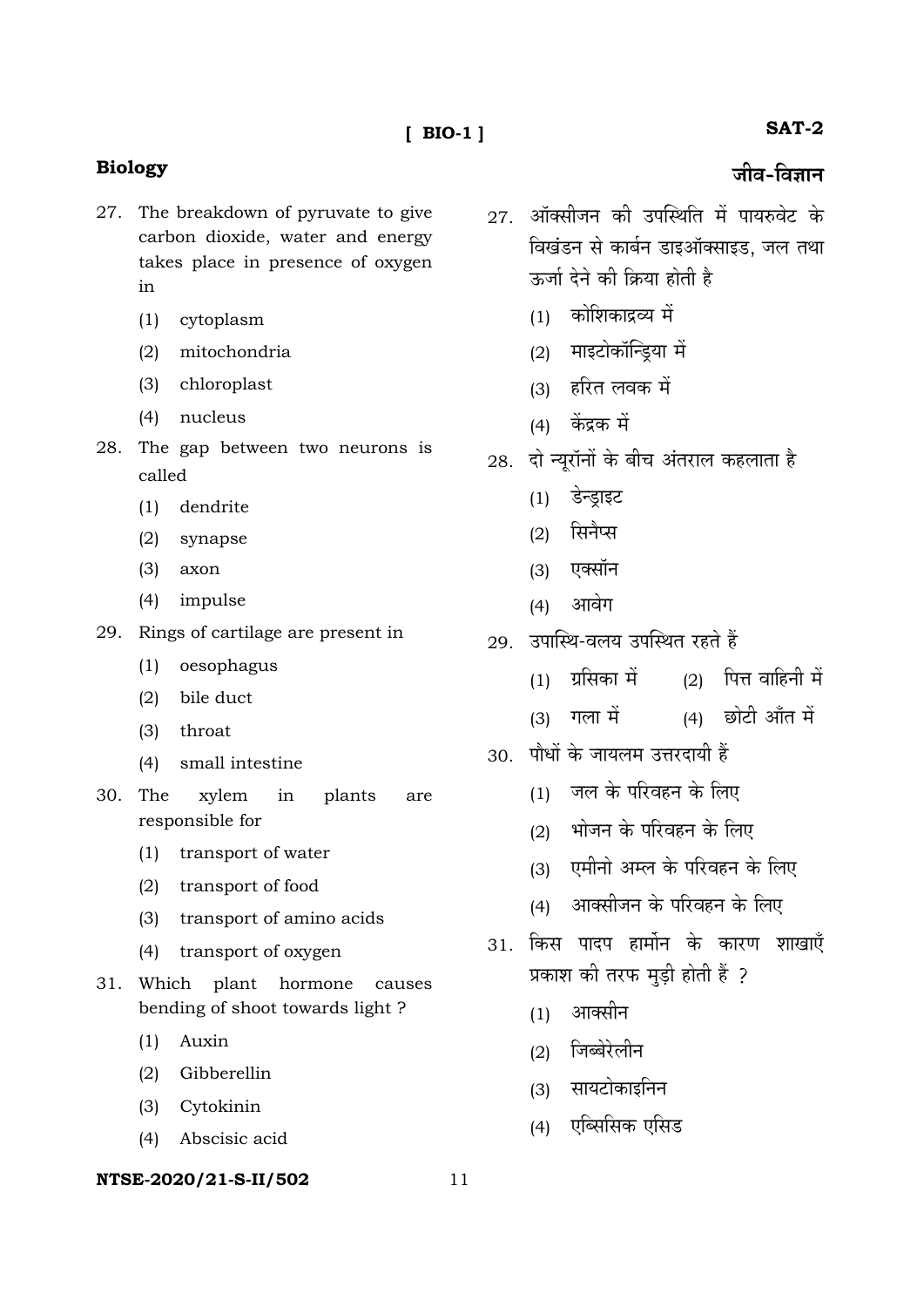[ BIO-1 ]

SAT-2

## Biology

27. The breakdown of pyruvate to give carbon dioxide, water and energy takes place in presence of oxygen in
    - (1) cytoplasm
    - (2) mitochondria
    - (3) chloroplast
    - (4) nucleus

28. The gap between two neurons is called
    - (1) dendrite
    - (2) synapse
    - (3) axon
    - (4) impulse

29. Rings of cartilage are present in
    - (1) oesophagus
    - (2) bile duct
    - (3) throat
    - (4) small intestine

30. The xylem in plants are responsible for
    - (1) transport of water
    - (2) transport of food
    - (3) transport of amino acids
    - (4) transport of oxygen

31. Which plant hormone causes bending of shoot towards light ?
    - (1) Auxin
    - (2) Gibberellin
    - (3) Cytokinin
    - (4) Abscisic acid

## जीव-विज्ञान

27. ऑक्सीजन की उपस्थिति में पायरुवेट के विखंडन से कार्बन डाइऑक्साइड, जल तथा ऊर्जा देने की क्रिया होती है
    - (1) कोशिकाद्रव्य में
    - (2) माइटोकॉन्ड्रिया में
    - (3) हरित लवक में
    - (4) केंद्रक में

28. दो न्यूरॉनों के बीच अंतराल कहलाता है
    - (1) डेन्ड्राइट
    - (2) सिनैप्स
    - (3) एक्सॉन
    - (4) आवेग

29. उपास्थि-वलय उपस्थित रहते हैं
    - (1) ग्रसिका में
    - (2) पित्त वाहिनी में
    - (3) गला में
    - (4) छोटी आँत में

30. पौधों के जायलम उत्तरदायी हैं
    - (1) जल के परिवहन के लिए
    - (2) भोजन के परिवहन के लिए
    - (3) एमीनो अम्ल के परिवहन के लिए
    - (4) आक्सीजन के परिवहन के लिए

31. किस पादप हार्मोन के कारण शाखाएँ प्रकाश की तरफ मुड़ी होती हैं ?
    - (1) आक्सीन
    - (2) जिब्बेरेलीन
    - (3) सायटोकाइनिन
    - (4) एब्सिसिक एसिड

NTSE-2020/21-S-II/502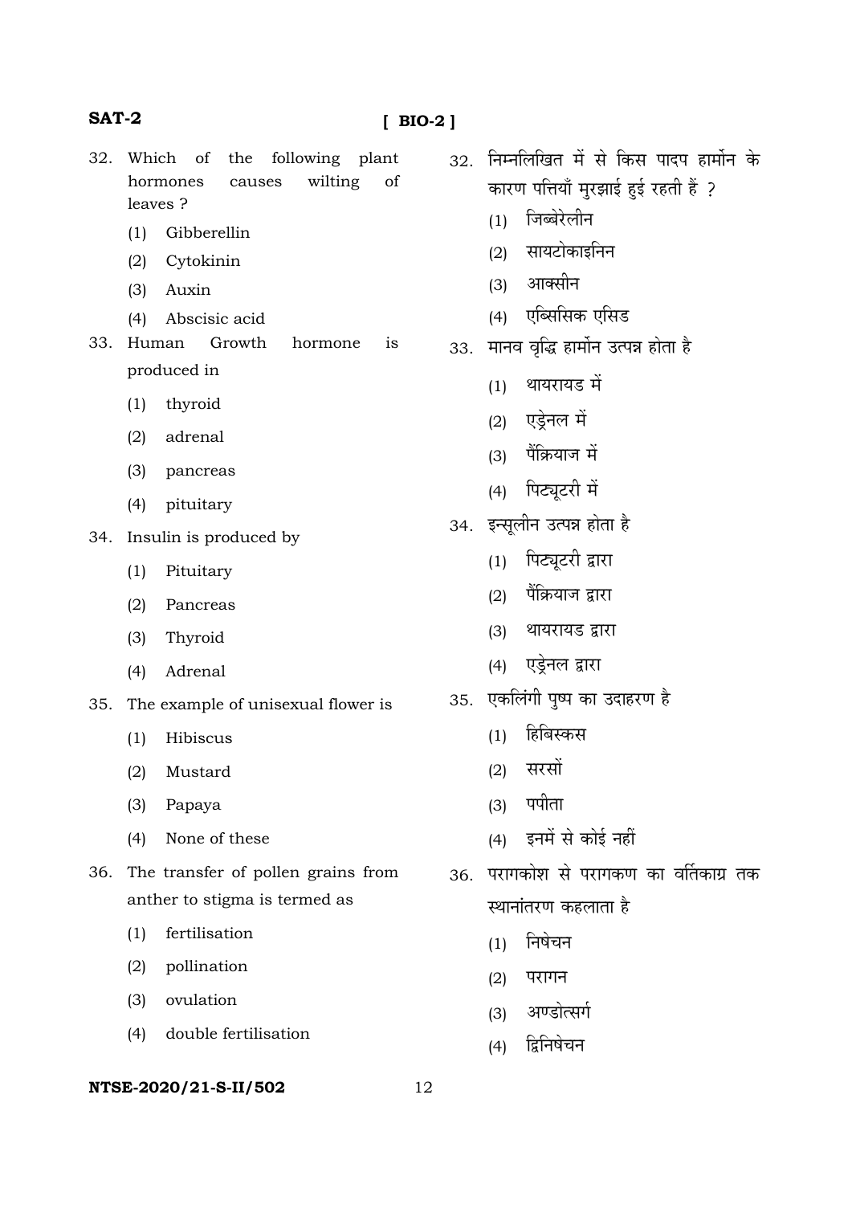**SAT-2** **[ BIO-2 ]**

32. Which of the following plant hormones causes wilting of leaves ?
    (1) Gibberellin
    (2) Cytokinin
    (3) Auxin
    (4) Abscisic acid

33. Human Growth hormone is produced in
    (1) thyroid
    (2) adrenal
    (3) pancreas
    (4) pituitary

34. Insulin is produced by
    (1) Pituitary
    (2) Pancreas
    (3) Thyroid
    (4) Adrenal

35. The example of unisexual flower is
    (1) Hibiscus
    (2) Mustard
    (3) Papaya
    (4) None of these

36. The transfer of pollen grains from anther to stigma is termed as
    (1) fertilisation
    (2) pollination
    (3) ovulation
    (4) double fertilisation

32. निम्नलिखित में से किस पादप हार्मोन के कारण पत्तियाँ मुरझाई हुई रहती हैं ?
    (1) जिब्बेरेलीन
    (2) सायटोकाइनिन
    (3) आक्सीन
    (4) एब्सिसिक एसिड

33. मानव वृद्धि हार्मोन उत्पन्न होता है
    (1) थायरायड में
    (2) एड्रेनल में
    (3) पैंक्रियाज में
    (4) पिट्यूटरी में

34. इन्सूलीन उत्पन्न होता है
    (1) पिट्यूटरी द्वारा
    (2) पैंक्रियाज द्वारा
    (3) थायरायड द्वारा
    (4) एड्रेनल द्वारा

35. एकलिंगी पुष्प का उदाहरण है
    (1) हिबिस्कस
    (2) सरसों
    (3) पपीता
    (4) इनमें से कोई नहीं

36. परागकोश से परागकण का वर्तिकाग्र तक स्थानांतरण कहलाता है
    (1) निषेचन
    (2) परागन
    (3) अण्डोत्सर्ग
    (4) द्विनिषेचन

NTSE-2020/21-S-II/502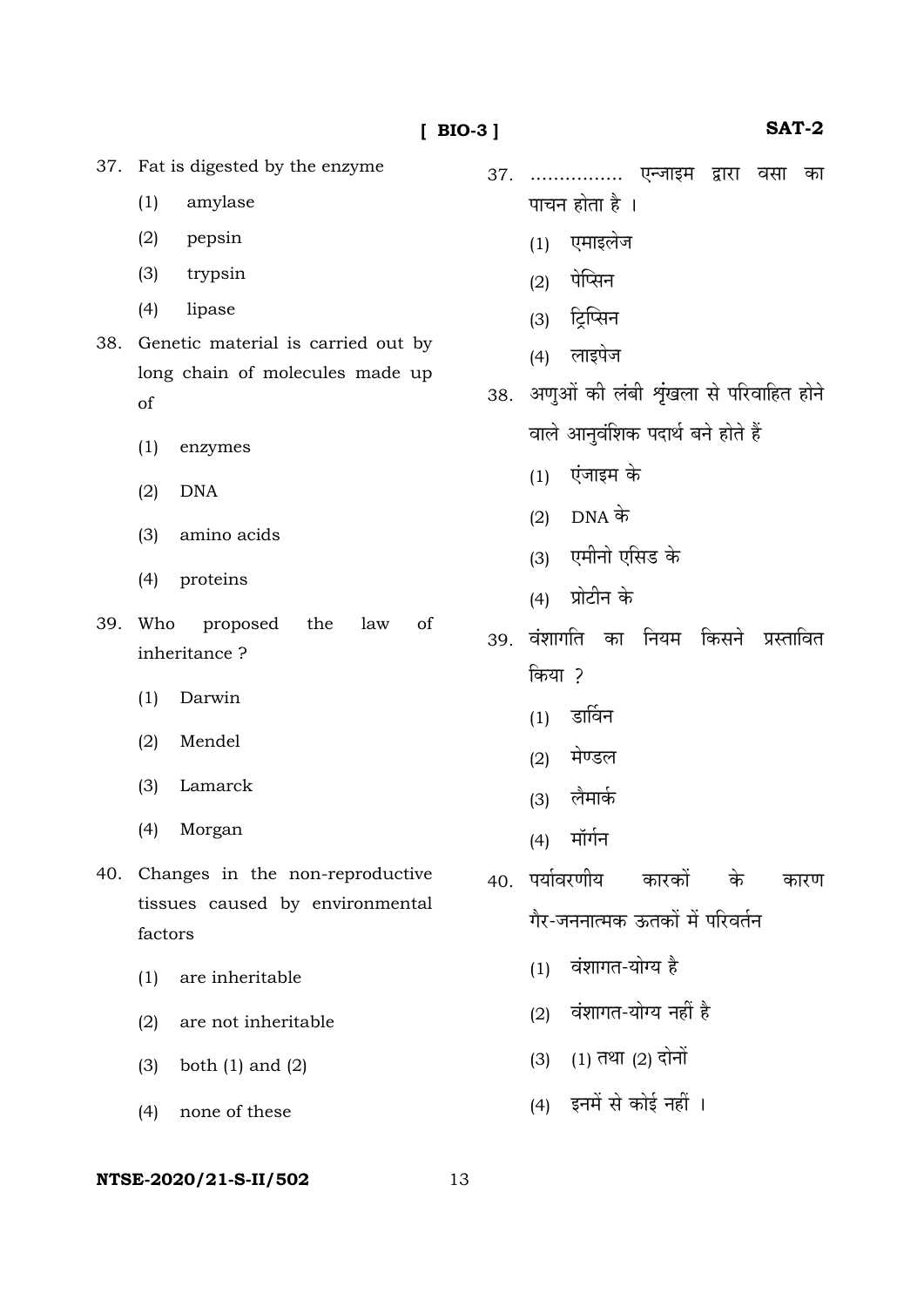37. Fat is digested by the enzyme

(1) amylase

(2) pepsin

(3) trypsin

(4) lipase

38. Genetic material is carried out by long chain of molecules made up of

(1) enzymes

(2) DNA

(3) amino acids

(4) proteins

39. Who proposed the law of inheritance ?

(1) Darwin

(2) Mendel

(3) Lamarck

(4) Morgan

40. Changes in the non-reproductive tissues caused by environmental factors

(1) are inheritable

(2) are not inheritable

(3) both (1) and (2)

(4) none of these

37. ................ एन्जाइम द्वारा वसा का पाचन होता है ।

(1) एमाइलेज

(2) पेप्सिन

(3) ट्रिप्सिन

(4) लाइपेज

38. अणुओं की लंबी शृंखला से परिवाहित होने वाले आनुवंशिक पदार्थ बने होते हैं

(1) एंजाइम के

(2) DNA के

(3) एमीनो एसिड के

(4) प्रोटीन के

39. वंशागति का नियम किसने प्रस्तावित किया ?

(1) डार्विन

(2) मेण्डल

(3) लैमार्क

(4) मॉर्गन

40. पर्यावरणीय कारकों के कारण गैर-जननात्मक ऊतकों में परिवर्तन

(1) वंशागत-योग्य है

(2) वंशागत-योग्य नहीं है

(3) (1) तथा (2) दोनों

(4) इनमें से कोई नहीं ।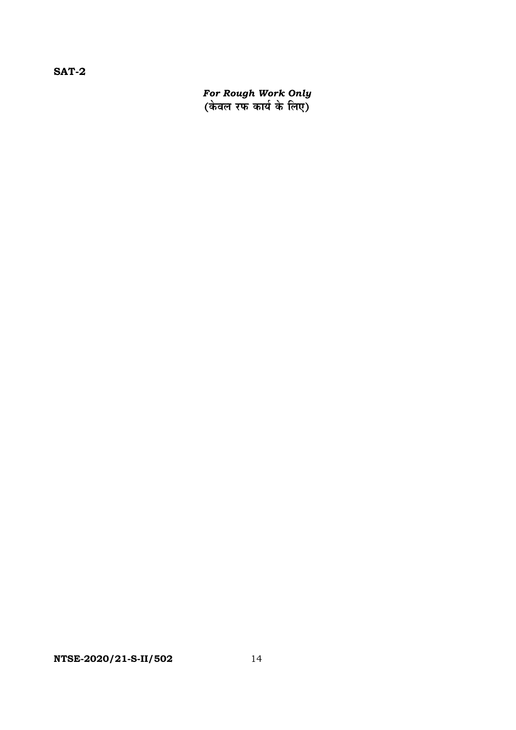*For Rough Work Only*
(केवल रफ कार्य के लिए)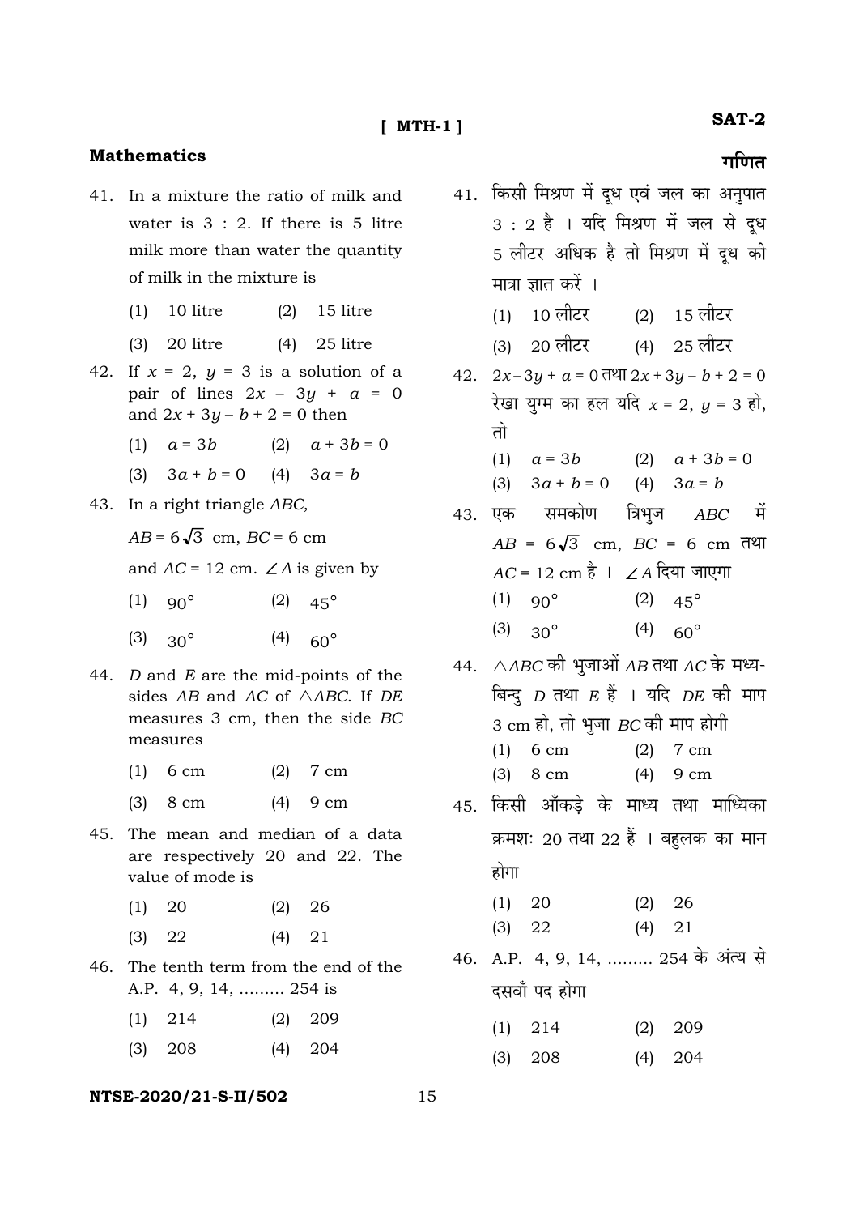[ MTH-1 ]

SAT-2

## Mathematics

41. In a mixture the ratio of milk and water is 3 : 2. If there is 5 litre milk more than water the quantity of milk in the mixture is

    (1) 10 litre (2) 15 litre

    (3) 20 litre (4) 25 litre

42. If $x = 2$, $y = 3$ is a solution of a pair of lines $2x - 3y + a = 0$ and $2x + 3y - b + 2 = 0$ then

    (1) $a = 3b$ (2) $a + 3b = 0$

    (3) $3a + b = 0$ (4) $3a = b$

43. In a right triangle $ABC$,

    $AB = 6\sqrt{3}$ cm, $BC = 6$ cm

    and $AC = 12$ cm. $\angle A$ is given by

    (1) $90°$ (2) $45°$

    (3) $30°$ (4) $60°$

44. $D$ and $E$ are the mid-points of the sides $AB$ and $AC$ of $\triangle ABC$. If $DE$ measures 3 cm, then the side $BC$ measures

    (1) 6 cm (2) 7 cm

    (3) 8 cm (4) 9 cm

45. The mean and median of a data are respectively 20 and 22. The value of mode is

    (1) 20 (2) 26

    (3) 22 (4) 21

46. The tenth term from the end of the A.P. 4, 9, 14, ......... 254 is

    (1) 214 (2) 209

    (3) 208 (4) 204

## गणित

41. किसी मिश्रण में दूध एवं जल का अनुपात 3 : 2 है । यदि मिश्रण में जल से दूध 5 लीटर अधिक है तो मिश्रण में दूध की मात्रा ज्ञात करें ।

    (1) 10 लीटर (2) 15 लीटर

    (3) 20 लीटर (4) 25 लीटर

42. $2x - 3y + a = 0$ तथा $2x + 3y - b + 2 = 0$ रेखा युग्म का हल यदि $x = 2$, $y = 3$ हो, तो

    (1) $a = 3b$ (2) $a + 3b = 0$

    (3) $3a + b = 0$ (4) $3a = b$

43. एक समकोण त्रिभुज $ABC$ में $AB = 6\sqrt{3}$ cm, $BC = 6$ cm तथा $AC = 12$ cm है । $\angle A$ दिया जाएगा

    (1) $90°$ (2) $45°$

    (3) $30°$ (4) $60°$

44. $\triangle ABC$ की भुजाओं $AB$ तथा $AC$ के मध्य-बिन्दु $D$ तथा $E$ हैं । यदि $DE$ की माप 3 cm हो, तो भुजा $BC$ की माप होगी

    (1) 6 cm (2) 7 cm

    (3) 8 cm (4) 9 cm

45. किसी आँकड़े के माध्य तथा माध्यिका क्रमशः 20 तथा 22 हैं । बहुलक का मान होगा

    (1) 20 (2) 26

    (3) 22 (4) 21

46. A.P. 4, 9, 14, ......... 254 के अंत्य से दसवाँ पद होगा

    (1) 214 (2) 209

    (3) 208 (4) 204

NTSE-2020/21-S-II/502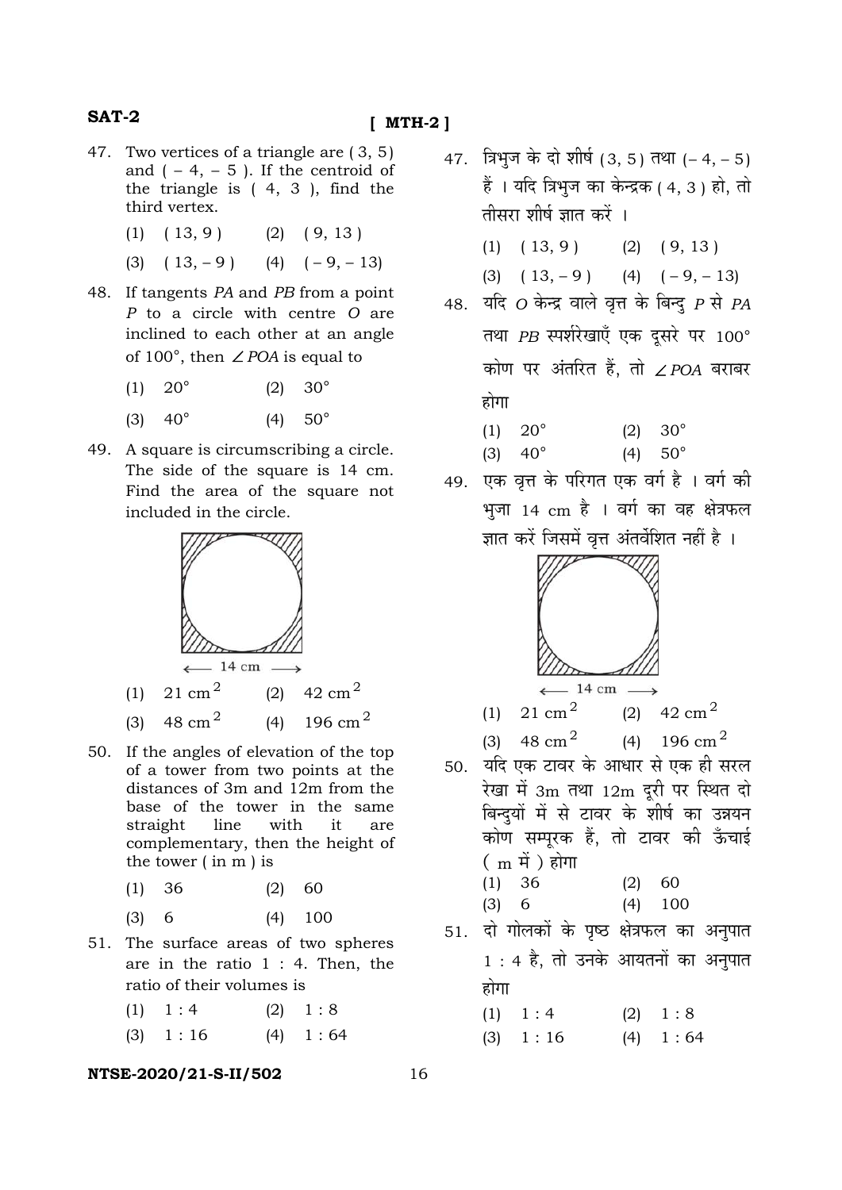47. Two vertices of a triangle are ( 3, 5 ) and ( – 4, – 5 ). If the centroid of the triangle is ( 4, 3 ), find the third vertex.

(1) ( 13, 9 )  (2) ( 9, 13 )

(3) ( 13, – 9 )  (4) ( – 9, – 13)

48. If tangents $PA$ and $PB$ from a point $P$ to a circle with centre $O$ are inclined to each other at an angle of 100°, then $\angle POA$ is equal to

(1) 20°  (2) 30°

(3) 40°  (4) 50°

49. A square is circumscribing a circle. The side of the square is 14 cm. Find the area of the square not included in the circle.

← 14 cm →

(1) 21 $cm^2$  (2) 42 $cm^2$

(3) 48 $cm^2$  (4) 196 $cm^2$

50. If the angles of elevation of the top of a tower from two points at the distances of 3m and 12m from the base of the tower in the same straight line with it are complementary, then the height of the tower ( in m ) is

(1) 36  (2) 60

(3) 6  (4) 100

51. The surface areas of two spheres are in the ratio 1 : 4. Then, the ratio of their volumes is

(1) 1 : 4  (2) 1 : 8

(3) 1 : 16  (4) 1 : 64

47. त्रिभुज के दो शीर्ष ( 3, 5 ) तथा (– 4, – 5 ) हैं । यदि त्रिभुज का केन्द्रक ( 4, 3 ) हो, तो तीसरा शीर्ष ज्ञात करें ।

(1) ( 13, 9 )  (2) ( 9, 13 )

(3) ( 13, – 9 )  (4) ( – 9, – 13)

48. यदि $O$ केन्द्र वाले वृत्त के बिन्दु $P$ से $PA$ तथा $PB$ स्पर्शरेखाएँ एक दूसरे पर 100° कोण पर अंतरित हैं, तो $\angle POA$ बराबर होगा

(1) 20°  (2) 30°

(3) 40°  (4) 50°

49. एक वृत्त के परिगत एक वर्ग है । वर्ग की भुजा 14 cm है । वर्ग का वह क्षेत्रफल ज्ञात करें जिसमें वृत्त अंतर्वेशित नहीं है ।

← 14 cm →

(1) 21 $cm^2$  (2) 42 $cm^2$

(3) 48 $cm^2$  (4) 196 $cm^2$

50. यदि एक टावर के आधार से एक ही सरल रेखा में 3m तथा 12m दूरी पर स्थित दो बिन्दुओं में से टावर के शीर्ष का उन्नयन कोण सम्पूरक हैं, तो टावर की ऊँचाई ( m में ) होगा

(1) 36  (2) 60

(3) 6  (4) 100

51. दो गोलकों के पृष्ठ क्षेत्रफल का अनुपात 1 : 4 है, तो उनके आयतनों का अनुपात होगा

(1) 1 : 4  (2) 1 : 8

(3) 1 : 16  (4) 1 : 64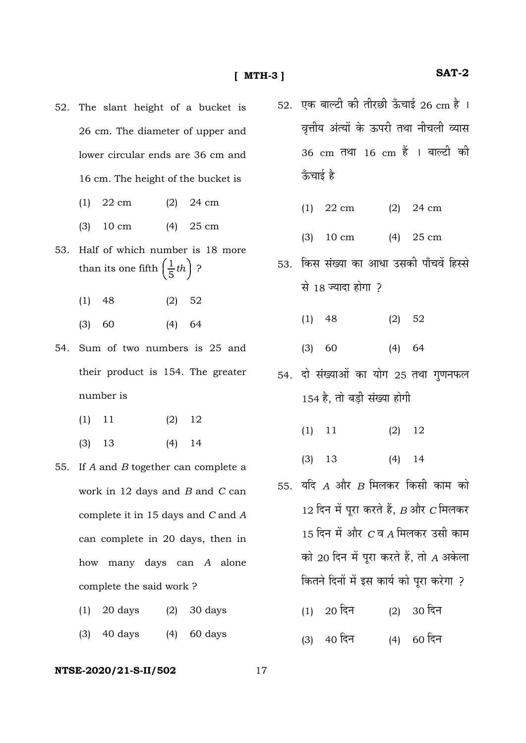52. The slant height of a bucket is 26 cm. The diameter of upper and lower circular ends are 36 cm and 16 cm. The height of the bucket is

(1) 22 cm (2) 24 cm

(3) 10 cm (4) 25 cm

53. Half of which number is 18 more than its one fifth $\left(\frac{1}{5}th\right)$ ?

(1) 48 (2) 52

(3) 60 (4) 64

54. Sum of two numbers is 25 and their product is 154. The greater number is

(1) 11 (2) 12

(3) 13 (4) 14

55. If $A$ and $B$ together can complete a work in 12 days and $B$ and $C$ can complete it in 15 days and $C$ and $A$ can complete in 20 days, then in how many days can $A$ alone complete the said work ?

(1) 20 days (2) 30 days

(3) 40 days (4) 60 days

52. एक बाल्टी की तीरछी ऊँचाई 26 cm है । वृत्तीय अंत्यों के ऊपरी तथा नीचली व्यास 36 cm तथा 16 cm हैं । बाल्टी की ऊँचाई है

(1) 22 cm (2) 24 cm

(3) 10 cm (4) 25 cm

53. किस संख्या का आधा उसकी पाँचवें हिस्से से 18 ज्यादा होगा ?

(1) 48 (2) 52

(3) 60 (4) 64

54. दो संख्याओं का योग 25 तथा गुणनफल 154 है, तो बड़ी संख्या होगी

(1) 11 (2) 12

(3) 13 (4) 14

55. यदि $A$ और $B$ मिलकर किसी काम को 12 दिन में पूरा करते हैं, $B$ और $C$ मिलकर 15 दिन में और $C$ व $A$ मिलकर उसी काम को 20 दिन में पूरा करते हैं, तो $A$ अकेला कितने दिनों में इस कार्य को पूरा करेगा ?

(1) 20 दिन (2) 30 दिन

(3) 40 दिन (4) 60 दिन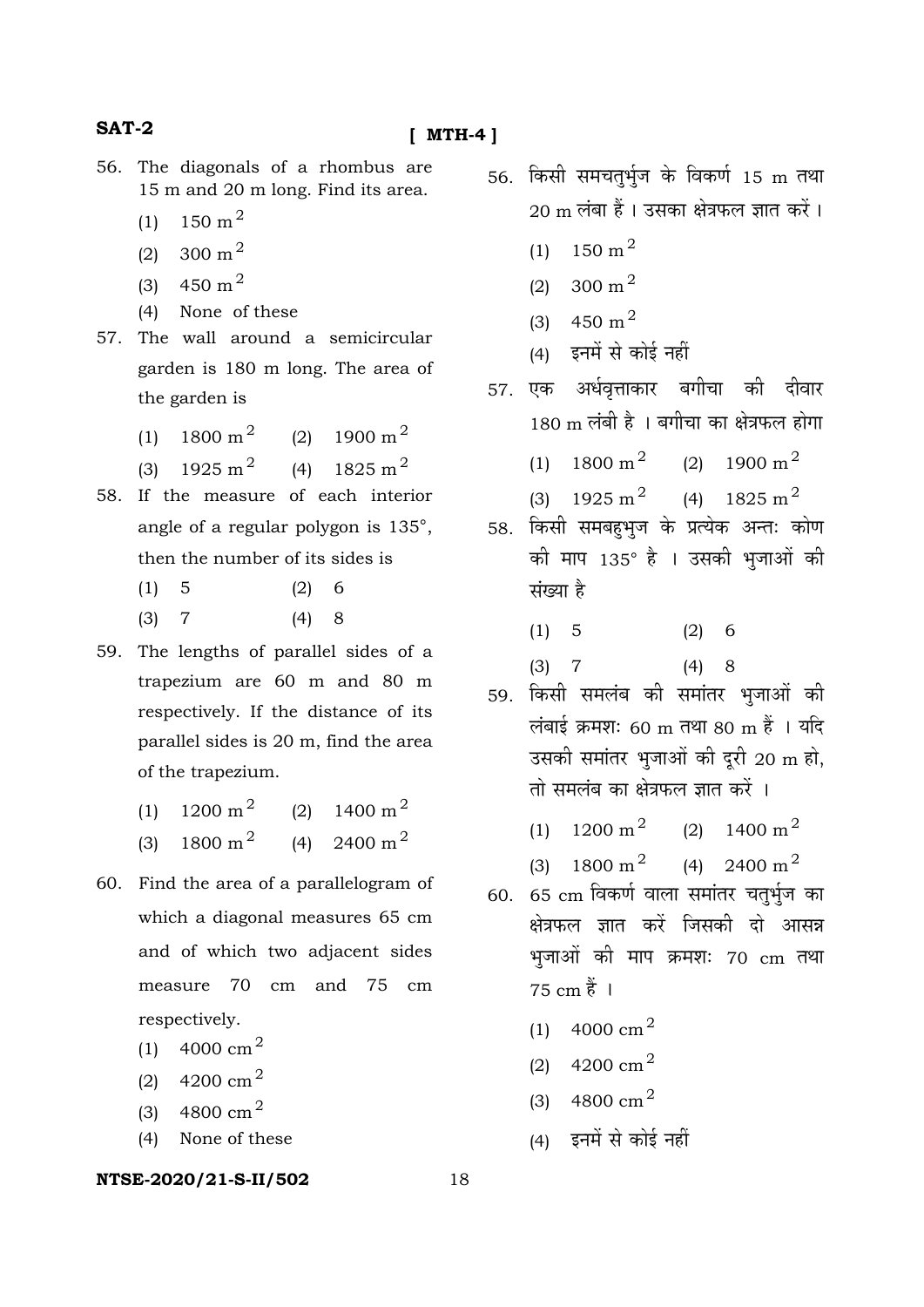56. The diagonals of a rhombus are 15 m and 20 m long. Find its area.

(1) $150 \text{ m}^2$

(2) $300 \text{ m}^2$

(3) $450 \text{ m}^2$

(4) None of these

57. The wall around a semicircular garden is 180 m long. The area of the garden is

(1) $1800 \text{ m}^2$ (2) $1900 \text{ m}^2$

(3) $1925 \text{ m}^2$ (4) $1825 \text{ m}^2$

58. If the measure of each interior angle of a regular polygon is 135°, then the number of its sides is

(1) 5 (2) 6

(3) 7 (4) 8

59. The lengths of parallel sides of a trapezium are 60 m and 80 m respectively. If the distance of its parallel sides is 20 m, find the area of the trapezium.

(1) $1200 \text{ m}^2$ (2) $1400 \text{ m}^2$

(3) $1800 \text{ m}^2$ (4) $2400 \text{ m}^2$

60. Find the area of a parallelogram of which a diagonal measures 65 cm and of which two adjacent sides measure 70 cm and 75 cm respectively.

(1) $4000 \text{ cm}^2$

(2) $4200 \text{ cm}^2$

(3) $4800 \text{ cm}^2$

(4) None of these

56. किसी समचतुर्भुज के विकर्ण 15 m तथा 20 m लंबा हैं । उसका क्षेत्रफल ज्ञात करें ।

(1) $150 \text{ m}^2$

(2) $300 \text{ m}^2$

(3) $450 \text{ m}^2$

(4) इनमें से कोई नहीं

57. एक अर्धवृत्ताकार बगीचा की दीवार 180 m लंबी है । बगीचा का क्षेत्रफल होगा

(1) $1800 \text{ m}^2$ (2) $1900 \text{ m}^2$

(3) $1925 \text{ m}^2$ (4) $1825 \text{ m}^2$

58. किसी समबहुभुज के प्रत्येक अन्तः कोण की माप 135° है । उसकी भुजाओं की संख्या है

(1) 5 (2) 6

(3) 7 (4) 8

59. किसी समलंब की समांतर भुजाओं की लंबाई क्रमशः 60 m तथा 80 m हैं । यदि उसकी समांतर भुजाओं की दूरी 20 m हो, तो समलंब का क्षेत्रफल ज्ञात करें ।

(1) $1200 \text{ m}^2$ (2) $1400 \text{ m}^2$

(3) $1800 \text{ m}^2$ (4) $2400 \text{ m}^2$

60. 65 cm विकर्ण वाला समांतर चतुर्भुज का क्षेत्रफल ज्ञात करें जिसकी दो आसन्न भुजाओं की माप क्रमशः 70 cm तथा 75 cm हैं ।

(1) $4000 \text{ cm}^2$

(2) $4200 \text{ cm}^2$

(3) $4800 \text{ cm}^2$

(4) इनमें से कोई नहीं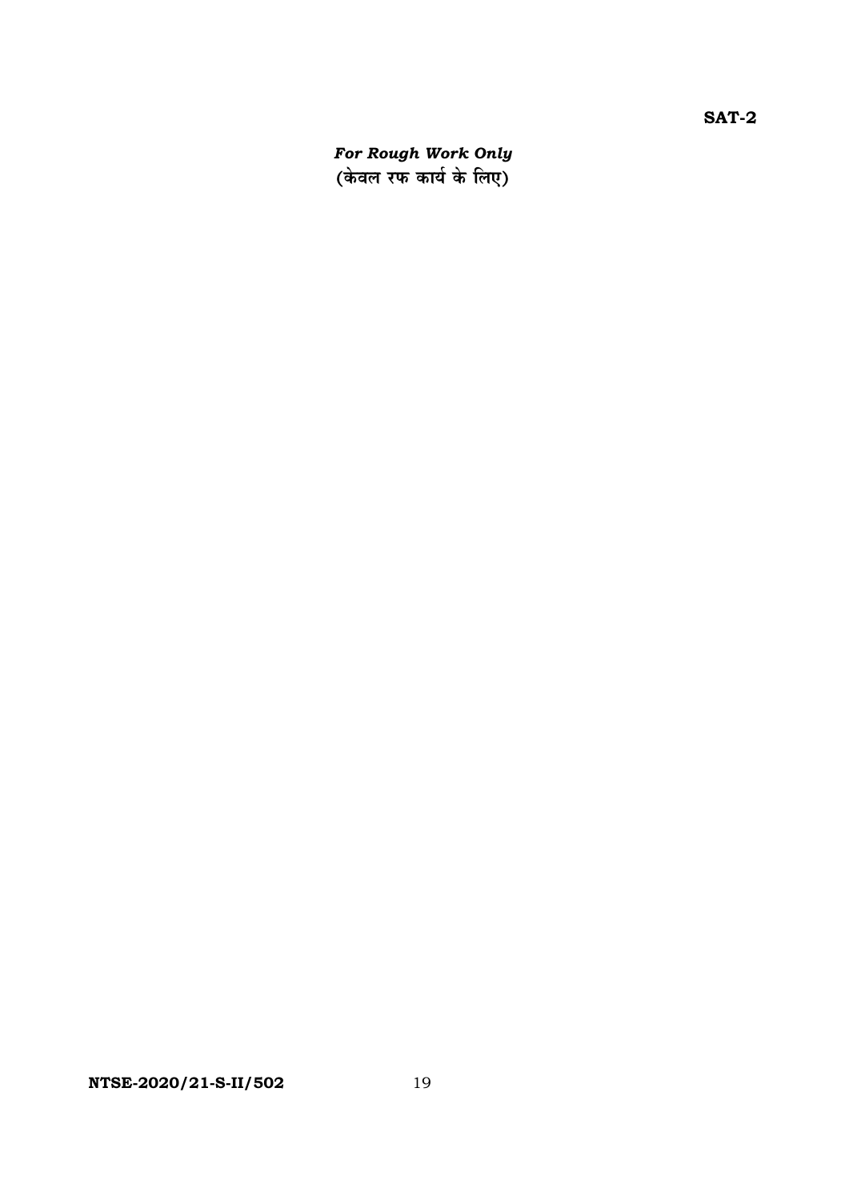*For Rough Work Only*
(केवल रफ कार्य के लिए)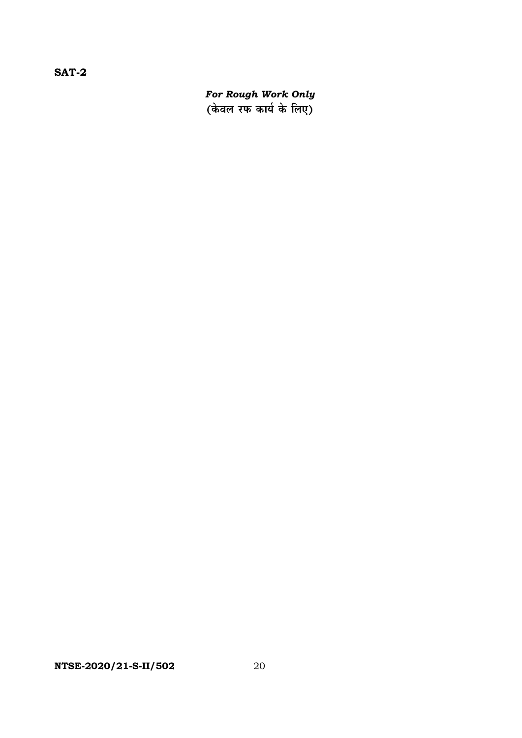*For Rough Work Only*
(केवल रफ कार्य के लिए)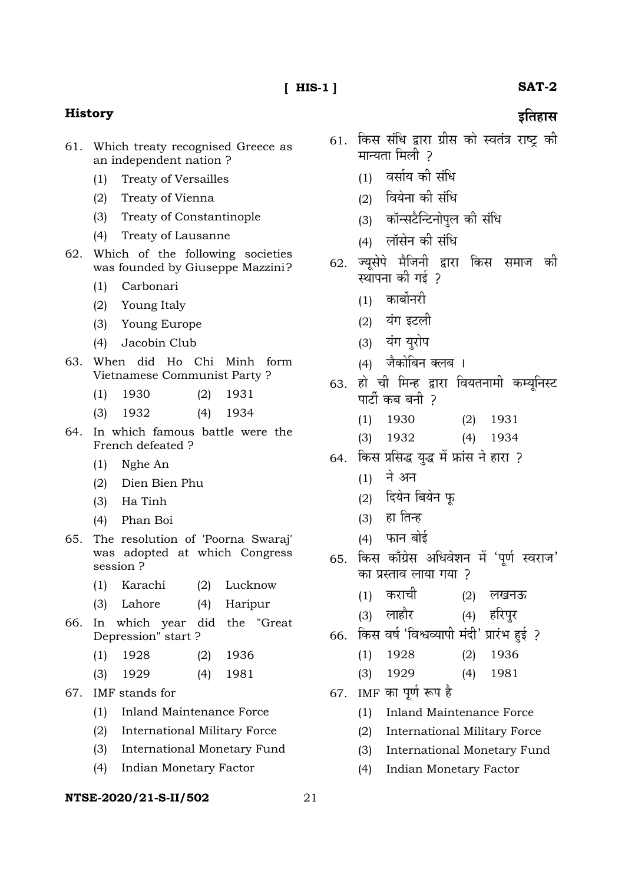[ HIS-1 ]

SAT-2

## History

61. Which treaty recognised Greece as an independent nation ?
    (1) Treaty of Versailles
    (2) Treaty of Vienna
    (3) Treaty of Constantinople
    (4) Treaty of Lausanne

62. Which of the following societies was founded by Giuseppe Mazzini?
    (1) Carbonari
    (2) Young Italy
    (3) Young Europe
    (4) Jacobin Club

63. When did Ho Chi Minh form Vietnamese Communist Party ?
    (1) 1930 (2) 1931
    (3) 1932 (4) 1934

64. In which famous battle were the French defeated ?
    (1) Nghe An
    (2) Dien Bien Phu
    (3) Ha Tinh
    (4) Phan Boi

65. The resolution of 'Poorna Swaraj' was adopted at which Congress session ?
    (1) Karachi (2) Lucknow
    (3) Lahore (4) Haripur

66. In which year did the "Great Depression" start ?
    (1) 1928 (2) 1936
    (3) 1929 (4) 1981

67. IMF stands for
    (1) Inland Maintenance Force
    (2) International Military Force
    (3) International Monetary Fund
    (4) Indian Monetary Factor

## इतिहास

61. किस संधि द्वारा ग्रीस को स्वतंत्र राष्ट्र की मान्यता मिली ?
    (1) वर्साय की संधि
    (2) वियेना की संधि
    (3) कॉन्सटैन्टिनोपुल की संधि
    (4) लॉसेन की संधि

62. ज्यूसेपे मैजिनी द्वारा किस समाज की स्थापना की गई ?
    (1) कार्बोनरी
    (2) यंग इटली
    (3) यंग युरोप
    (4) जैकोबिन क्लब ।

63. हो ची मिन्ह द्वारा वियतनामी कम्यूनिस्ट पार्टी कब बनी ?
    (1) 1930 (2) 1931
    (3) 1932 (4) 1934

64. किस प्रसिद्ध युद्ध में फ्रांस ने हारा ?
    (1) ने अन
    (2) दियेन बियेन फू
    (3) हा तिन्ह
    (4) फान बोई

65. किस काँग्रेस अधिवेशन में 'पूर्ण स्वराज' का प्रस्ताव लाया गया ?
    (1) कराची (2) लखनऊ
    (3) लाहौर (4) हरिपुर

66. किस वर्ष 'विश्वव्यापी मंदी' प्रारंभ हुई ?
    (1) 1928 (2) 1936
    (3) 1929 (4) 1981

67. IMF का पूर्ण रूप है
    (1) Inland Maintenance Force
    (2) International Military Force
    (3) International Monetary Fund
    (4) Indian Monetary Factor

NTSE-2020/21-S-II/502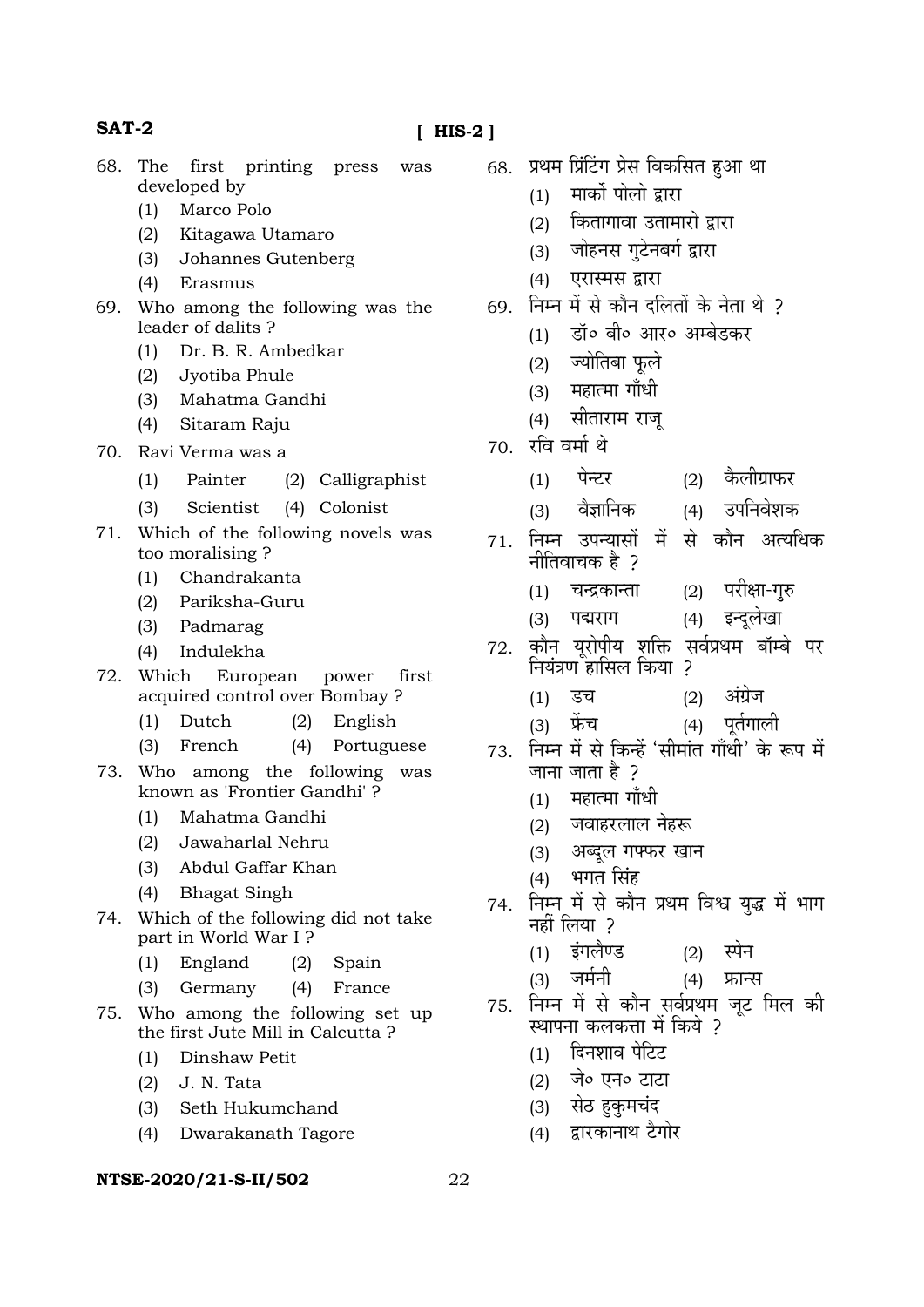**SAT-2** **[ HIS-2 ]**

68. The first printing press was developed by
    (1) Marco Polo
    (2) Kitagawa Utamaro
    (3) Johannes Gutenberg
    (4) Erasmus

69. Who among the following was the leader of dalits ?
    (1) Dr. B. R. Ambedkar
    (2) Jyotiba Phule
    (3) Mahatma Gandhi
    (4) Sitaram Raju

70. Ravi Verma was a
    (1) Painter (2) Calligraphist
    (3) Scientist (4) Colonist

71. Which of the following novels was too moralising ?
    (1) Chandrakanta
    (2) Pariksha-Guru
    (3) Padmarag
    (4) Indulekha

72. Which European power first acquired control over Bombay ?
    (1) Dutch (2) English
    (3) French (4) Portuguese

73. Who among the following was known as 'Frontier Gandhi' ?
    (1) Mahatma Gandhi
    (2) Jawaharlal Nehru
    (3) Abdul Gaffar Khan
    (4) Bhagat Singh

74. Which of the following did not take part in World War I ?
    (1) England (2) Spain
    (3) Germany (4) France

75. Who among the following set up the first Jute Mill in Calcutta ?
    (1) Dinshaw Petit
    (2) J. N. Tata
    (3) Seth Hukumchand
    (4) Dwarakanath Tagore

68. प्रथम प्रिंटिंग प्रेस विकसित हुआ था
    (1) मार्को पोलो द्वारा
    (2) कितागावा उतामारो द्वारा
    (3) जोहनस गुटेनबर्ग द्वारा
    (4) एरास्मस द्वारा

69. निम्न में से कौन दलितों के नेता थे ?
    (1) डॉ० बी० आर० अम्बेडकर
    (2) ज्योतिबा फूले
    (3) महात्मा गाँधी
    (4) सीताराम राजू

70. रवि वर्मा थे
    (1) पेन्टर (2) कैलीग्राफर
    (3) वैज्ञानिक (4) उपनिवेशक

71. निम्न उपन्यासों में से कौन अत्यधिक नीतिवाचक है ?
    (1) चन्द्रकान्ता (2) परीक्षा-गुरु
    (3) पद्मराग (4) इन्दुलेखा

72. कौन यूरोपीय शक्ति सर्वप्रथम बॉम्बे पर नियंत्रण हासिल किया ?
    (1) डच (2) अंग्रेज
    (3) फ्रेंच (4) पूर्तगाली

73. निम्न में से किन्हें 'सीमांत गाँधी' के रूप में जाना जाता है ?
    (1) महात्मा गाँधी
    (2) जवाहरलाल नेहरू
    (3) अब्दूल गफ्फर खान
    (4) भगत सिंह

74. निम्न में से कौन प्रथम विश्व युद्ध में भाग नहीं लिया ?
    (1) इंगलैण्ड (2) स्पेन
    (3) जर्मनी (4) फ्रान्स

75. निम्न में से कौन सर्वप्रथम जूट मिल की स्थापना कलकत्ता में किये ?
    (1) दिनशाव पेटिट
    (2) जे० एन० टाटा
    (3) सेठ हुकुमचंद
    (4) द्वारकानाथ टैगोर

NTSE-2020/21-S-II/502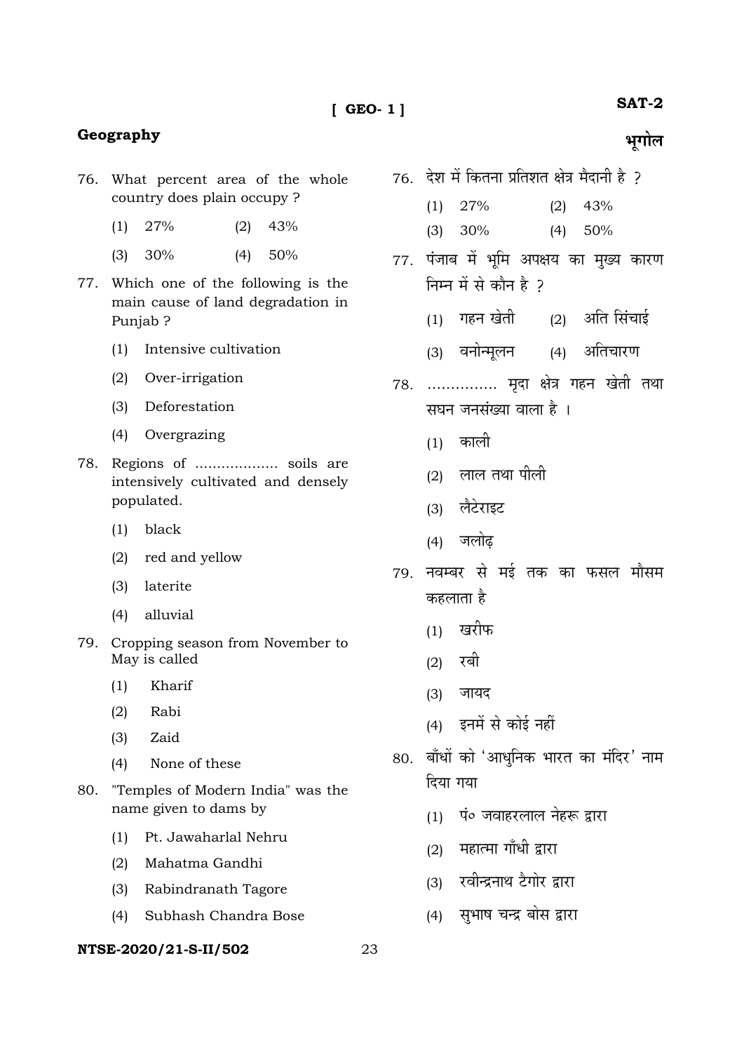[ GEO- 1 ]

SAT-2

## Geography

76. What percent area of the whole country does plain occupy ?
    - (1) 27%
    - (2) 43%
    - (3) 30%
    - (4) 50%

77. Which one of the following is the main cause of land degradation in Punjab ?
    - (1) Intensive cultivation
    - (2) Over-irrigation
    - (3) Deforestation
    - (4) Overgrazing

78. Regions of .................. soils are intensively cultivated and densely populated.
    - (1) black
    - (2) red and yellow
    - (3) laterite
    - (4) alluvial

79. Cropping season from November to May is called
    - (1) Kharif
    - (2) Rabi
    - (3) Zaid
    - (4) None of these

80. "Temples of Modern India" was the name given to dams by
    - (1) Pt. Jawaharlal Nehru
    - (2) Mahatma Gandhi
    - (3) Rabindranath Tagore
    - (4) Subhash Chandra Bose

## भूगोल

76. देश में कितना प्रतिशत क्षेत्र मैदानी है ?
    - (1) 27%
    - (2) 43%
    - (3) 30%
    - (4) 50%

77. पंजाब में भूमि अपक्षय का मुख्य कारण निम्न में से कौन है ?
    - (1) गहन खेती
    - (2) अति सिंचाई
    - (3) वनोन्मूलन
    - (4) अतिचारण

78. ............... मृदा क्षेत्र गहन खेती तथा सघन जनसंख्या वाला है ।
    - (1) काली
    - (2) लाल तथा पीली
    - (3) लैटेराइट
    - (4) जलोढ़

79. नवम्बर से मई तक का फसल मौसम कहलाता है
    - (1) खरीफ
    - (2) रबी
    - (3) जायद
    - (4) इनमें से कोई नहीं

80. बाँधों को 'आधुनिक भारत का मंदिर' नाम दिया गया
    - (1) पं० जवाहरलाल नेहरू द्वारा
    - (2) महात्मा गाँधी द्वारा
    - (3) रवीन्द्रनाथ टैगोर द्वारा
    - (4) सुभाष चन्द्र बोस द्वारा

NTSE-2020/21-S-II/502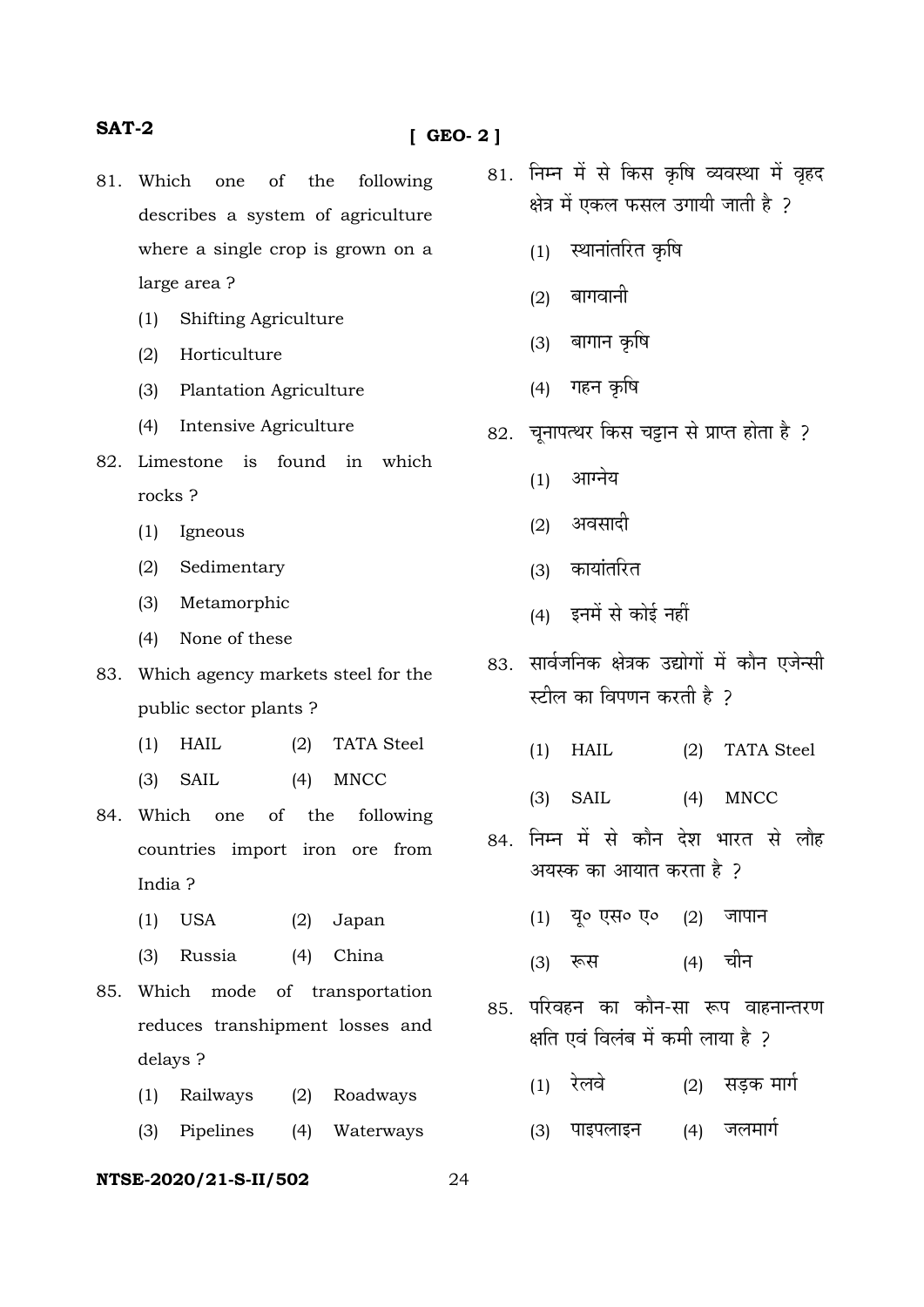SAT-2

[ GEO- 2 ]

81. Which one of the following describes a system of agriculture where a single crop is grown on a large area ?

(1) Shifting Agriculture
(2) Horticulture
(3) Plantation Agriculture
(4) Intensive Agriculture

82. Limestone is found in which rocks ?

(1) Igneous
(2) Sedimentary
(3) Metamorphic
(4) None of these

83. Which agency markets steel for the public sector plants ?

(1) HAIL (2) TATA Steel
(3) SAIL (4) MNCC

84. Which one of the following countries import iron ore from India ?

(1) USA (2) Japan
(3) Russia (4) China

85. Which mode of transportation reduces transhipment losses and delays ?

(1) Railways (2) Roadways
(3) Pipelines (4) Waterways

81. निम्न में से किस कृषि व्यवस्था में वृहद क्षेत्र में एकल फसल उगायी जाती है ?

(1) स्थानांतरित कृषि
(2) बागवानी
(3) बागान कृषि
(4) गहन कृषि

82. चूनापत्थर किस चट्टान से प्राप्त होता है ?

(1) आग्नेय
(2) अवसादी
(3) कायांतरित
(4) इनमें से कोई नहीं

83. सार्वजनिक क्षेत्रक उद्योगों में कौन एजेन्सी स्टील का विपणन करती है ?

(1) HAIL (2) TATA Steel
(3) SAIL (4) MNCC

84. निम्न में से कौन देश भारत से लौह अयस्क का आयात करता है ?

(1) यू० एस० ए० (2) जापान
(3) रूस (4) चीन

85. परिवहन का कौन-सा रूप वाहनान्तरण क्षति एवं विलंब में कमी लाता है ?

(1) रेलवे (2) सड़क मार्ग
(3) पाइपलाइन (4) जलमार्ग

NTSE-2020/21-S-II/502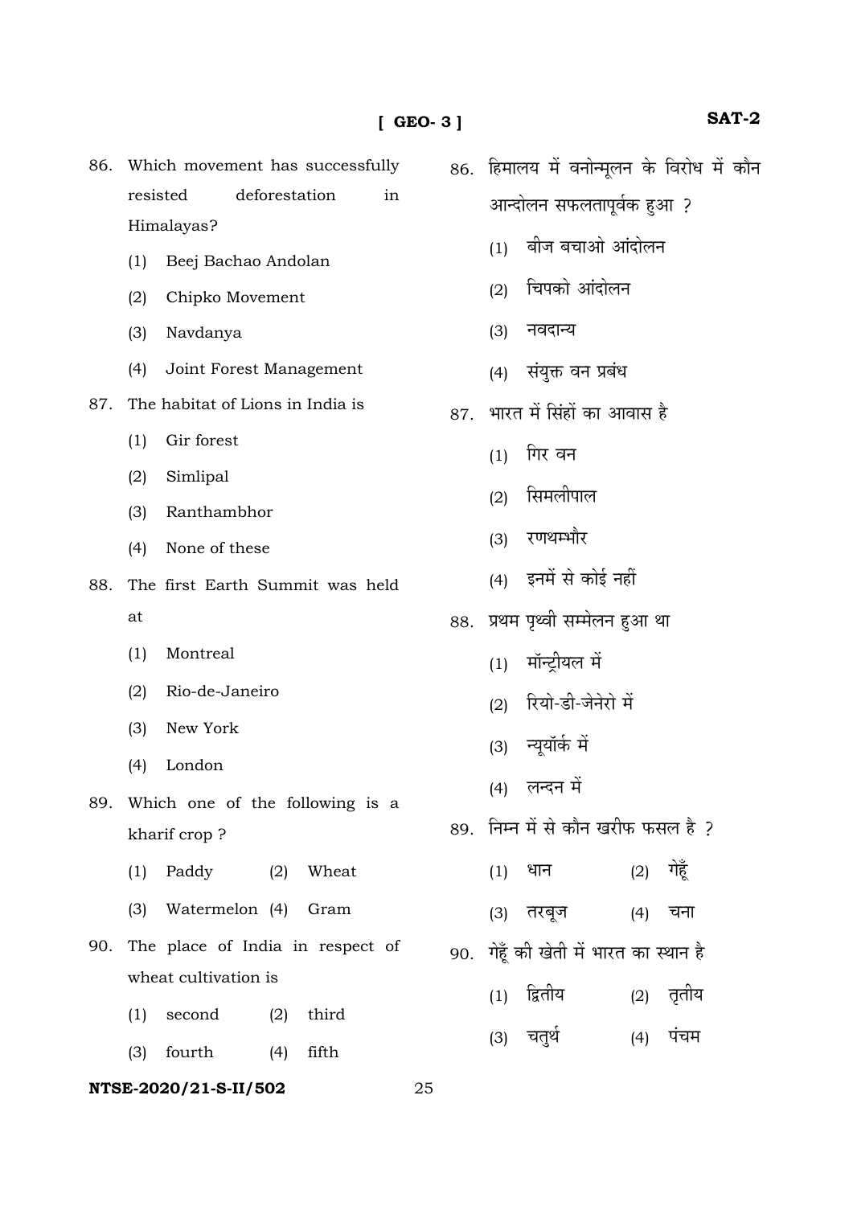86. Which movement has successfully resisted deforestation in Himalayas?

(1) Beej Bachao Andolan

(2) Chipko Movement

(3) Navdanya

(4) Joint Forest Management

87. The habitat of Lions in India is

(1) Gir forest

(2) Simlipal

(3) Ranthambhor

(4) None of these

88. The first Earth Summit was held at

(1) Montreal

(2) Rio-de-Janeiro

(3) New York

(4) London

89. Which one of the following is a kharif crop ?

(1) Paddy (2) Wheat

(3) Watermelon (4) Gram

90. The place of India in respect of wheat cultivation is

(1) second (2) third

(3) fourth (4) fifth

86. हिमालय में वनोन्मूलन के विरोध में कौन आन्दोलन सफलतापूर्वक हुआ ?

(1) बीज बचाओ आंदोलन

(2) चिपको आंदोलन

(3) नवदान्य

(4) संयुक्त वन प्रबंध

87. भारत में सिंहों का आवास है

(1) गिर वन

(2) सिमलीपाल

(3) रणथम्भौर

(4) इनमें से कोई नहीं

88. प्रथम पृथ्वी सम्मेलन हुआ था

(1) मॉन्ट्रीयल में

(2) रियो-डी-जेनेरो में

(3) न्यूयॉर्क में

(4) लन्दन में

89. निम्न में से कौन खरीफ फसल है ?

(1) धान (2) गेहूँ

(3) तरबूज (4) चना

90. गेहूँ की खेती में भारत का स्थान है

(1) द्वितीय (2) तृतीय

(3) चतुर्थ (4) पंचम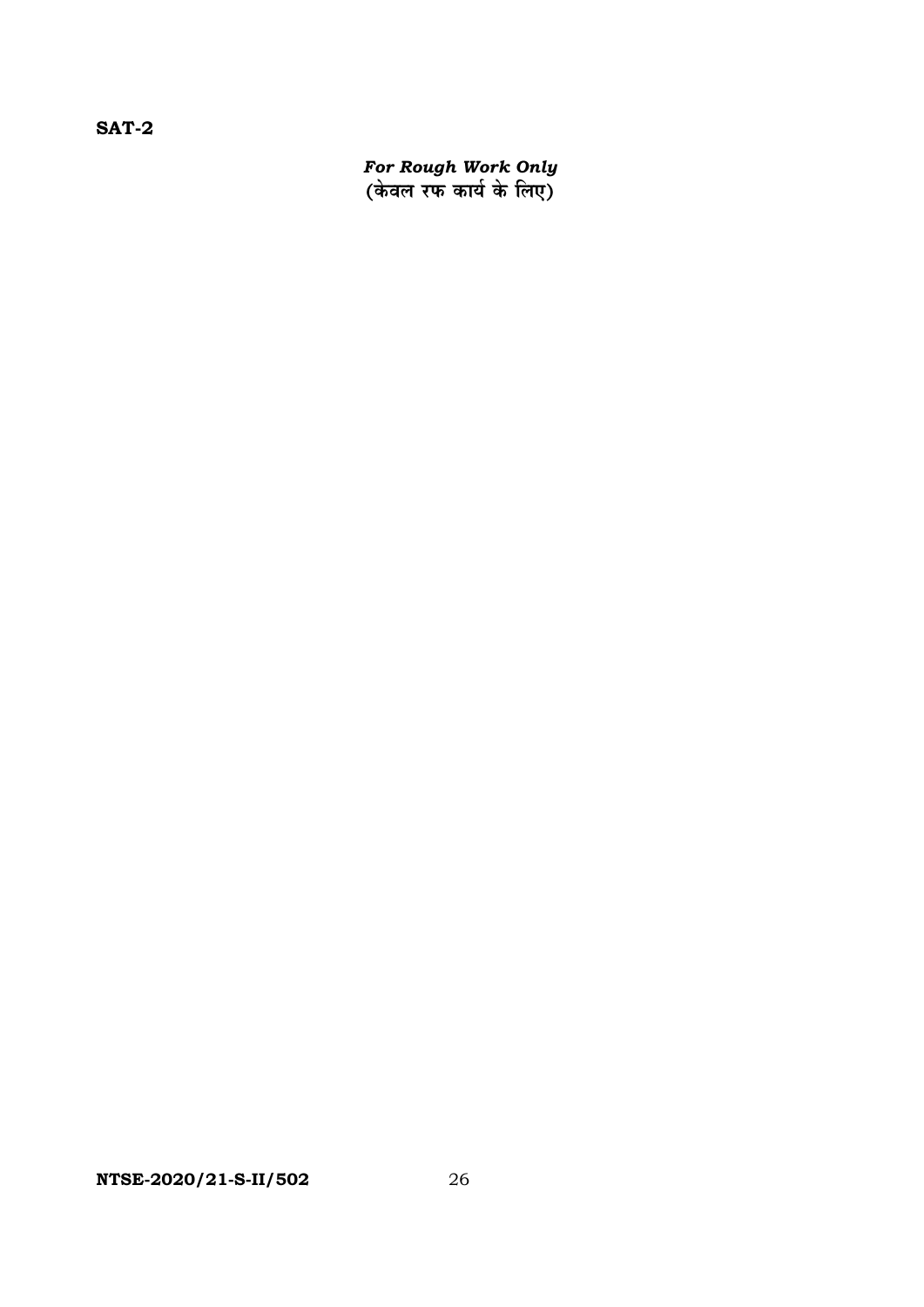*For Rough Work Only*
(केवल रफ कार्य के लिए)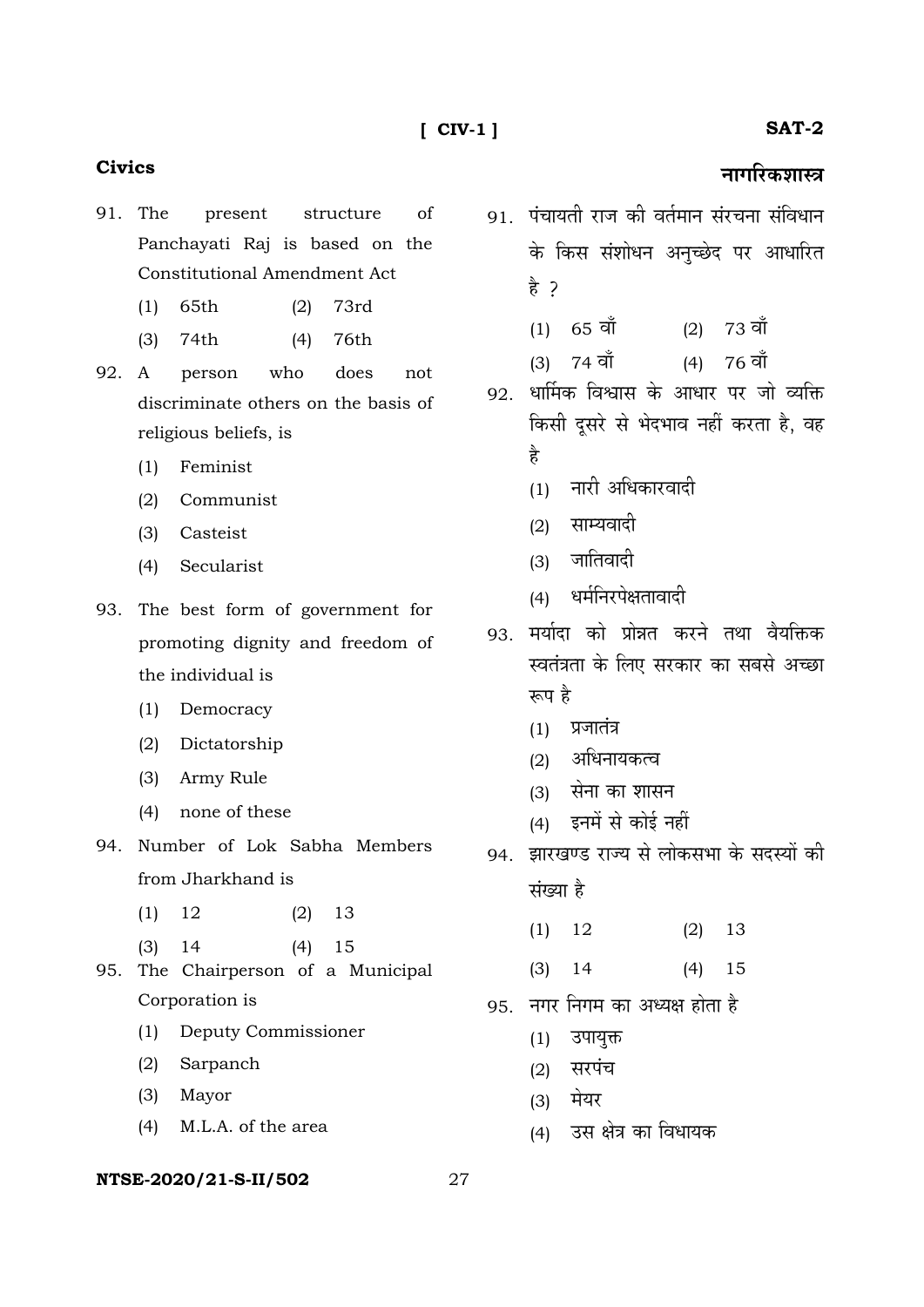[ CIV-1 ]

SAT-2

## Civics

91. The present structure of Panchayati Raj is based on the Constitutional Amendment Act

    (1) 65th (2) 73rd

    (3) 74th (4) 76th

92. A person who does not discriminate others on the basis of religious beliefs, is

    (1) Feminist

    (2) Communist

    (3) Casteist

    (4) Secularist

93. The best form of government for promoting dignity and freedom of the individual is

    (1) Democracy

    (2) Dictatorship

    (3) Army Rule

    (4) none of these

94. Number of Lok Sabha Members from Jharkhand is

    (1) 12 (2) 13

    (3) 14 (4) 15

95. The Chairperson of a Municipal Corporation is

    (1) Deputy Commissioner

    (2) Sarpanch

    (3) Mayor

    (4) M.L.A. of the area

## नागरिकशास्त्र

91. पंचायती राज की वर्तमान संरचना संविधान के किस संशोधन अनुच्छेद पर आधारित है ?

    (1) 65 वाँ (2) 73 वाँ

    (3) 74 वाँ (4) 76 वाँ

92. धार्मिक विश्वास के आधार पर जो व्यक्ति किसी दूसरे से भेदभाव नहीं करता है, वह है

    (1) नारी अधिकारवादी

    (2) साम्यवादी

    (3) जातिवादी

    (4) धर्मनिरपेक्षतावादी

93. मर्यादा को प्रोन्नत करने तथा वैयक्तिक स्वतंत्रता के लिए सरकार का सबसे अच्छा रूप है

    (1) प्रजातंत्र

    (2) अधिनायकत्व

    (3) सेना का शासन

    (4) इनमें से कोई नहीं

94. झारखण्ड राज्य से लोकसभा के सदस्यों की संख्या है

    (1) 12 (2) 13

    (3) 14 (4) 15

95. नगर निगम का अध्यक्ष होता है

    (1) उपायुक्त

    (2) सरपंच

    (3) मेयर

    (4) उस क्षेत्र का विधायक

NTSE-2020/21-S-II/502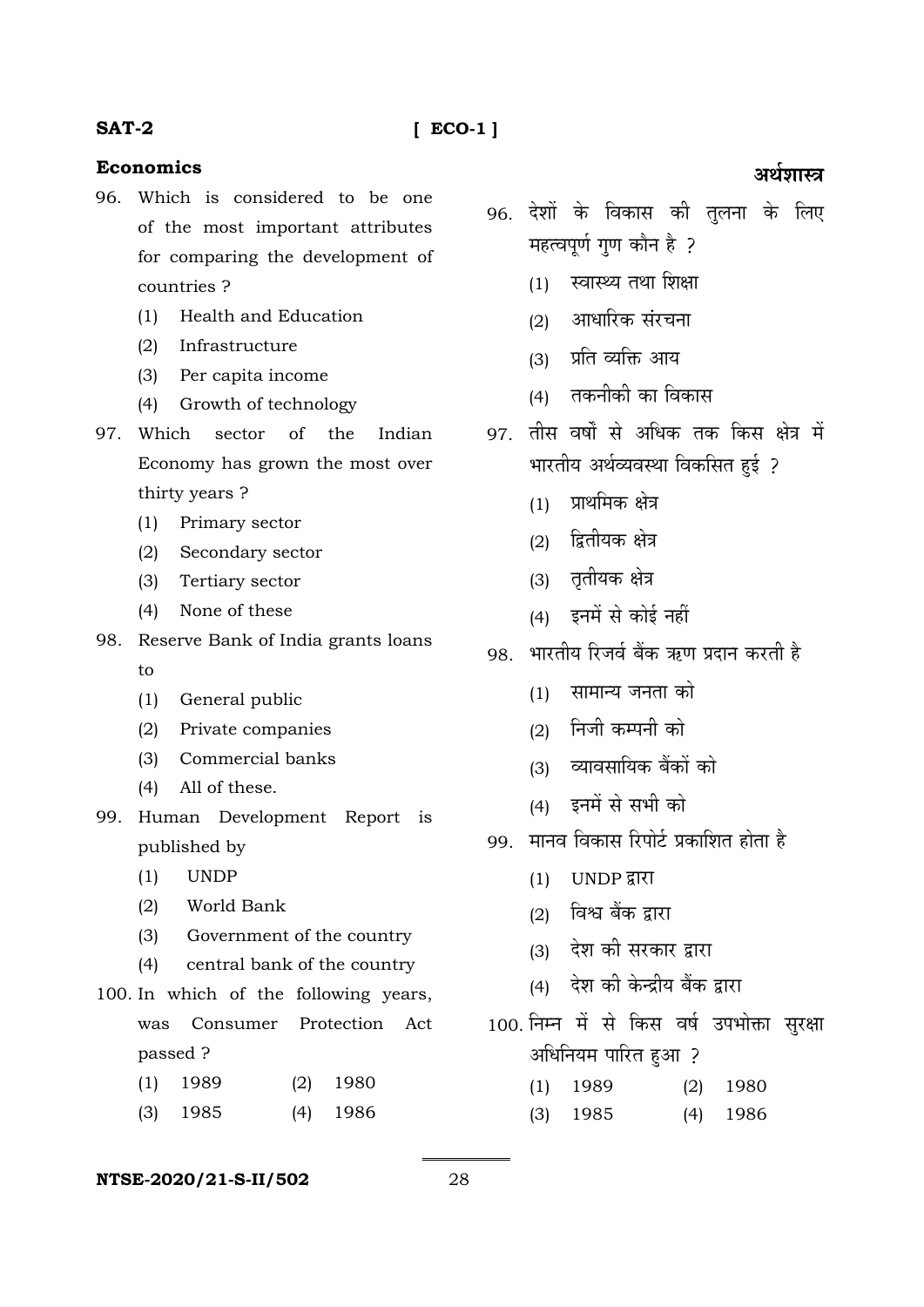SAT-2 [ ECO-1 ]

## Economics

96. Which is considered to be one of the most important attributes for comparing the development of countries ?
    (1) Health and Education
    (2) Infrastructure
    (3) Per capita income
    (4) Growth of technology

97. Which sector of the Indian Economy has grown the most over thirty years ?
    (1) Primary sector
    (2) Secondary sector
    (3) Tertiary sector
    (4) None of these

98. Reserve Bank of India grants loans to
    (1) General public
    (2) Private companies
    (3) Commercial banks
    (4) All of these.

99. Human Development Report is published by
    (1) UNDP
    (2) World Bank
    (3) Government of the country
    (4) central bank of the country

100. In which of the following years, was Consumer Protection Act passed ?
    (1) 1989 (2) 1980
    (3) 1985 (4) 1986

## अर्थशास्त्र

96. देशों के विकास की तुलना के लिए महत्वपूर्ण गुण कौन है ?
    (1) स्वास्थ्य तथा शिक्षा
    (2) आधारिक संरचना
    (3) प्रति व्यक्ति आय
    (4) तकनीकी का विकास

97. तीस वर्षों से अधिक तक किस क्षेत्र में भारतीय अर्थव्यवस्था विकसित हुई ?
    (1) प्राथमिक क्षेत्र
    (2) द्वितीयक क्षेत्र
    (3) तृतीयक क्षेत्र
    (4) इनमें से कोई नहीं

98. भारतीय रिजर्व बैंक ऋण प्रदान करती है
    (1) सामान्य जनता को
    (2) निजी कम्पनी को
    (3) व्यावसायिक बैंकों को
    (4) इनमें से सभी को

99. मानव विकास रिपोर्ट प्रकाशित होता है
    (1) UNDP द्वारा
    (2) विश्व बैंक द्वारा
    (3) देश की सरकार द्वारा
    (4) देश की केन्द्रीय बैंक द्वारा

100. निम्न में से किस वर्ष उपभोक्ता सुरक्षा अधिनियम पारित हुआ ?
    (1) 1989 (2) 1980
    (3) 1985 (4) 1986

NTSE-2020/21-S-II/502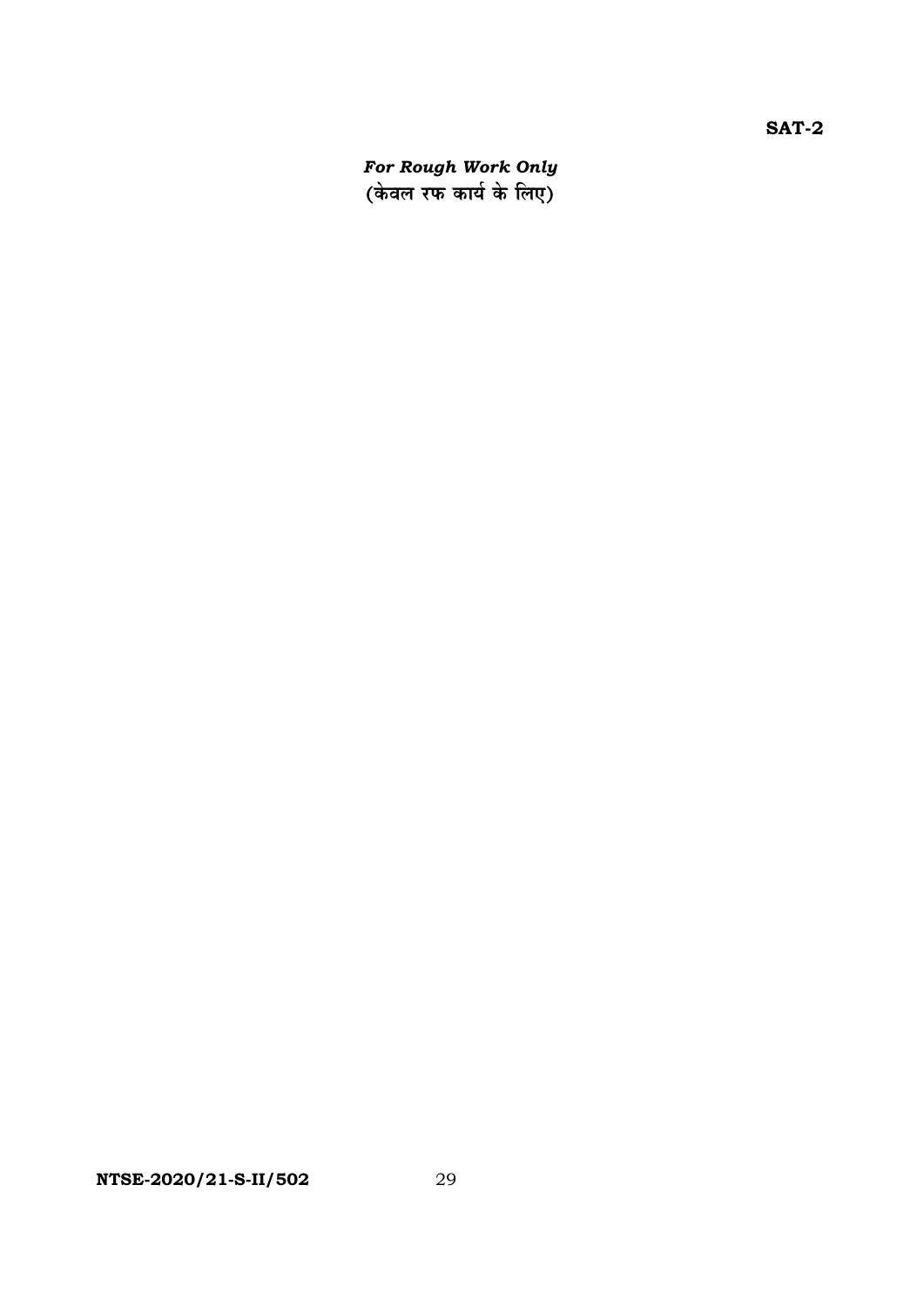*For Rough Work Only*
(केवल रफ कार्य के लिए)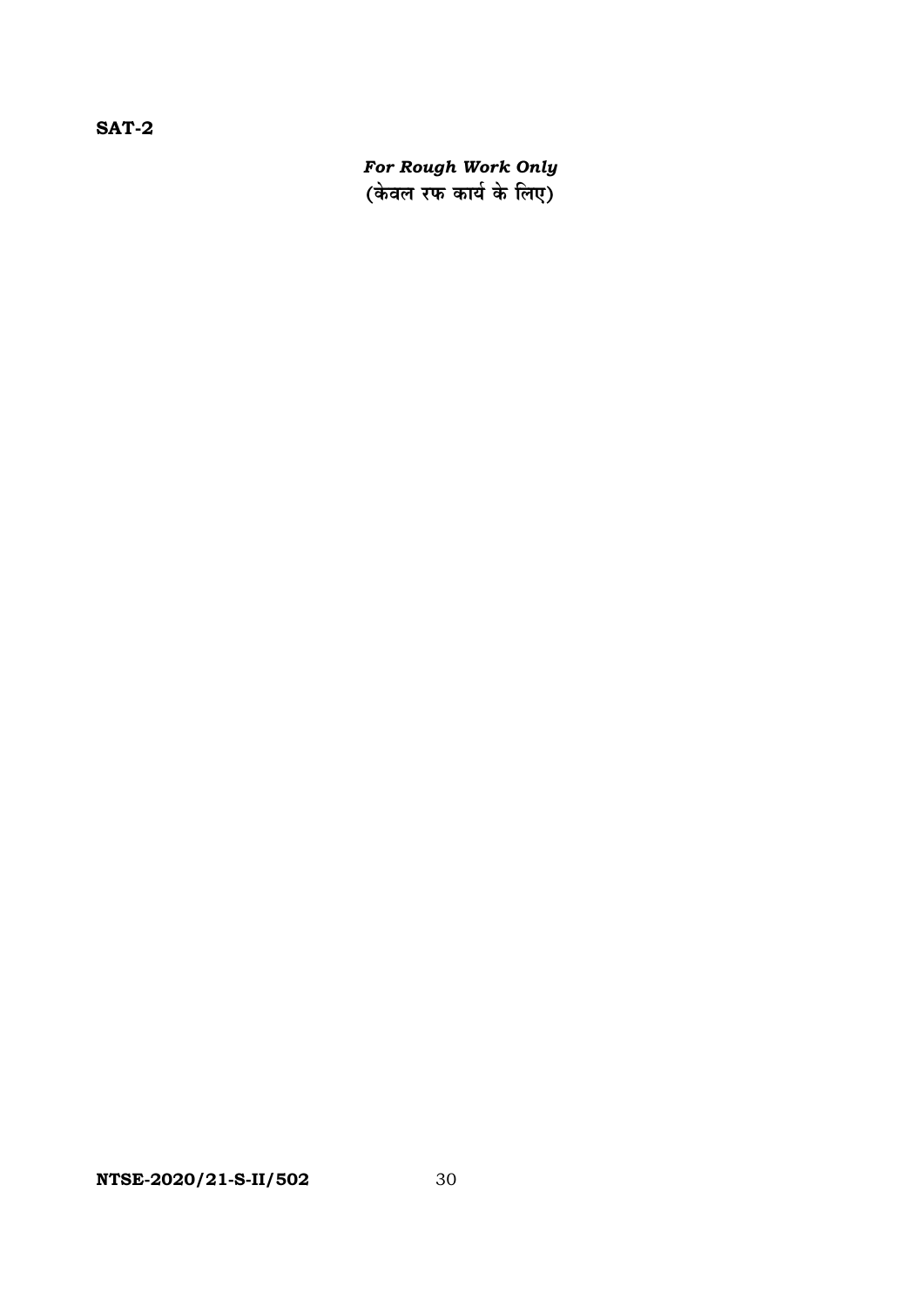*For Rough Work Only*
(केवल रफ कार्य के लिए)